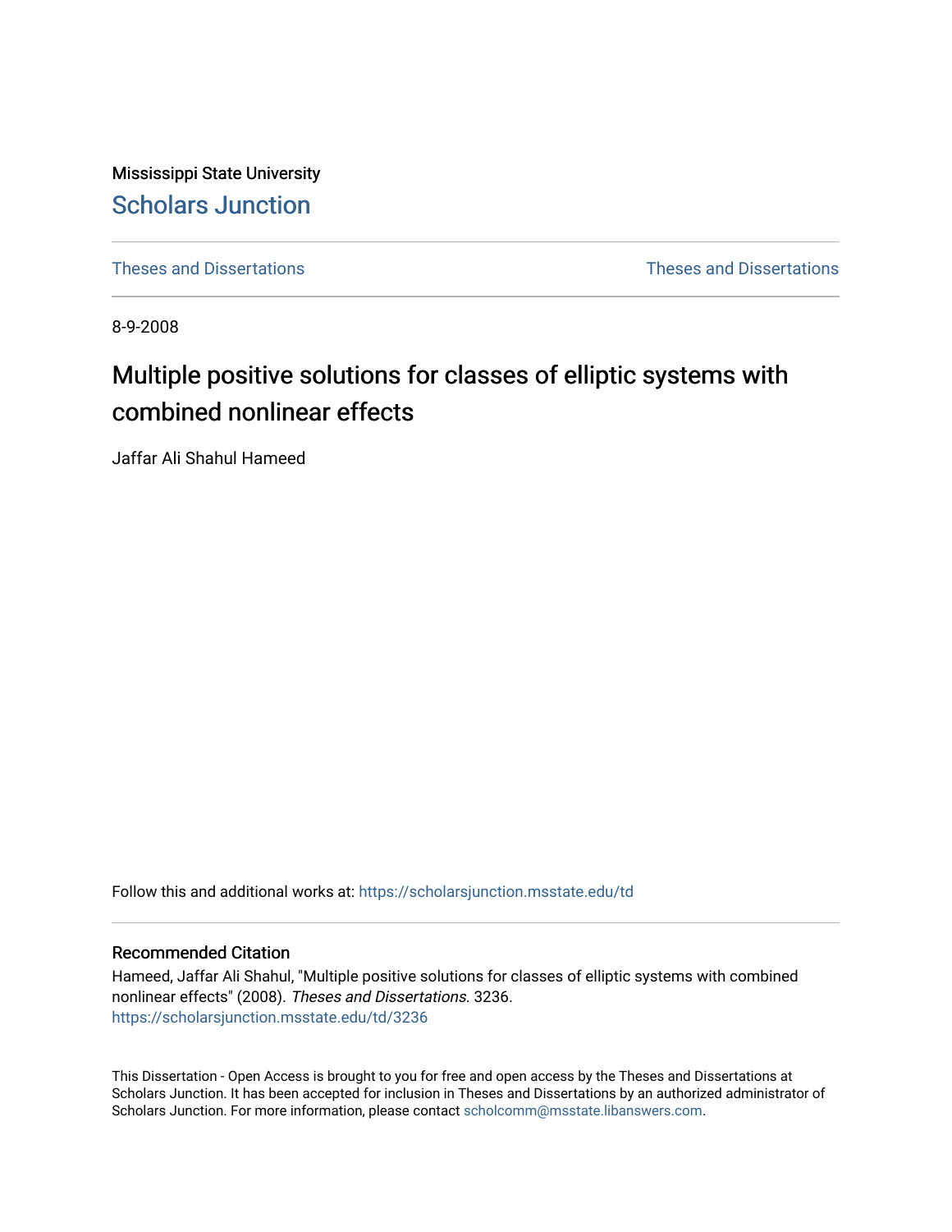Mississippi State University

# Scholars Junction

Theses and Dissertations | Theses and Dissertations

8-9-2008

# Multiple positive solutions for classes of elliptic systems with combined nonlinear effects

Jaffar Ali Shahul Hameed

Follow this and additional works at: https://scholarsjunction.msstate.edu/td

## Recommended Citation

Hameed, Jaffar Ali Shahul, "Multiple positive solutions for classes of elliptic systems with combined nonlinear effects" (2008). *Theses and Dissertations*. 3236.
https://scholarsjunction.msstate.edu/td/3236

This Dissertation - Open Access is brought to you for free and open access by the Theses and Dissertations at Scholars Junction. It has been accepted for inclusion in Theses and Dissertations by an authorized administrator of Scholars Junction. For more information, please contact scholcomm@msstate.libanswers.com.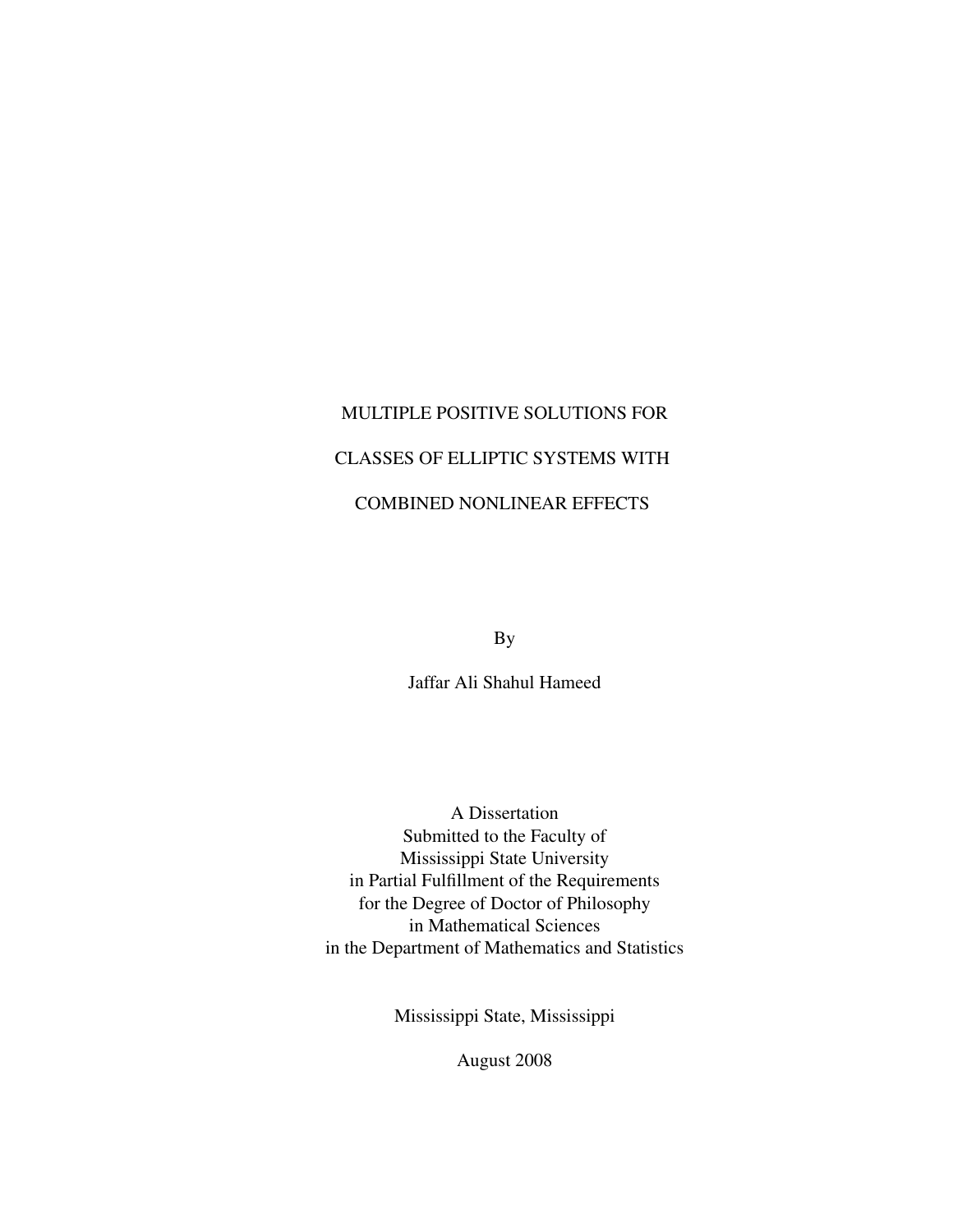# MULTIPLE POSITIVE SOLUTIONS FOR CLASSES OF ELLIPTIC SYSTEMS WITH COMBINED NONLINEAR EFFECTS

By

Jaffar Ali Shahul Hameed

A Dissertation
Submitted to the Faculty of
Mississippi State University
in Partial Fulfillment of the Requirements
for the Degree of Doctor of Philosophy
in Mathematical Sciences
in the Department of Mathematics and Statistics

Mississippi State, Mississippi

August 2008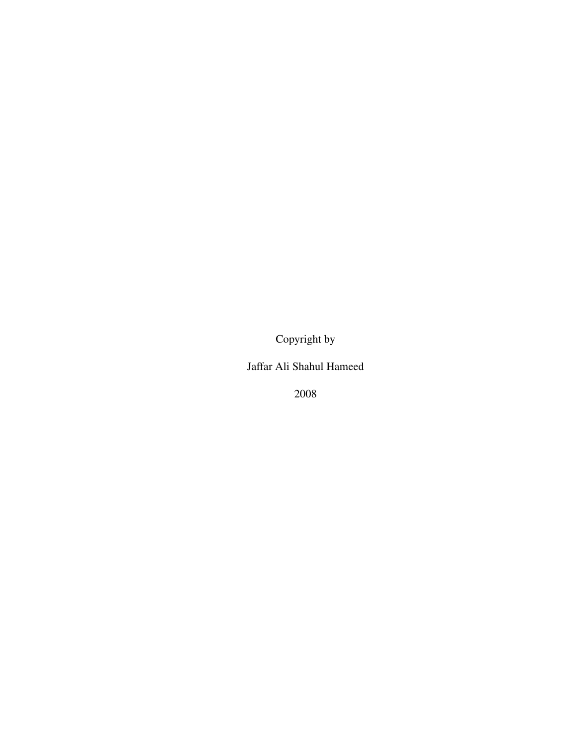Copyright by

Jaffar Ali Shahul Hameed

2008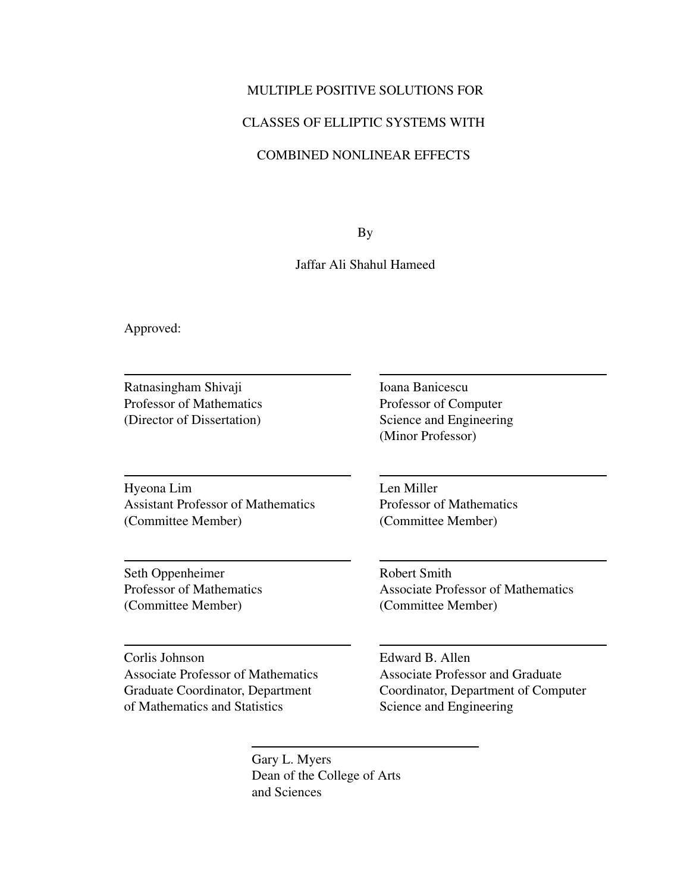MULTIPLE POSITIVE SOLUTIONS FOR

CLASSES OF ELLIPTIC SYSTEMS WITH

COMBINED NONLINEAR EFFECTS

By

Jaffar Ali Shahul Hameed

Approved:

Ratnasingham Shivaji
Professor of Mathematics
(Director of Dissertation)

Ioana Banicescu
Professor of Computer
Science and Engineering
(Minor Professor)

Hyeona Lim
Assistant Professor of Mathematics
(Committee Member)

Len Miller
Professor of Mathematics
(Committee Member)

Seth Oppenheimer
Professor of Mathematics
(Committee Member)

Robert Smith
Associate Professor of Mathematics
(Committee Member)

Corlis Johnson
Associate Professor of Mathematics
Graduate Coordinator, Department
of Mathematics and Statistics

Edward B. Allen
Associate Professor and Graduate
Coordinator, Department of Computer
Science and Engineering

Gary L. Myers
Dean of the College of Arts
and Sciences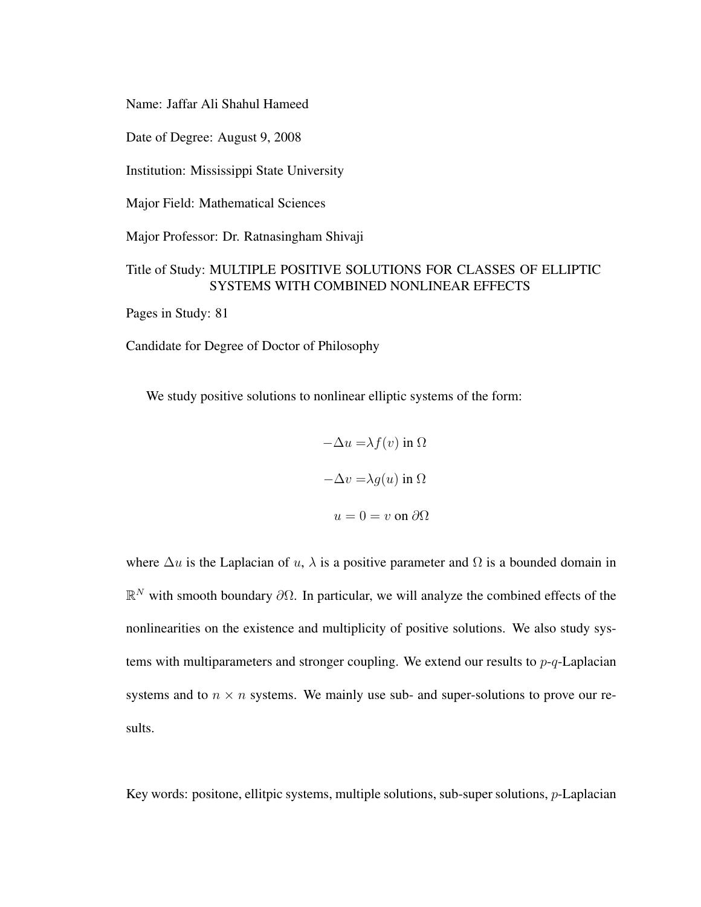Name: Jaffar Ali Shahul Hameed

Date of Degree: August 9, 2008

Institution: Mississippi State University

Major Field: Mathematical Sciences

Major Professor: Dr. Ratnasingham Shivaji

Title of Study: MULTIPLE POSITIVE SOLUTIONS FOR CLASSES OF ELLIPTIC SYSTEMS WITH COMBINED NONLINEAR EFFECTS

Pages in Study: 81

Candidate for Degree of Doctor of Philosophy

We study positive solutions to nonlinear elliptic systems of the form:

$$-\Delta u = \lambda f(v) \text{ in } \Omega$$

$$-\Delta v = \lambda g(u) \text{ in } \Omega$$

$$u = 0 = v \text{ on } \partial\Omega$$

where $\Delta u$ is the Laplacian of $u$, $\lambda$ is a positive parameter and $\Omega$ is a bounded domain in $\mathbb{R}^N$ with smooth boundary $\partial\Omega$. In particular, we will analyze the combined effects of the nonlinearities on the existence and multiplicity of positive solutions. We also study systems with multiparameters and stronger coupling. We extend our results to $p$-$q$-Laplacian systems and to $n \times n$ systems. We mainly use sub- and super-solutions to prove our results.

Key words: positone, ellitpic systems, multiple solutions, sub-super solutions, $p$-Laplacian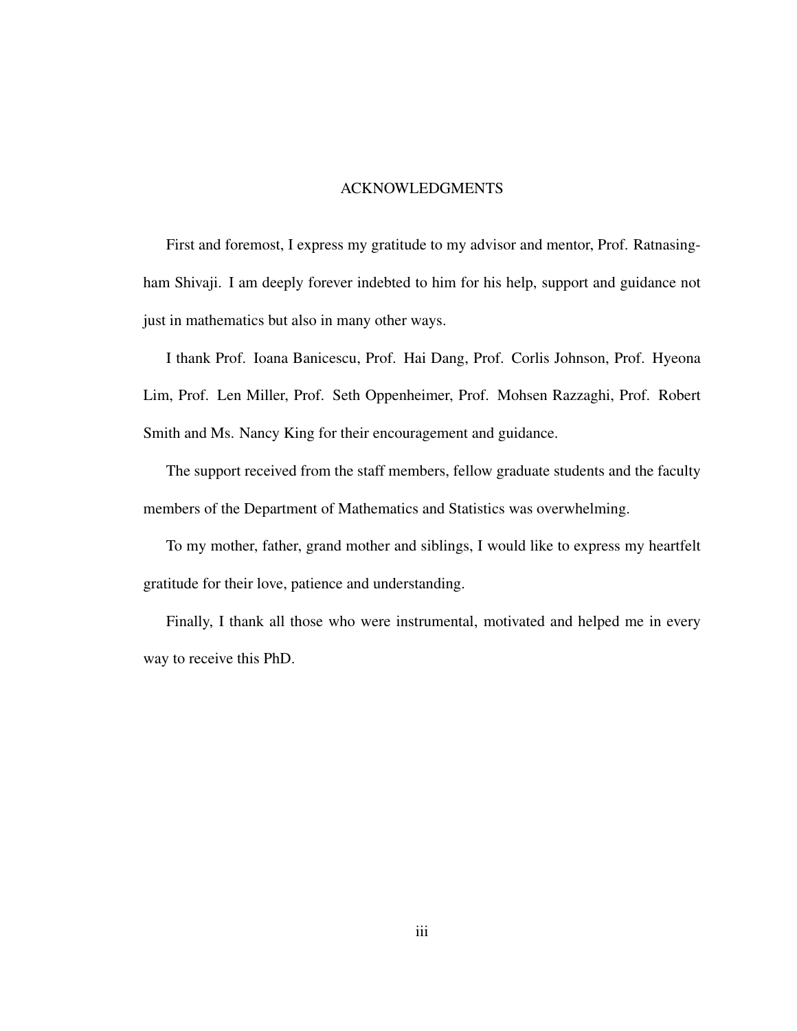# ACKNOWLEDGMENTS

First and foremost, I express my gratitude to my advisor and mentor, Prof. Ratnasingham Shivaji. I am deeply forever indebted to him for his help, support and guidance not just in mathematics but also in many other ways.

I thank Prof. Ioana Banicescu, Prof. Hai Dang, Prof. Corlis Johnson, Prof. Hyeona Lim, Prof. Len Miller, Prof. Seth Oppenheimer, Prof. Mohsen Razzaghi, Prof. Robert Smith and Ms. Nancy King for their encouragement and guidance.

The support received from the staff members, fellow graduate students and the faculty members of the Department of Mathematics and Statistics was overwhelming.

To my mother, father, grand mother and siblings, I would like to express my heartfelt gratitude for their love, patience and understanding.

Finally, I thank all those who were instrumental, motivated and helped me in every way to receive this PhD.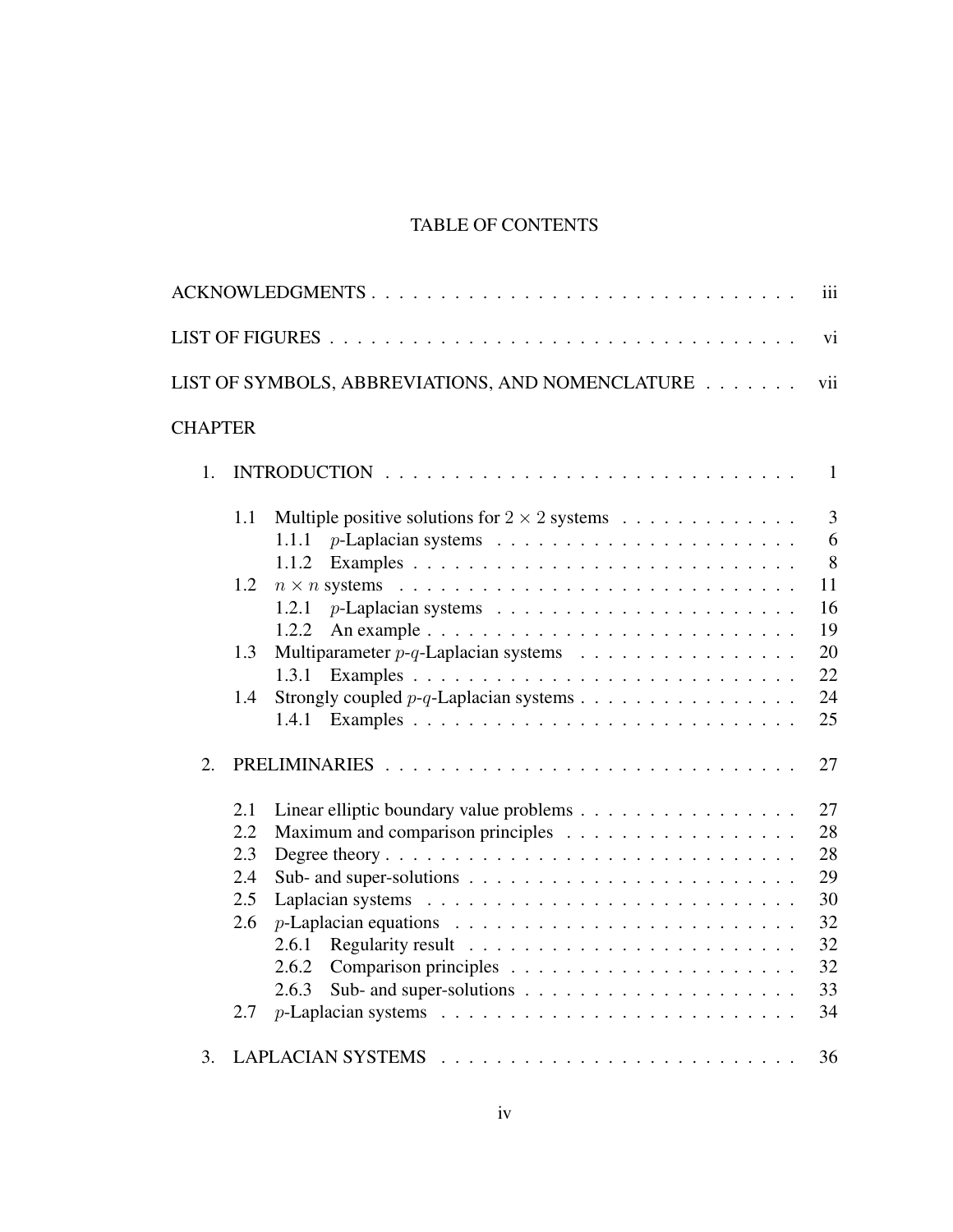# TABLE OF CONTENTS

ACKNOWLEDGMENTS . . . . . . . . . . . . . . . . . . . . . . . . . . . . . . . iii

LIST OF FIGURES . . . . . . . . . . . . . . . . . . . . . . . . . . . . . . . vi

LIST OF SYMBOLS, ABBREVIATIONS, AND NOMENCLATURE . . . . . . . vii

CHAPTER

1. INTRODUCTION . . . . . . . . . . . . . . . . . . . . . . . . . . . . . 1
   - 1.1 Multiple positive solutions for $2 \times 2$ systems . . . . . . . . . . . . . 3
     - 1.1.1 $p$-Laplacian systems . . . . . . . . . . . . . . . . . . . . . 6
     - 1.1.2 Examples . . . . . . . . . . . . . . . . . . . . . . . . . . . 8
   - 1.2 $n \times n$ systems . . . . . . . . . . . . . . . . . . . . . . . . . . 11
     - 1.2.1 $p$-Laplacian systems . . . . . . . . . . . . . . . . . . . . . 16
     - 1.2.2 An example . . . . . . . . . . . . . . . . . . . . . . . . . . 19
   - 1.3 Multiparameter $p$-$q$-Laplacian systems . . . . . . . . . . . . . . . 20
     - 1.3.1 Examples . . . . . . . . . . . . . . . . . . . . . . . . . . . 22
   - 1.4 Strongly coupled $p$-$q$-Laplacian systems . . . . . . . . . . . . . . . 24
     - 1.4.1 Examples . . . . . . . . . . . . . . . . . . . . . . . . . . . 25
2. PRELIMINARIES . . . . . . . . . . . . . . . . . . . . . . . . . . . . . 27
   - 2.1 Linear elliptic boundary value problems . . . . . . . . . . . . . . . . 27
   - 2.2 Maximum and comparison principles . . . . . . . . . . . . . . . . . 28
   - 2.3 Degree theory . . . . . . . . . . . . . . . . . . . . . . . . . . . . 28
   - 2.4 Sub- and super-solutions . . . . . . . . . . . . . . . . . . . . . . . 29
   - 2.5 Laplacian systems . . . . . . . . . . . . . . . . . . . . . . . . . . 30
   - 2.6 $p$-Laplacian equations . . . . . . . . . . . . . . . . . . . . . . . . 32
     - 2.6.1 Regularity result . . . . . . . . . . . . . . . . . . . . . . . 32
     - 2.6.2 Comparison principles . . . . . . . . . . . . . . . . . . . . . 32
     - 2.6.3 Sub- and super-solutions . . . . . . . . . . . . . . . . . . . . 33
   - 2.7 $p$-Laplacian systems . . . . . . . . . . . . . . . . . . . . . . . . . 34
3. LAPLACIAN SYSTEMS . . . . . . . . . . . . . . . . . . . . . . . . . . 36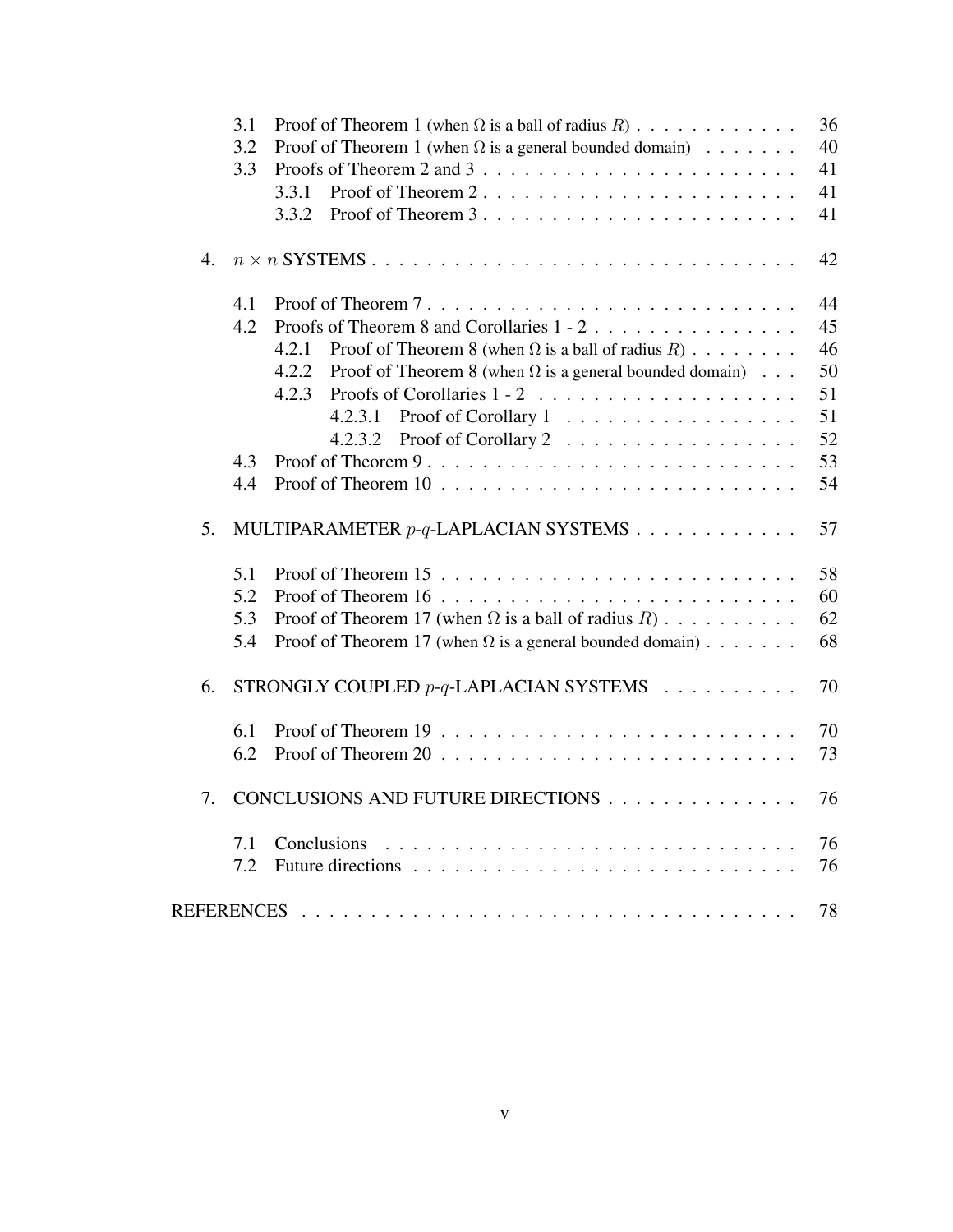- 3.1 Proof of Theorem 1 (when $\Omega$ is a ball of radius $R$) . . . . . . . . . . . . 36
- 3.2 Proof of Theorem 1 (when $\Omega$ is a general bounded domain) . . . . . . . 40
- 3.3 Proofs of Theorem 2 and 3 . . . . . . . . . . . . . . . . . . . . . . . 41
  - 3.3.1 Proof of Theorem 2 . . . . . . . . . . . . . . . . . . . . . . . 41
  - 3.3.2 Proof of Theorem 3 . . . . . . . . . . . . . . . . . . . . . . . 41

4. $n \times n$ SYSTEMS . . . . . . . . . . . . . . . . . . . . . . . . . . . . . . 42

- 4.1 Proof of Theorem 7 . . . . . . . . . . . . . . . . . . . . . . . . . . . 44
- 4.2 Proofs of Theorem 8 and Corollaries 1 - 2 . . . . . . . . . . . . . . . 45
  - 4.2.1 Proof of Theorem 8 (when $\Omega$ is a ball of radius $R$) . . . . . . . . 46
  - 4.2.2 Proof of Theorem 8 (when $\Omega$ is a general bounded domain) . . . 50
  - 4.2.3 Proofs of Corollaries 1 - 2 . . . . . . . . . . . . . . . . . . . 51
    - 4.2.3.1 Proof of Corollary 1 . . . . . . . . . . . . . . . . . 51
    - 4.2.3.2 Proof of Corollary 2 . . . . . . . . . . . . . . . . . 52
- 4.3 Proof of Theorem 9 . . . . . . . . . . . . . . . . . . . . . . . . . . . 53
- 4.4 Proof of Theorem 10 . . . . . . . . . . . . . . . . . . . . . . . . . . 54

5. MULTIPARAMETER $p$-$q$-LAPLACIAN SYSTEMS . . . . . . . . . . . . 57

- 5.1 Proof of Theorem 15 . . . . . . . . . . . . . . . . . . . . . . . . . . 58
- 5.2 Proof of Theorem 16 . . . . . . . . . . . . . . . . . . . . . . . . . . 60
- 5.3 Proof of Theorem 17 (when $\Omega$ is a ball of radius $R$) . . . . . . . . . . 62
- 5.4 Proof of Theorem 17 (when $\Omega$ is a general bounded domain) . . . . . . . 68

6. STRONGLY COUPLED $p$-$q$-LAPLACIAN SYSTEMS . . . . . . . . . . 70

- 6.1 Proof of Theorem 19 . . . . . . . . . . . . . . . . . . . . . . . . . . 70
- 6.2 Proof of Theorem 20 . . . . . . . . . . . . . . . . . . . . . . . . . . 73

7. CONCLUSIONS AND FUTURE DIRECTIONS . . . . . . . . . . . . . . 76

- 7.1 Conclusions . . . . . . . . . . . . . . . . . . . . . . . . . . . . . . 76
- 7.2 Future directions . . . . . . . . . . . . . . . . . . . . . . . . . . . . 76

REFERENCES . . . . . . . . . . . . . . . . . . . . . . . . . . . . . . . . . . 78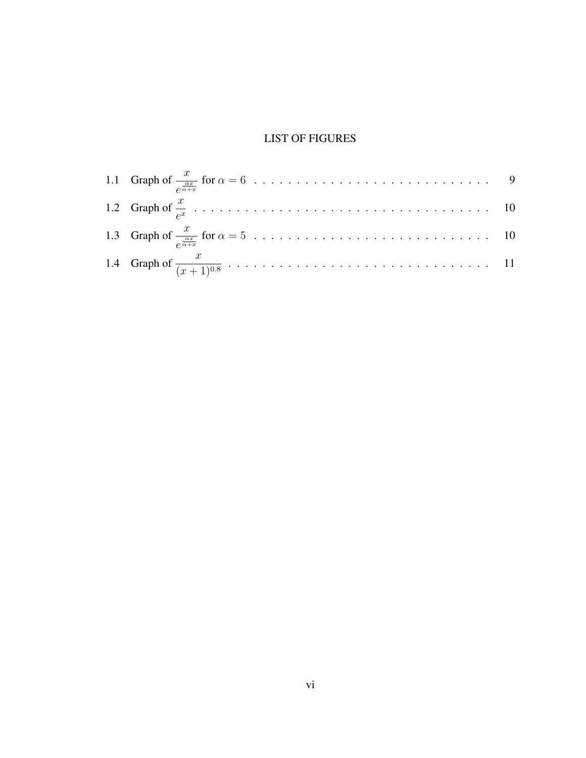# LIST OF FIGURES

1.1 Graph of $\frac{x}{e^{\frac{\alpha x}{\alpha+x}}}$ for $\alpha = 6$ . . . . . . . . . . . . . . . . . . . . . . . . . . . . 9

1.2 Graph of $\frac{x}{e^{x}}$ . . . . . . . . . . . . . . . . . . . . . . . . . . . . . . . . . . . . . . 10

1.3 Graph of $\frac{x}{e^{\frac{\alpha x}{\alpha+x}}}$ for $\alpha = 5$ . . . . . . . . . . . . . . . . . . . . . . . . . . . . 10

1.4 Graph of $\frac{x}{(x+1)^{0.8}}$ . . . . . . . . . . . . . . . . . . . . . . . . . . . . . . . . 11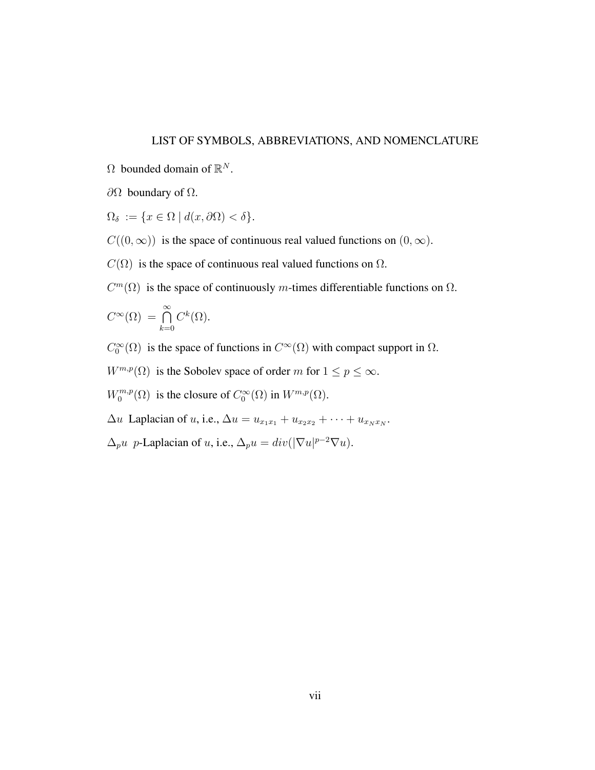# LIST OF SYMBOLS, ABBREVIATIONS, AND NOMENCLATURE

$\Omega$ bounded domain of $\mathbb{R}^N$.

$\partial\Omega$ boundary of $\Omega$.

$\Omega_\delta := \{x \in \Omega \mid d(x, \partial\Omega) < \delta\}$.

$C((0,\infty))$ is the space of continuous real valued functions on $(0,\infty)$.

$C(\Omega)$ is the space of continuous real valued functions on $\Omega$.

$C^m(\Omega)$ is the space of continuously $m$-times differentiable functions on $\Omega$.

$C^\infty(\Omega) = \bigcap_{k=0}^{\infty} C^k(\Omega)$.

$C_0^\infty(\Omega)$ is the space of functions in $C^\infty(\Omega)$ with compact support in $\Omega$.

$W^{m,p}(\Omega)$ is the Sobolev space of order $m$ for $1 \leq p \leq \infty$.

$W_0^{m,p}(\Omega)$ is the closure of $C_0^\infty(\Omega)$ in $W^{m,p}(\Omega)$.

$\Delta u$ Laplacian of $u$, i.e., $\Delta u = u_{x_1x_1} + u_{x_2x_2} + \cdots + u_{x_Nx_N}$.

$\Delta_p u$ $p$-Laplacian of $u$, i.e., $\Delta_p u = div(|\nabla u|^{p-2}\nabla u)$.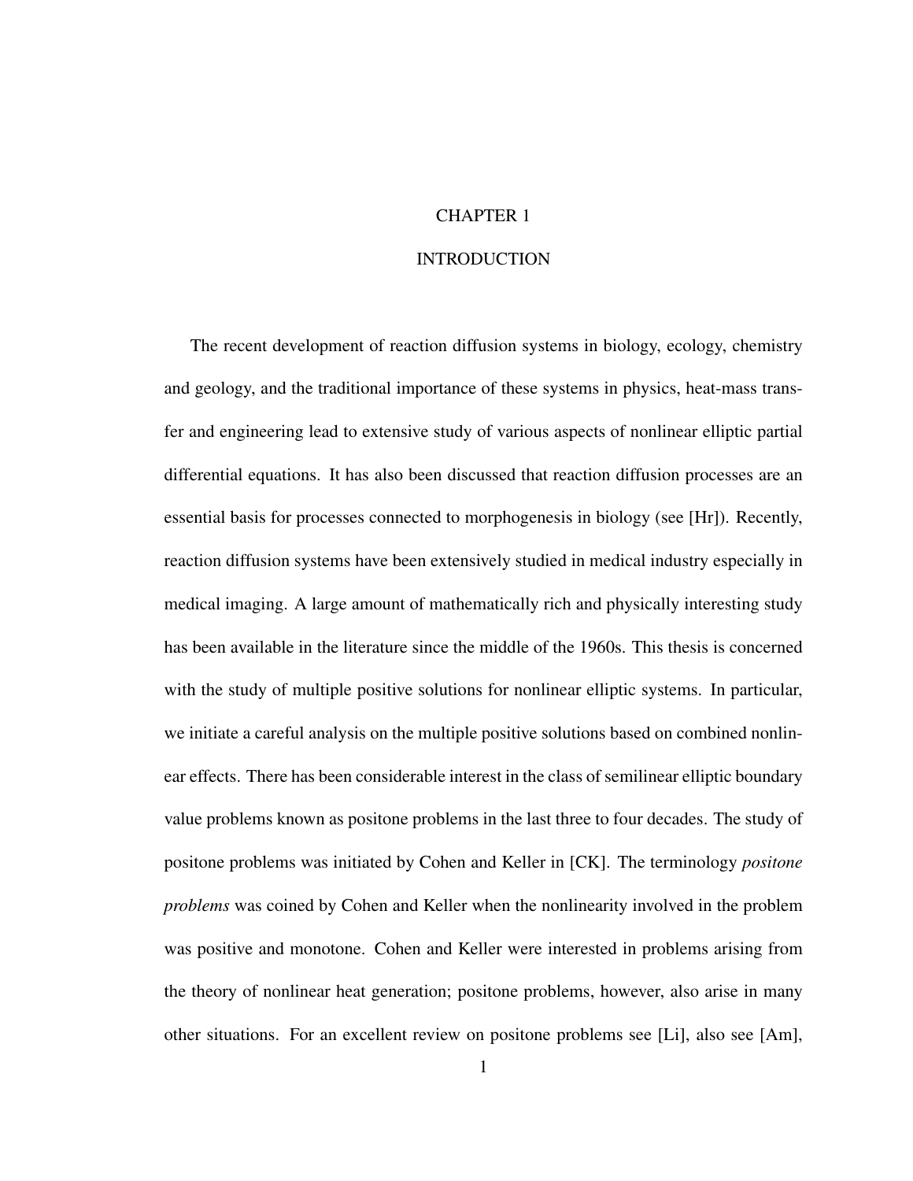# CHAPTER 1

# INTRODUCTION

The recent development of reaction diffusion systems in biology, ecology, chemistry and geology, and the traditional importance of these systems in physics, heat-mass transfer and engineering lead to extensive study of various aspects of nonlinear elliptic partial differential equations. It has also been discussed that reaction diffusion processes are an essential basis for processes connected to morphogenesis in biology (see [Hr]). Recently, reaction diffusion systems have been extensively studied in medical industry especially in medical imaging. A large amount of mathematically rich and physically interesting study has been available in the literature since the middle of the 1960s. This thesis is concerned with the study of multiple positive solutions for nonlinear elliptic systems. In particular, we initiate a careful analysis on the multiple positive solutions based on combined nonlinear effects. There has been considerable interest in the class of semilinear elliptic boundary value problems known as positone problems in the last three to four decades. The study of positone problems was initiated by Cohen and Keller in [CK]. The terminology *positone problems* was coined by Cohen and Keller when the nonlinearity involved in the problem was positive and monotone. Cohen and Keller were interested in problems arising from the theory of nonlinear heat generation; positone problems, however, also arise in many other situations. For an excellent review on positone problems see [Li], also see [Am],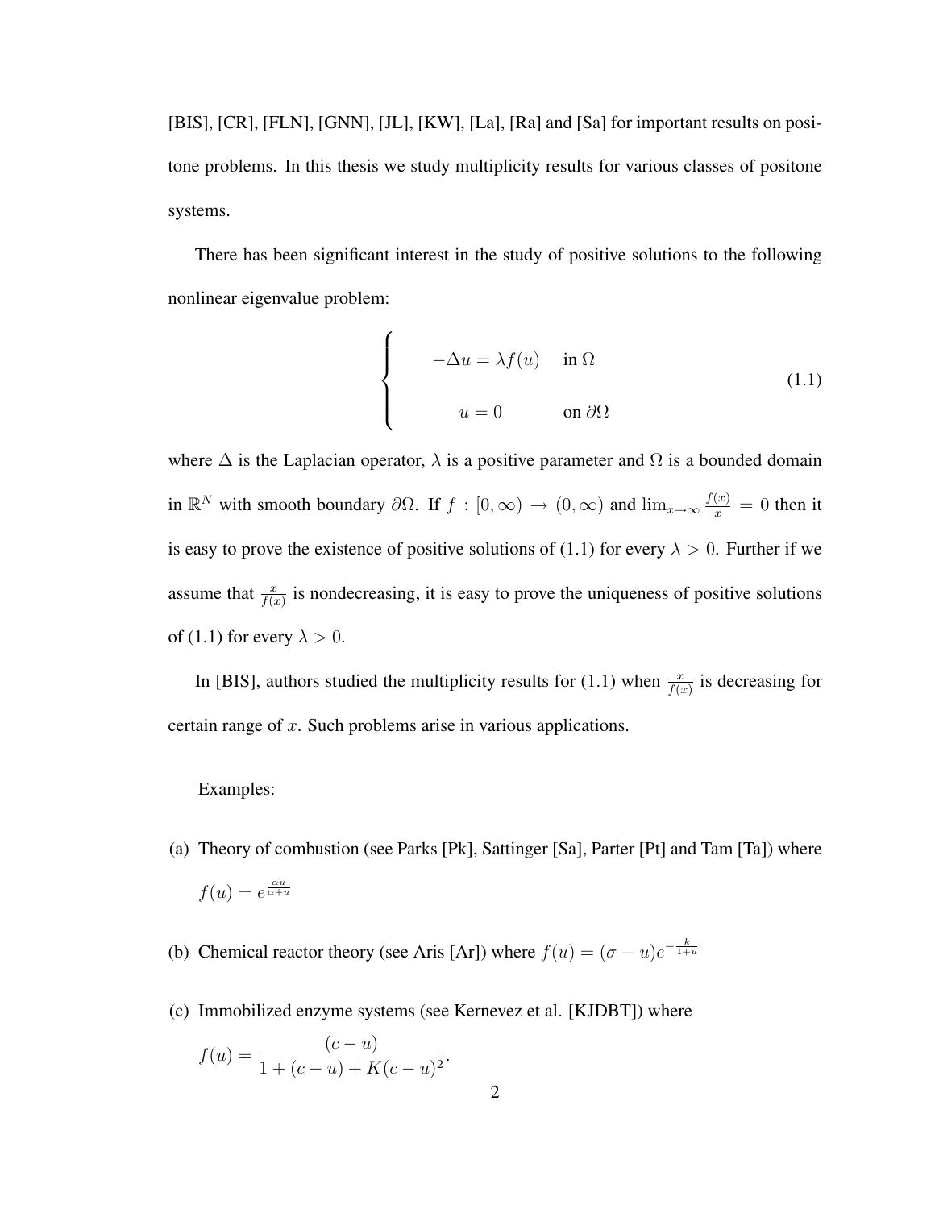[BIS], [CR], [FLN], [GNN], [JL], [KW], [La], [Ra] and [Sa] for important results on positone problems. In this thesis we study multiplicity results for various classes of positone systems.

There has been significant interest in the study of positive solutions to the following nonlinear eigenvalue problem:

$$
\begin{cases}
-\Delta u = \lambda f(u) & \text{in } \Omega \\
u = 0 & \text{on } \partial\Omega
\end{cases}
\tag{1.1}
$$

where $\Delta$ is the Laplacian operator, $\lambda$ is a positive parameter and $\Omega$ is a bounded domain in $\mathbb{R}^N$ with smooth boundary $\partial\Omega$. If $f : [0, \infty) \to (0, \infty)$ and $\lim_{x\to\infty} \frac{f(x)}{x} = 0$ then it is easy to prove the existence of positive solutions of (1.1) for every $\lambda > 0$. Further if we assume that $\frac{x}{f(x)}$ is nondecreasing, it is easy to prove the uniqueness of positive solutions of (1.1) for every $\lambda > 0$.

In [BIS], authors studied the multiplicity results for (1.1) when $\frac{x}{f(x)}$ is decreasing for certain range of $x$. Such problems arise in various applications.

Examples:

(a) Theory of combustion (see Parks [Pk], Sattinger [Sa], Parter [Pt] and Tam [Ta]) where $f(u) = e^{\frac{\alpha u}{\alpha + u}}$

(b) Chemical reactor theory (see Aris [Ar]) where $f(u) = (\sigma - u)e^{-\frac{k}{1+u}}$

(c) Immobilized enzyme systems (see Kernevez et al. [KJDBT]) where
$$f(u) = \frac{(c-u)}{1 + (c-u) + K(c-u)^2}.$$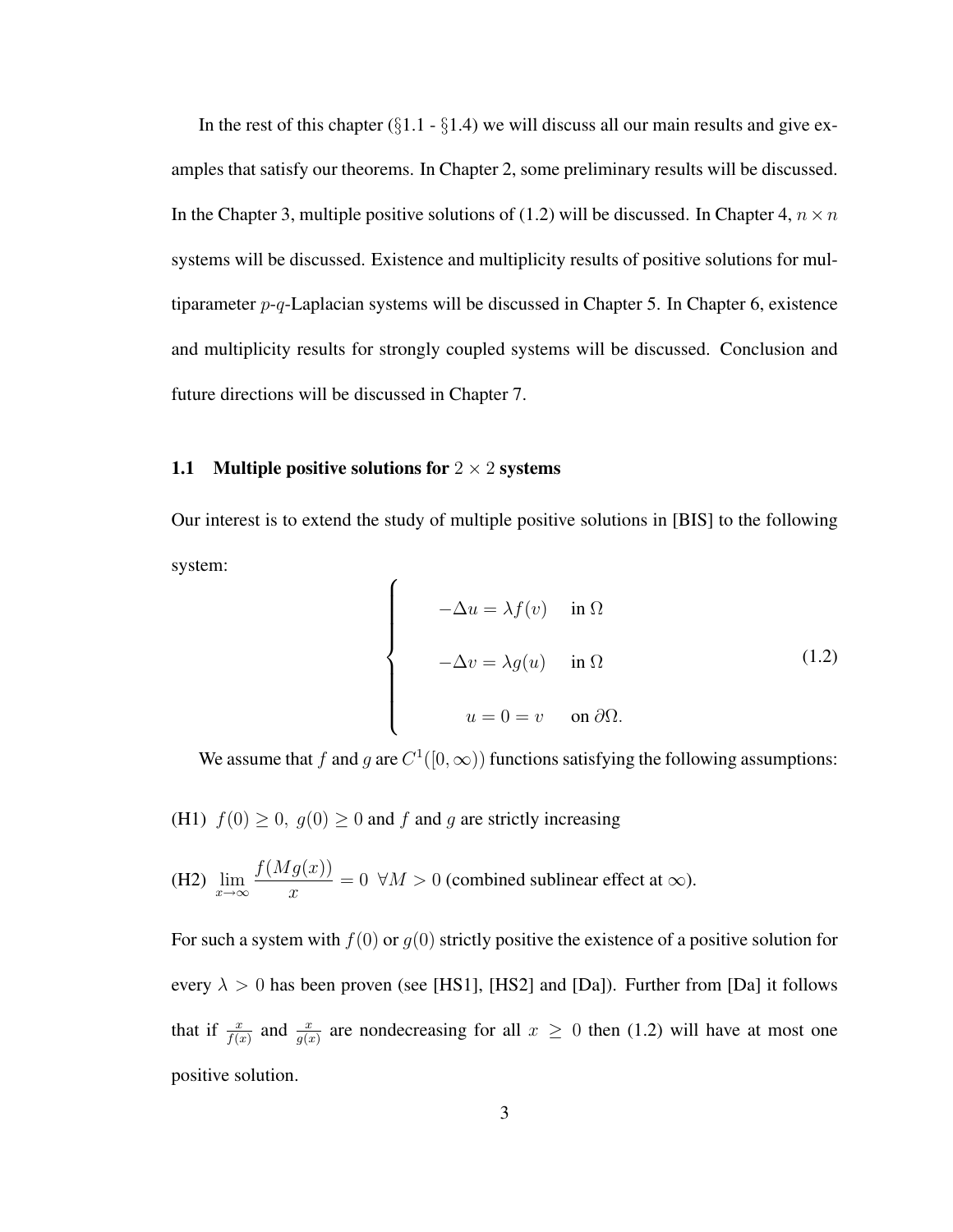In the rest of this chapter (§1.1 - §1.4) we will discuss all our main results and give examples that satisfy our theorems. In Chapter 2, some preliminary results will be discussed. In the Chapter 3, multiple positive solutions of (1.2) will be discussed. In Chapter 4, $n \times n$ systems will be discussed. Existence and multiplicity results of positive solutions for multiparameter $p$-$q$-Laplacian systems will be discussed in Chapter 5. In Chapter 6, existence and multiplicity results for strongly coupled systems will be discussed. Conclusion and future directions will be discussed in Chapter 7.

## 1.1 Multiple positive solutions for $2 \times 2$ systems

Our interest is to extend the study of multiple positive solutions in [BIS] to the following system:

$$\begin{cases} -\Delta u = \lambda f(v) & \text{in } \Omega \\ -\Delta v = \lambda g(u) & \text{in } \Omega \\ u = 0 = v & \text{on } \partial\Omega. \end{cases} \tag{1.2}$$

We assume that $f$ and $g$ are $C^1([0, \infty))$ functions satisfying the following assumptions:

(H1) $f(0) \geq 0,\ g(0) \geq 0$ and $f$ and $g$ are strictly increasing

(H2) $\lim_{x \to \infty} \dfrac{f(Mg(x))}{x} = 0\ \ \forall M > 0$ (combined sublinear effect at $\infty$).

For such a system with $f(0)$ or $g(0)$ strictly positive the existence of a positive solution for every $\lambda > 0$ has been proven (see [HS1], [HS2] and [Da]). Further from [Da] it follows that if $\frac{x}{f(x)}$ and $\frac{x}{g(x)}$ are nondecreasing for all $x \geq 0$ then (1.2) will have at most one positive solution.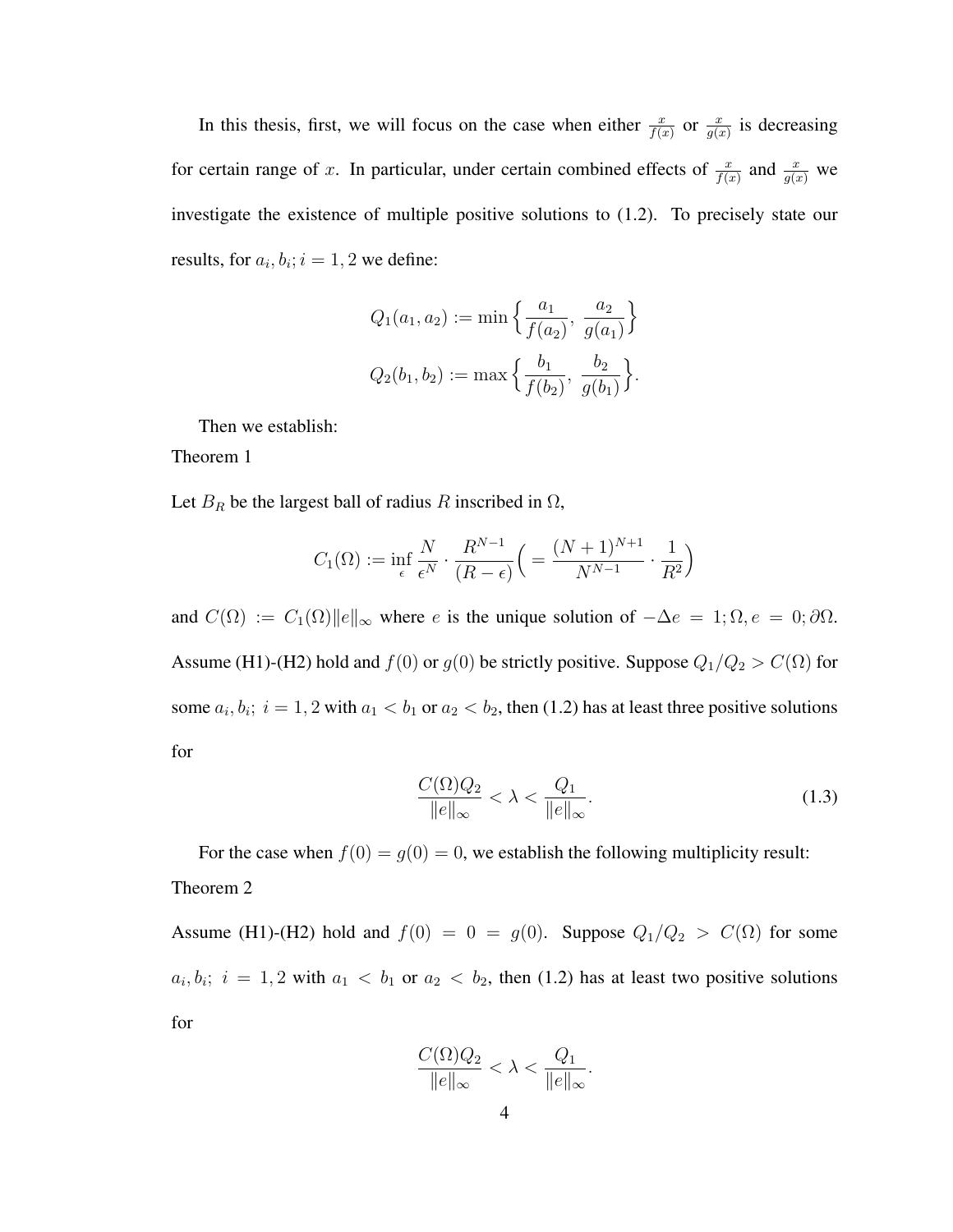In this thesis, first, we will focus on the case when either $\frac{x}{f(x)}$ or $\frac{x}{g(x)}$ is decreasing for certain range of $x$. In particular, under certain combined effects of $\frac{x}{f(x)}$ and $\frac{x}{g(x)}$ we investigate the existence of multiple positive solutions to (1.2). To precisely state our results, for $a_i, b_i; i = 1, 2$ we define:

$$Q_1(a_1, a_2) := \min\Big\{\frac{a_1}{f(a_2)},\ \frac{a_2}{g(a_1)}\Big\}$$

$$Q_2(b_1, b_2) := \max\Big\{\frac{b_1}{f(b_2)},\ \frac{b_2}{g(b_1)}\Big\}.$$

Then we establish:

Theorem 1

Let $B_R$ be the largest ball of radius $R$ inscribed in $\Omega$,

$$C_1(\Omega) := \inf_{\epsilon} \frac{N}{\epsilon^N} \cdot \frac{R^{N-1}}{(R-\epsilon)}\Big( = \frac{(N+1)^{N+1}}{N^{N-1}} \cdot \frac{1}{R^2}\Big)$$

and $C(\Omega) := C_1(\Omega)\|e\|_\infty$ where $e$ is the unique solution of $-\Delta e = 1; \Omega, e = 0; \partial\Omega$. Assume (H1)-(H2) hold and $f(0)$ or $g(0)$ be strictly positive. Suppose $Q_1/Q_2 > C(\Omega)$ for some $a_i, b_i;\ i = 1, 2$ with $a_1 < b_1$ or $a_2 < b_2$, then (1.2) has at least three positive solutions for

$$\frac{C(\Omega)Q_2}{\|e\|_\infty} < \lambda < \frac{Q_1}{\|e\|_\infty}. \tag{1.3}$$

For the case when $f(0) = g(0) = 0$, we establish the following multiplicity result:

Theorem 2

Assume (H1)-(H2) hold and $f(0) = 0 = g(0)$. Suppose $Q_1/Q_2 > C(\Omega)$ for some $a_i, b_i;\ i = 1, 2$ with $a_1 < b_1$ or $a_2 < b_2$, then (1.2) has at least two positive solutions for

$$\frac{C(\Omega)Q_2}{\|e\|_\infty} < \lambda < \frac{Q_1}{\|e\|_\infty}.$$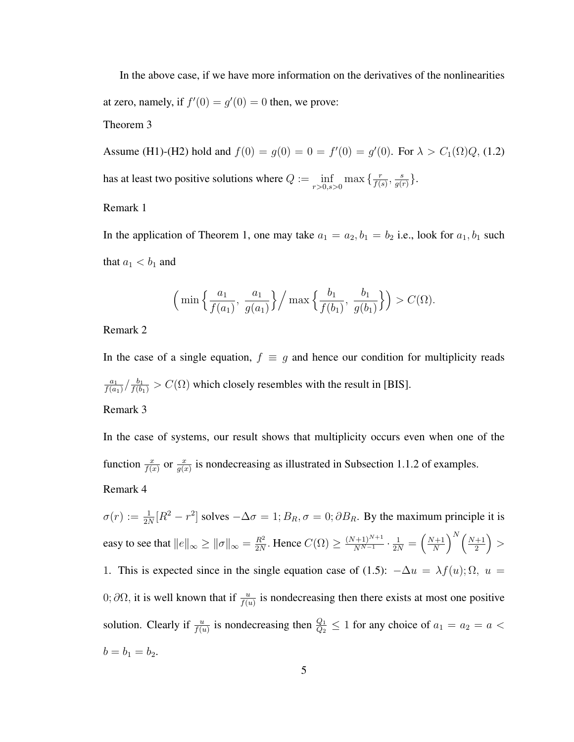In the above case, if we have more information on the derivatives of the nonlinearities at zero, namely, if $f'(0) = g'(0) = 0$ then, we prove:

Theorem 3

Assume (H1)-(H2) hold and $f(0) = g(0) = 0 = f'(0) = g'(0)$. For $\lambda > C_1(\Omega)Q$, (1.2) has at least two positive solutions where $Q := \inf_{r>0,s>0} \max\{\frac{r}{f(s)}, \frac{s}{g(r)}\}$.

Remark 1

In the application of Theorem 1, one may take $a_1 = a_2, b_1 = b_2$ i.e., look for $a_1, b_1$ such that $a_1 < b_1$ and

$$\Big( \min\Big\{\frac{a_1}{f(a_1)},\ \frac{a_1}{g(a_1)}\Big\}\Big/ \max\Big\{\frac{b_1}{f(b_1)},\ \frac{b_1}{g(b_1)}\Big\}\Big) > C(\Omega).$$

Remark 2

In the case of a single equation, $f \equiv g$ and hence our condition for multiplicity reads $\frac{a_1}{f(a_1)}/\frac{b_1}{f(b_1)} > C(\Omega)$ which closely resembles with the result in [BIS].

Remark 3

In the case of systems, our result shows that multiplicity occurs even when one of the function $\frac{x}{f(x)}$ or $\frac{x}{g(x)}$ is nondecreasing as illustrated in Subsection 1.1.2 of examples.

Remark 4

$\sigma(r) := \frac{1}{2N}[R^2 - r^2]$ solves $-\Delta\sigma = 1; B_R, \sigma = 0; \partial B_R$. By the maximum principle it is easy to see that $\|e\|_\infty \geq \|\sigma\|_\infty = \frac{R^2}{2N}$. Hence $C(\Omega) \geq \frac{(N+1)^{N+1}}{N^{N-1}} \cdot \frac{1}{2N} = \left(\frac{N+1}{N}\right)^N \left(\frac{N+1}{2}\right) > 1$. This is expected since in the single equation case of (1.5): $-\Delta u = \lambda f(u); \Omega,\ u = 0; \partial\Omega$, it is well known that if $\frac{u}{f(u)}$ is nondecreasing then there exists at most one positive solution. Clearly if $\frac{u}{f(u)}$ is nondecreasing then $\frac{Q_1}{Q_2} \leq 1$ for any choice of $a_1 = a_2 = a < b = b_1 = b_2$.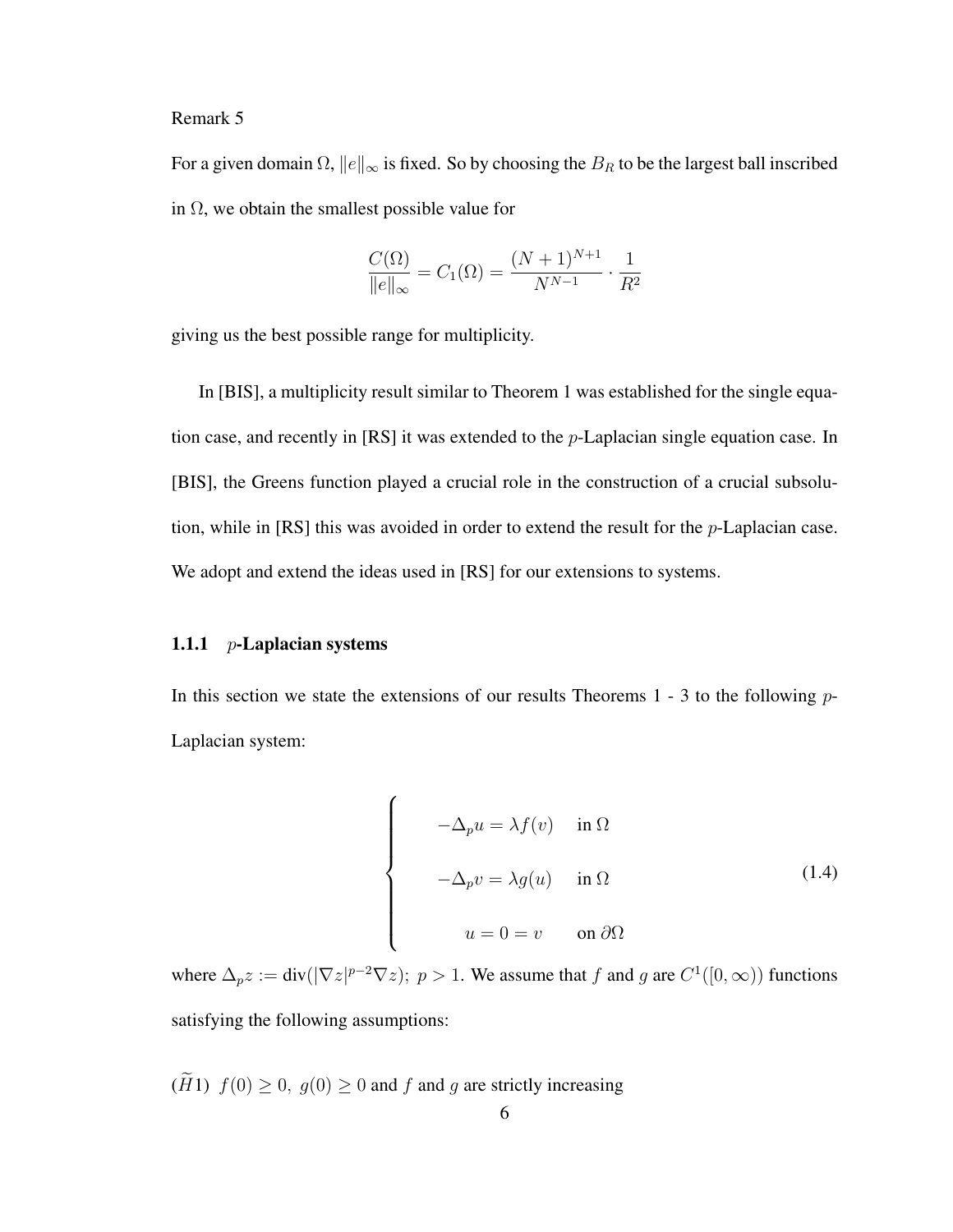Remark 5

For a given domain $\Omega$, $\|e\|_\infty$ is fixed. So by choosing the $B_R$ to be the largest ball inscribed in $\Omega$, we obtain the smallest possible value for

$$\frac{C(\Omega)}{\|e\|_\infty} = C_1(\Omega) = \frac{(N+1)^{N+1}}{N^{N-1}} \cdot \frac{1}{R^2}$$

giving us the best possible range for multiplicity.

In [BIS], a multiplicity result similar to Theorem 1 was established for the single equation case, and recently in [RS] it was extended to the $p$-Laplacian single equation case. In [BIS], the Greens function played a crucial role in the construction of a crucial subsolution, while in [RS] this was avoided in order to extend the result for the $p$-Laplacian case. We adopt and extend the ideas used in [RS] for our extensions to systems.

### 1.1.1 $p$-Laplacian systems

In this section we state the extensions of our results Theorems 1 - 3 to the following $p$-Laplacian system:

$$\begin{cases} -\Delta_p u = \lambda f(v) & \text{in } \Omega \\ -\Delta_p v = \lambda g(u) & \text{in } \Omega \\ u = 0 = v & \text{on } \partial\Omega \end{cases} \tag{1.4}$$

where $\Delta_p z := \text{div}(|\nabla z|^{p-2}\nabla z);\ p > 1$. We assume that $f$ and $g$ are $C^1([0,\infty))$ functions satisfying the following assumptions:

$(\widetilde{H}1)$ $f(0) \geq 0,\ g(0) \geq 0$ and $f$ and $g$ are strictly increasing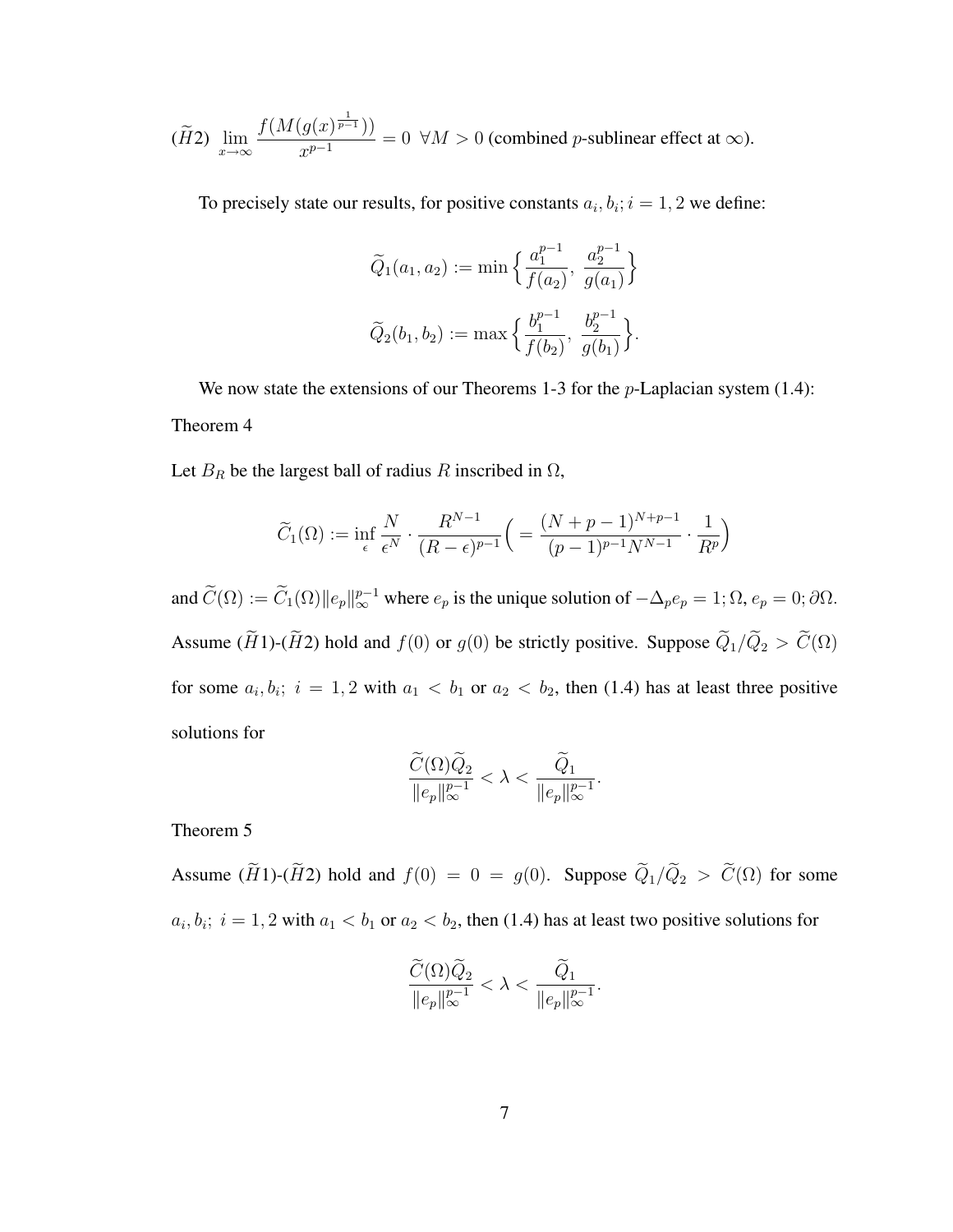$(\widetilde{H}2)$ $\lim_{x\to\infty} \frac{f(M(g(x)^{\frac{1}{p-1}}))}{x^{p-1}} = 0 \ \forall M > 0$ (combined $p$-sublinear effect at $\infty$).

To precisely state our results, for positive constants $a_i, b_i; i = 1, 2$ we define:

$$\widetilde{Q}_1(a_1, a_2) := \min\Big\{\frac{a_1^{p-1}}{f(a_2)}, \ \frac{a_2^{p-1}}{g(a_1)}\Big\}$$

$$\widetilde{Q}_2(b_1, b_2) := \max\Big\{\frac{b_1^{p-1}}{f(b_2)}, \ \frac{b_2^{p-1}}{g(b_1)}\Big\}.$$

We now state the extensions of our Theorems 1-3 for the $p$-Laplacian system (1.4):

Theorem 4

Let $B_R$ be the largest ball of radius $R$ inscribed in $\Omega$,

$$\widetilde{C}_1(\Omega) := \inf_{\epsilon} \frac{N}{\epsilon^N} \cdot \frac{R^{N-1}}{(R-\epsilon)^{p-1}} \Big( = \frac{(N+p-1)^{N+p-1}}{(p-1)^{p-1}N^{N-1}} \cdot \frac{1}{R^p}\Big)$$

and $\widetilde{C}(\Omega) := \widetilde{C}_1(\Omega)\|e_p\|_\infty^{p-1}$ where $e_p$ is the unique solution of $-\Delta_p e_p = 1; \Omega, e_p = 0; \partial\Omega$. Assume $(\widetilde{H}1)$-$(\widetilde{H}2)$ hold and $f(0)$ or $g(0)$ be strictly positive. Suppose $\widetilde{Q}_1/\widetilde{Q}_2 > \widetilde{C}(\Omega)$ for some $a_i, b_i; \ i = 1, 2$ with $a_1 < b_1$ or $a_2 < b_2$, then (1.4) has at least three positive solutions for

$$\frac{\widetilde{C}(\Omega)\widetilde{Q}_2}{\|e_p\|_\infty^{p-1}} < \lambda < \frac{\widetilde{Q}_1}{\|e_p\|_\infty^{p-1}}.$$

Theorem 5

Assume $(\widetilde{H}1)$-$(\widetilde{H}2)$ hold and $f(0) = 0 = g(0)$. Suppose $\widetilde{Q}_1/\widetilde{Q}_2 > \widetilde{C}(\Omega)$ for some $a_i, b_i; \ i = 1, 2$ with $a_1 < b_1$ or $a_2 < b_2$, then (1.4) has at least two positive solutions for

$$\frac{\widetilde{C}(\Omega)\widetilde{Q}_2}{\|e_p\|_\infty^{p-1}} < \lambda < \frac{\widetilde{Q}_1}{\|e_p\|_\infty^{p-1}}.$$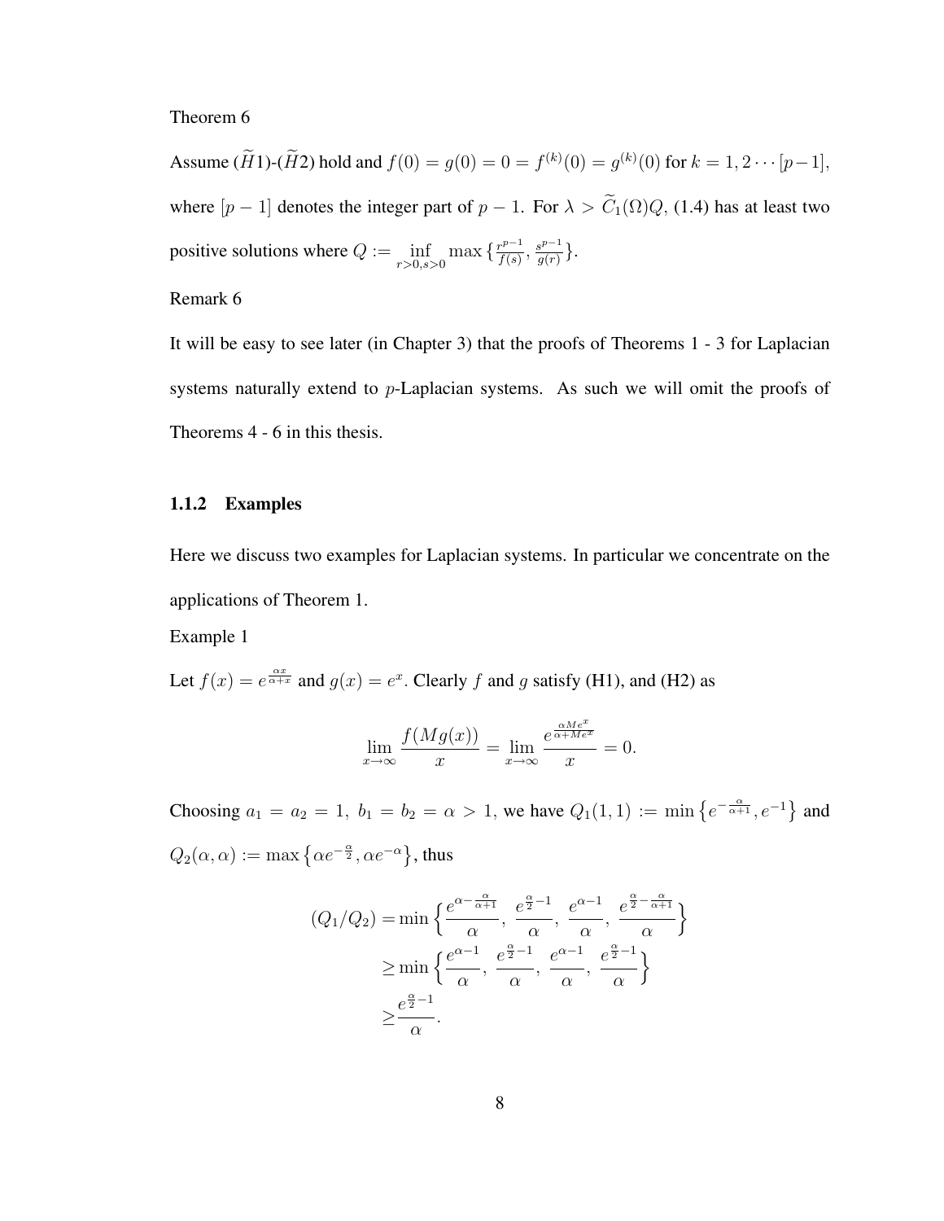Theorem 6

Assume ($\widetilde{H}1$)-($\widetilde{H}2$) hold and $f(0) = g(0) = 0 = f^{(k)}(0) = g^{(k)}(0)$ for $k = 1, 2 \cdots [p-1]$, where $[p-1]$ denotes the integer part of $p-1$. For $\lambda > \widetilde{C}_1(\Omega)Q$, (1.4) has at least two positive solutions where $Q := \inf_{r>0,s>0} \max\{\frac{r^{p-1}}{f(s)}, \frac{s^{p-1}}{g(r)}\}$.

Remark 6

It will be easy to see later (in Chapter 3) that the proofs of Theorems 1 - 3 for Laplacian systems naturally extend to $p$-Laplacian systems. As such we will omit the proofs of Theorems 4 - 6 in this thesis.

### 1.1.2 Examples

Here we discuss two examples for Laplacian systems. In particular we concentrate on the applications of Theorem 1.

Example 1

Let $f(x) = e^{\frac{\alpha x}{\alpha + x}}$ and $g(x) = e^x$. Clearly $f$ and $g$ satisfy (H1), and (H2) as

$$\lim_{x\to\infty} \frac{f(Mg(x))}{x} = \lim_{x\to\infty} \frac{e^{\frac{\alpha M e^x}{\alpha + M e^x}}}{x} = 0.$$

Choosing $a_1 = a_2 = 1,\ b_1 = b_2 = \alpha > 1$, we have $Q_1(1,1) := \min\left\{e^{-\frac{\alpha}{\alpha+1}}, e^{-1}\right\}$ and $Q_2(\alpha,\alpha) := \max\left\{\alpha e^{-\frac{\alpha}{2}}, \alpha e^{-\alpha}\right\}$, thus

$$\begin{aligned}
(Q_1/Q_2) &= \min\left\{\frac{e^{\alpha - \frac{\alpha}{\alpha+1}}}{\alpha},\ \frac{e^{\frac{\alpha}{2}-1}}{\alpha},\ \frac{e^{\alpha-1}}{\alpha},\ \frac{e^{\frac{\alpha}{2}-\frac{\alpha}{\alpha+1}}}{\alpha}\right\} \\
&\geq \min\left\{\frac{e^{\alpha-1}}{\alpha},\ \frac{e^{\frac{\alpha}{2}-1}}{\alpha},\ \frac{e^{\alpha-1}}{\alpha},\ \frac{e^{\frac{\alpha}{2}-1}}{\alpha}\right\} \\
&\geq \frac{e^{\frac{\alpha}{2}-1}}{\alpha}.
\end{aligned}$$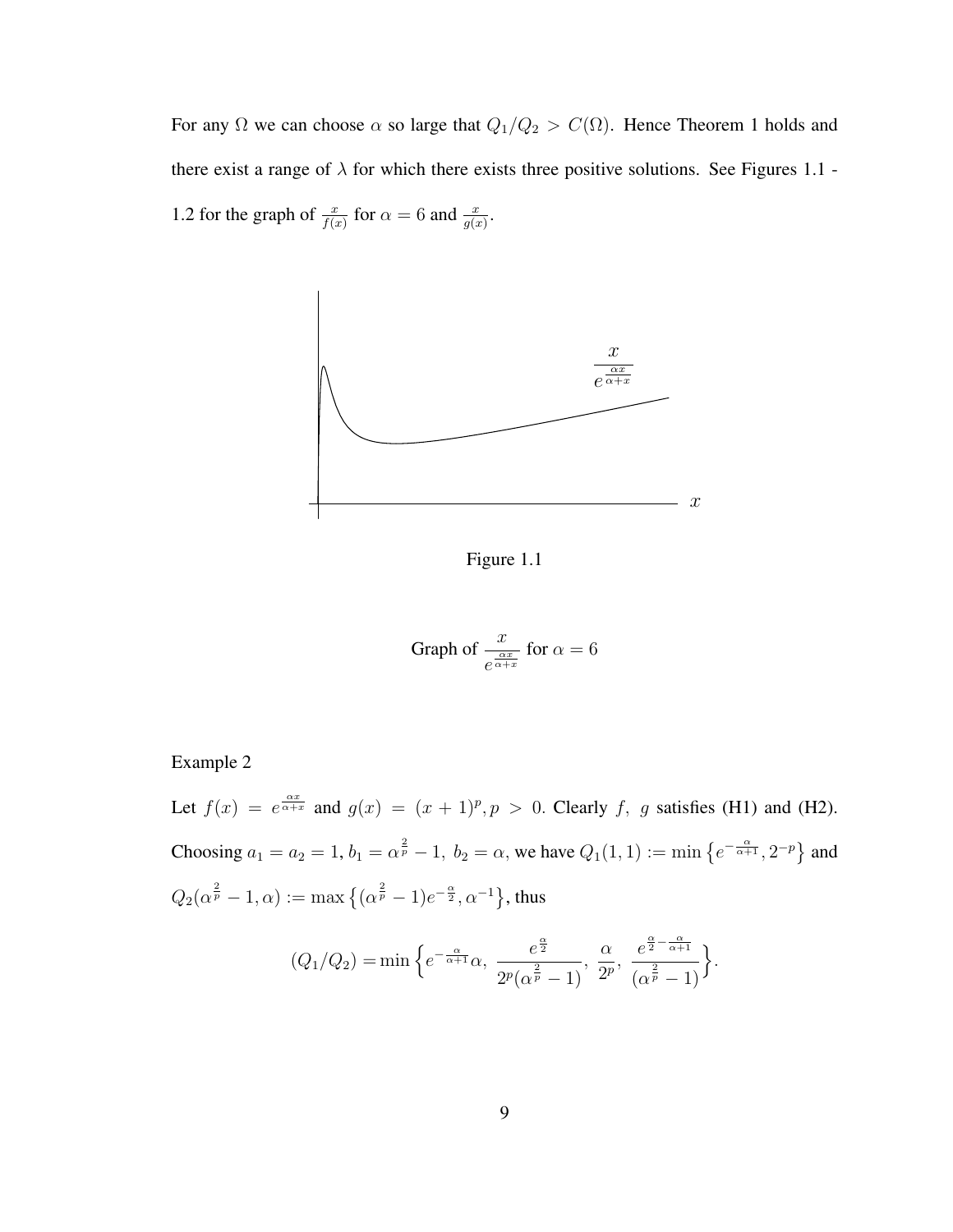For any $\Omega$ we can choose $\alpha$ so large that $Q_1/Q_2 > C(\Omega)$. Hence Theorem 1 holds and there exist a range of $\lambda$ for which there exists three positive solutions. See Figures 1.1 - 1.2 for the graph of $\frac{x}{f(x)}$ for $\alpha = 6$ and $\frac{x}{g(x)}$.

Figure 1.1

Graph of $\frac{x}{e^{\frac{\alpha x}{\alpha+x}}}$ for $\alpha = 6$

Example 2

Let $f(x) = e^{\frac{\alpha x}{\alpha+x}}$ and $g(x) = (x+1)^p, p > 0$. Clearly $f,\ g$ satisfies (H1) and (H2). Choosing $a_1 = a_2 = 1$, $b_1 = \alpha^{\frac{2}{p}} - 1,\ b_2 = \alpha$, we have $Q_1(1,1) := \min\left\{e^{-\frac{\alpha}{\alpha+1}}, 2^{-p}\right\}$ and $Q_2(\alpha^{\frac{2}{p}} - 1, \alpha) := \max\left\{(\alpha^{\frac{2}{p}} - 1)e^{-\frac{\alpha}{2}}, \alpha^{-1}\right\}$, thus

$$(Q_1/Q_2) = \min\left\{e^{-\frac{\alpha}{\alpha+1}}\alpha,\ \frac{e^{\frac{\alpha}{2}}}{2^p(\alpha^{\frac{2}{p}} - 1)},\ \frac{\alpha}{2^p},\ \frac{e^{\frac{\alpha}{2} - \frac{\alpha}{\alpha+1}}}{(\alpha^{\frac{2}{p}} - 1)}\right\}.$$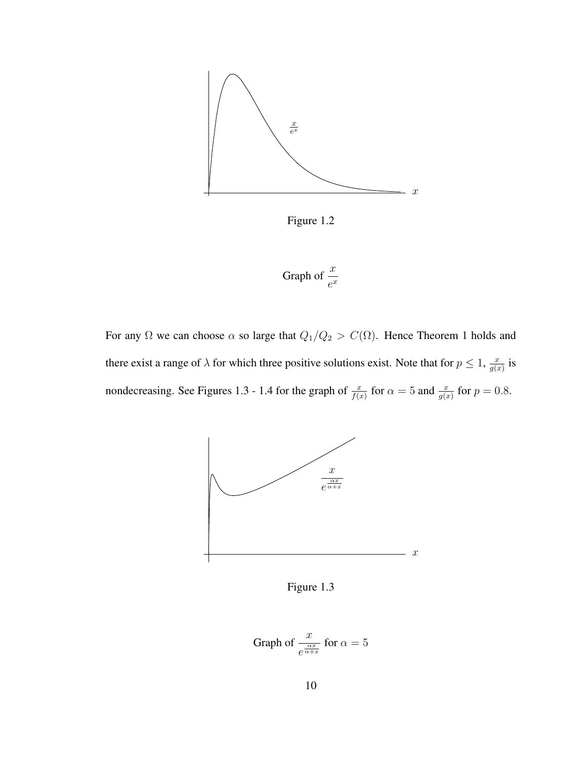Figure 1.2

Graph of $\frac{x}{e^x}$

For any $\Omega$ we can choose $\alpha$ so large that $Q_1/Q_2 > C(\Omega)$. Hence Theorem 1 holds and there exist a range of $\lambda$ for which three positive solutions exist. Note that for $p \leq 1$, $\frac{x}{g(x)}$ is nondecreasing. See Figures 1.3 - 1.4 for the graph of $\frac{x}{f(x)}$ for $\alpha = 5$ and $\frac{x}{g(x)}$ for $p = 0.8$.

Figure 1.3

Graph of $\frac{x}{e^{\frac{\alpha x}{\alpha + x}}}$ for $\alpha = 5$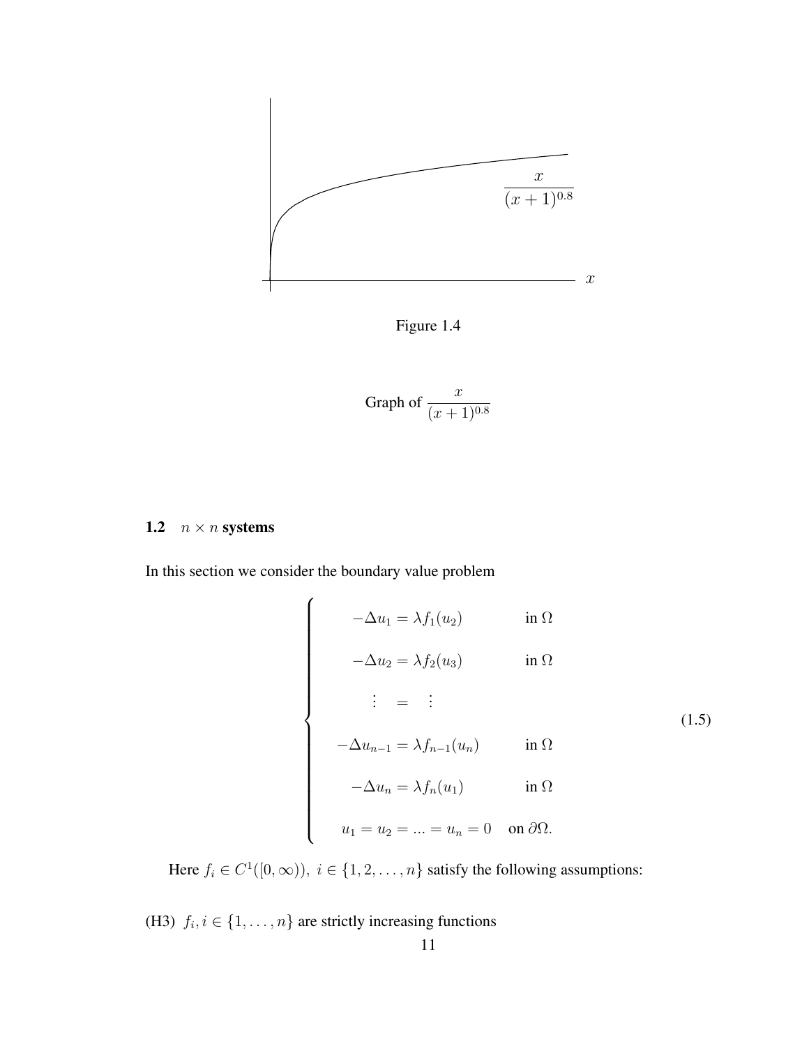Figure 1.4

Graph of $\dfrac{x}{(x+1)^{0.8}}$

### 1.2 $n \times n$ systems

In this section we consider the boundary value problem

$$\left\{\begin{aligned} -\Delta u_1 &= \lambda f_1(u_2) && \text{in } \Omega \\ -\Delta u_2 &= \lambda f_2(u_3) && \text{in } \Omega \\ \vdots \;&=\; \vdots && \\ -\Delta u_{n-1} &= \lambda f_{n-1}(u_n) && \text{in } \Omega \\ -\Delta u_n &= \lambda f_n(u_1) && \text{in } \Omega \\ u_1 = u_2 &= \ldots = u_n = 0 && \text{on } \partial\Omega. \end{aligned}\right. \tag{1.5}$$

Here $f_i \in C^1([0,\infty)),\ i \in \{1, 2, \ldots, n\}$ satisfy the following assumptions:

(H3) $f_i, i \in \{1, \ldots, n\}$ are strictly increasing functions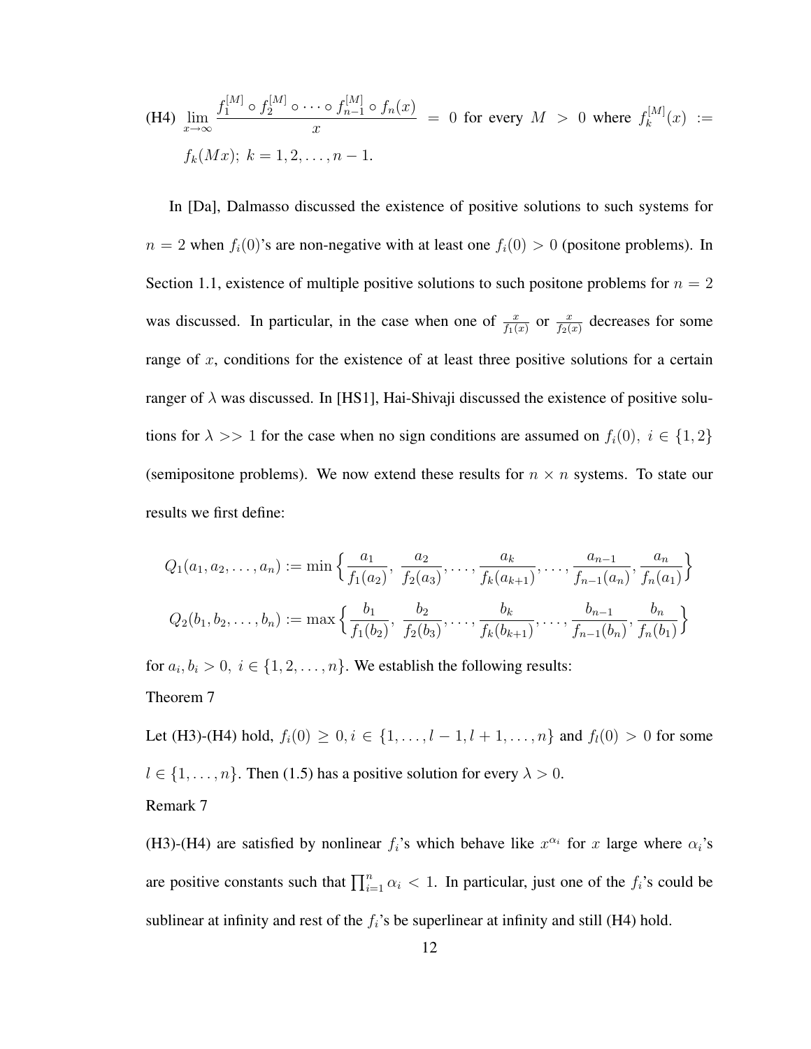(H4) $\lim_{x\to\infty} \frac{f_1^{[M]} \circ f_2^{[M]} \circ \cdots \circ f_{n-1}^{[M]} \circ f_n(x)}{x} = 0$ for every $M > 0$ where $f_k^{[M]}(x) := f_k(Mx);\ k = 1, 2, \ldots, n-1$.

In [Da], Dalmasso discussed the existence of positive solutions to such systems for $n = 2$ when $f_i(0)$'s are non-negative with at least one $f_i(0) > 0$ (positone problems). In Section 1.1, existence of multiple positive solutions to such positone problems for $n = 2$ was discussed. In particular, in the case when one of $\frac{x}{f_1(x)}$ or $\frac{x}{f_2(x)}$ decreases for some range of $x$, conditions for the existence of at least three positive solutions for a certain ranger of $\lambda$ was discussed. In [HS1], Hai-Shivaji discussed the existence of positive solutions for $\lambda >> 1$ for the case when no sign conditions are assumed on $f_i(0),\ i \in \{1, 2\}$ (semipositone problems). We now extend these results for $n \times n$ systems. To state our results we first define:

$$Q_1(a_1, a_2, \ldots, a_n) := \min\Big\{\frac{a_1}{f_1(a_2)},\ \frac{a_2}{f_2(a_3)}, \ldots, \frac{a_k}{f_k(a_{k+1})}, \ldots, \frac{a_{n-1}}{f_{n-1}(a_n)}, \frac{a_n}{f_n(a_1)}\Big\}$$

$$Q_2(b_1, b_2, \ldots, b_n) := \max\Big\{\frac{b_1}{f_1(b_2)},\ \frac{b_2}{f_2(b_3)}, \ldots, \frac{b_k}{f_k(b_{k+1})}, \ldots, \frac{b_{n-1}}{f_{n-1}(b_n)}, \frac{b_n}{f_n(b_1)}\Big\}$$

for $a_i, b_i > 0,\ i \in \{1, 2, \ldots, n\}$. We establish the following results:

Theorem 7

Let (H3)-(H4) hold, $f_i(0) \geq 0, i \in \{1, \ldots, l-1, l+1, \ldots, n\}$ and $f_l(0) > 0$ for some $l \in \{1, \ldots, n\}$. Then (1.5) has a positive solution for every $\lambda > 0$.

Remark 7

(H3)-(H4) are satisfied by nonlinear $f_i$'s which behave like $x^{\alpha_i}$ for $x$ large where $\alpha_i$'s are positive constants such that $\prod_{i=1}^{n} \alpha_i < 1$. In particular, just one of the $f_i$'s could be sublinear at infinity and rest of the $f_i$'s be superlinear at infinity and still (H4) hold.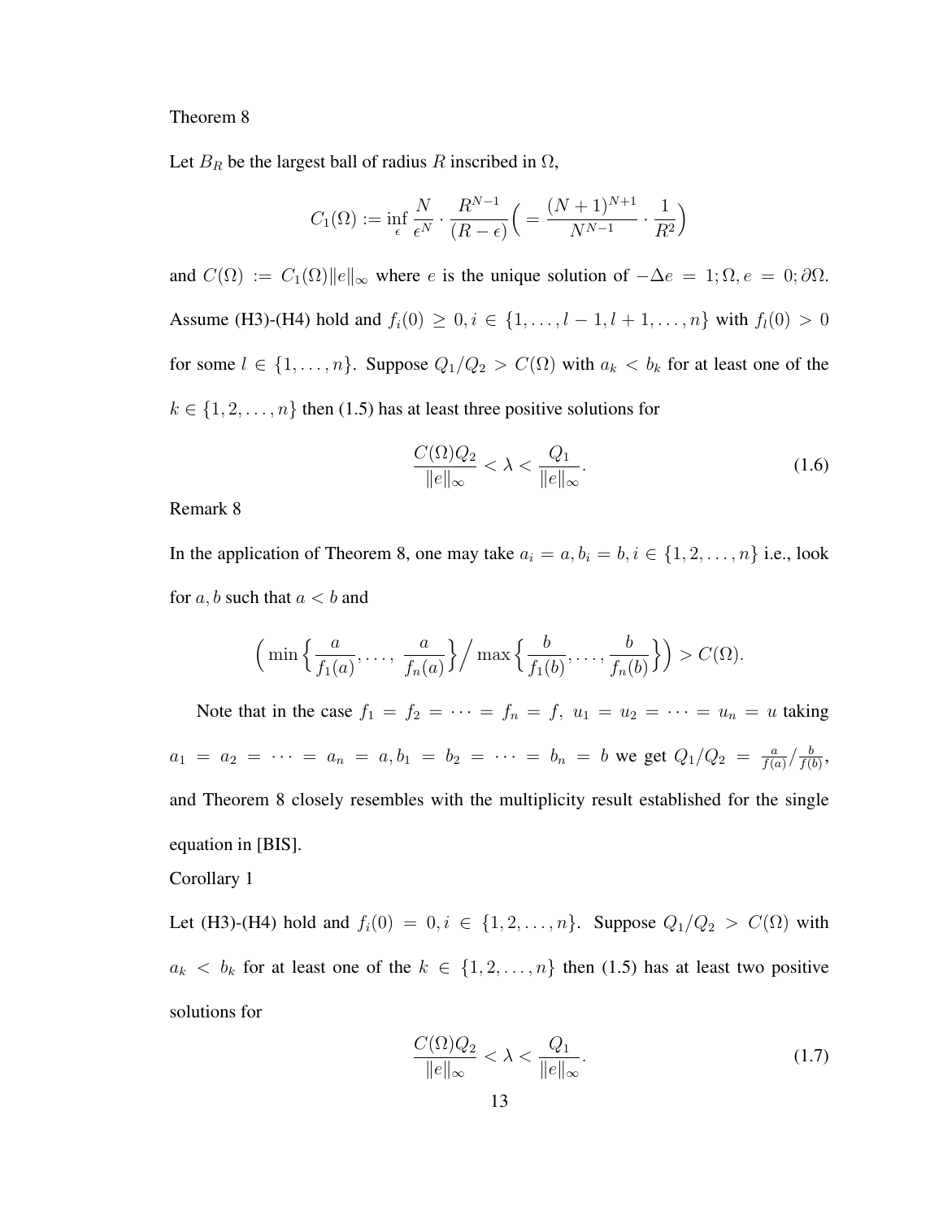Theorem 8

Let $B_R$ be the largest ball of radius $R$ inscribed in $\Omega$,

$$C_1(\Omega) := \inf_{\epsilon} \frac{N}{\epsilon^N} \cdot \frac{R^{N-1}}{(R-\epsilon)} \Big( = \frac{(N+1)^{N+1}}{N^{N-1}} \cdot \frac{1}{R^2} \Big)$$

and $C(\Omega) := C_1(\Omega) \|e\|_\infty$ where $e$ is the unique solution of $-\Delta e = 1; \Omega, e = 0; \partial\Omega$. Assume (H3)-(H4) hold and $f_i(0) \geq 0, i \in \{1, \ldots, l-1, l+1, \ldots, n\}$ with $f_l(0) > 0$ for some $l \in \{1, \ldots, n\}$. Suppose $Q_1/Q_2 > C(\Omega)$ with $a_k < b_k$ for at least one of the $k \in \{1, 2, \ldots, n\}$ then (1.5) has at least three positive solutions for

$$\frac{C(\Omega)Q_2}{\|e\|_\infty} < \lambda < \frac{Q_1}{\|e\|_\infty}. \tag{1.6}$$

Remark 8

In the application of Theorem 8, one may take $a_i = a, b_i = b, i \in \{1, 2, \ldots, n\}$ i.e., look for $a, b$ such that $a < b$ and

$$\Big( \min\Big\{ \frac{a}{f_1(a)}, \ldots, \frac{a}{f_n(a)} \Big\} \Big/ \max\Big\{ \frac{b}{f_1(b)}, \ldots, \frac{b}{f_n(b)} \Big\} \Big) > C(\Omega).$$

Note that in the case $f_1 = f_2 = \cdots = f_n = f,\ u_1 = u_2 = \cdots = u_n = u$ taking $a_1 = a_2 = \cdots = a_n = a, b_1 = b_2 = \cdots = b_n = b$ we get $Q_1/Q_2 = \frac{a}{f(a)}/\frac{b}{f(b)}$, and Theorem 8 closely resembles with the multiplicity result established for the single equation in [BIS].

Corollary 1

Let (H3)-(H4) hold and $f_i(0) = 0, i \in \{1, 2, \ldots, n\}$. Suppose $Q_1/Q_2 > C(\Omega)$ with $a_k < b_k$ for at least one of the $k \in \{1, 2, \ldots, n\}$ then (1.5) has at least two positive solutions for

$$\frac{C(\Omega)Q_2}{\|e\|_\infty} < \lambda < \frac{Q_1}{\|e\|_\infty}. \tag{1.7}$$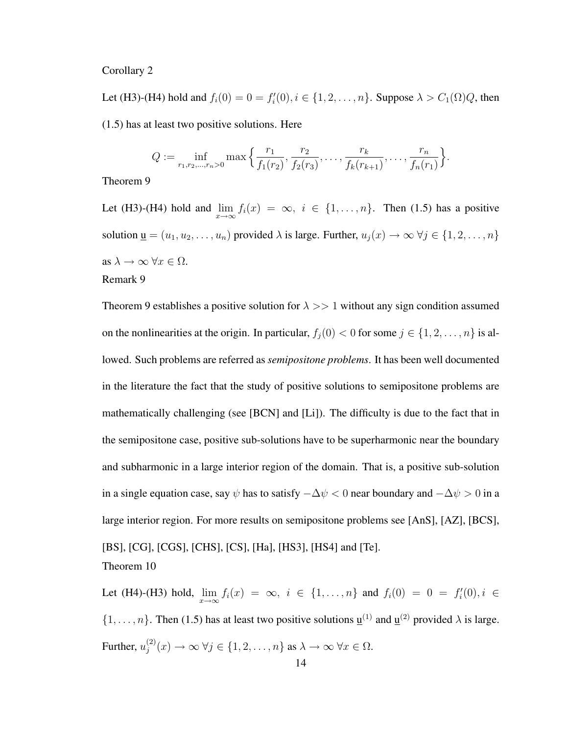Corollary 2

Let (H3)-(H4) hold and $f_i(0) = 0 = f_i'(0), i \in \{1, 2, \dots, n\}$. Suppose $\lambda > C_1(\Omega)Q$, then (1.5) has at least two positive solutions. Here

$$Q := \inf_{r_1, r_2, \dots, r_n > 0} \max\Big\{\frac{r_1}{f_1(r_2)}, \frac{r_2}{f_2(r_3)}, \dots, \frac{r_k}{f_k(r_{k+1})}, \dots, \frac{r_n}{f_n(r_1)}\Big\}.$$

Theorem 9

Let (H3)-(H4) hold and $\lim_{x\to\infty} f_i(x) = \infty,\ i \in \{1, \dots, n\}$. Then (1.5) has a positive solution $\underline{u} = (u_1, u_2, \dots, u_n)$ provided $\lambda$ is large. Further, $u_j(x) \to \infty\ \forall j \in \{1, 2, \dots, n\}$ as $\lambda \to \infty\ \forall x \in \Omega$.

Remark 9

Theorem 9 establishes a positive solution for $\lambda >> 1$ without any sign condition assumed on the nonlinearities at the origin. In particular, $f_j(0) < 0$ for some $j \in \{1, 2, \dots, n\}$ is allowed. Such problems are referred as *semipositone problems*. It has been well documented in the literature the fact that the study of positive solutions to semipositone problems are mathematically challenging (see [BCN] and [Li]). The difficulty is due to the fact that in the semipositone case, positive sub-solutions have to be superharmonic near the boundary and subharmonic in a large interior region of the domain. That is, a positive sub-solution in a single equation case, say $\psi$ has to satisfy $-\Delta\psi < 0$ near boundary and $-\Delta\psi > 0$ in a large interior region. For more results on semipositone problems see [AnS], [AZ], [BCS], [BS], [CG], [CGS], [CHS], [CS], [Ha], [HS3], [HS4] and [Te].

Theorem 10

Let (H4)-(H3) hold, $\lim_{x\to\infty} f_i(x) = \infty,\ i \in \{1, \dots, n\}$ and $f_i(0) = 0 = f_i'(0), i \in \{1, \dots, n\}$. Then (1.5) has at least two positive solutions $\underline{u}^{(1)}$ and $\underline{u}^{(2)}$ provided $\lambda$ is large. Further, $u_j^{(2)}(x) \to \infty\ \forall j \in \{1, 2, \dots, n\}$ as $\lambda \to \infty\ \forall x \in \Omega$.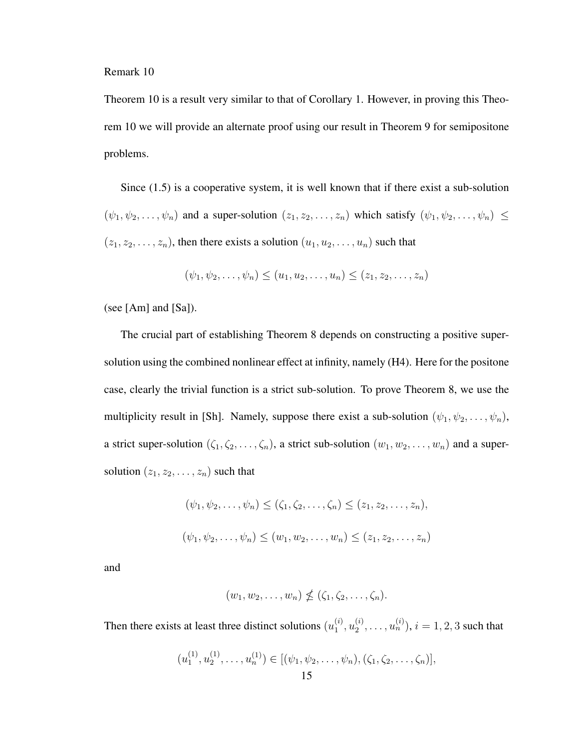Remark 10

Theorem 10 is a result very similar to that of Corollary 1. However, in proving this Theorem 10 we will provide an alternate proof using our result in Theorem 9 for semipositone problems.

Since (1.5) is a cooperative system, it is well known that if there exist a sub-solution $(\psi_1, \psi_2, \ldots, \psi_n)$ and a super-solution $(z_1, z_2, \ldots, z_n)$ which satisfy $(\psi_1, \psi_2, \ldots, \psi_n) \leq (z_1, z_2, \ldots, z_n)$, then there exists a solution $(u_1, u_2, \ldots, u_n)$ such that

$$(\psi_1, \psi_2, \ldots, \psi_n) \leq (u_1, u_2, \ldots, u_n) \leq (z_1, z_2, \ldots, z_n)$$

(see [Am] and [Sa]).

The crucial part of establishing Theorem 8 depends on constructing a positive super-solution using the combined nonlinear effect at infinity, namely (H4). Here for the positone case, clearly the trivial function is a strict sub-solution. To prove Theorem 8, we use the multiplicity result in [Sh]. Namely, suppose there exist a sub-solution $(\psi_1, \psi_2, \ldots, \psi_n)$, a strict super-solution $(\zeta_1, \zeta_2, \ldots, \zeta_n)$, a strict sub-solution $(w_1, w_2, \ldots, w_n)$ and a super-solution $(z_1, z_2, \ldots, z_n)$ such that

$$(\psi_1, \psi_2, \ldots, \psi_n) \leq (\zeta_1, \zeta_2, \ldots, \zeta_n) \leq (z_1, z_2, \ldots, z_n),$$

$$(\psi_1, \psi_2, \ldots, \psi_n) \leq (w_1, w_2, \ldots, w_n) \leq (z_1, z_2, \ldots, z_n)$$

and

$$(w_1, w_2, \ldots, w_n) \nleq (\zeta_1, \zeta_2, \ldots, \zeta_n).$$

Then there exists at least three distinct solutions $(u_1^{(i)}, u_2^{(i)}, \ldots, u_n^{(i)})$, $i = 1, 2, 3$ such that

$$(u_1^{(1)}, u_2^{(1)}, \ldots, u_n^{(1)}) \in [(\psi_1, \psi_2, \ldots, \psi_n), (\zeta_1, \zeta_2, \ldots, \zeta_n)],$$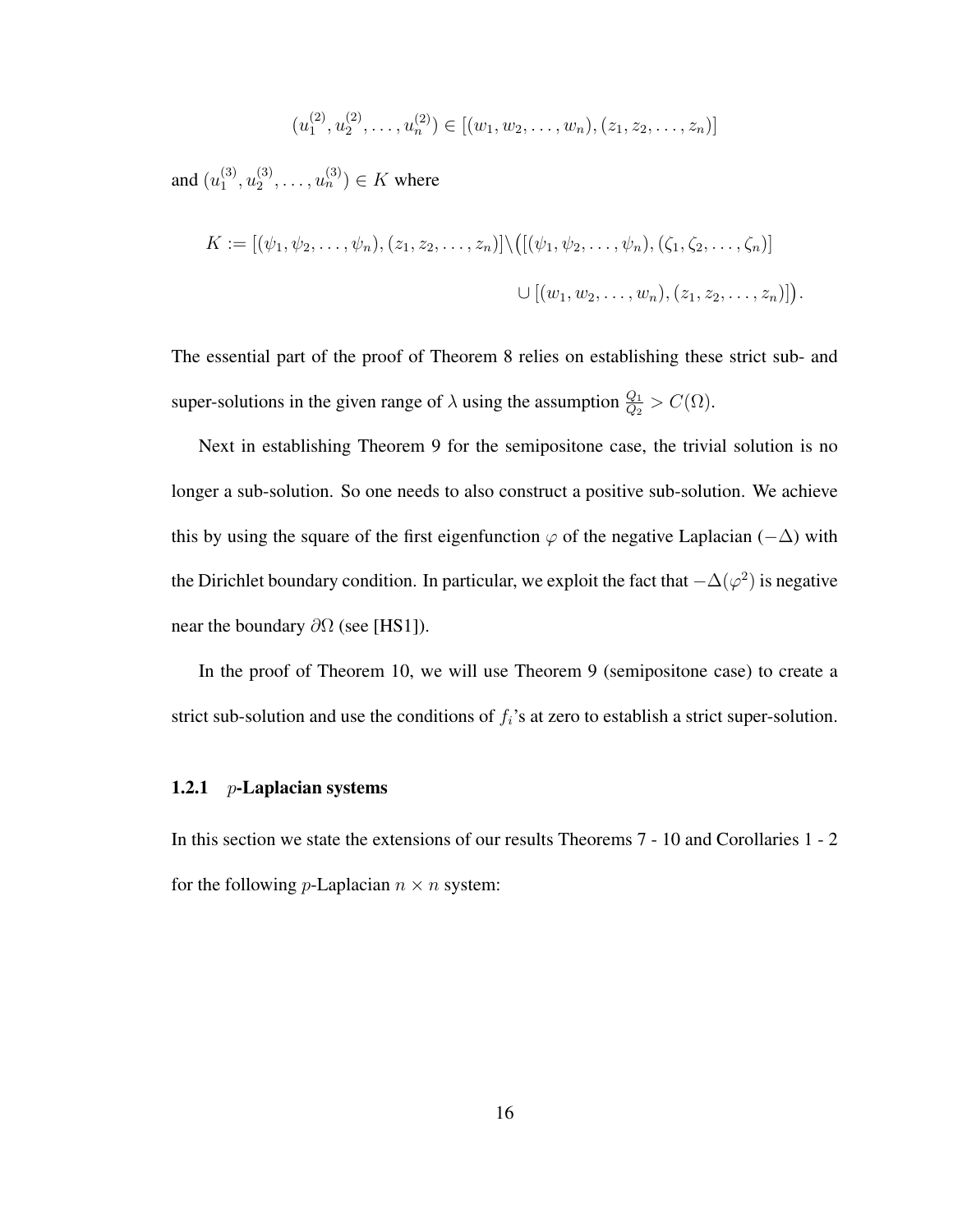$$(u_1^{(2)}, u_2^{(2)}, \ldots, u_n^{(2)}) \in [(w_1, w_2, \ldots, w_n), (z_1, z_2, \ldots, z_n)]$$

and $(u_1^{(3)}, u_2^{(3)}, \ldots, u_n^{(3)}) \in K$ where

$$K := [(\psi_1, \psi_2, \ldots, \psi_n), (z_1, z_2, \ldots, z_n)] \setminus \big( [(\psi_1, \psi_2, \ldots, \psi_n), (\zeta_1, \zeta_2, \ldots, \zeta_n)] \cup [(w_1, w_2, \ldots, w_n), (z_1, z_2, \ldots, z_n)] \big).$$

The essential part of the proof of Theorem 8 relies on establishing these strict sub- and super-solutions in the given range of $\lambda$ using the assumption $\frac{Q_1}{Q_2} > C(\Omega)$.

Next in establishing Theorem 9 for the semipositone case, the trivial solution is no longer a sub-solution. So one needs to also construct a positive sub-solution. We achieve this by using the square of the first eigenfunction $\varphi$ of the negative Laplacian ($-\Delta$) with the Dirichlet boundary condition. In particular, we exploit the fact that $-\Delta(\varphi^2)$ is negative near the boundary $\partial\Omega$ (see [HS1]).

In the proof of Theorem 10, we will use Theorem 9 (semipositone case) to create a strict sub-solution and use the conditions of $f_i$'s at zero to establish a strict super-solution.

### 1.2.1 $p$-Laplacian systems

In this section we state the extensions of our results Theorems 7 - 10 and Corollaries 1 - 2 for the following $p$-Laplacian $n \times n$ system: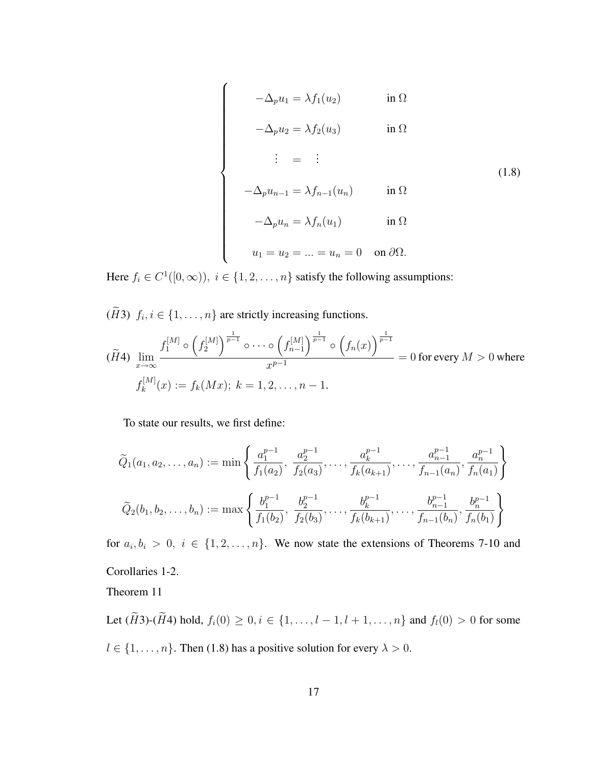$$
\begin{cases}
-\Delta_p u_1 = \lambda f_1(u_2) & \text{in } \Omega \\
-\Delta_p u_2 = \lambda f_2(u_3) & \text{in } \Omega \\
\quad \vdots \quad = \quad \vdots & \\
-\Delta_p u_{n-1} = \lambda f_{n-1}(u_n) & \text{in } \Omega \\
-\Delta_p u_n = \lambda f_n(u_1) & \text{in } \Omega \\
u_1 = u_2 = ... = u_n = 0 & \text{on } \partial\Omega.
\end{cases}
\tag{1.8}
$$

Here $f_i \in C^1([0,\infty)),\ i \in \{1,2,\ldots,n\}$ satisfy the following assumptions:

($\widetilde{H}3$) $f_i, i \in \{1,\ldots,n\}$ are strictly increasing functions.

($\widetilde{H}4$) $\displaystyle\lim_{x\to\infty} \frac{f_1^{[M]} \circ \left(f_2^{[M]}\right)^{\frac{1}{p-1}} \circ \cdots \circ \left(f_{n-1}^{[M]}\right)^{\frac{1}{p-1}} \circ \left(f_n(x)\right)^{\frac{1}{p-1}}}{x^{p-1}} = 0$ for every $M > 0$ where $f_k^{[M]}(x) := f_k(Mx);\ k = 1,2,\ldots,n-1.$

To state our results, we first define:

$$
\widetilde{Q}_1(a_1,a_2,\ldots,a_n) := \min\left\{ \frac{a_1^{p-1}}{f_1(a_2)},\ \frac{a_2^{p-1}}{f_2(a_3)},\ldots,\frac{a_k^{p-1}}{f_k(a_{k+1})},\ldots,\frac{a_{n-1}^{p-1}}{f_{n-1}(a_n)},\frac{a_n^{p-1}}{f_n(a_1)} \right\}
$$

$$
\widetilde{Q}_2(b_1,b_2,\ldots,b_n) := \max\left\{ \frac{b_1^{p-1}}{f_1(b_2)},\ \frac{b_2^{p-1}}{f_2(b_3)},\ldots,\frac{b_k^{p-1}}{f_k(b_{k+1})},\ldots,\frac{b_{n-1}^{p-1}}{f_{n-1}(b_n)},\frac{b_n^{p-1}}{f_n(b_1)} \right\}
$$

for $a_i, b_i > 0,\ i \in \{1,2,\ldots,n\}$. We now state the extensions of Theorems 7-10 and Corollaries 1-2.

Theorem 11

Let ($\widetilde{H}3$)-($\widetilde{H}4$) hold, $f_i(0) \geq 0, i \in \{1,\ldots,l-1,l+1,\ldots,n\}$ and $f_l(0) > 0$ for some $l \in \{1,\ldots,n\}$. Then (1.8) has a positive solution for every $\lambda > 0$.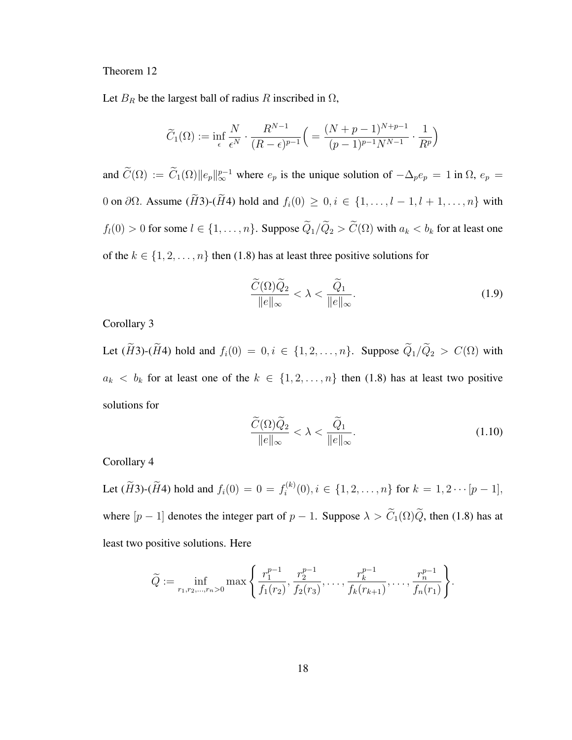Theorem 12

Let $B_R$ be the largest ball of radius $R$ inscribed in $\Omega$,

$$\widetilde{C}_1(\Omega) := \inf_{\epsilon} \frac{N}{\epsilon^N} \cdot \frac{R^{N-1}}{(R-\epsilon)^{p-1}} \Big( = \frac{(N+p-1)^{N+p-1}}{(p-1)^{p-1} N^{N-1}} \cdot \frac{1}{R^p} \Big)$$

and $\widetilde{C}(\Omega) := \widetilde{C}_1(\Omega) \|e_p\|_\infty^{p-1}$ where $e_p$ is the unique solution of $-\Delta_p e_p = 1$ in $\Omega$, $e_p = 0$ on $\partial\Omega$. Assume ($\widetilde{H}3$)-($\widetilde{H}4$) hold and $f_i(0) \geq 0, i \in \{1, \ldots, l-1, l+1, \ldots, n\}$ with $f_l(0) > 0$ for some $l \in \{1, \ldots, n\}$. Suppose $\widetilde{Q}_1/\widetilde{Q}_2 > \widetilde{C}(\Omega)$ with $a_k < b_k$ for at least one of the $k \in \{1, 2, \ldots, n\}$ then (1.8) has at least three positive solutions for

$$\frac{\widetilde{C}(\Omega)\widetilde{Q}_2}{\|e\|_\infty} < \lambda < \frac{\widetilde{Q}_1}{\|e\|_\infty}. \tag{1.9}$$

Corollary 3

Let ($\widetilde{H}3$)-($\widetilde{H}4$) hold and $f_i(0) = 0, i \in \{1, 2, \ldots, n\}$. Suppose $\widetilde{Q}_1/\widetilde{Q}_2 > C(\Omega)$ with $a_k < b_k$ for at least one of the $k \in \{1, 2, \ldots, n\}$ then (1.8) has at least two positive solutions for

$$\frac{\widetilde{C}(\Omega)\widetilde{Q}_2}{\|e\|_\infty} < \lambda < \frac{\widetilde{Q}_1}{\|e\|_\infty}. \tag{1.10}$$

Corollary 4

Let ($\widetilde{H}3$)-($\widetilde{H}4$) hold and $f_i(0) = 0 = f_i^{(k)}(0), i \in \{1, 2, \ldots, n\}$ for $k = 1, 2 \cdots [p-1]$, where $[p-1]$ denotes the integer part of $p-1$. Suppose $\lambda > \widetilde{C}_1(\Omega)\widetilde{Q}$, then (1.8) has at least two positive solutions. Here

$$\widetilde{Q} := \inf_{r_1, r_2, \ldots, r_n > 0} \max \left\{ \frac{r_1^{p-1}}{f_1(r_2)}, \frac{r_2^{p-1}}{f_2(r_3)}, \ldots, \frac{r_k^{p-1}}{f_k(r_{k+1})}, \ldots, \frac{r_n^{p-1}}{f_n(r_1)} \right\}.$$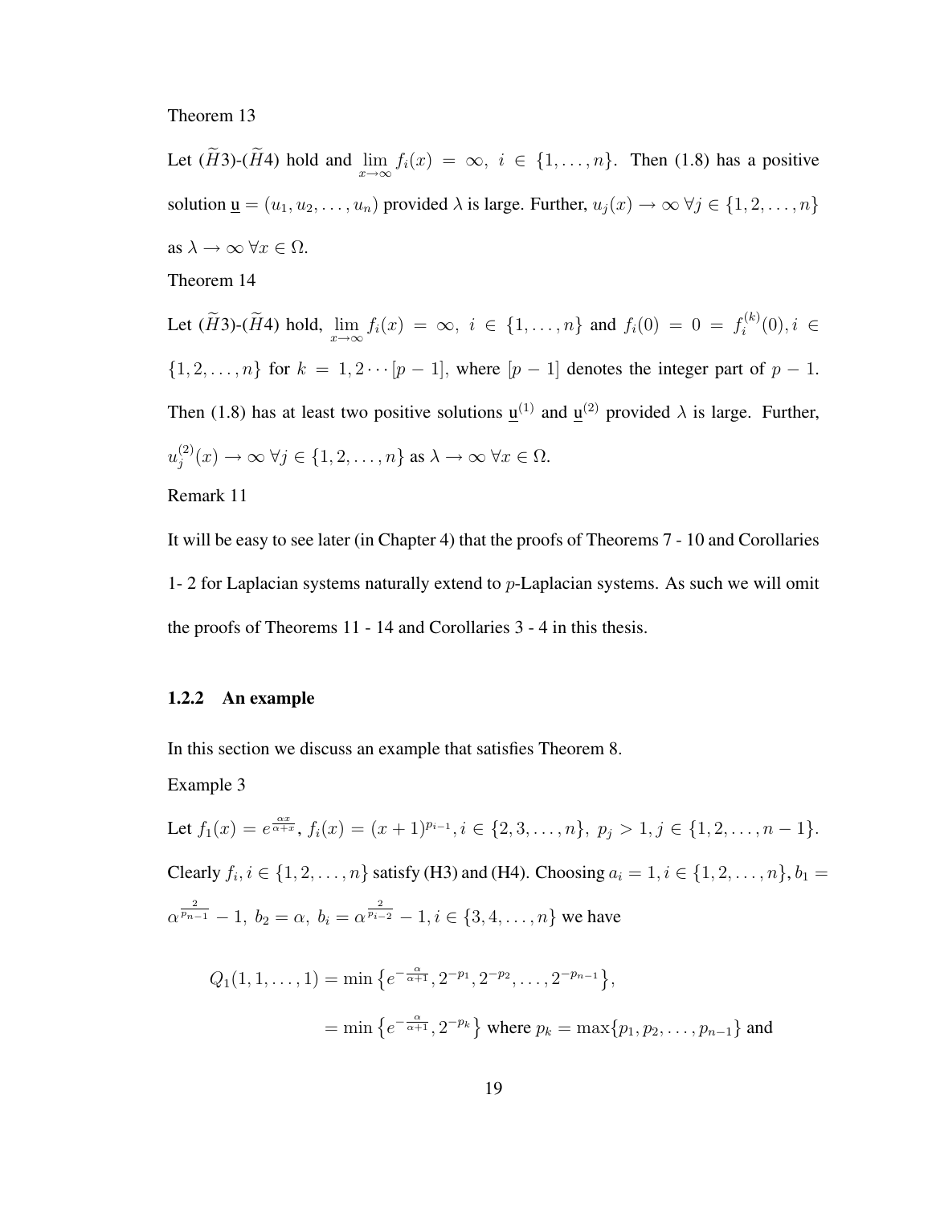Theorem 13

Let ($\widetilde{H}3$)-($\widetilde{H}4$) hold and $\lim_{x\to\infty} f_i(x) = \infty,\ i \in \{1,\ldots,n\}$. Then (1.8) has a positive solution $\underline{\mathrm{u}} = (u_1, u_2, \ldots, u_n)$ provided $\lambda$ is large. Further, $u_j(x) \to \infty\ \forall j \in \{1,2,\ldots,n\}$ as $\lambda \to \infty\ \forall x \in \Omega$.

Theorem 14

Let ($\widetilde{H}3$)-($\widetilde{H}4$) hold, $\lim_{x\to\infty} f_i(x) = \infty,\ i \in \{1,\ldots,n\}$ and $f_i(0) = 0 = f_i^{(k)}(0), i \in \{1,2,\ldots,n\}$ for $k = 1, 2 \cdots [p-1]$, where $[p-1]$ denotes the integer part of $p-1$. Then (1.8) has at least two positive solutions $\underline{\mathrm{u}}^{(1)}$ and $\underline{\mathrm{u}}^{(2)}$ provided $\lambda$ is large. Further, $u_j^{(2)}(x) \to \infty\ \forall j \in \{1,2,\ldots,n\}$ as $\lambda \to \infty\ \forall x \in \Omega$.

Remark 11

It will be easy to see later (in Chapter 4) that the proofs of Theorems 7 - 10 and Corollaries 1- 2 for Laplacian systems naturally extend to $p$-Laplacian systems. As such we will omit the proofs of Theorems 11 - 14 and Corollaries 3 - 4 in this thesis.

### 1.2.2 An example

In this section we discuss an example that satisfies Theorem 8.

Example 3

Let $f_1(x) = e^{\frac{\alpha x}{\alpha + x}}$, $f_i(x) = (x+1)^{p_{i-1}}, i \in \{2,3,\ldots,n\},\ p_j > 1, j \in \{1,2,\ldots,n-1\}$. Clearly $f_i, i \in \{1,2,\ldots,n\}$ satisfy (H3) and (H4). Choosing $a_i = 1, i \in \{1,2,\ldots,n\}, b_1 = \alpha^{\frac{2}{p_{n-1}}} - 1,\ b_2 = \alpha,\ b_i = \alpha^{\frac{2}{p_{i-2}}} - 1, i \in \{3,4,\ldots,n\}$ we have

$$
\begin{aligned}
Q_1(1,1,\ldots,1) &= \min\left\{e^{-\frac{\alpha}{\alpha+1}}, 2^{-p_1}, 2^{-p_2}, \ldots, 2^{-p_{n-1}}\right\}, \\
&= \min\left\{e^{-\frac{\alpha}{\alpha+1}}, 2^{-p_k}\right\} \text{ where } p_k = \max\{p_1, p_2, \ldots, p_{n-1}\} \text{ and}
\end{aligned}
$$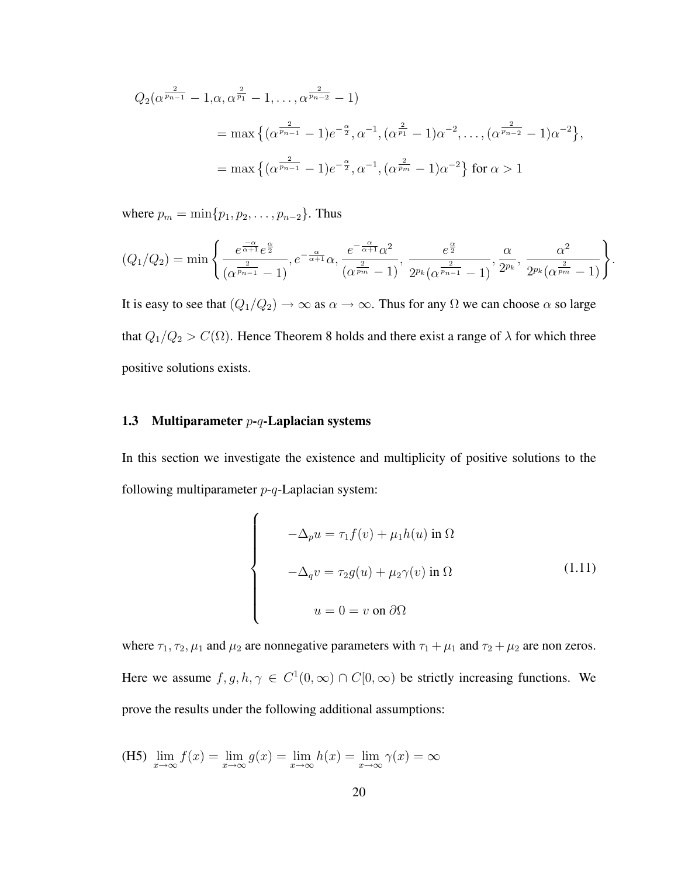$$
\begin{aligned}
Q_2(\alpha^{\frac{2}{p_{n-1}}} - 1, &\alpha, \alpha^{\frac{2}{p_1}} - 1, \ldots, \alpha^{\frac{2}{p_{n-2}}} - 1) \\
&= \max\left\{(\alpha^{\frac{2}{p_{n-1}}} - 1)e^{-\frac{\alpha}{2}}, \alpha^{-1}, (\alpha^{\frac{2}{p_1}} - 1)\alpha^{-2}, \ldots, (\alpha^{\frac{2}{p_{n-2}}} - 1)\alpha^{-2}\right\}, \\
&= \max\left\{(\alpha^{\frac{2}{p_{n-1}}} - 1)e^{-\frac{\alpha}{2}}, \alpha^{-1}, (\alpha^{\frac{2}{p_m}} - 1)\alpha^{-2}\right\} \text{ for } \alpha > 1
\end{aligned}
$$

where $p_m = \min\{p_1, p_2, \ldots, p_{n-2}\}$. Thus

$$
(Q_1/Q_2) = \min\left\{\frac{e^{\frac{-\alpha}{\alpha+1}}e^{\frac{\alpha}{2}}}{(\alpha^{\frac{2}{p_{n-1}}} - 1)}, e^{-\frac{\alpha}{\alpha+1}}\alpha, \frac{e^{-\frac{\alpha}{\alpha+1}}\alpha^2}{(\alpha^{\frac{2}{p_m}} - 1)}, \frac{e^{\frac{\alpha}{2}}}{2^{p_k}(\alpha^{\frac{2}{p_{n-1}}} - 1)}, \frac{\alpha}{2^{p_k}}, \frac{\alpha^2}{2^{p_k}(\alpha^{\frac{2}{p_m}} - 1)}\right\}.
$$

It is easy to see that $(Q_1/Q_2) \to \infty$ as $\alpha \to \infty$. Thus for any $\Omega$ we can choose $\alpha$ so large that $Q_1/Q_2 > C(\Omega)$. Hence Theorem 8 holds and there exist a range of $\lambda$ for which three positive solutions exists.

### 1.3 Multiparameter $p$-$q$-Laplacian systems

In this section we investigate the existence and multiplicity of positive solutions to the following multiparameter $p$-$q$-Laplacian system:

$$
\begin{cases}
-\Delta_p u = \tau_1 f(v) + \mu_1 h(u) \text{ in } \Omega \\
-\Delta_q v = \tau_2 g(u) + \mu_2 \gamma(v) \text{ in } \Omega \\
u = 0 = v \text{ on } \partial\Omega
\end{cases}
\tag{1.11}
$$

where $\tau_1, \tau_2, \mu_1$ and $\mu_2$ are nonnegative parameters with $\tau_1 + \mu_1$ and $\tau_2 + \mu_2$ are non zeros. Here we assume $f, g, h, \gamma \in C^1(0,\infty) \cap C[0,\infty)$ be strictly increasing functions. We prove the results under the following additional assumptions:

(H5) $\lim\limits_{x\to\infty} f(x) = \lim\limits_{x\to\infty} g(x) = \lim\limits_{x\to\infty} h(x) = \lim\limits_{x\to\infty} \gamma(x) = \infty$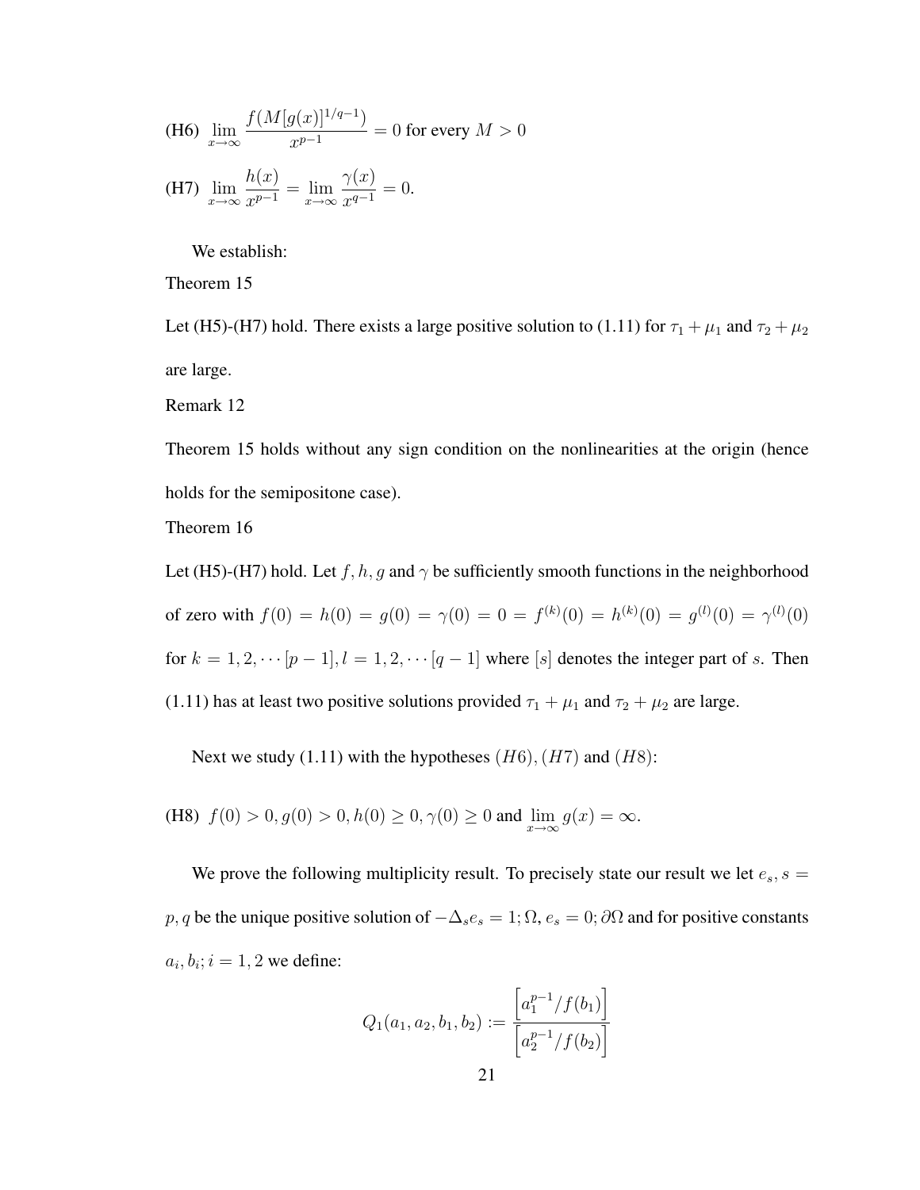(H6) $\lim_{x\to\infty} \frac{f(M[g(x)]^{1/q-1})}{x^{p-1}} = 0$ for every $M > 0$

(H7) $\lim_{x\to\infty} \frac{h(x)}{x^{p-1}} = \lim_{x\to\infty} \frac{\gamma(x)}{x^{q-1}} = 0.$

We establish:

Theorem 15

Let (H5)-(H7) hold. There exists a large positive solution to (1.11) for $\tau_1 + \mu_1$ and $\tau_2 + \mu_2$ are large.

Remark 12

Theorem 15 holds without any sign condition on the nonlinearities at the origin (hence holds for the semipositone case).

Theorem 16

Let (H5)-(H7) hold. Let $f, h, g$ and $\gamma$ be sufficiently smooth functions in the neighborhood of zero with $f(0) = h(0) = g(0) = \gamma(0) = 0 = f^{(k)}(0) = h^{(k)}(0) = g^{(l)}(0) = \gamma^{(l)}(0)$ for $k = 1, 2, \cdots [p-1], l = 1, 2, \cdots [q-1]$ where $[s]$ denotes the integer part of $s$. Then (1.11) has at least two positive solutions provided $\tau_1 + \mu_1$ and $\tau_2 + \mu_2$ are large.

Next we study (1.11) with the hypotheses $(H6), (H7)$ and $(H8)$:

(H8) $f(0) > 0, g(0) > 0, h(0) \geq 0, \gamma(0) \geq 0$ and $\lim_{x\to\infty} g(x) = \infty.$

We prove the following multiplicity result. To precisely state our result we let $e_s, s = p, q$ be the unique positive solution of $-\Delta_s e_s = 1; \Omega$, $e_s = 0; \partial\Omega$ and for positive constants $a_i, b_i; i = 1, 2$ we define:

$$Q_1(a_1, a_2, b_1, b_2) := \frac{\left[a_1^{p-1}/f(b_1)\right]}{\left[a_2^{p-1}/f(b_2)\right]}$$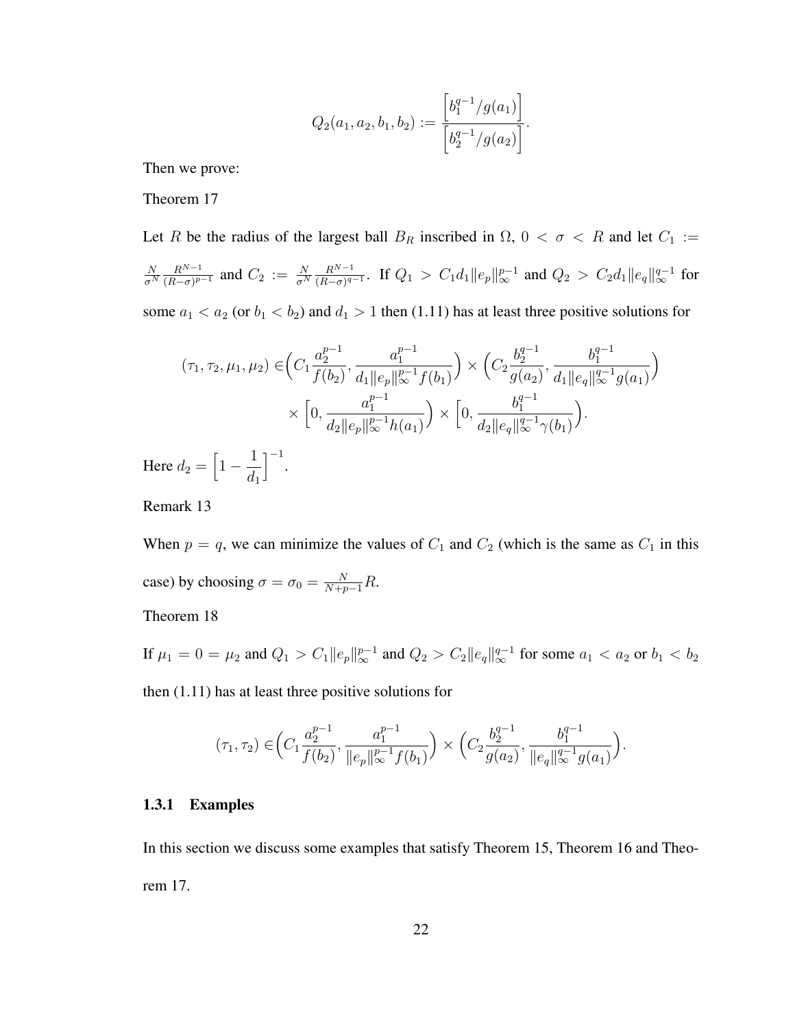$$Q_2(a_1, a_2, b_1, b_2) := \frac{\left[b_1^{q-1}/g(a_1)\right]}{\left[b_2^{q-1}/g(a_2)\right]}.$$

Then we prove:

Theorem 17

Let $R$ be the radius of the largest ball $B_R$ inscribed in $\Omega$, $0 < \sigma < R$ and let $C_1 := \frac{N}{\sigma^N} \frac{R^{N-1}}{(R-\sigma)^{p-1}}$ and $C_2 := \frac{N}{\sigma^N} \frac{R^{N-1}}{(R-\sigma)^{q-1}}$. If $Q_1 > C_1 d_1 \|e_p\|_\infty^{p-1}$ and $Q_2 > C_2 d_1 \|e_q\|_\infty^{q-1}$ for some $a_1 < a_2$ (or $b_1 < b_2$) and $d_1 > 1$ then (1.11) has at least three positive solutions for

$$\begin{aligned}(\tau_1, \tau_2, \mu_1, \mu_2) \in & \Big( C_1 \frac{a_2^{p-1}}{f(b_2)}, \frac{a_1^{p-1}}{d_1 \|e_p\|_\infty^{p-1} f(b_1)} \Big) \times \Big( C_2 \frac{b_2^{q-1}}{g(a_2)}, \frac{b_1^{q-1}}{d_1 \|e_q\|_\infty^{q-1} g(a_1)} \Big) \\ & \times \Big[ 0, \frac{a_1^{p-1}}{d_2 \|e_p\|_\infty^{p-1} h(a_1)} \Big) \times \Big[ 0, \frac{b_1^{q-1}}{d_2 \|e_q\|_\infty^{q-1} \gamma(b_1)} \Big).\end{aligned}$$

Here $d_2 = \Big[ 1 - \dfrac{1}{d_1} \Big]^{-1}$.

Remark 13

When $p = q$, we can minimize the values of $C_1$ and $C_2$ (which is the same as $C_1$ in this case) by choosing $\sigma = \sigma_0 = \frac{N}{N+p-1} R$.

Theorem 18

If $\mu_1 = 0 = \mu_2$ and $Q_1 > C_1 \|e_p\|_\infty^{p-1}$ and $Q_2 > C_2 \|e_q\|_\infty^{q-1}$ for some $a_1 < a_2$ or $b_1 < b_2$ then (1.11) has at least three positive solutions for

$$(\tau_1, \tau_2) \in \Big( C_1 \frac{a_2^{p-1}}{f(b_2)}, \frac{a_1^{p-1}}{\|e_p\|_\infty^{p-1} f(b_1)} \Big) \times \Big( C_2 \frac{b_2^{q-1}}{g(a_2)}, \frac{b_1^{q-1}}{\|e_q\|_\infty^{q-1} g(a_1)} \Big).$$

### 1.3.1 Examples

In this section we discuss some examples that satisfy Theorem 15, Theorem 16 and Theorem 17.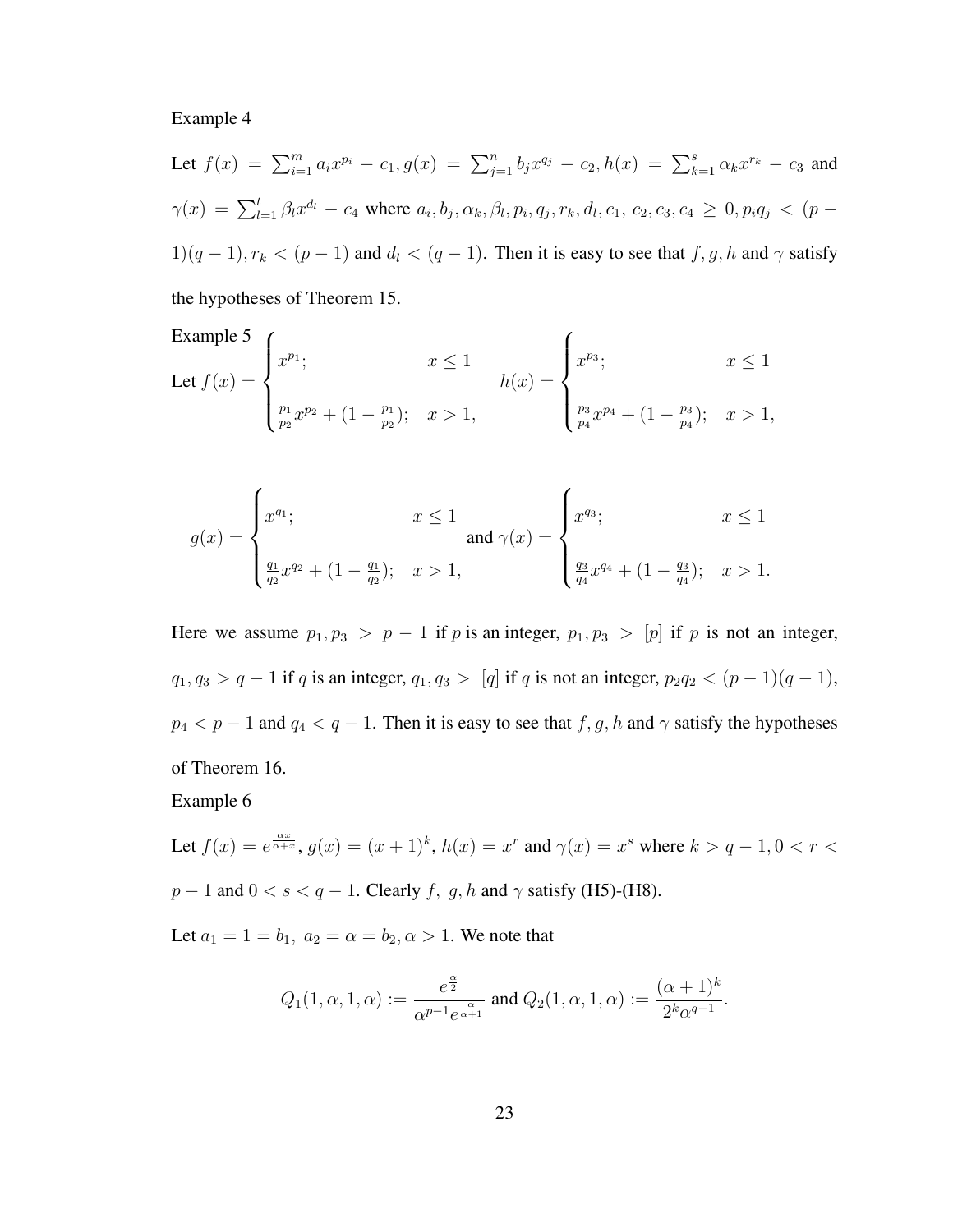Example 4

Let $f(x) = \sum_{i=1}^{m} a_i x^{p_i} - c_1, g(x) = \sum_{j=1}^{n} b_j x^{q_j} - c_2, h(x) = \sum_{k=1}^{s} \alpha_k x^{r_k} - c_3$ and $\gamma(x) = \sum_{l=1}^{t} \beta_l x^{d_l} - c_4$ where $a_i, b_j, \alpha_k, \beta_l, p_i, q_j, r_k, d_l, c_1, c_2, c_3, c_4 \geq 0, p_i q_j < (p-1)(q-1), r_k < (p-1)$ and $d_l < (q-1)$. Then it is easy to see that $f, g, h$ and $\gamma$ satisfy the hypotheses of Theorem 15.

Example 5

Let
$$f(x) = \begin{cases} x^{p_1}; & x \leq 1 \\ \frac{p_1}{p_2} x^{p_2} + (1 - \frac{p_1}{p_2}); & x > 1, \end{cases} \qquad h(x) = \begin{cases} x^{p_3}; & x \leq 1 \\ \frac{p_3}{p_4} x^{p_4} + (1 - \frac{p_3}{p_4}); & x > 1, \end{cases}$$

$$g(x) = \begin{cases} x^{q_1}; & x \leq 1 \\ \frac{q_1}{q_2} x^{q_2} + (1 - \frac{q_1}{q_2}); & x > 1, \end{cases} \text{ and } \gamma(x) = \begin{cases} x^{q_3}; & x \leq 1 \\ \frac{q_3}{q_4} x^{q_4} + (1 - \frac{q_3}{q_4}); & x > 1. \end{cases}$$

Here we assume $p_1, p_3 > p-1$ if $p$ is an integer, $p_1, p_3 > [p]$ if $p$ is not an integer, $q_1, q_3 > q-1$ if $q$ is an integer, $q_1, q_3 > [q]$ if $q$ is not an integer, $p_2 q_2 < (p-1)(q-1)$, $p_4 < p-1$ and $q_4 < q-1$. Then it is easy to see that $f, g, h$ and $\gamma$ satisfy the hypotheses of Theorem 16.

Example 6

Let $f(x) = e^{\frac{\alpha x}{\alpha + x}}$, $g(x) = (x+1)^k$, $h(x) = x^r$ and $\gamma(x) = x^s$ where $k > q-1, 0 < r < p-1$ and $0 < s < q-1$. Clearly $f$, $g, h$ and $\gamma$ satisfy (H5)-(H8).

Let $a_1 = 1 = b_1$, $a_2 = \alpha = b_2, \alpha > 1$. We note that

$$Q_1(1, \alpha, 1, \alpha) := \frac{e^{\frac{\alpha}{2}}}{\alpha^{p-1} e^{\frac{\alpha}{\alpha+1}}} \text{ and } Q_2(1, \alpha, 1, \alpha) := \frac{(\alpha+1)^k}{2^k \alpha^{q-1}}.$$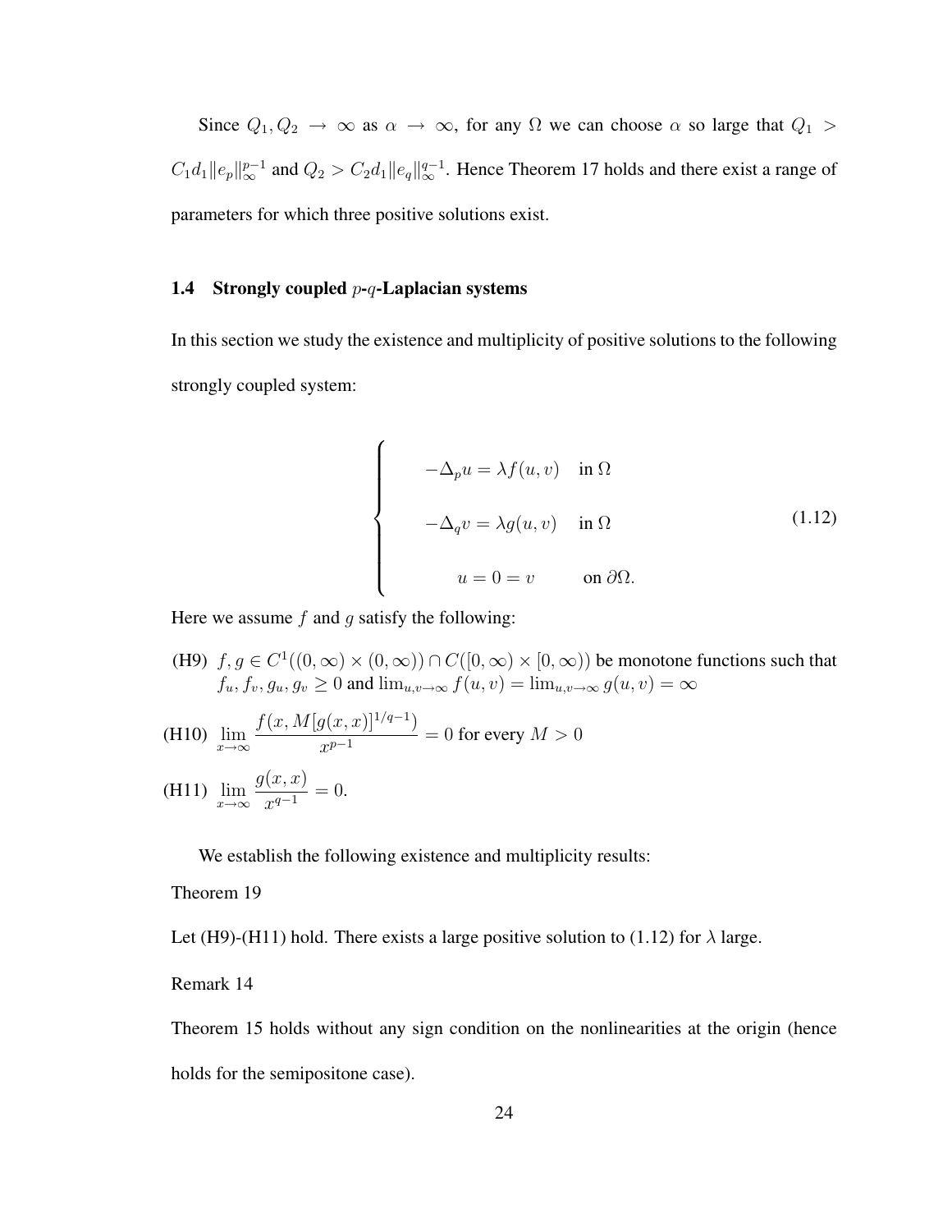Since $Q_1, Q_2 \to \infty$ as $\alpha \to \infty$, for any $\Omega$ we can choose $\alpha$ so large that $Q_1 > C_1 d_1 \|e_p\|_\infty^{p-1}$ and $Q_2 > C_2 d_1 \|e_q\|_\infty^{q-1}$. Hence Theorem 17 holds and there exist a range of parameters for which three positive solutions exist.

### 1.4 Strongly coupled $p$-$q$-Laplacian systems

In this section we study the existence and multiplicity of positive solutions to the following strongly coupled system:

$$\begin{cases} -\Delta_p u = \lambda f(u, v) & \text{in } \Omega \\ -\Delta_q v = \lambda g(u, v) & \text{in } \Omega \\ u = 0 = v & \text{on } \partial\Omega. \end{cases} \tag{1.12}$$

Here we assume $f$ and $g$ satisfy the following:

(H9) $f, g \in C^1((0, \infty) \times (0, \infty)) \cap C([0, \infty) \times [0, \infty))$ be monotone functions such that $f_u, f_v, g_u, g_v \geq 0$ and $\lim_{u,v \to \infty} f(u, v) = \lim_{u,v \to \infty} g(u, v) = \infty$

(H10) $\lim\limits_{x \to \infty} \dfrac{f(x, M[g(x, x)]^{1/q-1})}{x^{p-1}} = 0$ for every $M > 0$

(H11) $\lim\limits_{x \to \infty} \dfrac{g(x, x)}{x^{q-1}} = 0.$

We establish the following existence and multiplicity results:

Theorem 19

Let (H9)-(H11) hold. There exists a large positive solution to (1.12) for $\lambda$ large.

Remark 14

Theorem 15 holds without any sign condition on the nonlinearities at the origin (hence holds for the semipositone case).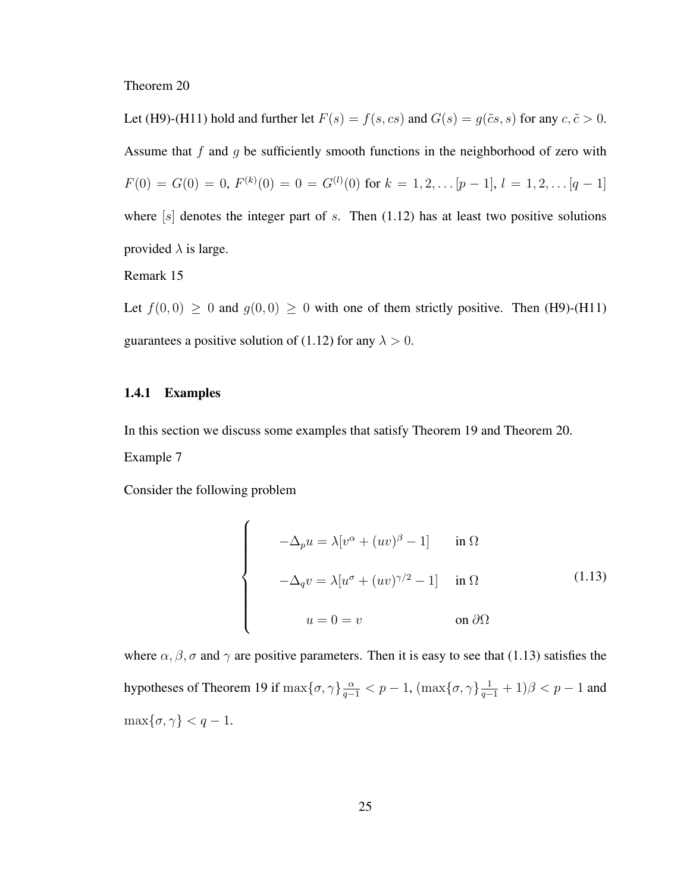Theorem 20

Let (H9)-(H11) hold and further let $F(s) = f(s, cs)$ and $G(s) = g(\tilde{c}s, s)$ for any $c, \tilde{c} > 0$. Assume that $f$ and $g$ be sufficiently smooth functions in the neighborhood of zero with $F(0) = G(0) = 0$, $F^{(k)}(0) = 0 = G^{(l)}(0)$ for $k = 1, 2, \ldots [p-1]$, $l = 1, 2, \ldots [q-1]$ where $[s]$ denotes the integer part of $s$. Then (1.12) has at least two positive solutions provided $\lambda$ is large.

Remark 15

Let $f(0,0) \geq 0$ and $g(0,0) \geq 0$ with one of them strictly positive. Then (H9)-(H11) guarantees a positive solution of (1.12) for any $\lambda > 0$.

### 1.4.1 Examples

In this section we discuss some examples that satisfy Theorem 19 and Theorem 20.

Example 7

Consider the following problem

$$\begin{cases} -\Delta_p u = \lambda[v^\alpha + (uv)^\beta - 1] & \text{in } \Omega \\ -\Delta_q v = \lambda[u^\sigma + (uv)^{\gamma/2} - 1] & \text{in } \Omega \\ u = 0 = v & \text{on } \partial\Omega \end{cases} \tag{1.13}$$

where $\alpha, \beta, \sigma$ and $\gamma$ are positive parameters. Then it is easy to see that (1.13) satisfies the hypotheses of Theorem 19 if $\max\{\sigma, \gamma\}\frac{\alpha}{q-1} < p - 1$, $(\max\{\sigma, \gamma\}\frac{1}{q-1} + 1)\beta < p - 1$ and $\max\{\sigma, \gamma\} < q - 1$.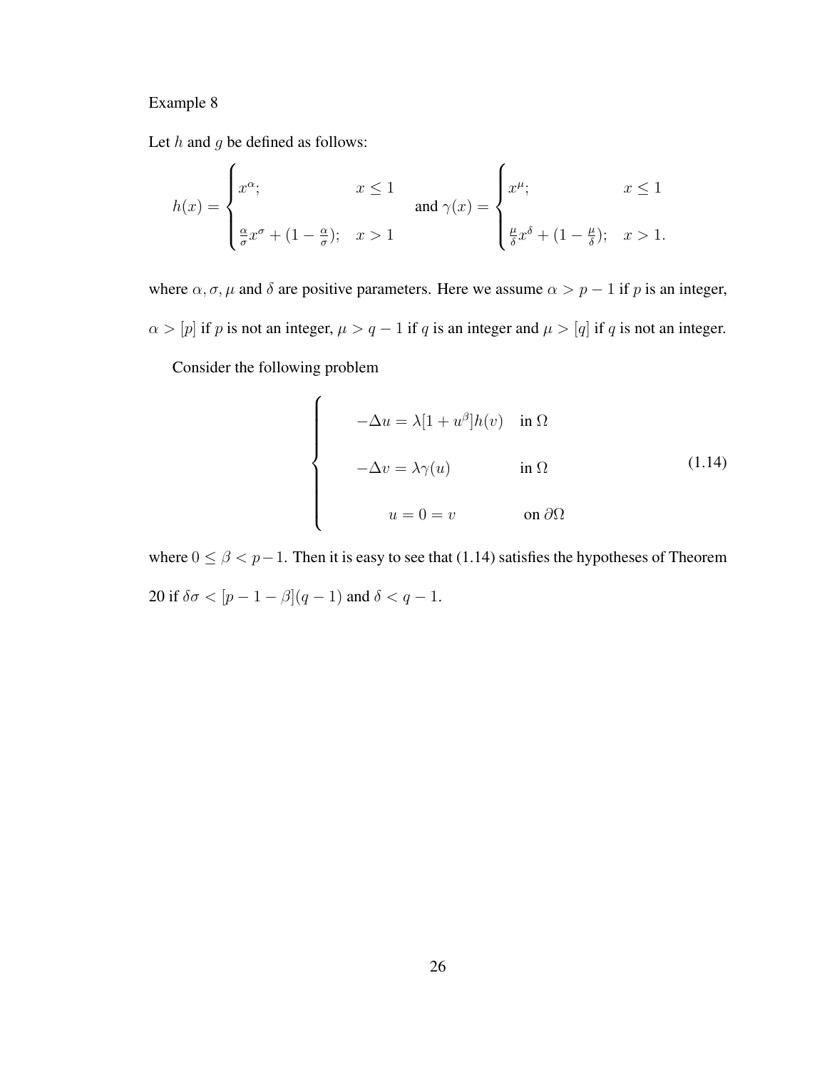Example 8

Let $h$ and $g$ be defined as follows:

$$h(x) = \begin{cases} x^{\alpha}; & x \leq 1 \\ \\ \frac{\alpha}{\sigma}x^{\sigma} + (1 - \frac{\alpha}{\sigma}); & x > 1 \end{cases} \quad \text{and } \gamma(x) = \begin{cases} x^{\mu}; & x \leq 1 \\ \\ \frac{\mu}{\delta}x^{\delta} + (1 - \frac{\mu}{\delta}); & x > 1. \end{cases}$$

where $\alpha, \sigma, \mu$ and $\delta$ are positive parameters. Here we assume $\alpha > p - 1$ if $p$ is an integer, $\alpha > [p]$ if $p$ is not an integer, $\mu > q - 1$ if $q$ is an integer and $\mu > [q]$ if $q$ is not an integer.

Consider the following problem

$$\begin{cases} -\Delta u = \lambda[1 + u^{\beta}]h(v) & \text{in } \Omega \\ \\ -\Delta v = \lambda\gamma(u) & \text{in } \Omega \\ \\ u = 0 = v & \text{on } \partial\Omega \end{cases} \tag{1.14}$$

where $0 \leq \beta < p-1$. Then it is easy to see that (1.14) satisfies the hypotheses of Theorem 20 if $\delta\sigma < [p - 1 - \beta](q - 1)$ and $\delta < q - 1$.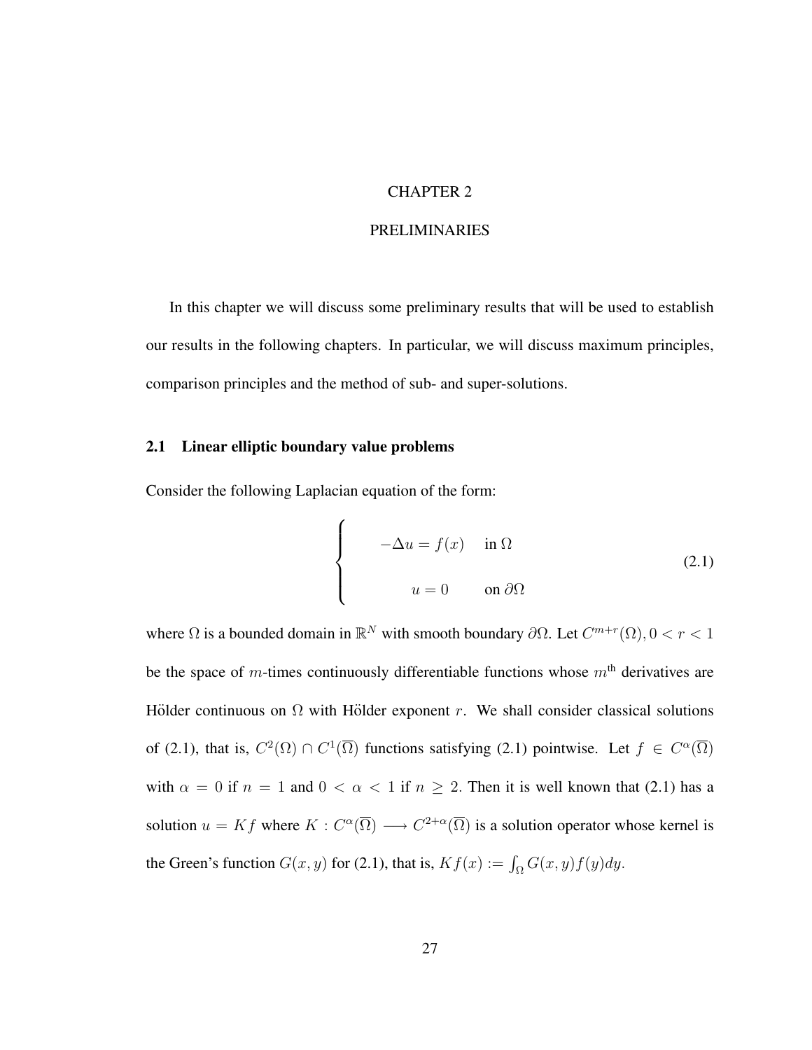# CHAPTER 2

# PRELIMINARIES

In this chapter we will discuss some preliminary results that will be used to establish our results in the following chapters. In particular, we will discuss maximum principles, comparison principles and the method of sub- and super-solutions.

## 2.1 Linear elliptic boundary value problems

Consider the following Laplacian equation of the form:

$$
\begin{cases}
-\Delta u = f(x) & \text{in } \Omega \\
u = 0 & \text{on } \partial\Omega
\end{cases}
\tag{2.1}
$$

where $\Omega$ is a bounded domain in $\mathbb{R}^N$ with smooth boundary $\partial\Omega$. Let $C^{m+r}(\Omega), 0 < r < 1$ be the space of $m$-times continuously differentiable functions whose $m^{\text{th}}$ derivatives are Hölder continuous on $\Omega$ with Hölder exponent $r$. We shall consider classical solutions of (2.1), that is, $C^2(\Omega) \cap C^1(\overline{\Omega})$ functions satisfying (2.1) pointwise. Let $f \in C^{\alpha}(\overline{\Omega})$ with $\alpha = 0$ if $n = 1$ and $0 < \alpha < 1$ if $n \geq 2$. Then it is well known that (2.1) has a solution $u = Kf$ where $K : C^{\alpha}(\overline{\Omega}) \longrightarrow C^{2+\alpha}(\overline{\Omega})$ is a solution operator whose kernel is the Green's function $G(x, y)$ for (2.1), that is, $Kf(x) := \int_{\Omega} G(x, y) f(y) dy$.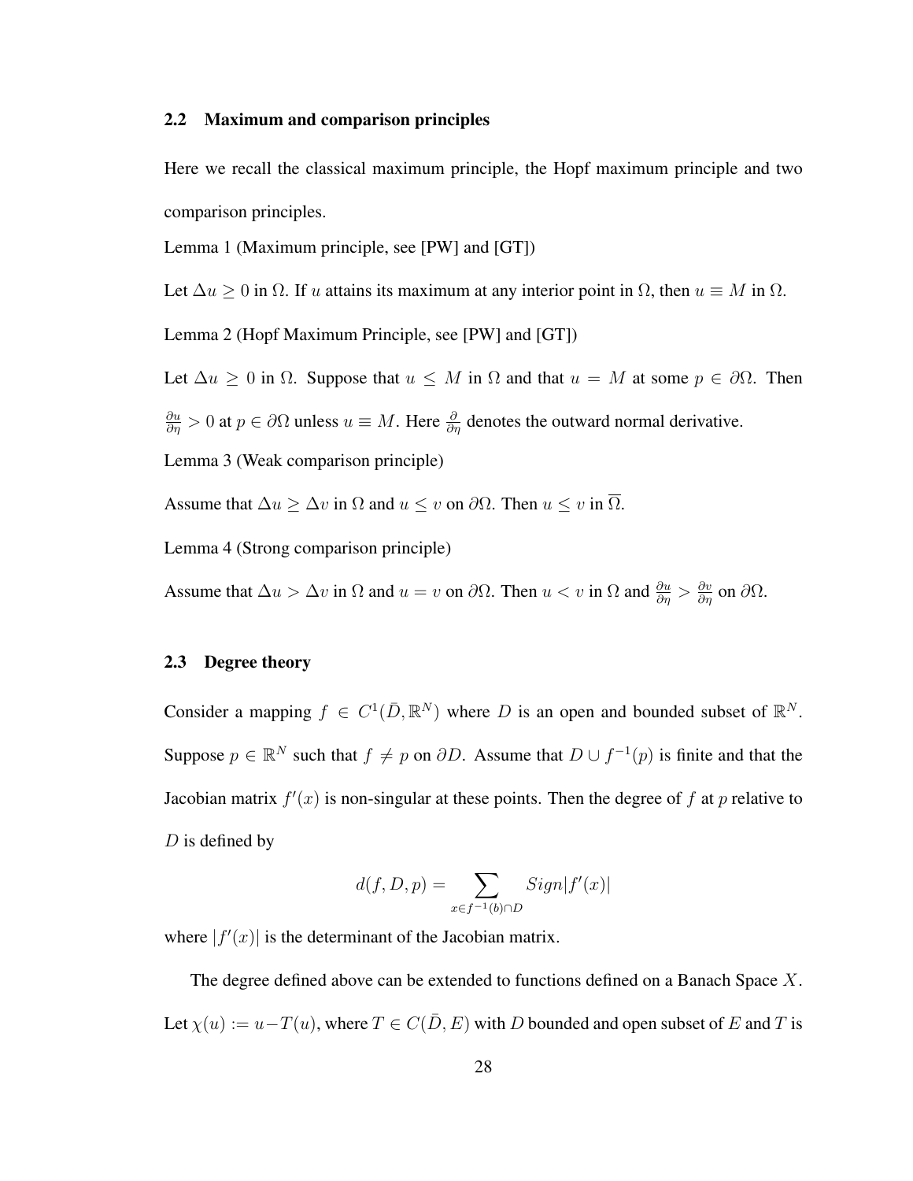### 2.2 Maximum and comparison principles

Here we recall the classical maximum principle, the Hopf maximum principle and two comparison principles.

Lemma 1 (Maximum principle, see [PW] and [GT])

Let $\Delta u \geq 0$ in $\Omega$. If $u$ attains its maximum at any interior point in $\Omega$, then $u \equiv M$ in $\Omega$.

Lemma 2 (Hopf Maximum Principle, see [PW] and [GT])

Let $\Delta u \geq 0$ in $\Omega$. Suppose that $u \leq M$ in $\Omega$ and that $u = M$ at some $p \in \partial\Omega$. Then $\frac{\partial u}{\partial \eta} > 0$ at $p \in \partial\Omega$ unless $u \equiv M$. Here $\frac{\partial}{\partial \eta}$ denotes the outward normal derivative.

Lemma 3 (Weak comparison principle)

Assume that $\Delta u \geq \Delta v$ in $\Omega$ and $u \leq v$ on $\partial\Omega$. Then $u \leq v$ in $\overline{\Omega}$.

Lemma 4 (Strong comparison principle)

Assume that $\Delta u > \Delta v$ in $\Omega$ and $u = v$ on $\partial\Omega$. Then $u < v$ in $\Omega$ and $\frac{\partial u}{\partial \eta} > \frac{\partial v}{\partial \eta}$ on $\partial\Omega$.

### 2.3 Degree theory

Consider a mapping $f \in C^1(\bar{D}, \mathbb{R}^N)$ where $D$ is an open and bounded subset of $\mathbb{R}^N$. Suppose $p \in \mathbb{R}^N$ such that $f \neq p$ on $\partial D$. Assume that $D \cup f^{-1}(p)$ is finite and that the Jacobian matrix $f'(x)$ is non-singular at these points. Then the degree of $f$ at $p$ relative to $D$ is defined by

$$d(f, D, p) = \sum_{x \in f^{-1}(b) \cap D} Sign|f'(x)|$$

where $|f'(x)|$ is the determinant of the Jacobian matrix.

The degree defined above can be extended to functions defined on a Banach Space $X$. Let $\chi(u) := u - T(u)$, where $T \in C(\bar{D}, E)$ with $D$ bounded and open subset of $E$ and $T$ is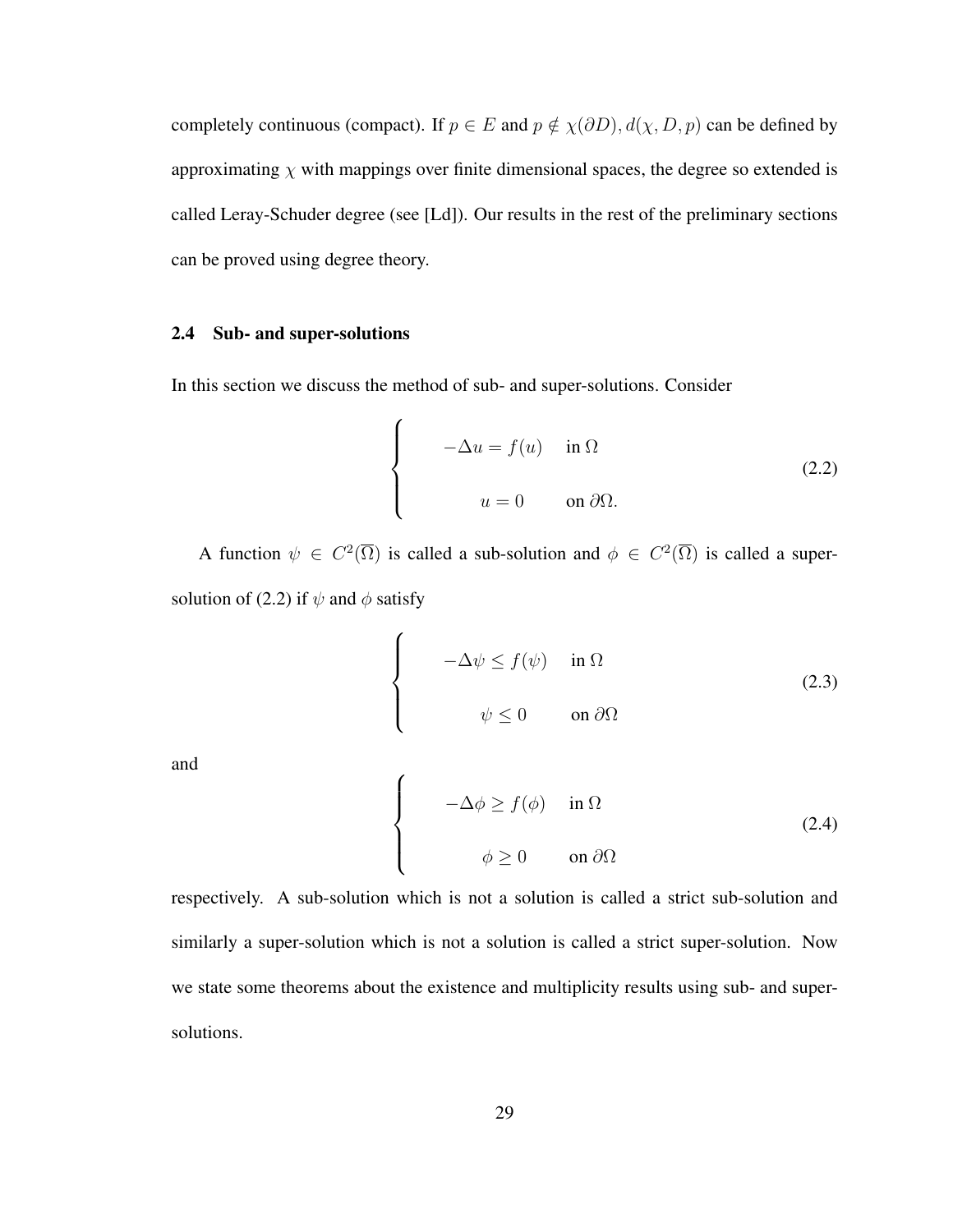completely continuous (compact). If $p \in E$ and $p \notin \chi(\partial D), d(\chi, D, p)$ can be defined by approximating $\chi$ with mappings over finite dimensional spaces, the degree so extended is called Leray-Schuder degree (see [Ld]). Our results in the rest of the preliminary sections can be proved using degree theory.

### 2.4 Sub- and super-solutions

In this section we discuss the method of sub- and super-solutions. Consider

$$\begin{cases} -\Delta u = f(u) & \text{in } \Omega \\ u = 0 & \text{on } \partial\Omega. \end{cases} \tag{2.2}$$

A function $\psi \in C^2(\overline{\Omega})$ is called a sub-solution and $\phi \in C^2(\overline{\Omega})$ is called a super-solution of (2.2) if $\psi$ and $\phi$ satisfy

$$\begin{cases} -\Delta \psi \leq f(\psi) & \text{in } \Omega \\ \psi \leq 0 & \text{on } \partial\Omega \end{cases} \tag{2.3}$$

and

$$\begin{cases} -\Delta \phi \geq f(\phi) & \text{in } \Omega \\ \phi \geq 0 & \text{on } \partial\Omega \end{cases} \tag{2.4}$$

respectively. A sub-solution which is not a solution is called a strict sub-solution and similarly a super-solution which is not a solution is called a strict super-solution. Now we state some theorems about the existence and multiplicity results using sub- and super-solutions.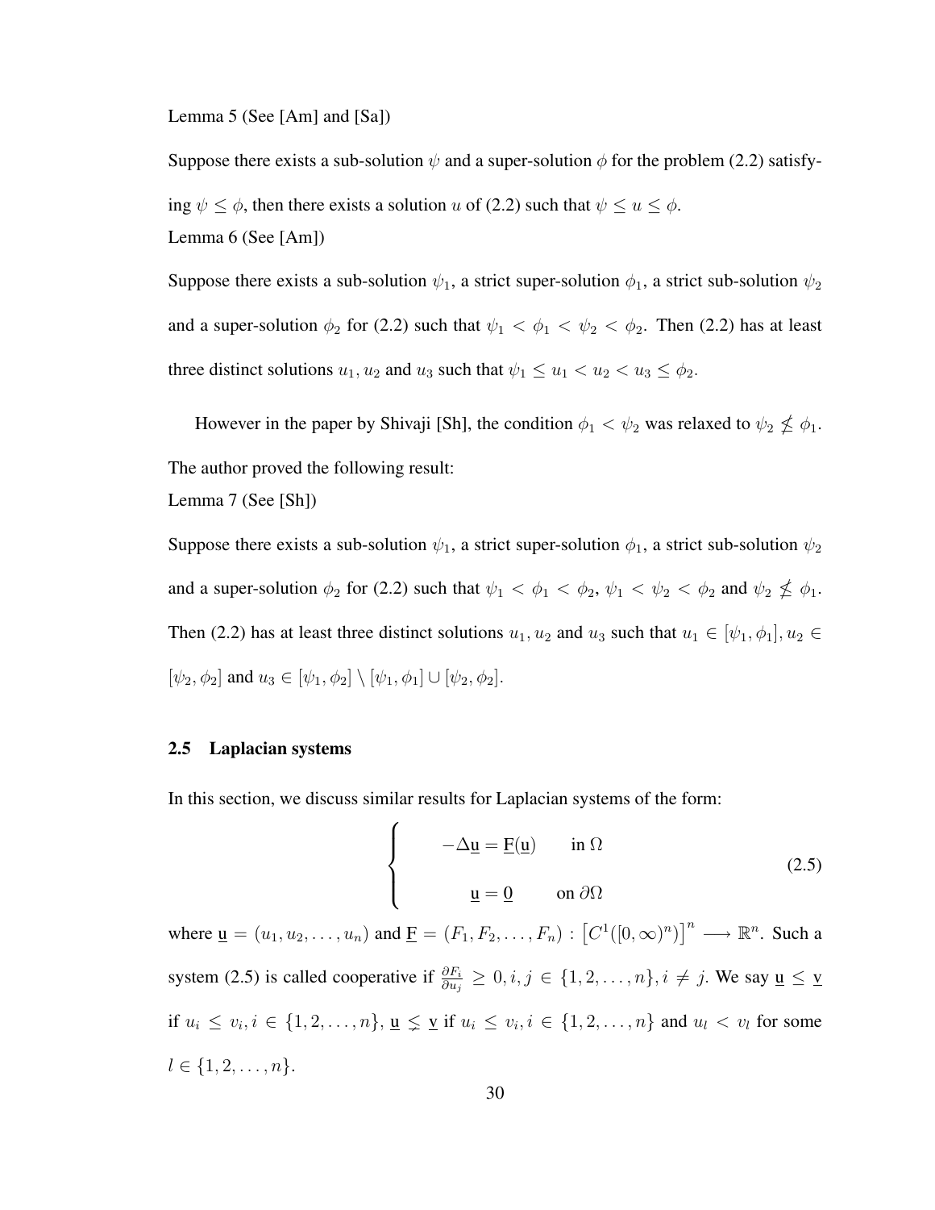Lemma 5 (See [Am] and [Sa])

Suppose there exists a sub-solution $\psi$ and a super-solution $\phi$ for the problem (2.2) satisfying $\psi \leq \phi$, then there exists a solution $u$ of (2.2) such that $\psi \leq u \leq \phi$.

Lemma 6 (See [Am])

Suppose there exists a sub-solution $\psi_1$, a strict super-solution $\phi_1$, a strict sub-solution $\psi_2$ and a super-solution $\phi_2$ for (2.2) such that $\psi_1 < \phi_1 < \psi_2 < \phi_2$. Then (2.2) has at least three distinct solutions $u_1, u_2$ and $u_3$ such that $\psi_1 \leq u_1 < u_2 < u_3 \leq \phi_2$.

However in the paper by Shivaji [Sh], the condition $\phi_1 < \psi_2$ was relaxed to $\psi_2 \nleq \phi_1$. The author proved the following result:

Lemma 7 (See [Sh])

Suppose there exists a sub-solution $\psi_1$, a strict super-solution $\phi_1$, a strict sub-solution $\psi_2$ and a super-solution $\phi_2$ for (2.2) such that $\psi_1 < \phi_1 < \phi_2$, $\psi_1 < \psi_2 < \phi_2$ and $\psi_2 \nleq \phi_1$. Then (2.2) has at least three distinct solutions $u_1, u_2$ and $u_3$ such that $u_1 \in [\psi_1, \phi_1], u_2 \in [\psi_2, \phi_2]$ and $u_3 \in [\psi_1, \phi_2] \setminus [\psi_1, \phi_1] \cup [\psi_2, \phi_2]$.

### 2.5 Laplacian systems

In this section, we discuss similar results for Laplacian systems of the form:

$$\begin{cases} -\Delta \underline{u} = \underline{F}(\underline{u}) & \text{in } \Omega \\ \underline{u} = \underline{0} & \text{on } \partial\Omega \end{cases} \tag{2.5}$$

where $\underline{u} = (u_1, u_2, \ldots, u_n)$ and $\underline{F} = (F_1, F_2, \ldots, F_n) : \left[C^1([0,\infty)^n)\right]^n \longrightarrow \mathbb{R}^n$. Such a system (2.5) is called cooperative if $\frac{\partial F_i}{\partial u_j} \geq 0, i, j \in \{1, 2, \ldots, n\}, i \neq j$. We say $\underline{u} \leq \underline{v}$ if $u_i \leq v_i, i \in \{1, 2, \ldots, n\}$, $\underline{u} \lneq \underline{v}$ if $u_i \leq v_i, i \in \{1, 2, \ldots, n\}$ and $u_l < v_l$ for some $l \in \{1, 2, \ldots, n\}$.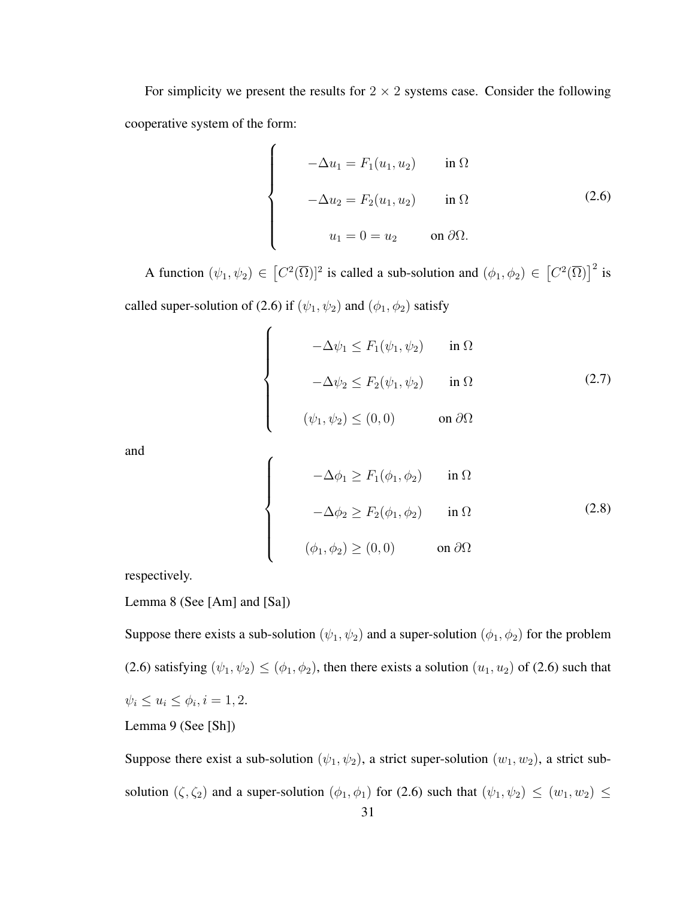For simplicity we present the results for $2 \times 2$ systems case. Consider the following cooperative system of the form:

$$
\begin{cases}
-\Delta u_1 = F_1(u_1, u_2) & \text{in } \Omega \\
-\Delta u_2 = F_2(u_1, u_2) & \text{in } \Omega \\
u_1 = 0 = u_2 & \text{on } \partial\Omega.
\end{cases}
\tag{2.6}
$$

A function $(\psi_1, \psi_2) \in [C^2(\overline{\Omega})]^2$ is called a sub-solution and $(\phi_1, \phi_2) \in \left[C^2(\overline{\Omega})\right]^2$ is called super-solution of (2.6) if $(\psi_1, \psi_2)$ and $(\phi_1, \phi_2)$ satisfy

$$
\begin{cases}
-\Delta \psi_1 \leq F_1(\psi_1, \psi_2) & \text{in } \Omega \\
-\Delta \psi_2 \leq F_2(\psi_1, \psi_2) & \text{in } \Omega \\
(\psi_1, \psi_2) \leq (0, 0) & \text{on } \partial\Omega
\end{cases}
\tag{2.7}
$$

and

$$
\begin{cases}
-\Delta \phi_1 \geq F_1(\phi_1, \phi_2) & \text{in } \Omega \\
-\Delta \phi_2 \geq F_2(\phi_1, \phi_2) & \text{in } \Omega \\
(\phi_1, \phi_2) \geq (0, 0) & \text{on } \partial\Omega
\end{cases}
\tag{2.8}
$$

respectively.

Lemma 8 (See [Am] and [Sa])

Suppose there exists a sub-solution $(\psi_1, \psi_2)$ and a super-solution $(\phi_1, \phi_2)$ for the problem (2.6) satisfying $(\psi_1, \psi_2) \leq (\phi_1, \phi_2)$, then there exists a solution $(u_1, u_2)$ of (2.6) such that $\psi_i \leq u_i \leq \phi_i, i = 1, 2$.

Lemma 9 (See [Sh])

Suppose there exist a sub-solution $(\psi_1, \psi_2)$, a strict super-solution $(w_1, w_2)$, a strict sub-solution $(\zeta, \zeta_2)$ and a super-solution $(\phi_1, \phi_1)$ for (2.6) such that $(\psi_1, \psi_2) \leq (w_1, w_2) \leq$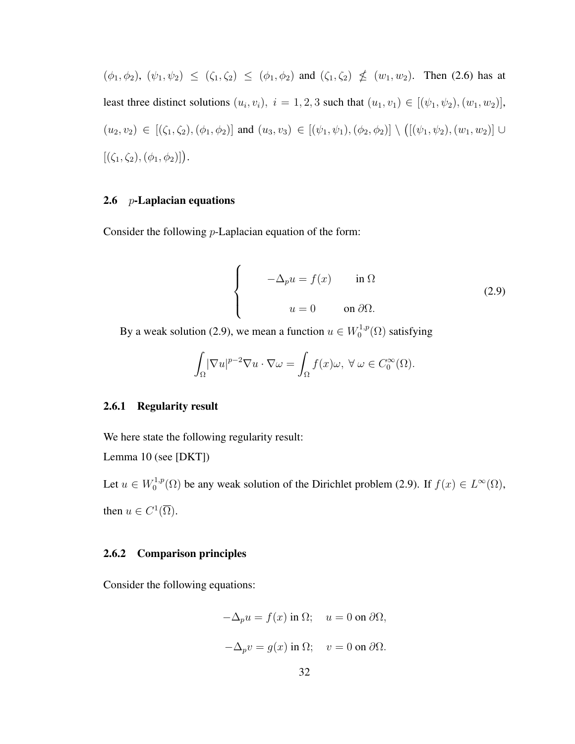$(\phi_1, \phi_2)$, $(\psi_1, \psi_2) \leq (\zeta_1, \zeta_2) \leq (\phi_1, \phi_2)$ and $(\zeta_1, \zeta_2) \not\leq (w_1, w_2)$. Then (2.6) has at least three distinct solutions $(u_i, v_i),\ i = 1, 2, 3$ such that $(u_1, v_1) \in [(\psi_1, \psi_2), (w_1, w_2)]$, $(u_2, v_2) \in [(\zeta_1, \zeta_2), (\phi_1, \phi_2)]$ and $(u_3, v_3) \in [(\psi_1, \psi_1), (\phi_2, \phi_2)] \setminus \big([(\psi_1, \psi_2), (w_1, w_2)] \cup [(\zeta_1, \zeta_2), (\phi_1, \phi_2)]\big)$.

### 2.6 $p$-Laplacian equations

Consider the following $p$-Laplacian equation of the form:

$$\begin{cases} -\Delta_p u = f(x) & \text{in } \Omega \\ u = 0 & \text{on } \partial\Omega. \end{cases} \tag{2.9}$$

By a weak solution (2.9), we mean a function $u \in W_0^{1,p}(\Omega)$ satisfying

$$\int_\Omega |\nabla u|^{p-2} \nabla u \cdot \nabla \omega = \int_\Omega f(x)\omega,\ \forall\ \omega \in C_0^\infty(\Omega).$$

#### 2.6.1 Regularity result

We here state the following regularity result:

Lemma 10 (see [DKT])

Let $u \in W_0^{1,p}(\Omega)$ be any weak solution of the Dirichlet problem (2.9). If $f(x) \in L^\infty(\Omega)$, then $u \in C^1(\overline{\Omega})$.

#### 2.6.2 Comparison principles

Consider the following equations:

$$-\Delta_p u = f(x) \text{ in } \Omega; \quad u = 0 \text{ on } \partial\Omega,$$

$$-\Delta_p v = g(x) \text{ in } \Omega; \quad v = 0 \text{ on } \partial\Omega.$$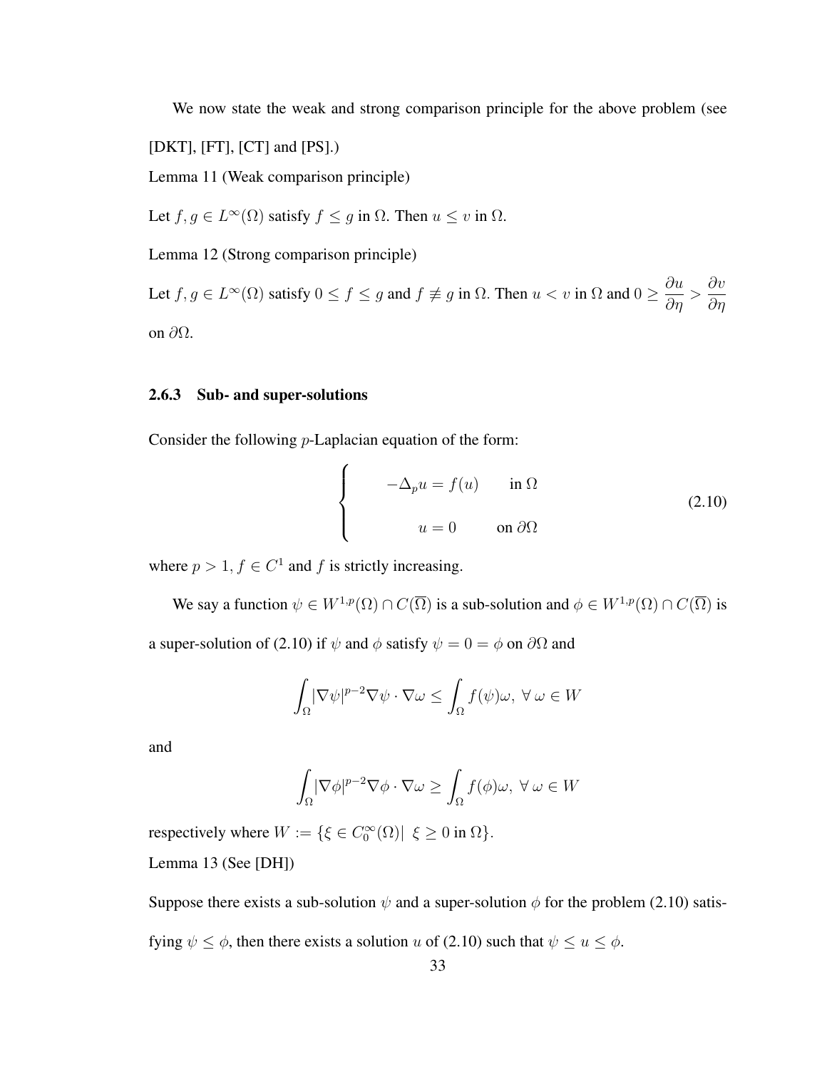We now state the weak and strong comparison principle for the above problem (see [DKT], [FT], [CT] and [PS].)

Lemma 11 (Weak comparison principle)

Let $f, g \in L^\infty(\Omega)$ satisfy $f \leq g$ in $\Omega$. Then $u \leq v$ in $\Omega$.

Lemma 12 (Strong comparison principle)

Let $f, g \in L^\infty(\Omega)$ satisfy $0 \leq f \leq g$ and $f \not\equiv g$ in $\Omega$. Then $u < v$ in $\Omega$ and $0 \geq \dfrac{\partial u}{\partial \eta} > \dfrac{\partial v}{\partial \eta}$ on $\partial\Omega$.

### 2.6.3 Sub- and super-solutions

Consider the following $p$-Laplacian equation of the form:

$$
\begin{cases}
-\Delta_p u = f(u) & \text{in } \Omega \\
u = 0 & \text{on } \partial\Omega
\end{cases}
\tag{2.10}
$$

where $p > 1$, $f \in C^1$ and $f$ is strictly increasing.

We say a function $\psi \in W^{1,p}(\Omega) \cap C(\overline{\Omega})$ is a sub-solution and $\phi \in W^{1,p}(\Omega) \cap C(\overline{\Omega})$ is a super-solution of (2.10) if $\psi$ and $\phi$ satisfy $\psi = 0 = \phi$ on $\partial\Omega$ and

$$
\int_\Omega |\nabla \psi|^{p-2} \nabla \psi \cdot \nabla \omega \leq \int_\Omega f(\psi)\omega, \ \forall \ \omega \in W
$$

and

$$
\int_\Omega |\nabla \phi|^{p-2} \nabla \phi \cdot \nabla \omega \geq \int_\Omega f(\phi)\omega, \ \forall \ \omega \in W
$$

respectively where $W := \{\xi \in C_0^\infty(\Omega) | \ \xi \geq 0 \text{ in } \Omega\}$.

Lemma 13 (See [DH])

Suppose there exists a sub-solution $\psi$ and a super-solution $\phi$ for the problem (2.10) satisfying $\psi \leq \phi$, then there exists a solution $u$ of (2.10) such that $\psi \leq u \leq \phi$.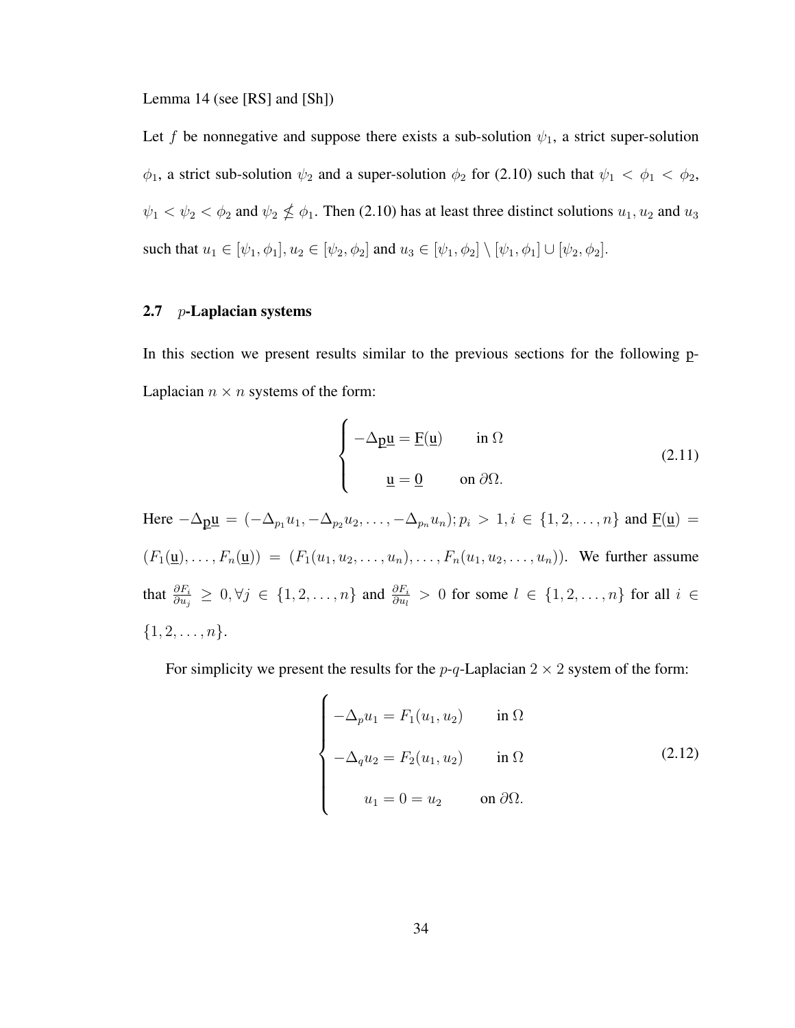Lemma 14 (see [RS] and [Sh])

Let $f$ be nonnegative and suppose there exists a sub-solution $\psi_1$, a strict super-solution $\phi_1$, a strict sub-solution $\psi_2$ and a super-solution $\phi_2$ for (2.10) such that $\psi_1 < \phi_1 < \phi_2$, $\psi_1 < \psi_2 < \phi_2$ and $\psi_2 \nleq \phi_1$. Then (2.10) has at least three distinct solutions $u_1, u_2$ and $u_3$ such that $u_1 \in [\psi_1, \phi_1], u_2 \in [\psi_2, \phi_2]$ and $u_3 \in [\psi_1, \phi_2] \setminus [\psi_1, \phi_1] \cup [\psi_2, \phi_2]$.

## 2.7 $p$-Laplacian systems

In this section we present results similar to the previous sections for the following p-Laplacian $n \times n$ systems of the form:

$$\begin{cases} -\Delta_{\underline{p}}\underline{u} = \underline{F}(\underline{u}) & \text{in } \Omega \\ \underline{u} = \underline{0} & \text{on } \partial\Omega. \end{cases} \tag{2.11}$$

Here $-\Delta_{\underline{p}}\underline{u} = (-\Delta_{p_1}u_1, -\Delta_{p_2}u_2, \ldots, -\Delta_{p_n}u_n); p_i > 1, i \in \{1, 2, \ldots, n\}$ and $\underline{F}(\underline{u}) = (F_1(\underline{u}), \ldots, F_n(\underline{u})) = (F_1(u_1, u_2, \ldots, u_n), \ldots, F_n(u_1, u_2, \ldots, u_n))$. We further assume that $\frac{\partial F_i}{\partial u_j} \geq 0, \forall j \in \{1, 2, \ldots, n\}$ and $\frac{\partial F_i}{\partial u_l} > 0$ for some $l \in \{1, 2, \ldots, n\}$ for all $i \in \{1, 2, \ldots, n\}$.

For simplicity we present the results for the $p$-$q$-Laplacian $2 \times 2$ system of the form:

$$\begin{cases} -\Delta_p u_1 = F_1(u_1, u_2) & \text{in } \Omega \\ -\Delta_q u_2 = F_2(u_1, u_2) & \text{in } \Omega \\ u_1 = 0 = u_2 & \text{on } \partial\Omega. \end{cases} \tag{2.12}$$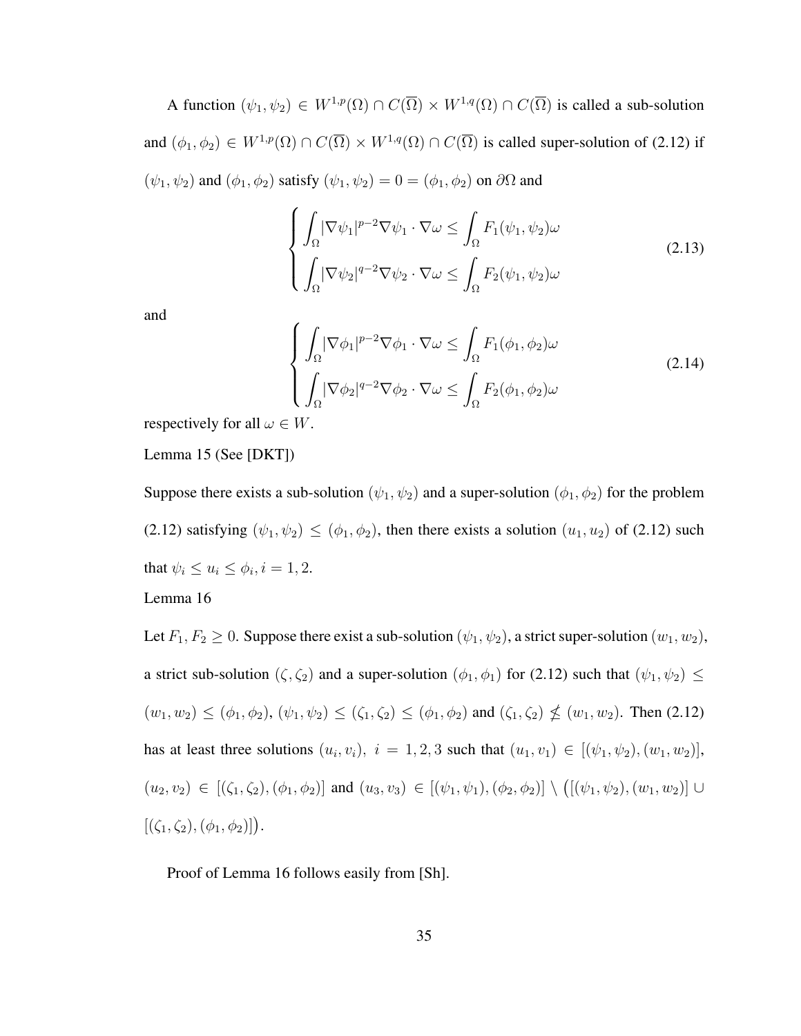A function $(\psi_1, \psi_2) \in W^{1,p}(\Omega) \cap C(\overline{\Omega}) \times W^{1,q}(\Omega) \cap C(\overline{\Omega})$ is called a sub-solution and $(\phi_1, \phi_2) \in W^{1,p}(\Omega) \cap C(\overline{\Omega}) \times W^{1,q}(\Omega) \cap C(\overline{\Omega})$ is called super-solution of (2.12) if $(\psi_1, \psi_2)$ and $(\phi_1, \phi_2)$ satisfy $(\psi_1, \psi_2) = 0 = (\phi_1, \phi_2)$ on $\partial\Omega$ and

$$\begin{cases} \int_\Omega |\nabla \psi_1|^{p-2} \nabla \psi_1 \cdot \nabla \omega \leq \int_\Omega F_1(\psi_1, \psi_2)\omega \\ \int_\Omega |\nabla \psi_2|^{q-2} \nabla \psi_2 \cdot \nabla \omega \leq \int_\Omega F_2(\psi_1, \psi_2)\omega \end{cases} \tag{2.13}$$

and

$$\begin{cases} \int_\Omega |\nabla \phi_1|^{p-2} \nabla \phi_1 \cdot \nabla \omega \leq \int_\Omega F_1(\phi_1, \phi_2)\omega \\ \int_\Omega |\nabla \phi_2|^{q-2} \nabla \phi_2 \cdot \nabla \omega \leq \int_\Omega F_2(\phi_1, \phi_2)\omega \end{cases} \tag{2.14}$$

respectively for all $\omega \in W$.

Lemma 15 (See [DKT])

Suppose there exists a sub-solution $(\psi_1, \psi_2)$ and a super-solution $(\phi_1, \phi_2)$ for the problem (2.12) satisfying $(\psi_1, \psi_2) \leq (\phi_1, \phi_2)$, then there exists a solution $(u_1, u_2)$ of (2.12) such that $\psi_i \leq u_i \leq \phi_i, i = 1, 2$.

Lemma 16

Let $F_1, F_2 \geq 0$. Suppose there exist a sub-solution $(\psi_1, \psi_2)$, a strict super-solution $(w_1, w_2)$, a strict sub-solution $(\zeta, \zeta_2)$ and a super-solution $(\phi_1, \phi_1)$ for (2.12) such that $(\psi_1, \psi_2) \leq (w_1, w_2) \leq (\phi_1, \phi_2)$, $(\psi_1, \psi_2) \leq (\zeta_1, \zeta_2) \leq (\phi_1, \phi_2)$ and $(\zeta_1, \zeta_2) \not\leq (w_1, w_2)$. Then (2.12) has at least three solutions $(u_i, v_i),\ i = 1, 2, 3$ such that $(u_1, v_1) \in [(\psi_1, \psi_2), (w_1, w_2)]$, $(u_2, v_2) \in [(\zeta_1, \zeta_2), (\phi_1, \phi_2)]$ and $(u_3, v_3) \in [(\psi_1, \psi_1), (\phi_2, \phi_2)] \setminus \big([(\psi_1, \psi_2), (w_1, w_2)] \cup [(\zeta_1, \zeta_2), (\phi_1, \phi_2)]\big)$.

Proof of Lemma 16 follows easily from [Sh].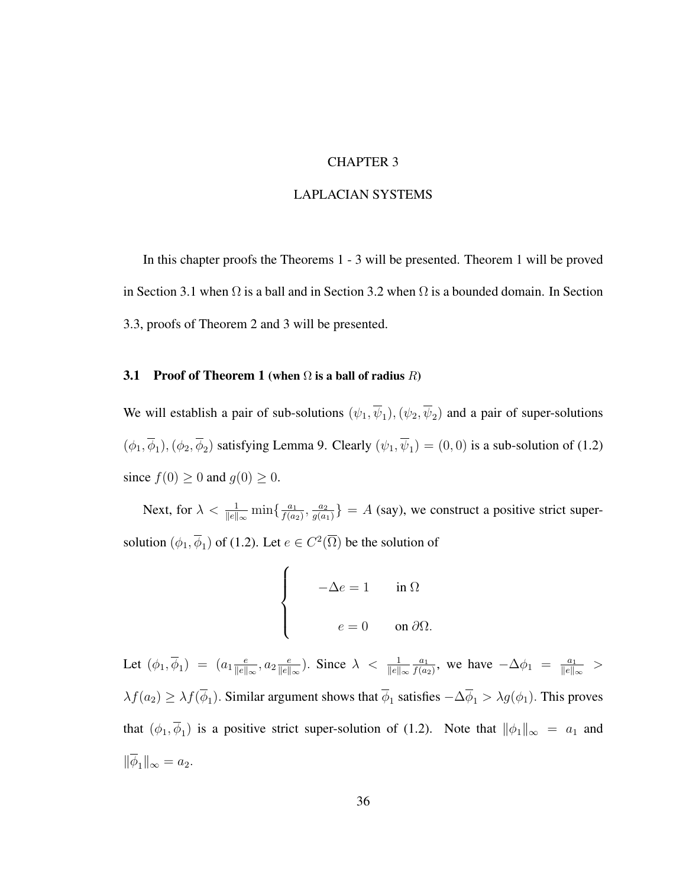# CHAPTER 3

# LAPLACIAN SYSTEMS

In this chapter proofs the Theorems 1 - 3 will be presented. Theorem 1 will be proved in Section 3.1 when $\Omega$ is a ball and in Section 3.2 when $\Omega$ is a bounded domain. In Section 3.3, proofs of Theorem 2 and 3 will be presented.

## 3.1 Proof of Theorem 1 (when $\Omega$ is a ball of radius $R$)

We will establish a pair of sub-solutions $(\psi_1, \overline{\psi}_1), (\psi_2, \overline{\psi}_2)$ and a pair of super-solutions $(\phi_1, \overline{\phi}_1), (\phi_2, \overline{\phi}_2)$ satisfying Lemma 9. Clearly $(\psi_1, \overline{\psi}_1) = (0, 0)$ is a sub-solution of (1.2) since $f(0) \geq 0$ and $g(0) \geq 0$.

Next, for $\lambda < \frac{1}{\|e\|_\infty} \min\{\frac{a_1}{f(a_2)}, \frac{a_2}{g(a_1)}\} = A$ (say), we construct a positive strict super-solution $(\phi_1, \overline{\phi}_1)$ of (1.2). Let $e \in C^2(\overline{\Omega})$ be the solution of

$$\begin{cases} -\Delta e = 1 & \text{in } \Omega \\ e = 0 & \text{on } \partial\Omega. \end{cases}$$

Let $(\phi_1, \overline{\phi}_1) = (a_1 \frac{e}{\|e\|_\infty}, a_2 \frac{e}{\|e\|_\infty})$. Since $\lambda < \frac{1}{\|e\|_\infty} \frac{a_1}{f(a_2)}$, we have $-\Delta \phi_1 = \frac{a_1}{\|e\|_\infty} > \lambda f(a_2) \geq \lambda f(\overline{\phi}_1)$. Similar argument shows that $\overline{\phi}_1$ satisfies $-\Delta \overline{\phi}_1 > \lambda g(\phi_1)$. This proves that $(\phi_1, \overline{\phi}_1)$ is a positive strict super-solution of (1.2). Note that $\|\phi_1\|_\infty = a_1$ and $\|\overline{\phi}_1\|_\infty = a_2$.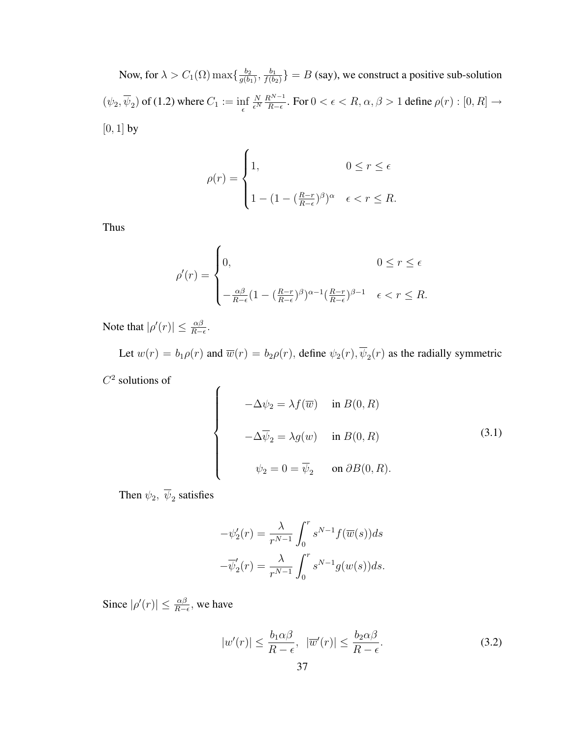Now, for $\lambda > C_1(\Omega)\max\{\frac{b_2}{g(b_1)}, \frac{b_1}{f(b_2)}\} = B$ (say), we construct a positive sub-solution $(\psi_2, \overline{\psi}_2)$ of (1.2) where $C_1 := \inf_{\epsilon} \frac{N}{\epsilon^N}\frac{R^{N-1}}{R-\epsilon}$. For $0 < \epsilon < R, \alpha, \beta > 1$ define $\rho(r) : [0, R] \to [0, 1]$ by

$$\rho(r) = \begin{cases} 1, & 0 \le r \le \epsilon \\ 1 - (1 - (\frac{R-r}{R-\epsilon})^\beta)^\alpha & \epsilon < r \le R. \end{cases}$$

Thus

$$\rho'(r) = \begin{cases} 0, & 0 \le r \le \epsilon \\ -\frac{\alpha\beta}{R-\epsilon}(1 - (\frac{R-r}{R-\epsilon})^\beta)^{\alpha-1}(\frac{R-r}{R-\epsilon})^{\beta-1} & \epsilon < r \le R. \end{cases}$$

Note that $|\rho'(r)| \le \frac{\alpha\beta}{R-\epsilon}$.

Let $w(r) = b_1\rho(r)$ and $\overline{w}(r) = b_2\rho(r)$, define $\psi_2(r), \overline{\psi}_2(r)$ as the radially symmetric $C^2$ solutions of

$$\begin{cases} -\Delta\psi_2 = \lambda f(\overline{w}) & \text{in } B(0, R) \\ -\Delta\overline{\psi}_2 = \lambda g(w) & \text{in } B(0, R) \\ \psi_2 = 0 = \overline{\psi}_2 & \text{on } \partial B(0, R). \end{cases} \tag{3.1}$$

Then $\psi_2, \ \overline{\psi}_2$ satisfies

$$-\psi_2'(r) = \frac{\lambda}{r^{N-1}}\int_0^r s^{N-1} f(\overline{w}(s))ds$$
$$-\overline{\psi}_2'(r) = \frac{\lambda}{r^{N-1}}\int_0^r s^{N-1} g(w(s))ds.$$

Since $|\rho'(r)| \le \frac{\alpha\beta}{R-\epsilon}$, we have

$$|w'(r)| \le \frac{b_1\alpha\beta}{R-\epsilon}, \ \ |\overline{w}'(r)| \le \frac{b_2\alpha\beta}{R-\epsilon}. \tag{3.2}$$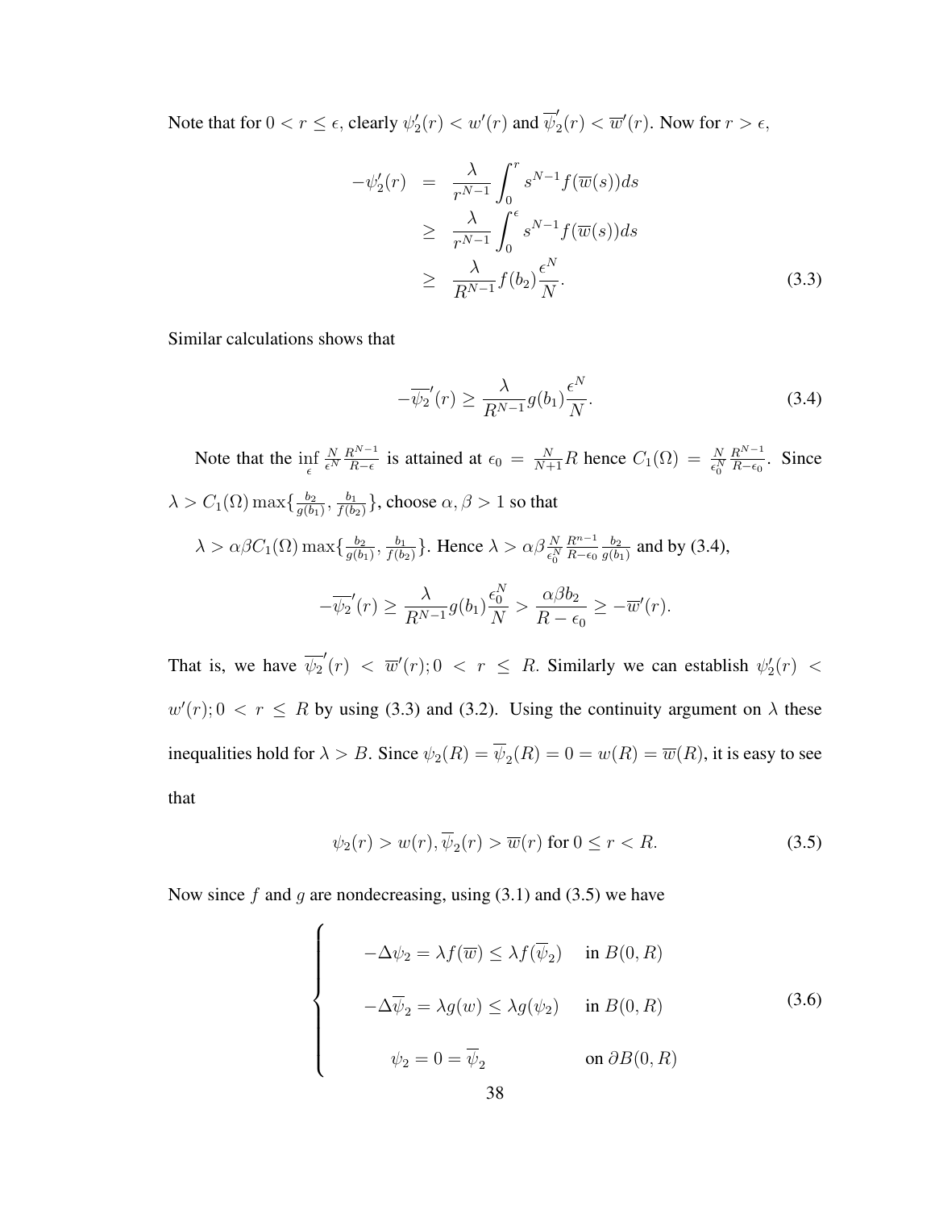Note that for $0 < r \leq \epsilon$, clearly $\psi_2'(r) < w'(r)$ and $\overline{\psi}_2'(r) < \overline{w}'(r)$. Now for $r > \epsilon$,

$$
\begin{aligned}
-\psi_2'(r) &= \frac{\lambda}{r^{N-1}} \int_0^r s^{N-1} f(\overline{w}(s)) ds \\
&\geq \frac{\lambda}{r^{N-1}} \int_0^\epsilon s^{N-1} f(\overline{w}(s)) ds \\
&\geq \frac{\lambda}{R^{N-1}} f(b_2) \frac{\epsilon^N}{N}.
\end{aligned} \tag{3.3}
$$

Similar calculations shows that

$$
-\overline{\psi_2}'(r) \geq \frac{\lambda}{R^{N-1}} g(b_1) \frac{\epsilon^N}{N}. \tag{3.4}
$$

Note that the $\inf\limits_{\epsilon} \frac{N}{\epsilon^N} \frac{R^{N-1}}{R-\epsilon}$ is attained at $\epsilon_0 = \frac{N}{N+1} R$ hence $C_1(\Omega) = \frac{N}{\epsilon_0^N} \frac{R^{N-1}}{R-\epsilon_0}$. Since $\lambda > C_1(\Omega) \max\{\frac{b_2}{g(b_1)}, \frac{b_1}{f(b_2)}\}$, choose $\alpha, \beta > 1$ so that

$\lambda > \alpha\beta C_1(\Omega) \max\{\frac{b_2}{g(b_1)}, \frac{b_1}{f(b_2)}\}$. Hence $\lambda > \alpha\beta \frac{N}{\epsilon_0^N} \frac{R^{n-1}}{R-\epsilon_0} \frac{b_2}{g(b_1)}$ and by (3.4),

$$
-\overline{\psi_2}'(r) \geq \frac{\lambda}{R^{N-1}} g(b_1) \frac{\epsilon_0^N}{N} > \frac{\alpha\beta b_2}{R - \epsilon_0} \geq -\overline{w}'(r).
$$

That is, we have $\overline{\psi_2}'(r) < \overline{w}'(r); 0 < r \leq R$. Similarly we can establish $\psi_2'(r) < w'(r); 0 < r \leq R$ by using (3.3) and (3.2). Using the continuity argument on $\lambda$ these inequalities hold for $\lambda > B$. Since $\psi_2(R) = \overline{\psi}_2(R) = 0 = w(R) = \overline{w}(R)$, it is easy to see that

$$
\psi_2(r) > w(r), \overline{\psi}_2(r) > \overline{w}(r) \text{ for } 0 \leq r < R. \tag{3.5}
$$

Now since $f$ and $g$ are nondecreasing, using (3.1) and (3.5) we have

$$
\begin{cases}
-\Delta\psi_2 = \lambda f(\overline{w}) \leq \lambda f(\overline{\psi}_2) & \text{in } B(0, R) \\
-\Delta\overline{\psi}_2 = \lambda g(w) \leq \lambda g(\psi_2) & \text{in } B(0, R) \\
\psi_2 = 0 = \overline{\psi}_2 & \text{on } \partial B(0, R)
\end{cases} \tag{3.6}
$$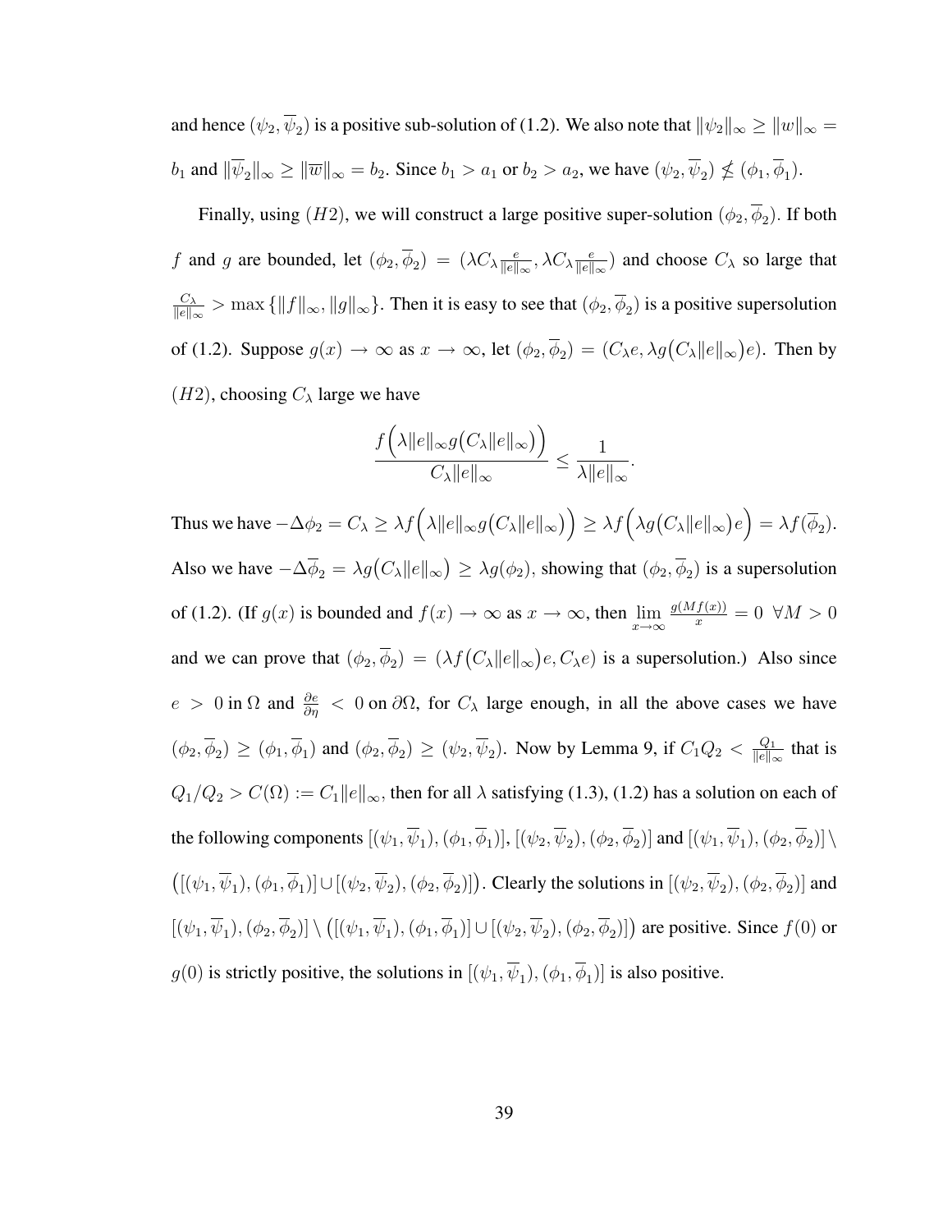and hence $(\psi_2, \overline{\psi}_2)$ is a positive sub-solution of (1.2). We also note that $\|\psi_2\|_\infty \geq \|w\|_\infty = b_1$ and $\|\overline{\psi}_2\|_\infty \geq \|\overline{w}\|_\infty = b_2$. Since $b_1 > a_1$ or $b_2 > a_2$, we have $(\psi_2, \overline{\psi}_2) \nleq (\phi_1, \overline{\phi}_1)$.

Finally, using $(H2)$, we will construct a large positive super-solution $(\phi_2, \overline{\phi}_2)$. If both $f$ and $g$ are bounded, let $(\phi_2, \overline{\phi}_2) = (\lambda C_\lambda \frac{e}{\|e\|_\infty}, \lambda C_\lambda \frac{e}{\|e\|_\infty})$ and choose $C_\lambda$ so large that $\frac{C_\lambda}{\|e\|_\infty} > \max\{\|f\|_\infty, \|g\|_\infty\}$. Then it is easy to see that $(\phi_2, \overline{\phi}_2)$ is a positive supersolution of (1.2). Suppose $g(x) \to \infty$ as $x \to \infty$, let $(\phi_2, \overline{\phi}_2) = (C_\lambda e, \lambda g\big(C_\lambda \|e\|_\infty\big)e)$. Then by $(H2)$, choosing $C_\lambda$ large we have

$$\frac{f\Big(\lambda \|e\|_\infty g\big(C_\lambda \|e\|_\infty\big)\Big)}{C_\lambda \|e\|_\infty} \leq \frac{1}{\lambda \|e\|_\infty}.$$

Thus we have $-\Delta \phi_2 = C_\lambda \geq \lambda f\Big(\lambda \|e\|_\infty g\big(C_\lambda \|e\|_\infty\big)\Big) \geq \lambda f\Big(\lambda g\big(C_\lambda \|e\|_\infty\big)e\Big) = \lambda f(\overline{\phi}_2)$. Also we have $-\Delta \overline{\phi}_2 = \lambda g\big(C_\lambda \|e\|_\infty\big) \geq \lambda g(\phi_2)$, showing that $(\phi_2, \overline{\phi}_2)$ is a supersolution of (1.2). (If $g(x)$ is bounded and $f(x) \to \infty$ as $x \to \infty$, then $\lim\limits_{x \to \infty} \frac{g(Mf(x))}{x} = 0 \ \forall M > 0$ and we can prove that $(\phi_2, \overline{\phi}_2) = (\lambda f\big(C_\lambda \|e\|_\infty\big)e, C_\lambda e)$ is a supersolution.) Also since $e > 0$ in $\Omega$ and $\frac{\partial e}{\partial \eta} < 0$ on $\partial\Omega$, for $C_\lambda$ large enough, in all the above cases we have $(\phi_2, \overline{\phi}_2) \geq (\phi_1, \overline{\phi}_1)$ and $(\phi_2, \overline{\phi}_2) \geq (\psi_2, \overline{\psi}_2)$. Now by Lemma 9, if $C_1 Q_2 < \frac{Q_1}{\|e\|_\infty}$ that is $Q_1/Q_2 > C(\Omega) := C_1 \|e\|_\infty$, then for all $\lambda$ satisfying (1.3), (1.2) has a solution on each of the following components $[(\psi_1, \overline{\psi}_1), (\phi_1, \overline{\phi}_1)]$, $[(\psi_2, \overline{\psi}_2), (\phi_2, \overline{\phi}_2)]$ and $[(\psi_1, \overline{\psi}_1), (\phi_2, \overline{\phi}_2)] \setminus \big([(\psi_1, \overline{\psi}_1), (\phi_1, \overline{\phi}_1)] \cup [(\psi_2, \overline{\psi}_2), (\phi_2, \overline{\phi}_2)]\big)$. Clearly the solutions in $[(\psi_2, \overline{\psi}_2), (\phi_2, \overline{\phi}_2)]$ and $[(\psi_1, \overline{\psi}_1), (\phi_2, \overline{\phi}_2)] \setminus \big([(\psi_1, \overline{\psi}_1), (\phi_1, \overline{\phi}_1)] \cup [(\psi_2, \overline{\psi}_2), (\phi_2, \overline{\phi}_2)]\big)$ are positive. Since $f(0)$ or $g(0)$ is strictly positive, the solutions in $[(\psi_1, \overline{\psi}_1), (\phi_1, \overline{\phi}_1)]$ is also positive.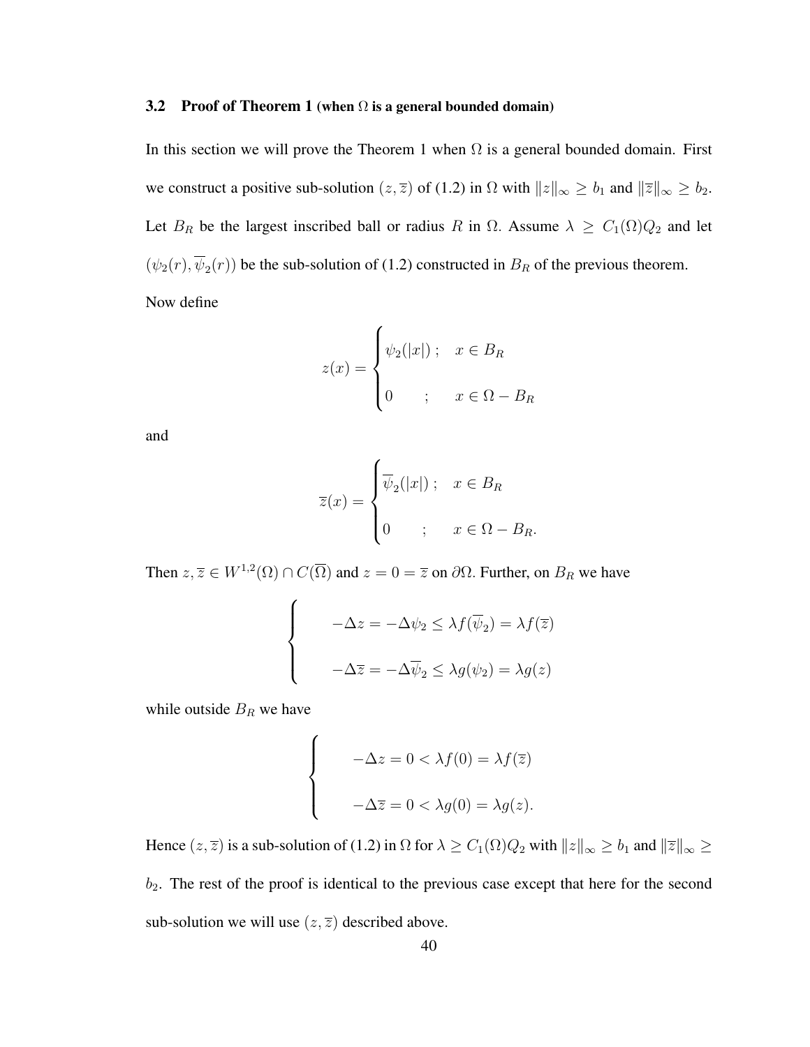### 3.2 Proof of Theorem 1 (when $\Omega$ is a general bounded domain)

In this section we will prove the Theorem 1 when $\Omega$ is a general bounded domain. First we construct a positive sub-solution $(z, \overline{z})$ of (1.2) in $\Omega$ with $\|z\|_\infty \geq b_1$ and $\|\overline{z}\|_\infty \geq b_2$. Let $B_R$ be the largest inscribed ball or radius $R$ in $\Omega$. Assume $\lambda \geq C_1(\Omega)Q_2$ and let $(\psi_2(r), \overline{\psi}_2(r))$ be the sub-solution of (1.2) constructed in $B_R$ of the previous theorem.

Now define

$$z(x) = \begin{cases} \psi_2(|x|) \,; & x \in B_R \\ 0 \quad ; & x \in \Omega - B_R \end{cases}$$

and

$$\overline{z}(x) = \begin{cases} \overline{\psi}_2(|x|) \,; & x \in B_R \\ 0 \quad ; & x \in \Omega - B_R. \end{cases}$$

Then $z, \overline{z} \in W^{1,2}(\Omega) \cap C(\overline{\Omega})$ and $z = 0 = \overline{z}$ on $\partial\Omega$. Further, on $B_R$ we have

$$\begin{cases} -\Delta z = -\Delta \psi_2 \leq \lambda f(\overline{\psi}_2) = \lambda f(\overline{z}) \\ -\Delta \overline{z} = -\Delta \overline{\psi}_2 \leq \lambda g(\psi_2) = \lambda g(z) \end{cases}$$

while outside $B_R$ we have

$$\begin{cases} -\Delta z = 0 < \lambda f(0) = \lambda f(\overline{z}) \\ -\Delta \overline{z} = 0 < \lambda g(0) = \lambda g(z). \end{cases}$$

Hence $(z, \overline{z})$ is a sub-solution of (1.2) in $\Omega$ for $\lambda \geq C_1(\Omega)Q_2$ with $\|z\|_\infty \geq b_1$ and $\|\overline{z}\|_\infty \geq b_2$. The rest of the proof is identical to the previous case except that here for the second sub-solution we will use $(z, \overline{z})$ described above.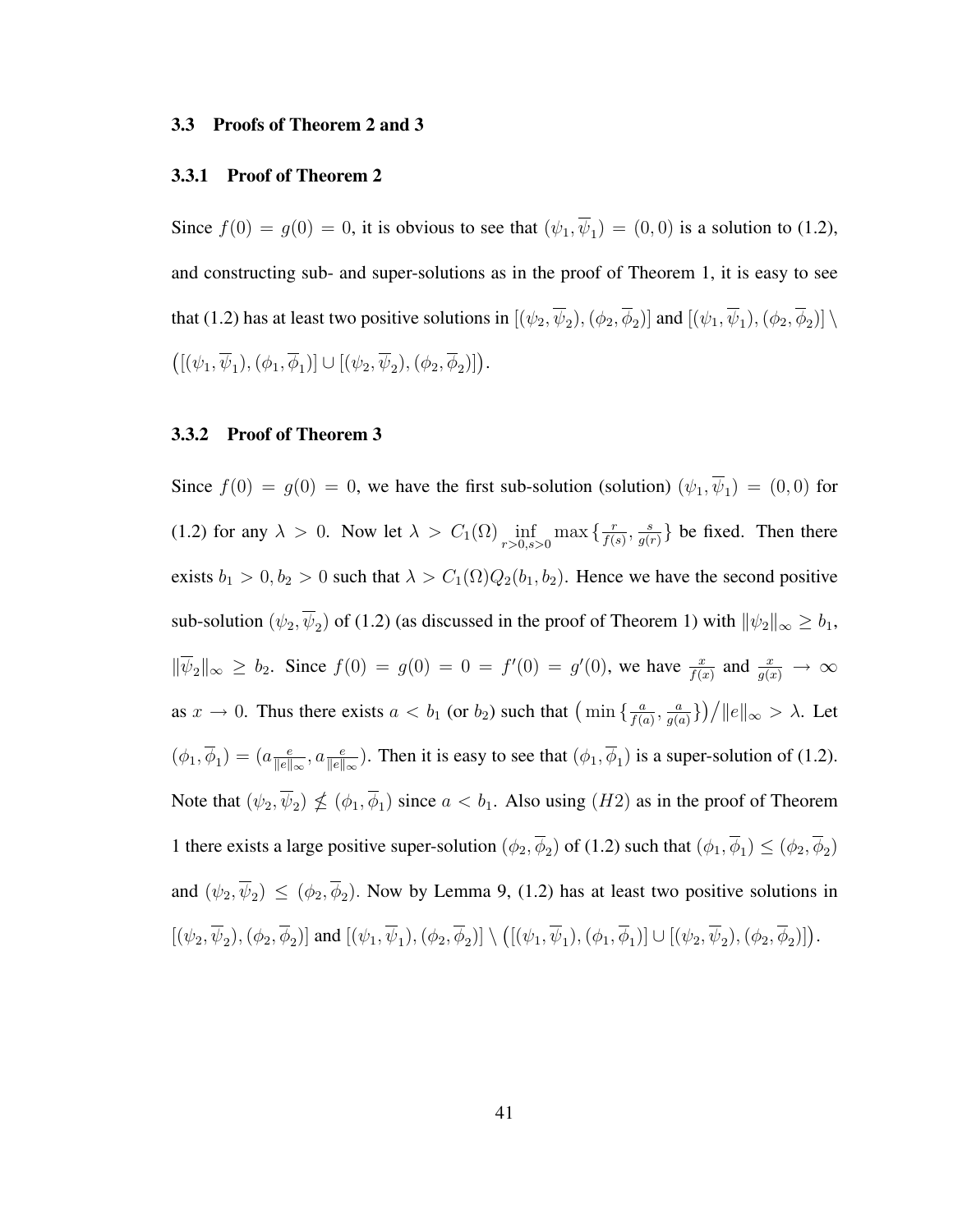### 3.3 Proofs of Theorem 2 and 3

#### 3.3.1 Proof of Theorem 2

Since $f(0) = g(0) = 0$, it is obvious to see that $(\psi_1, \overline{\psi}_1) = (0, 0)$ is a solution to (1.2), and constructing sub- and super-solutions as in the proof of Theorem 1, it is easy to see that (1.2) has at least two positive solutions in $[(\psi_2, \overline{\psi}_2), (\phi_2, \overline{\phi}_2)]$ and $[(\psi_1, \overline{\psi}_1), (\phi_2, \overline{\phi}_2)] \setminus \big([(\psi_1, \overline{\psi}_1), (\phi_1, \overline{\phi}_1)] \cup [(\psi_2, \overline{\psi}_2), (\phi_2, \overline{\phi}_2)]\big)$.

#### 3.3.2 Proof of Theorem 3

Since $f(0) = g(0) = 0$, we have the first sub-solution (solution) $(\psi_1, \overline{\psi}_1) = (0, 0)$ for (1.2) for any $\lambda > 0$. Now let $\lambda > C_1(\Omega) \inf\limits_{r>0, s>0} \max\{\frac{r}{f(s)}, \frac{s}{g(r)}\}$ be fixed. Then there exists $b_1 > 0, b_2 > 0$ such that $\lambda > C_1(\Omega)Q_2(b_1, b_2)$. Hence we have the second positive sub-solution $(\psi_2, \overline{\psi}_2)$ of (1.2) (as discussed in the proof of Theorem 1) with $\|\psi_2\|_\infty \geq b_1$, $\|\overline{\psi}_2\|_\infty \geq b_2$. Since $f(0) = g(0) = 0 = f'(0) = g'(0)$, we have $\frac{x}{f(x)}$ and $\frac{x}{g(x)} \to \infty$ as $x \to 0$. Thus there exists $a < b_1$ (or $b_2$) such that $\big(\min\{\frac{a}{f(a)}, \frac{a}{g(a)}\}\big)\big/\|e\|_\infty > \lambda$. Let $(\phi_1, \overline{\phi}_1) = (a\frac{e}{\|e\|_\infty}, a\frac{e}{\|e\|_\infty})$. Then it is easy to see that $(\phi_1, \overline{\phi}_1)$ is a super-solution of (1.2). Note that $(\psi_2, \overline{\psi}_2) \nleq (\phi_1, \overline{\phi}_1)$ since $a < b_1$. Also using $(H2)$ as in the proof of Theorem 1 there exists a large positive super-solution $(\phi_2, \overline{\phi}_2)$ of (1.2) such that $(\phi_1, \overline{\phi}_1) \leq (\phi_2, \overline{\phi}_2)$ and $(\psi_2, \overline{\psi}_2) \leq (\phi_2, \overline{\phi}_2)$. Now by Lemma 9, (1.2) has at least two positive solutions in $[(\psi_2, \overline{\psi}_2), (\phi_2, \overline{\phi}_2)]$ and $[(\psi_1, \overline{\psi}_1), (\phi_2, \overline{\phi}_2)] \setminus \big([(\psi_1, \overline{\psi}_1), (\phi_1, \overline{\phi}_1)] \cup [(\psi_2, \overline{\psi}_2), (\phi_2, \overline{\phi}_2)]\big)$.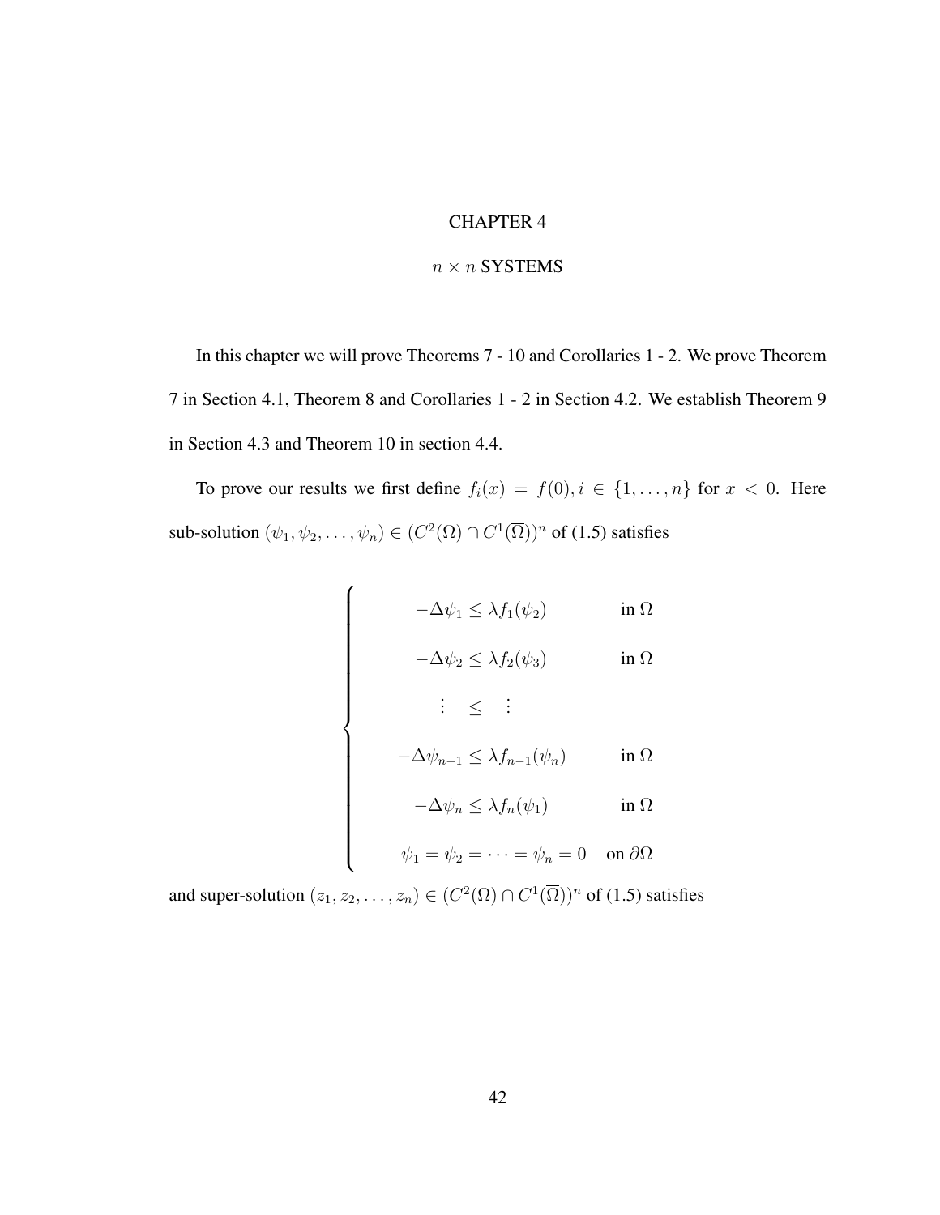# CHAPTER 4

## $n \times n$ SYSTEMS

In this chapter we will prove Theorems 7 - 10 and Corollaries 1 - 2. We prove Theorem 7 in Section 4.1, Theorem 8 and Corollaries 1 - 2 in Section 4.2. We establish Theorem 9 in Section 4.3 and Theorem 10 in section 4.4.

To prove our results we first define $f_i(x) = f(0), i \in \{1, \ldots, n\}$ for $x < 0$. Here sub-solution $(\psi_1, \psi_2, \ldots, \psi_n) \in (C^2(\Omega) \cap C^1(\overline{\Omega}))^n$ of (1.5) satisfies

$$
\begin{cases}
-\Delta \psi_1 \leq \lambda f_1(\psi_2) & \text{in } \Omega \\
-\Delta \psi_2 \leq \lambda f_2(\psi_3) & \text{in } \Omega \\
\quad \vdots \quad \leq \quad \vdots & \\
-\Delta \psi_{n-1} \leq \lambda f_{n-1}(\psi_n) & \text{in } \Omega \\
-\Delta \psi_n \leq \lambda f_n(\psi_1) & \text{in } \Omega \\
\psi_1 = \psi_2 = \cdots = \psi_n = 0 & \text{on } \partial\Omega
\end{cases}
$$

and super-solution $(z_1, z_2, \ldots, z_n) \in (C^2(\Omega) \cap C^1(\overline{\Omega}))^n$ of (1.5) satisfies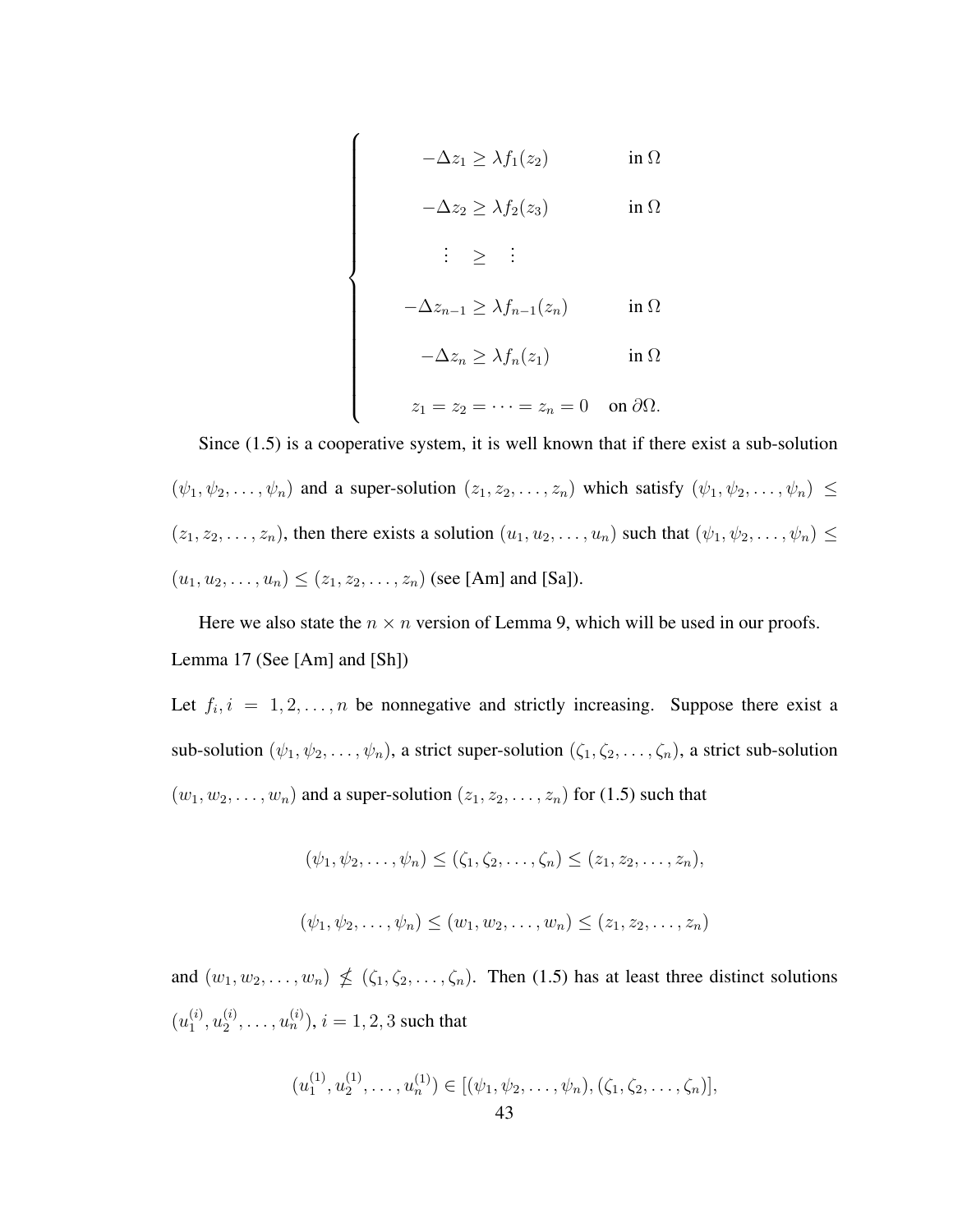$$
\begin{cases}
-\Delta z_1 \geq \lambda f_1(z_2) & \text{in } \Omega \\
-\Delta z_2 \geq \lambda f_2(z_3) & \text{in } \Omega \\
\quad \vdots \quad \geq \quad \vdots & \\
-\Delta z_{n-1} \geq \lambda f_{n-1}(z_n) & \text{in } \Omega \\
-\Delta z_n \geq \lambda f_n(z_1) & \text{in } \Omega \\
z_1 = z_2 = \cdots = z_n = 0 & \text{on } \partial\Omega.
\end{cases}
$$

Since (1.5) is a cooperative system, it is well known that if there exist a sub-solution $(\psi_1, \psi_2, \ldots, \psi_n)$ and a super-solution $(z_1, z_2, \ldots, z_n)$ which satisfy $(\psi_1, \psi_2, \ldots, \psi_n) \leq (z_1, z_2, \ldots, z_n)$, then there exists a solution $(u_1, u_2, \ldots, u_n)$ such that $(\psi_1, \psi_2, \ldots, \psi_n) \leq (u_1, u_2, \ldots, u_n) \leq (z_1, z_2, \ldots, z_n)$ (see [Am] and [Sa]).

Here we also state the $n \times n$ version of Lemma 9, which will be used in our proofs.

Lemma 17 (See [Am] and [Sh])

Let $f_i, i = 1, 2, \ldots, n$ be nonnegative and strictly increasing. Suppose there exist a sub-solution $(\psi_1, \psi_2, \ldots, \psi_n)$, a strict super-solution $(\zeta_1, \zeta_2, \ldots, \zeta_n)$, a strict sub-solution $(w_1, w_2, \ldots, w_n)$ and a super-solution $(z_1, z_2, \ldots, z_n)$ for (1.5) such that

$$
(\psi_1, \psi_2, \ldots, \psi_n) \leq (\zeta_1, \zeta_2, \ldots, \zeta_n) \leq (z_1, z_2, \ldots, z_n),
$$

$$
(\psi_1, \psi_2, \ldots, \psi_n) \leq (w_1, w_2, \ldots, w_n) \leq (z_1, z_2, \ldots, z_n)
$$

and $(w_1, w_2, \ldots, w_n) \nleq (\zeta_1, \zeta_2, \ldots, \zeta_n)$. Then (1.5) has at least three distinct solutions $(u_1^{(i)}, u_2^{(i)}, \ldots, u_n^{(i)})$, $i = 1, 2, 3$ such that

$$
(u_1^{(1)}, u_2^{(1)}, \ldots, u_n^{(1)}) \in [(\psi_1, \psi_2, \ldots, \psi_n), (\zeta_1, \zeta_2, \ldots, \zeta_n)],
$$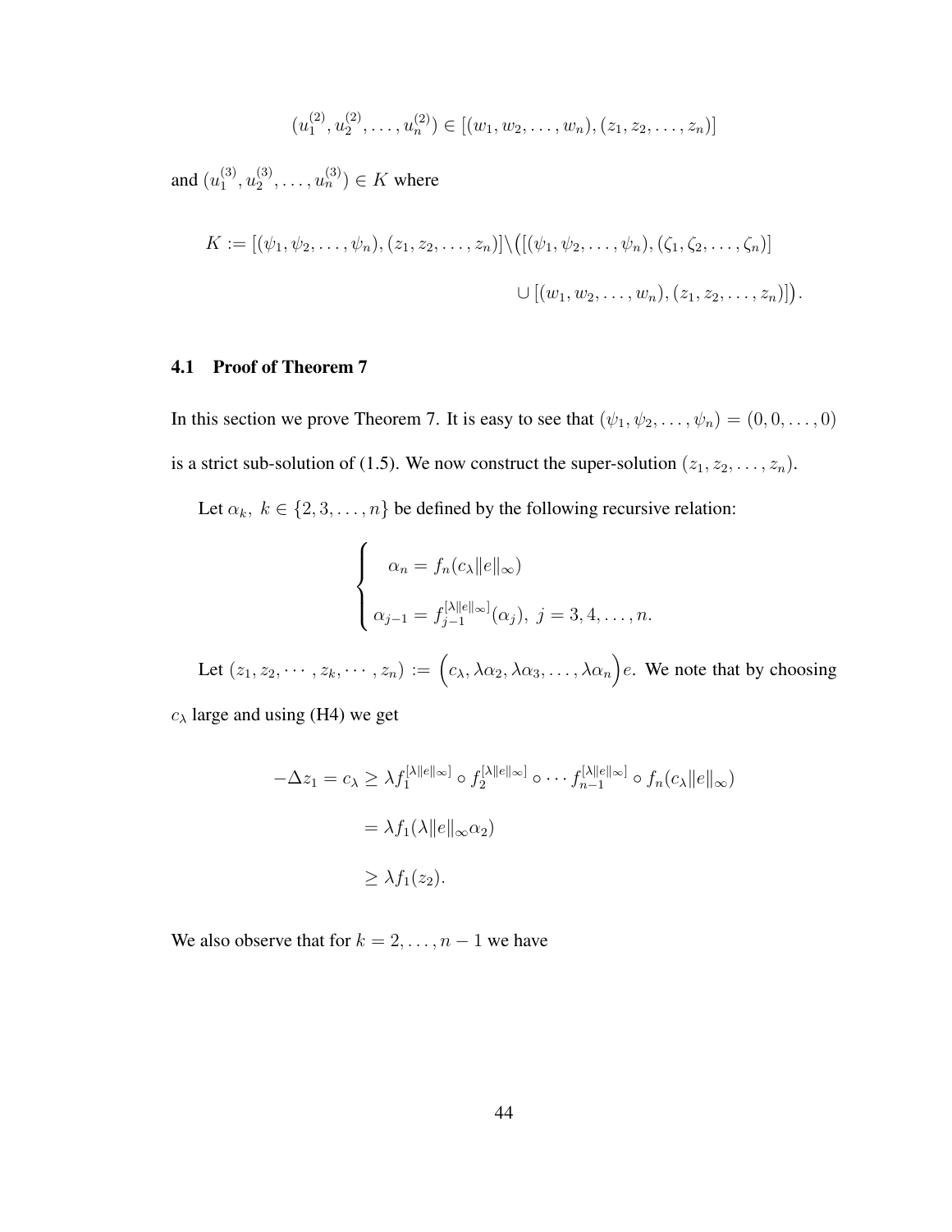$$(u_1^{(2)}, u_2^{(2)}, \ldots, u_n^{(2)}) \in [(w_1, w_2, \ldots, w_n), (z_1, z_2, \ldots, z_n)]$$

and $(u_1^{(3)}, u_2^{(3)}, \ldots, u_n^{(3)}) \in K$ where

$$K := [(\psi_1, \psi_2, \ldots, \psi_n), (z_1, z_2, \ldots, z_n)] \setminus \big( [(\psi_1, \psi_2, \ldots, \psi_n), (\zeta_1, \zeta_2, \ldots, \zeta_n)] \cup [(w_1, w_2, \ldots, w_n), (z_1, z_2, \ldots, z_n)] \big).$$

### 4.1 Proof of Theorem 7

In this section we prove Theorem 7. It is easy to see that $(\psi_1, \psi_2, \ldots, \psi_n) = (0, 0, \ldots, 0)$ is a strict sub-solution of (1.5). We now construct the super-solution $(z_1, z_2, \ldots, z_n)$.

Let $\alpha_k,\ k \in \{2, 3, \ldots, n\}$ be defined by the following recursive relation:

$$\begin{cases} \alpha_n = f_n(c_\lambda \|e\|_\infty) \\ \alpha_{j-1} = f_{j-1}^{[\lambda \|e\|_\infty]}(\alpha_j),\ j = 3, 4, \ldots, n. \end{cases}$$

Let $(z_1, z_2, \cdots, z_k, \cdots, z_n) := \Big( c_\lambda, \lambda\alpha_2, \lambda\alpha_3, \ldots, \lambda\alpha_n \Big) e$. We note that by choosing $c_\lambda$ large and using (H4) we get

$$\begin{aligned} -\Delta z_1 = c_\lambda &\geq \lambda f_1^{[\lambda\|e\|_\infty]} \circ f_2^{[\lambda\|e\|_\infty]} \circ \cdots f_{n-1}^{[\lambda\|e\|_\infty]} \circ f_n(c_\lambda \|e\|_\infty) \\ &= \lambda f_1(\lambda \|e\|_\infty \alpha_2) \\ &\geq \lambda f_1(z_2). \end{aligned}$$

We also observe that for $k = 2, \ldots, n-1$ we have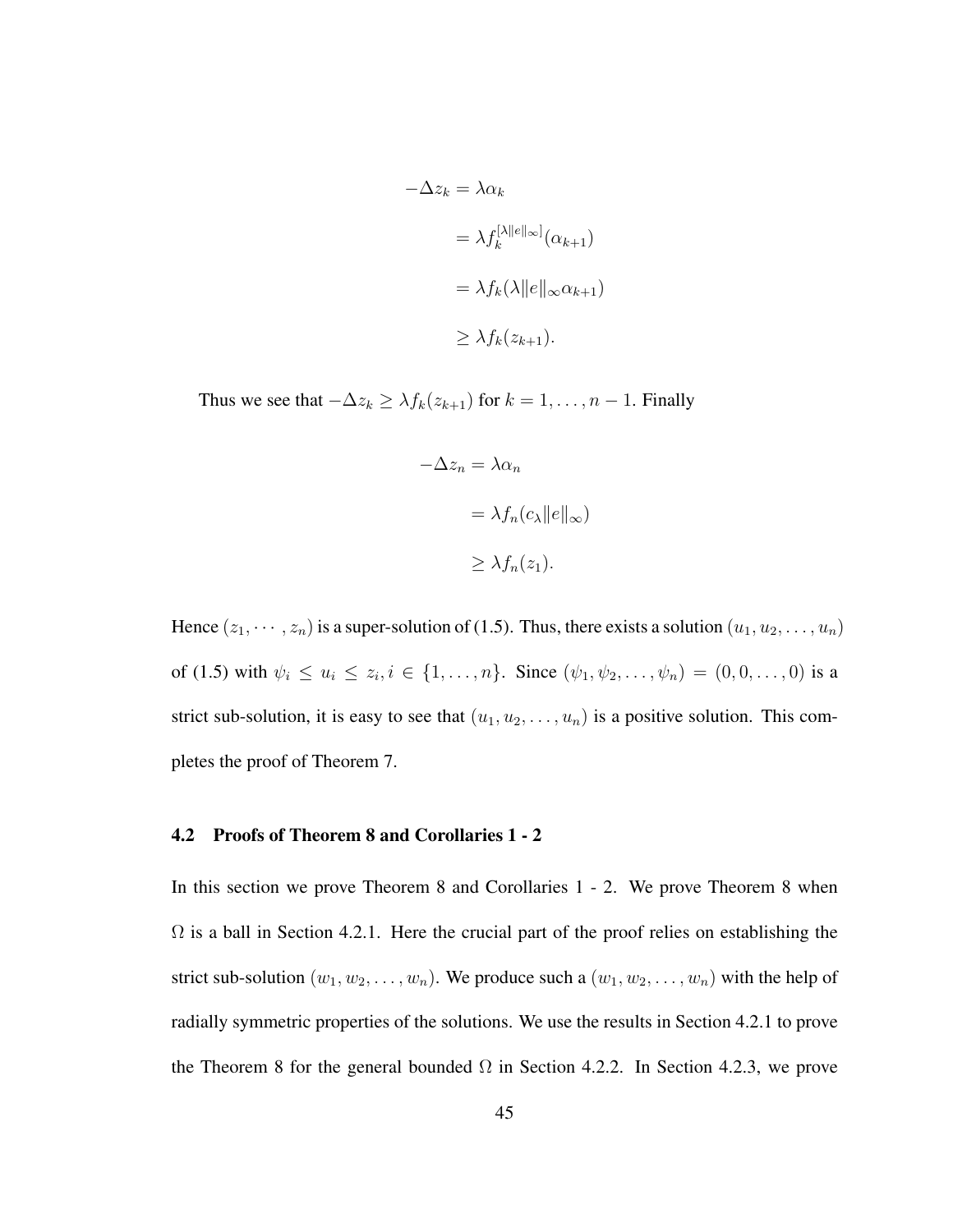$$
\begin{aligned}
-\Delta z_k &= \lambda \alpha_k \\
&= \lambda f_k^{[\lambda \|e\|_\infty]}(\alpha_{k+1}) \\
&= \lambda f_k(\lambda \|e\|_\infty \alpha_{k+1}) \\
&\geq \lambda f_k(z_{k+1}).
\end{aligned}
$$

Thus we see that $-\Delta z_k \geq \lambda f_k(z_{k+1})$ for $k = 1, \ldots, n-1$. Finally

$$
\begin{aligned}
-\Delta z_n &= \lambda \alpha_n \\
&= \lambda f_n(c_\lambda \|e\|_\infty) \\
&\geq \lambda f_n(z_1).
\end{aligned}
$$

Hence $(z_1, \cdots, z_n)$ is a super-solution of (1.5). Thus, there exists a solution $(u_1, u_2, \ldots, u_n)$ of (1.5) with $\psi_i \leq u_i \leq z_i, i \in \{1, \ldots, n\}$. Since $(\psi_1, \psi_2, \ldots, \psi_n) = (0, 0, \ldots, 0)$ is a strict sub-solution, it is easy to see that $(u_1, u_2, \ldots, u_n)$ is a positive solution. This completes the proof of Theorem 7.

### 4.2 Proofs of Theorem 8 and Corollaries 1 - 2

In this section we prove Theorem 8 and Corollaries 1 - 2. We prove Theorem 8 when $\Omega$ is a ball in Section 4.2.1. Here the crucial part of the proof relies on establishing the strict sub-solution $(w_1, w_2, \ldots, w_n)$. We produce such a $(w_1, w_2, \ldots, w_n)$ with the help of radially symmetric properties of the solutions. We use the results in Section 4.2.1 to prove the Theorem 8 for the general bounded $\Omega$ in Section 4.2.2. In Section 4.2.3, we prove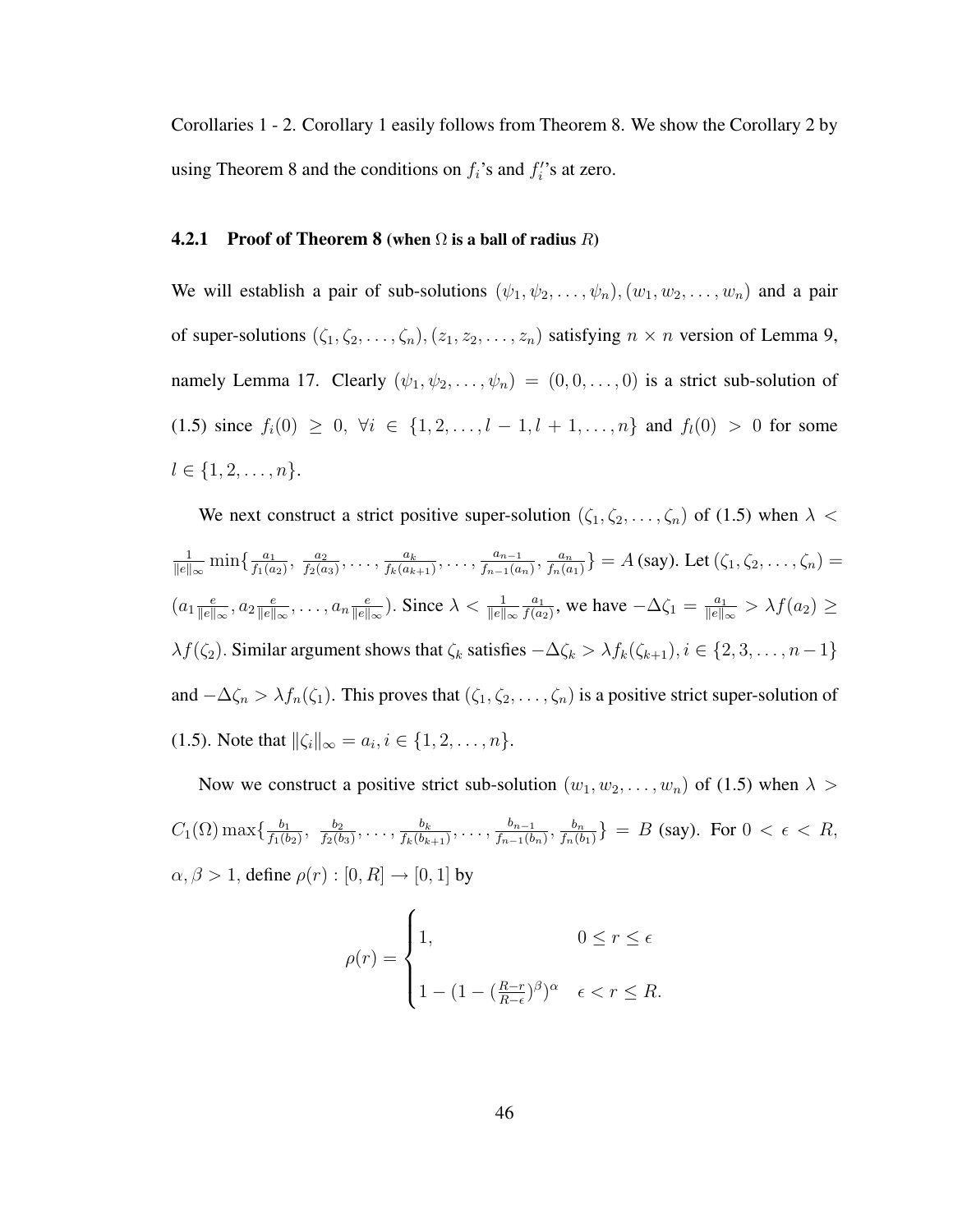Corollaries 1 - 2. Corollary 1 easily follows from Theorem 8. We show the Corollary 2 by using Theorem 8 and the conditions on $f_i$'s and $f_i'$'s at zero.

### 4.2.1 Proof of Theorem 8 (when $\Omega$ is a ball of radius $R$)

We will establish a pair of sub-solutions $(\psi_1, \psi_2, \ldots, \psi_n), (w_1, w_2, \ldots, w_n)$ and a pair of super-solutions $(\zeta_1, \zeta_2, \ldots, \zeta_n), (z_1, z_2, \ldots, z_n)$ satisfying $n \times n$ version of Lemma 9, namely Lemma 17. Clearly $(\psi_1, \psi_2, \ldots, \psi_n) = (0, 0, \ldots, 0)$ is a strict sub-solution of (1.5) since $f_i(0) \geq 0, \ \forall i \in \{1, 2, \ldots, l-1, l+1, \ldots, n\}$ and $f_l(0) > 0$ for some $l \in \{1, 2, \ldots, n\}$.

We next construct a strict positive super-solution $(\zeta_1, \zeta_2, \ldots, \zeta_n)$ of (1.5) when $\lambda < \frac{1}{\|e\|_\infty} \min\{\frac{a_1}{f_1(a_2)}, \ \frac{a_2}{f_2(a_3)}, \ldots, \frac{a_k}{f_k(a_{k+1})}, \ldots, \frac{a_{n-1}}{f_{n-1}(a_n)}, \frac{a_n}{f_n(a_1)}\} = A$ (say). Let $(\zeta_1, \zeta_2, \ldots, \zeta_n) = (a_1 \frac{e}{\|e\|_\infty}, a_2 \frac{e}{\|e\|_\infty}, \ldots, a_n \frac{e}{\|e\|_\infty})$. Since $\lambda < \frac{1}{\|e\|_\infty} \frac{a_1}{f(a_2)}$, we have $-\Delta \zeta_1 = \frac{a_1}{\|e\|_\infty} > \lambda f(a_2) \geq \lambda f(\zeta_2)$. Similar argument shows that $\zeta_k$ satisfies $-\Delta \zeta_k > \lambda f_k(\zeta_{k+1}), i \in \{2, 3, \ldots, n-1\}$ and $-\Delta \zeta_n > \lambda f_n(\zeta_1)$. This proves that $(\zeta_1, \zeta_2, \ldots, \zeta_n)$ is a positive strict super-solution of (1.5). Note that $\|\zeta_i\|_\infty = a_i, i \in \{1, 2, \ldots, n\}$.

Now we construct a positive strict sub-solution $(w_1, w_2, \ldots, w_n)$ of (1.5) when $\lambda > C_1(\Omega) \max\{\frac{b_1}{f_1(b_2)}, \ \frac{b_2}{f_2(b_3)}, \ldots, \frac{b_k}{f_k(b_{k+1})}, \ldots, \frac{b_{n-1}}{f_{n-1}(b_n)}, \frac{b_n}{f_n(b_1)}\} = B$ (say). For $0 < \epsilon < R$, $\alpha, \beta > 1$, define $\rho(r) : [0, R] \to [0, 1]$ by

$$\rho(r) = \begin{cases} 1, & 0 \leq r \leq \epsilon \\ 1 - (1 - (\frac{R-r}{R-\epsilon})^\beta)^\alpha & \epsilon < r \leq R. \end{cases}$$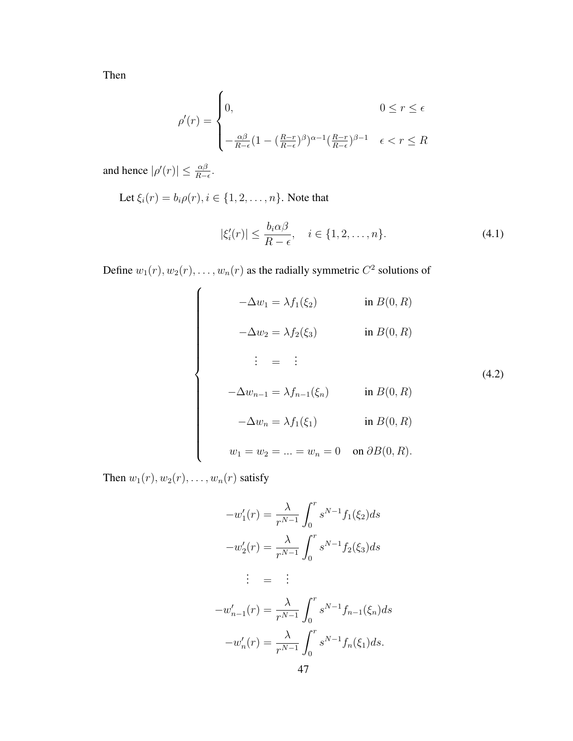Then

$$\rho'(r) = \begin{cases} 0, & 0 \le r \le \epsilon \\ -\frac{\alpha\beta}{R-\epsilon}(1 - (\frac{R-r}{R-\epsilon})^{\beta})^{\alpha-1}(\frac{R-r}{R-\epsilon})^{\beta-1} & \epsilon < r \le R \end{cases}$$

and hence $|\rho'(r)| \le \frac{\alpha\beta}{R-\epsilon}$.

Let $\xi_i(r) = b_i\rho(r), i \in \{1, 2, \dots, n\}$. Note that

$$|\xi_i'(r)| \le \frac{b_i\alpha\beta}{R-\epsilon}, \quad i \in \{1, 2, \dots, n\}. \tag{4.1}$$

Define $w_1(r), w_2(r), \dots, w_n(r)$ as the radially symmetric $C^2$ solutions of

$$\begin{cases} -\Delta w_1 = \lambda f_1(\xi_2) & \text{in } B(0, R) \\ -\Delta w_2 = \lambda f_2(\xi_3) & \text{in } B(0, R) \\ \quad \vdots \;=\; \vdots & \\ -\Delta w_{n-1} = \lambda f_{n-1}(\xi_n) & \text{in } B(0, R) \\ -\Delta w_n = \lambda f_1(\xi_1) & \text{in } B(0, R) \\ w_1 = w_2 = ... = w_n = 0 & \text{on } \partial B(0, R). \end{cases} \tag{4.2}$$

Then $w_1(r), w_2(r), \dots, w_n(r)$ satisfy

$$\begin{aligned} -w_1'(r) &= \frac{\lambda}{r^{N-1}}\int_0^r s^{N-1}f_1(\xi_2)ds \\ -w_2'(r) &= \frac{\lambda}{r^{N-1}}\int_0^r s^{N-1}f_2(\xi_3)ds \\ \vdots \;&=\; \vdots \\ -w_{n-1}'(r) &= \frac{\lambda}{r^{N-1}}\int_0^r s^{N-1}f_{n-1}(\xi_n)ds \\ -w_n'(r) &= \frac{\lambda}{r^{N-1}}\int_0^r s^{N-1}f_n(\xi_1)ds. \end{aligned}$$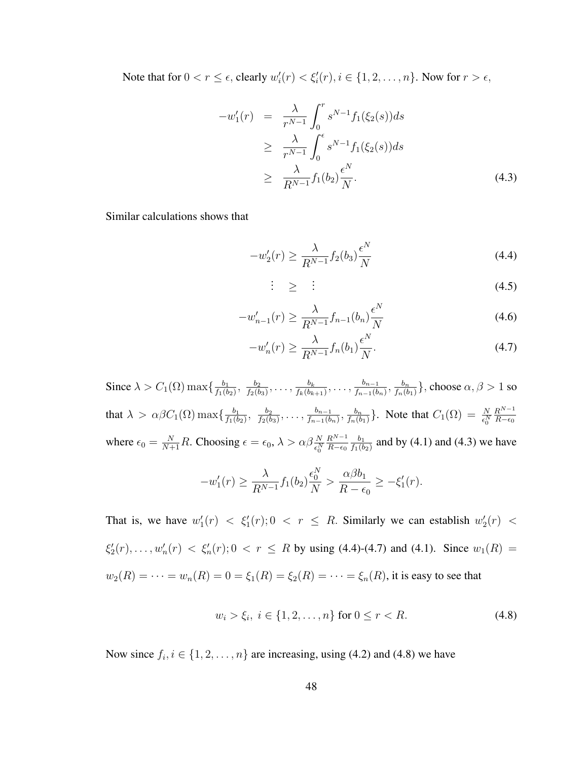Note that for $0 < r \leq \epsilon$, clearly $w_i'(r) < \xi_i'(r), i \in \{1, 2, \ldots, n\}$. Now for $r > \epsilon$,

$$
\begin{aligned}
-w_1'(r) &= \frac{\lambda}{r^{N-1}} \int_0^r s^{N-1} f_1(\xi_2(s)) ds \\
&\geq \frac{\lambda}{r^{N-1}} \int_0^\epsilon s^{N-1} f_1(\xi_2(s)) ds \\
&\geq \frac{\lambda}{R^{N-1}} f_1(b_2) \frac{\epsilon^N}{N}.
\end{aligned} \tag{4.3}
$$

Similar calculations shows that

$$
-w_2'(r) \geq \frac{\lambda}{R^{N-1}} f_2(b_3) \frac{\epsilon^N}{N} \tag{4.4}
$$

$$
\vdots \quad \geq \quad \vdots \tag{4.5}
$$

$$
-w_{n-1}'(r) \geq \frac{\lambda}{R^{N-1}} f_{n-1}(b_n) \frac{\epsilon^N}{N} \tag{4.6}
$$

$$
-w_n'(r) \geq \frac{\lambda}{R^{N-1}} f_n(b_1) \frac{\epsilon^N}{N}. \tag{4.7}
$$

Since $\lambda > C_1(\Omega) \max\{\frac{b_1}{f_1(b_2)}, \frac{b_2}{f_2(b_3)}, \ldots, \frac{b_k}{f_k(b_{k+1})}, \ldots, \frac{b_{n-1}}{f_{n-1}(b_n)}, \frac{b_n}{f_n(b_1)}\}$, choose $\alpha, \beta > 1$ so that $\lambda > \alpha\beta C_1(\Omega) \max\{\frac{b_1}{f_1(b_2)}, \frac{b_2}{f_2(b_3)}, \ldots, \frac{b_{n-1}}{f_{n-1}(b_n)}, \frac{b_n}{f_n(b_1)}\}$. Note that $C_1(\Omega) = \frac{N}{\epsilon_0^N} \frac{R^{N-1}}{R-\epsilon_0}$ where $\epsilon_0 = \frac{N}{N+1} R$. Choosing $\epsilon = \epsilon_0$, $\lambda > \alpha\beta \frac{N}{\epsilon_0^N} \frac{R^{N-1}}{R-\epsilon_0} \frac{b_1}{f_1(b_2)}$ and by (4.1) and (4.3) we have

$$
-w_1'(r) \geq \frac{\lambda}{R^{N-1}} f_1(b_2) \frac{\epsilon_0^N}{N} > \frac{\alpha\beta b_1}{R - \epsilon_0} \geq -\xi_1'(r).
$$

That is, we have $w_1'(r) < \xi_1'(r); 0 < r \leq R$. Similarly we can establish $w_2'(r) < \xi_2'(r), \ldots, w_n'(r) < \xi_n'(r); 0 < r \leq R$ by using (4.4)-(4.7) and (4.1). Since $w_1(R) = w_2(R) = \cdots = w_n(R) = 0 = \xi_1(R) = \xi_2(R) = \cdots = \xi_n(R)$, it is easy to see that

$$
w_i > \xi_i, \ i \in \{1, 2, \ldots, n\} \text{ for } 0 \leq r < R. \tag{4.8}
$$

Now since $f_i, i \in \{1, 2, \ldots, n\}$ are increasing, using (4.2) and (4.8) we have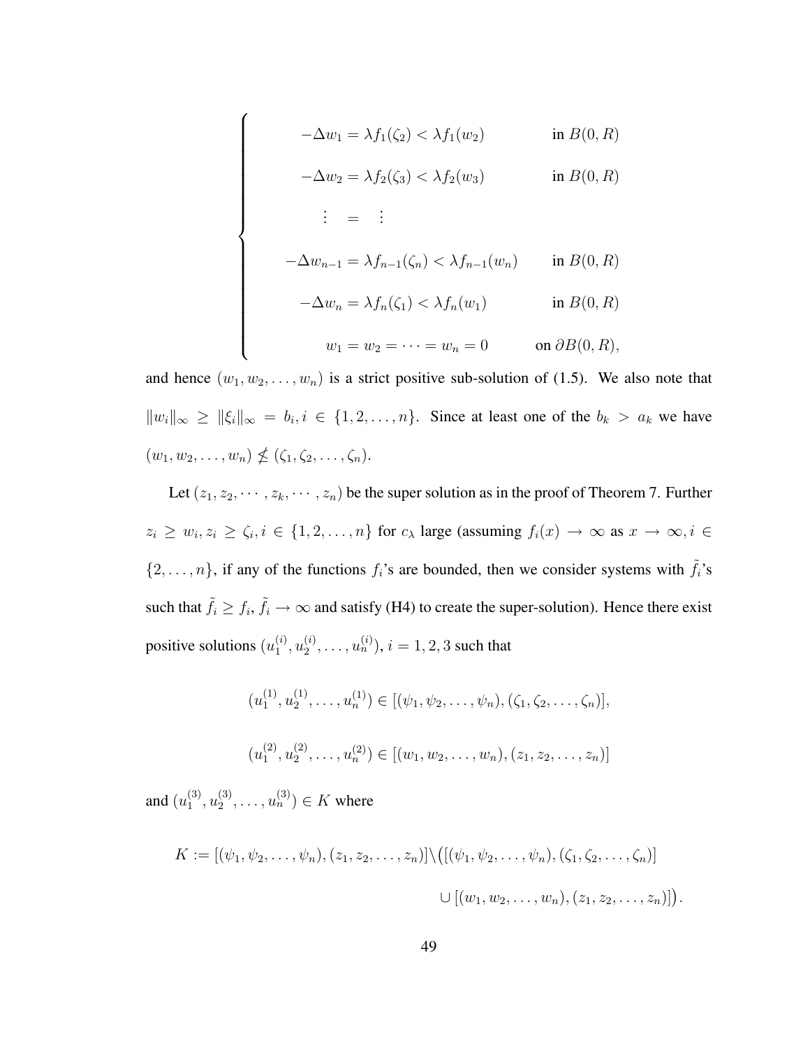$$
\begin{cases}
-\Delta w_1 = \lambda f_1(\zeta_2) < \lambda f_1(w_2) & \text{in } B(0,R) \\
-\Delta w_2 = \lambda f_2(\zeta_3) < \lambda f_2(w_3) & \text{in } B(0,R) \\
\quad \vdots \quad = \quad \vdots & \\
-\Delta w_{n-1} = \lambda f_{n-1}(\zeta_n) < \lambda f_{n-1}(w_n) & \text{in } B(0,R) \\
-\Delta w_n = \lambda f_n(\zeta_1) < \lambda f_n(w_1) & \text{in } B(0,R) \\
w_1 = w_2 = \cdots = w_n = 0 & \text{on } \partial B(0,R),
\end{cases}
$$

and hence $(w_1, w_2, \ldots, w_n)$ is a strict positive sub-solution of (1.5). We also note that $\|w_i\|_\infty \geq \|\xi_i\|_\infty = b_i, i \in \{1, 2, \ldots, n\}$. Since at least one of the $b_k > a_k$ we have $(w_1, w_2, \ldots, w_n) \nleq (\zeta_1, \zeta_2, \ldots, \zeta_n)$.

Let $(z_1, z_2, \cdots, z_k, \cdots, z_n)$ be the super solution as in the proof of Theorem 7. Further $z_i \geq w_i, z_i \geq \zeta_i, i \in \{1, 2, \ldots, n\}$ for $c_\lambda$ large (assuming $f_i(x) \to \infty$ as $x \to \infty, i \in \{2, \ldots, n\}$, if any of the functions $f_i$'s are bounded, then we consider systems with $\tilde{f}_i$'s such that $\tilde{f}_i \geq f_i$, $\tilde{f}_i \to \infty$ and satisfy (H4) to create the super-solution). Hence there exist positive solutions $(u_1^{(i)}, u_2^{(i)}, \ldots, u_n^{(i)})$, $i = 1, 2, 3$ such that

$$
(u_1^{(1)}, u_2^{(1)}, \ldots, u_n^{(1)}) \in [(\psi_1, \psi_2, \ldots, \psi_n), (\zeta_1, \zeta_2, \ldots, \zeta_n)],
$$

$$
(u_1^{(2)}, u_2^{(2)}, \ldots, u_n^{(2)}) \in [(w_1, w_2, \ldots, w_n), (z_1, z_2, \ldots, z_n)]
$$

and $(u_1^{(3)}, u_2^{(3)}, \ldots, u_n^{(3)}) \in K$ where

$$
K := [(\psi_1, \psi_2, \ldots, \psi_n), (z_1, z_2, \ldots, z_n)] \setminus \big( [(\psi_1, \psi_2, \ldots, \psi_n), (\zeta_1, \zeta_2, \ldots, \zeta_n)] \\
\cup [(w_1, w_2, \ldots, w_n), (z_1, z_2, \ldots, z_n)] \big).
$$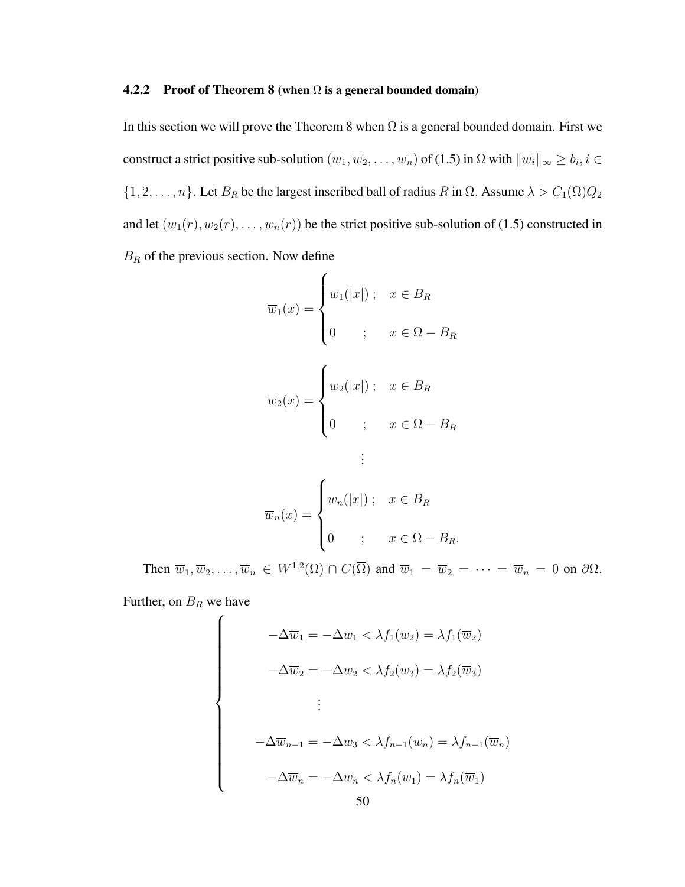### 4.2.2 Proof of Theorem 8 (when $\Omega$ is a general bounded domain)

In this section we will prove the Theorem 8 when $\Omega$ is a general bounded domain. First we construct a strict positive sub-solution $(\overline{w}_1, \overline{w}_2, \ldots, \overline{w}_n)$ of (1.5) in $\Omega$ with $\|\overline{w}_i\|_\infty \geq b_i, i \in \{1, 2, \ldots, n\}$. Let $B_R$ be the largest inscribed ball of radius $R$ in $\Omega$. Assume $\lambda > C_1(\Omega)Q_2$ and let $(w_1(r), w_2(r), \ldots, w_n(r))$ be the strict positive sub-solution of (1.5) constructed in $B_R$ of the previous section. Now define

$$\overline{w}_1(x) = \begin{cases} w_1(|x|) \,; & x \in B_R \\ 0 \quad ; & x \in \Omega - B_R \end{cases}$$

$$\overline{w}_2(x) = \begin{cases} w_2(|x|) \,; & x \in B_R \\ 0 \quad ; & x \in \Omega - B_R \end{cases}$$

$$\vdots$$

$$\overline{w}_n(x) = \begin{cases} w_n(|x|) \,; & x \in B_R \\ 0 \quad ; & x \in \Omega - B_R. \end{cases}$$

Then $\overline{w}_1, \overline{w}_2, \ldots, \overline{w}_n \in W^{1,2}(\Omega) \cap C(\overline{\Omega})$ and $\overline{w}_1 = \overline{w}_2 = \cdots = \overline{w}_n = 0$ on $\partial\Omega$. Further, on $B_R$ we have

$$\begin{cases} -\Delta \overline{w}_1 = -\Delta w_1 < \lambda f_1(w_2) = \lambda f_1(\overline{w}_2) \\ -\Delta \overline{w}_2 = -\Delta w_2 < \lambda f_2(w_3) = \lambda f_2(\overline{w}_3) \\ \quad \vdots \\ -\Delta \overline{w}_{n-1} = -\Delta w_3 < \lambda f_{n-1}(w_n) = \lambda f_{n-1}(\overline{w}_n) \\ -\Delta \overline{w}_n = -\Delta w_n < \lambda f_n(w_1) = \lambda f_n(\overline{w}_1) \end{cases}$$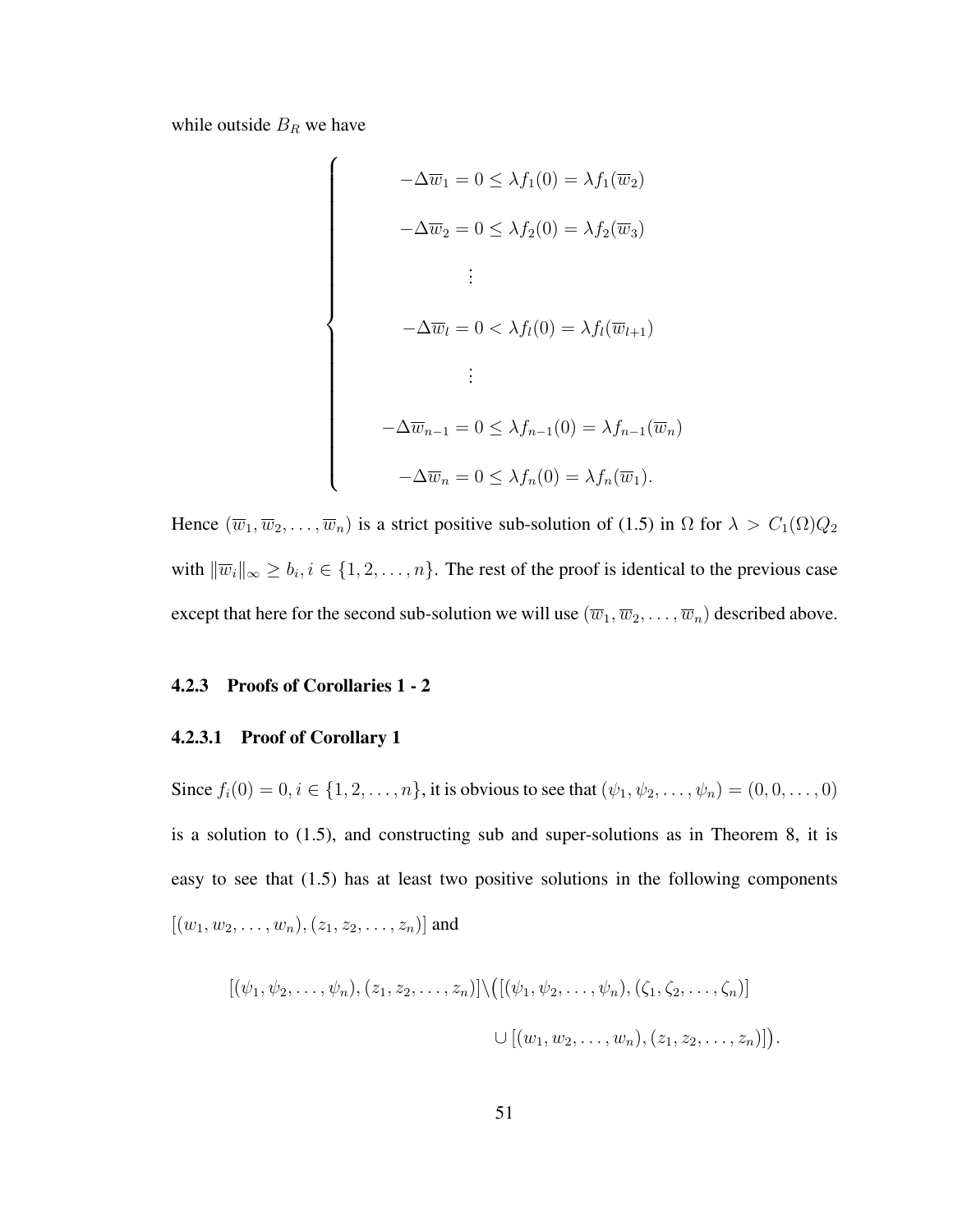while outside $B_R$ we have

$$
\begin{cases}
-\Delta \overline{w}_1 = 0 \leq \lambda f_1(0) = \lambda f_1(\overline{w}_2) \\
-\Delta \overline{w}_2 = 0 \leq \lambda f_2(0) = \lambda f_2(\overline{w}_3) \\
\qquad \vdots \\
-\Delta \overline{w}_l = 0 < \lambda f_l(0) = \lambda f_l(\overline{w}_{l+1}) \\
\qquad \vdots \\
-\Delta \overline{w}_{n-1} = 0 \leq \lambda f_{n-1}(0) = \lambda f_{n-1}(\overline{w}_n) \\
-\Delta \overline{w}_n = 0 \leq \lambda f_n(0) = \lambda f_n(\overline{w}_1).
\end{cases}
$$

Hence $(\overline{w}_1, \overline{w}_2, \ldots, \overline{w}_n)$ is a strict positive sub-solution of (1.5) in $\Omega$ for $\lambda > C_1(\Omega)Q_2$ with $\|\overline{w}_i\|_\infty \geq b_i, i \in \{1, 2, \ldots, n\}$. The rest of the proof is identical to the previous case except that here for the second sub-solution we will use $(\overline{w}_1, \overline{w}_2, \ldots, \overline{w}_n)$ described above.

### 4.2.3 Proofs of Corollaries 1 - 2

#### 4.2.3.1 Proof of Corollary 1

Since $f_i(0) = 0, i \in \{1, 2, \ldots, n\}$, it is obvious to see that $(\psi_1, \psi_2, \ldots, \psi_n) = (0, 0, \ldots, 0)$ is a solution to (1.5), and constructing sub and super-solutions as in Theorem 8, it is easy to see that (1.5) has at least two positive solutions in the following components $[(w_1, w_2, \ldots, w_n), (z_1, z_2, \ldots, z_n)]$ and

$$
[(\psi_1, \psi_2, \ldots, \psi_n), (z_1, z_2, \ldots, z_n)] \setminus \big( [(\psi_1, \psi_2, \ldots, \psi_n), (\zeta_1, \zeta_2, \ldots, \zeta_n)] \\
\cup [(w_1, w_2, \ldots, w_n), (z_1, z_2, \ldots, z_n)] \big).
$$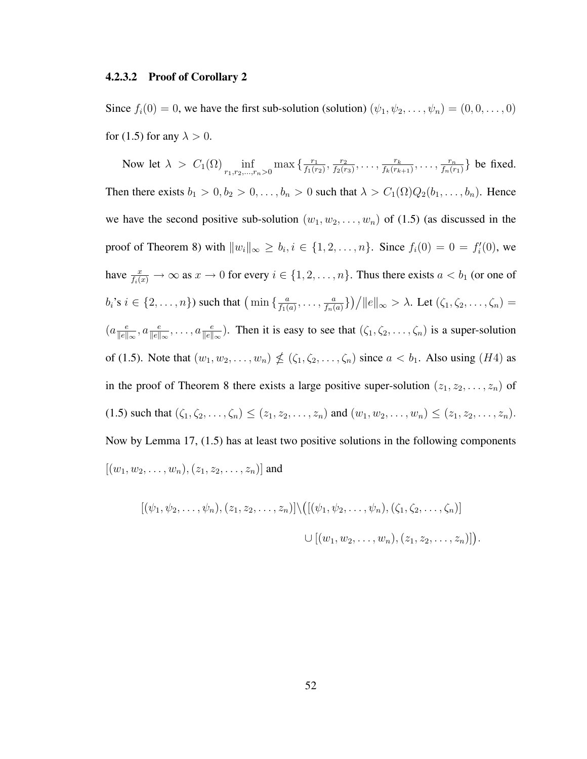#### 4.2.3.2 Proof of Corollary 2

Since $f_i(0) = 0$, we have the first sub-solution (solution) $(\psi_1, \psi_2, \ldots, \psi_n) = (0, 0, \ldots, 0)$ for (1.5) for any $\lambda > 0$.

Now let $\lambda > C_1(\Omega) \inf_{r_1, r_2, \ldots, r_n > 0} \max\{\frac{r_1}{f_1(r_2)}, \frac{r_2}{f_2(r_3)}, \ldots, \frac{r_k}{f_k(r_{k+1})}, \ldots, \frac{r_n}{f_n(r_1)}\}$ be fixed. Then there exists $b_1 > 0, b_2 > 0, \ldots, b_n > 0$ such that $\lambda > C_1(\Omega)Q_2(b_1, \ldots, b_n)$. Hence we have the second positive sub-solution $(w_1, w_2, \ldots, w_n)$ of (1.5) (as discussed in the proof of Theorem 8) with $\|w_i\|_\infty \geq b_i, i \in \{1, 2, \ldots, n\}$. Since $f_i(0) = 0 = f_i'(0)$, we have $\frac{x}{f_i(x)} \to \infty$ as $x \to 0$ for every $i \in \{1, 2, \ldots, n\}$. Thus there exists $a < b_1$ (or one of $b_i$'s $i \in \{2, \ldots, n\}$) such that $\big(\min\{\frac{a}{f_1(a)}, \ldots, \frac{a}{f_n(a)}\}\big)/\|e\|_\infty > \lambda$. Let $(\zeta_1, \zeta_2, \ldots, \zeta_n) = (a\frac{e}{\|e\|_\infty}, a\frac{e}{\|e\|_\infty}, \ldots, a\frac{e}{\|e\|_\infty})$. Then it is easy to see that $(\zeta_1, \zeta_2, \ldots, \zeta_n)$ is a super-solution of (1.5). Note that $(w_1, w_2, \ldots, w_n) \nleq (\zeta_1, \zeta_2, \ldots, \zeta_n)$ since $a < b_1$. Also using $(H4)$ as in the proof of Theorem 8 there exists a large positive super-solution $(z_1, z_2, \ldots, z_n)$ of (1.5) such that $(\zeta_1, \zeta_2, \ldots, \zeta_n) \leq (z_1, z_2, \ldots, z_n)$ and $(w_1, w_2, \ldots, w_n) \leq (z_1, z_2, \ldots, z_n)$. Now by Lemma 17, (1.5) has at least two positive solutions in the following components $[(w_1, w_2, \ldots, w_n), (z_1, z_2, \ldots, z_n)]$ and

$$[(\psi_1, \psi_2, \ldots, \psi_n), (z_1, z_2, \ldots, z_n)] \backslash \big([(\psi_1, \psi_2, \ldots, \psi_n), (\zeta_1, \zeta_2, \ldots, \zeta_n)] \cup [(w_1, w_2, \ldots, w_n), (z_1, z_2, \ldots, z_n)]\big).$$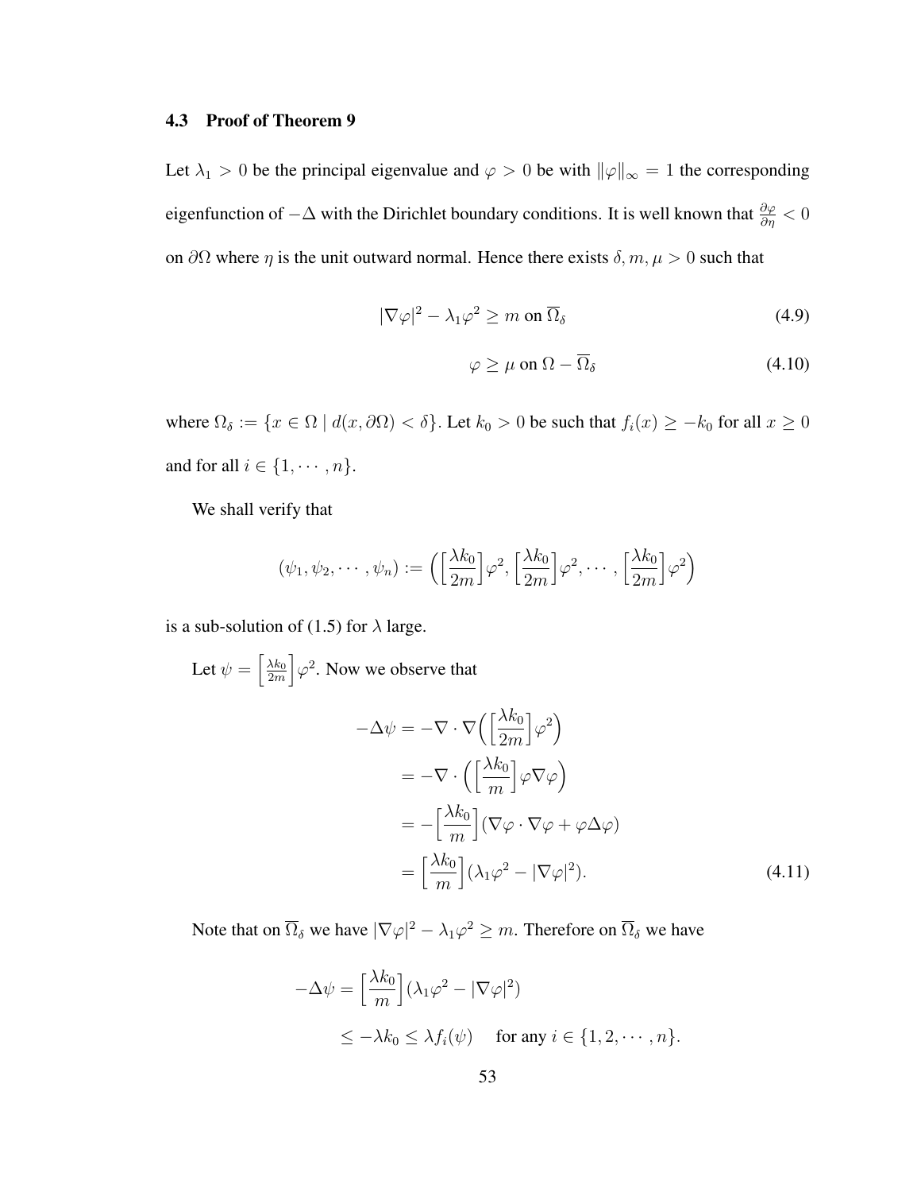### 4.3 Proof of Theorem 9

Let $\lambda_1 > 0$ be the principal eigenvalue and $\varphi > 0$ be with $\|\varphi\|_\infty = 1$ the corresponding eigenfunction of $-\Delta$ with the Dirichlet boundary conditions. It is well known that $\frac{\partial \varphi}{\partial \eta} < 0$ on $\partial\Omega$ where $\eta$ is the unit outward normal. Hence there exists $\delta, m, \mu > 0$ such that

$$|\nabla \varphi|^2 - \lambda_1 \varphi^2 \geq m \text{ on } \overline{\Omega}_\delta \tag{4.9}$$

$$\varphi \geq \mu \text{ on } \Omega - \overline{\Omega}_\delta \tag{4.10}$$

where $\Omega_\delta := \{x \in \Omega \mid d(x, \partial\Omega) < \delta\}$. Let $k_0 > 0$ be such that $f_i(x) \geq -k_0$ for all $x \geq 0$ and for all $i \in \{1, \cdots, n\}$.

We shall verify that

$$(\psi_1, \psi_2, \cdots, \psi_n) := \Big( \Big[\frac{\lambda k_0}{2m}\Big]\varphi^2, \Big[\frac{\lambda k_0}{2m}\Big]\varphi^2, \cdots, \Big[\frac{\lambda k_0}{2m}\Big]\varphi^2 \Big)$$

is a sub-solution of (1.5) for $\lambda$ large.

Let $\psi = \Big[\frac{\lambda k_0}{2m}\Big]\varphi^2$. Now we observe that

$$\begin{aligned}
-\Delta \psi &= -\nabla \cdot \nabla \Big( \Big[\frac{\lambda k_0}{2m}\Big]\varphi^2 \Big) \\
&= -\nabla \cdot \Big( \Big[\frac{\lambda k_0}{m}\Big]\varphi \nabla \varphi \Big) \\
&= -\Big[\frac{\lambda k_0}{m}\Big](\nabla \varphi \cdot \nabla \varphi + \varphi \Delta \varphi) \\
&= \Big[\frac{\lambda k_0}{m}\Big](\lambda_1 \varphi^2 - |\nabla \varphi|^2).
\end{aligned} \tag{4.11}$$

Note that on $\overline{\Omega}_\delta$ we have $|\nabla \varphi|^2 - \lambda_1 \varphi^2 \geq m$. Therefore on $\overline{\Omega}_\delta$ we have

$$\begin{aligned}
-\Delta \psi &= \Big[\frac{\lambda k_0}{m}\Big](\lambda_1 \varphi^2 - |\nabla \varphi|^2) \\
&\leq -\lambda k_0 \leq \lambda f_i(\psi) \quad \text{ for any } i \in \{1, 2, \cdots, n\}.
\end{aligned}$$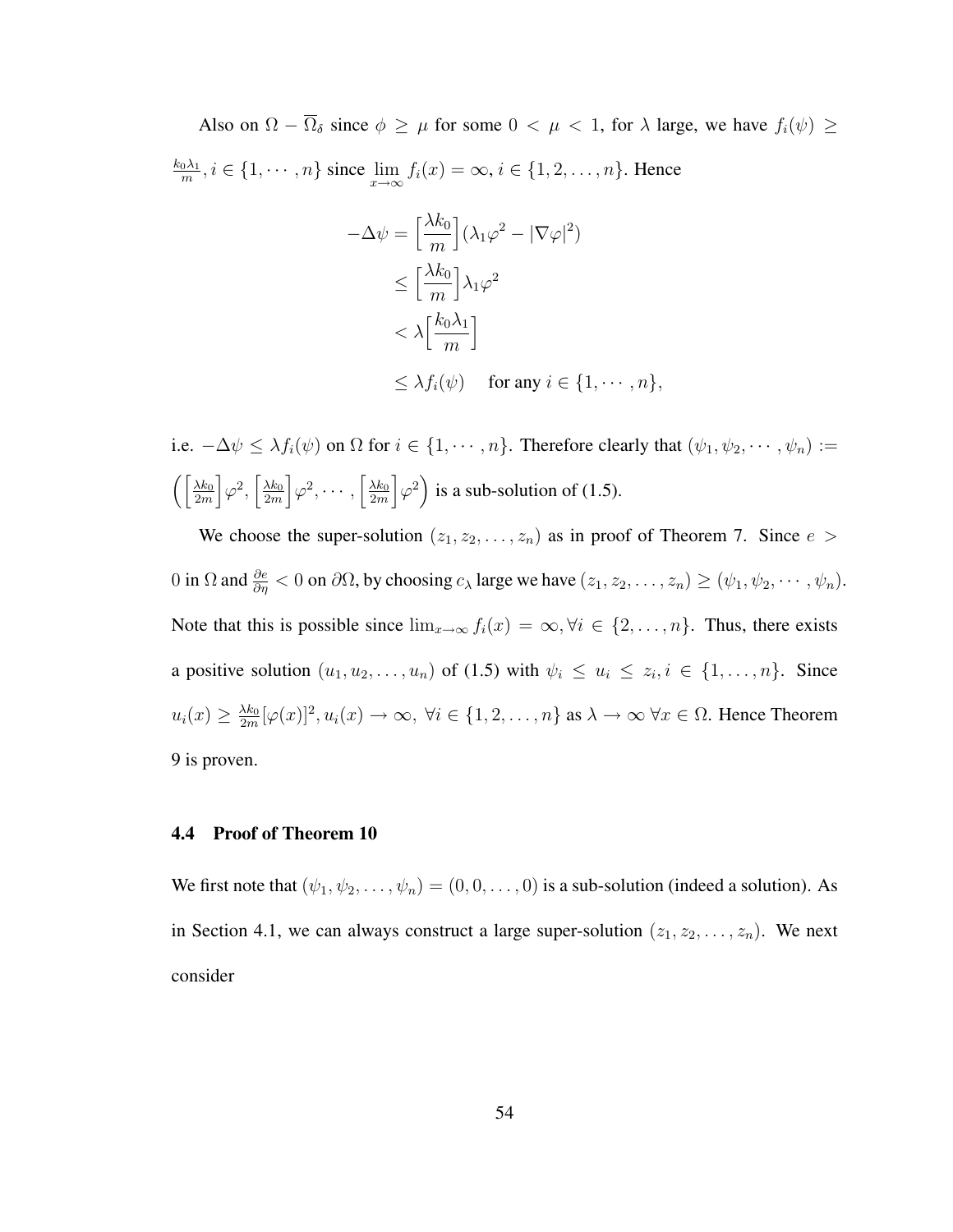Also on $\Omega - \overline{\Omega}_\delta$ since $\phi \geq \mu$ for some $0 < \mu < 1$, for $\lambda$ large, we have $f_i(\psi) \geq \frac{k_0\lambda_1}{m}, i \in \{1, \cdots, n\}$ since $\lim_{x\to\infty} f_i(x) = \infty, i \in \{1, 2, \ldots, n\}$. Hence

$$
\begin{aligned}
-\Delta\psi &= \Big[\frac{\lambda k_0}{m}\Big](\lambda_1\varphi^2 - |\nabla\varphi|^2) \\
&\leq \Big[\frac{\lambda k_0}{m}\Big]\lambda_1\varphi^2 \\
&< \lambda\Big[\frac{k_0\lambda_1}{m}\Big] \\
&\leq \lambda f_i(\psi) \quad \text{ for any } i \in \{1, \cdots, n\},
\end{aligned}
$$

i.e. $-\Delta\psi \leq \lambda f_i(\psi)$ on $\Omega$ for $i \in \{1, \cdots, n\}$. Therefore clearly that $(\psi_1, \psi_2, \cdots, \psi_n) := \Big(\Big[\frac{\lambda k_0}{2m}\Big]\varphi^2, \Big[\frac{\lambda k_0}{2m}\Big]\varphi^2, \cdots, \Big[\frac{\lambda k_0}{2m}\Big]\varphi^2\Big)$ is a sub-solution of (1.5).

We choose the super-solution $(z_1, z_2, \ldots, z_n)$ as in proof of Theorem 7. Since $e > 0$ in $\Omega$ and $\frac{\partial e}{\partial \eta} < 0$ on $\partial\Omega$, by choosing $c_\lambda$ large we have $(z_1, z_2, \ldots, z_n) \geq (\psi_1, \psi_2, \cdots, \psi_n)$. Note that this is possible since $\lim_{x\to\infty} f_i(x) = \infty, \forall i \in \{2, \ldots, n\}$. Thus, there exists a positive solution $(u_1, u_2, \ldots, u_n)$ of (1.5) with $\psi_i \leq u_i \leq z_i, i \in \{1, \ldots, n\}$. Since $u_i(x) \geq \frac{\lambda k_0}{2m}[\varphi(x)]^2, u_i(x) \to \infty,\ \forall i \in \{1, 2, \ldots, n\}$ as $\lambda \to \infty\ \forall x \in \Omega$. Hence Theorem 9 is proven.

### 4.4 Proof of Theorem 10

We first note that $(\psi_1, \psi_2, \ldots, \psi_n) = (0, 0, \ldots, 0)$ is a sub-solution (indeed a solution). As in Section 4.1, we can always construct a large super-solution $(z_1, z_2, \ldots, z_n)$. We next consider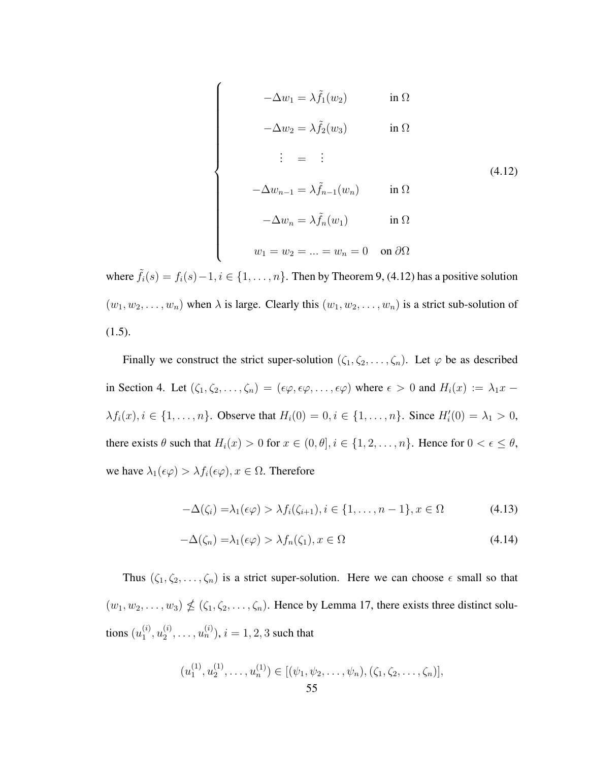$$
\begin{cases}
-\Delta w_1 = \lambda \tilde{f}_1(w_2) & \text{in } \Omega \\
-\Delta w_2 = \lambda \tilde{f}_2(w_3) & \text{in } \Omega \\
\quad \vdots \;\; = \;\; \vdots & \\
-\Delta w_{n-1} = \lambda \tilde{f}_{n-1}(w_n) & \text{in } \Omega \\
-\Delta w_n = \lambda \tilde{f}_n(w_1) & \text{in } \Omega \\
w_1 = w_2 = ... = w_n = 0 & \text{on } \partial\Omega
\end{cases}
\tag{4.12}
$$

where $\tilde{f}_i(s) = f_i(s) - 1, i \in \{1, \ldots, n\}$. Then by Theorem 9, (4.12) has a positive solution $(w_1, w_2, \ldots, w_n)$ when $\lambda$ is large. Clearly this $(w_1, w_2, \ldots, w_n)$ is a strict sub-solution of (1.5).

Finally we construct the strict super-solution $(\zeta_1, \zeta_2, \ldots, \zeta_n)$. Let $\varphi$ be as described in Section 4. Let $(\zeta_1, \zeta_2, \ldots, \zeta_n) = (\epsilon\varphi, \epsilon\varphi, \ldots, \epsilon\varphi)$ where $\epsilon > 0$ and $H_i(x) := \lambda_1 x - \lambda f_i(x), i \in \{1, \ldots, n\}$. Observe that $H_i(0) = 0, i \in \{1, \ldots, n\}$. Since $H_i'(0) = \lambda_1 > 0$, there exists $\theta$ such that $H_i(x) > 0$ for $x \in (0, \theta], i \in \{1, 2, \ldots, n\}$. Hence for $0 < \epsilon \leq \theta$, we have $\lambda_1(\epsilon\varphi) > \lambda f_i(\epsilon\varphi), x \in \Omega$. Therefore

$$
-\Delta(\zeta_i) = \lambda_1(\epsilon\varphi) > \lambda f_i(\zeta_{i+1}), i \in \{1, \ldots, n-1\}, x \in \Omega \tag{4.13}
$$

$$
-\Delta(\zeta_n) = \lambda_1(\epsilon\varphi) > \lambda f_n(\zeta_1), x \in \Omega \tag{4.14}
$$

Thus $(\zeta_1, \zeta_2, \ldots, \zeta_n)$ is a strict super-solution. Here we can choose $\epsilon$ small so that $(w_1, w_2, \ldots, w_3) \nleq (\zeta_1, \zeta_2, \ldots, \zeta_n)$. Hence by Lemma 17, there exists three distinct solutions $(u_1^{(i)}, u_2^{(i)}, \ldots, u_n^{(i)}), i = 1, 2, 3$ such that

$$
(u_1^{(1)}, u_2^{(1)}, \ldots, u_n^{(1)}) \in [(\psi_1, \psi_2, \ldots, \psi_n), (\zeta_1, \zeta_2, \ldots, \zeta_n)],
$$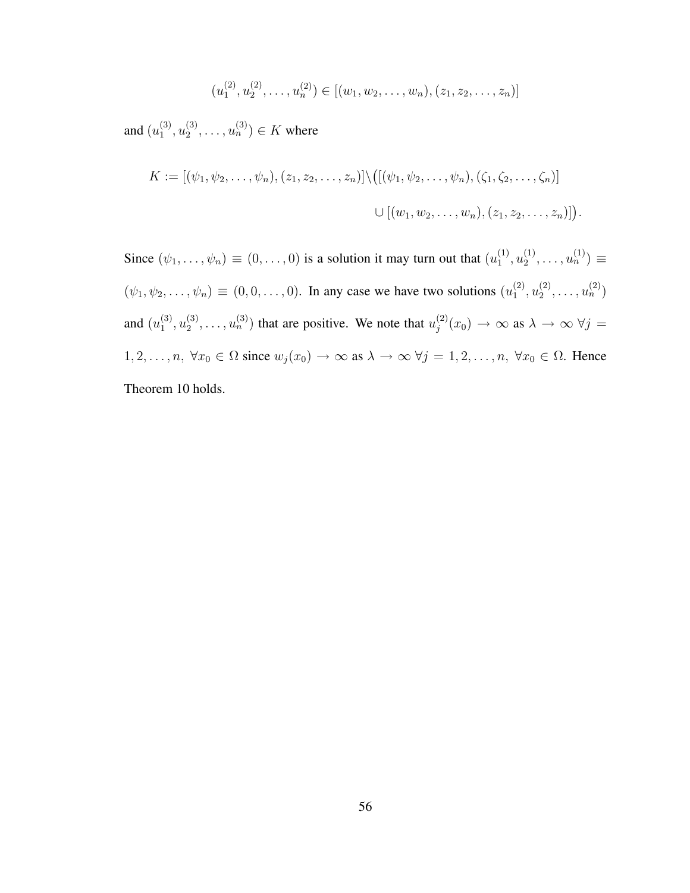$$(u_1^{(2)}, u_2^{(2)}, \ldots, u_n^{(2)}) \in [(w_1, w_2, \ldots, w_n), (z_1, z_2, \ldots, z_n)]$$

and $(u_1^{(3)}, u_2^{(3)}, \ldots, u_n^{(3)}) \in K$ where

$$K := [(\psi_1, \psi_2, \ldots, \psi_n), (z_1, z_2, \ldots, z_n)] \setminus \big( [(\psi_1, \psi_2, \ldots, \psi_n), (\zeta_1, \zeta_2, \ldots, \zeta_n)] \cup [(w_1, w_2, \ldots, w_n), (z_1, z_2, \ldots, z_n)] \big).$$

Since $(\psi_1, \ldots, \psi_n) \equiv (0, \ldots, 0)$ is a solution it may turn out that $(u_1^{(1)}, u_2^{(1)}, \ldots, u_n^{(1)}) \equiv (\psi_1, \psi_2, \ldots, \psi_n) \equiv (0, 0, \ldots, 0)$. In any case we have two solutions $(u_1^{(2)}, u_2^{(2)}, \ldots, u_n^{(2)})$ and $(u_1^{(3)}, u_2^{(3)}, \ldots, u_n^{(3)})$ that are positive. We note that $u_j^{(2)}(x_0) \to \infty$ as $\lambda \to \infty$ $\forall j = 1, 2, \ldots, n,$ $\forall x_0 \in \Omega$ since $w_j(x_0) \to \infty$ as $\lambda \to \infty$ $\forall j = 1, 2, \ldots, n,$ $\forall x_0 \in \Omega$. Hence Theorem 10 holds.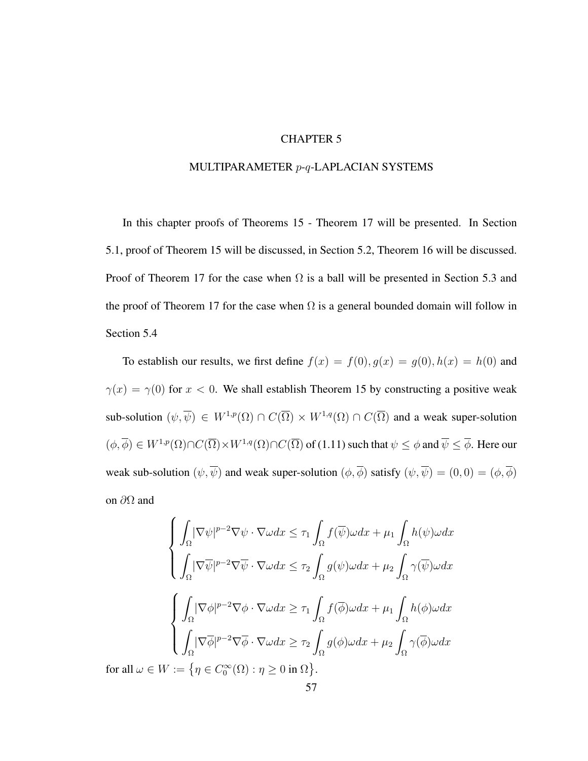# CHAPTER 5

## MULTIPARAMETER $p$-$q$-LAPLACIAN SYSTEMS

In this chapter proofs of Theorems 15 - Theorem 17 will be presented. In Section 5.1, proof of Theorem 15 will be discussed, in Section 5.2, Theorem 16 will be discussed. Proof of Theorem 17 for the case when $\Omega$ is a ball will be presented in Section 5.3 and the proof of Theorem 17 for the case when $\Omega$ is a general bounded domain will follow in Section 5.4

To establish our results, we first define $f(x) = f(0), g(x) = g(0), h(x) = h(0)$ and $\gamma(x) = \gamma(0)$ for $x < 0$. We shall establish Theorem 15 by constructing a positive weak sub-solution $(\psi, \overline{\psi}) \in W^{1,p}(\Omega) \cap C(\overline{\Omega}) \times W^{1,q}(\Omega) \cap C(\overline{\Omega})$ and a weak super-solution $(\phi, \overline{\phi}) \in W^{1,p}(\Omega) \cap C(\overline{\Omega}) \times W^{1,q}(\Omega) \cap C(\overline{\Omega})$ of (1.11) such that $\psi \leq \phi$ and $\overline{\psi} \leq \overline{\phi}$. Here our weak sub-solution $(\psi, \overline{\psi})$ and weak super-solution $(\phi, \overline{\phi})$ satisfy $(\psi, \overline{\psi}) = (0, 0) = (\phi, \overline{\phi})$ on $\partial\Omega$ and

$$
\begin{cases}
\displaystyle\int_\Omega |\nabla \psi|^{p-2} \nabla \psi \cdot \nabla \omega dx \leq \tau_1 \int_\Omega f(\overline{\psi}) \omega dx + \mu_1 \int_\Omega h(\psi) \omega dx \\
\displaystyle\int_\Omega |\nabla \overline{\psi}|^{p-2} \nabla \overline{\psi} \cdot \nabla \omega dx \leq \tau_2 \int_\Omega g(\psi) \omega dx + \mu_2 \int_\Omega \gamma(\overline{\psi}) \omega dx
\end{cases}
$$

$$
\begin{cases}
\displaystyle\int_\Omega |\nabla \phi|^{p-2} \nabla \phi \cdot \nabla \omega dx \geq \tau_1 \int_\Omega f(\overline{\phi}) \omega dx + \mu_1 \int_\Omega h(\phi) \omega dx \\
\displaystyle\int_\Omega |\nabla \overline{\phi}|^{p-2} \nabla \overline{\phi} \cdot \nabla \omega dx \geq \tau_2 \int_\Omega g(\phi) \omega dx + \mu_2 \int_\Omega \gamma(\overline{\phi}) \omega dx
\end{cases}
$$

for all $\omega \in W := \left\{ \eta \in C_0^\infty(\Omega) : \eta \geq 0 \text{ in } \Omega \right\}$.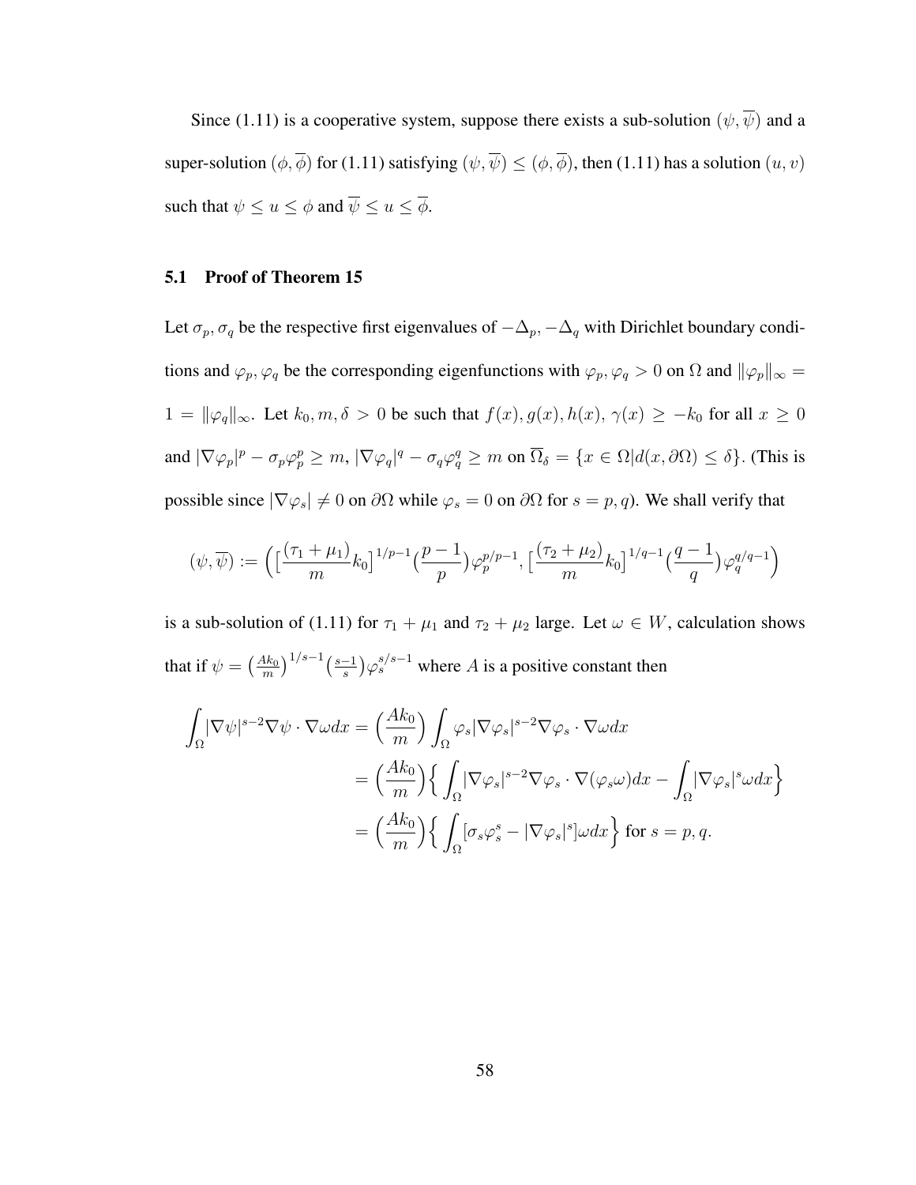Since (1.11) is a cooperative system, suppose there exists a sub-solution $(\psi, \overline{\psi})$ and a super-solution $(\phi, \overline{\phi})$ for (1.11) satisfying $(\psi, \overline{\psi}) \leq (\phi, \overline{\phi})$, then (1.11) has a solution $(u, v)$ such that $\psi \leq u \leq \phi$ and $\overline{\psi} \leq u \leq \overline{\phi}$.

## 5.1 Proof of Theorem 15

Let $\sigma_p, \sigma_q$ be the respective first eigenvalues of $-\Delta_p, -\Delta_q$ with Dirichlet boundary conditions and $\varphi_p, \varphi_q$ be the corresponding eigenfunctions with $\varphi_p, \varphi_q > 0$ on $\Omega$ and $\|\varphi_p\|_\infty = 1 = \|\varphi_q\|_\infty$. Let $k_0, m, \delta > 0$ be such that $f(x), g(x), h(x), \gamma(x) \geq -k_0$ for all $x \geq 0$ and $|\nabla \varphi_p|^p - \sigma_p \varphi_p^p \geq m$, $|\nabla \varphi_q|^q - \sigma_q \varphi_q^q \geq m$ on $\overline{\Omega}_\delta = \{x \in \Omega | d(x, \partial\Omega) \leq \delta\}$. (This is possible since $|\nabla \varphi_s| \neq 0$ on $\partial\Omega$ while $\varphi_s = 0$ on $\partial\Omega$ for $s = p, q$). We shall verify that

$$(\psi, \overline{\psi}) := \Big( \big[\frac{(\tau_1 + \mu_1)}{m} k_0\big]^{1/p-1} \big(\frac{p-1}{p}\big) \varphi_p^{p/p-1}, \big[\frac{(\tau_2 + \mu_2)}{m} k_0\big]^{1/q-1} \big(\frac{q-1}{q}\big) \varphi_q^{q/q-1} \Big)$$

is a sub-solution of (1.11) for $\tau_1 + \mu_1$ and $\tau_2 + \mu_2$ large. Let $\omega \in W$, calculation shows that if $\psi = \big(\frac{Ak_0}{m}\big)^{1/s-1} \big(\frac{s-1}{s}\big) \varphi_s^{s/s-1}$ where $A$ is a positive constant then

$$\begin{aligned}
\int_\Omega |\nabla \psi|^{s-2} \nabla \psi \cdot \nabla \omega dx &= \Big(\frac{Ak_0}{m}\Big) \int_\Omega \varphi_s |\nabla \varphi_s|^{s-2} \nabla \varphi_s \cdot \nabla \omega dx \\
&= \Big(\frac{Ak_0}{m}\Big) \Big\{ \int_\Omega |\nabla \varphi_s|^{s-2} \nabla \varphi_s \cdot \nabla (\varphi_s \omega) dx - \int_\Omega |\nabla \varphi_s|^s \omega dx \Big\} \\
&= \Big(\frac{Ak_0}{m}\Big) \Big\{ \int_\Omega [\sigma_s \varphi_s^s - |\nabla \varphi_s|^s] \omega dx \Big\} \text{ for } s = p, q.
\end{aligned}$$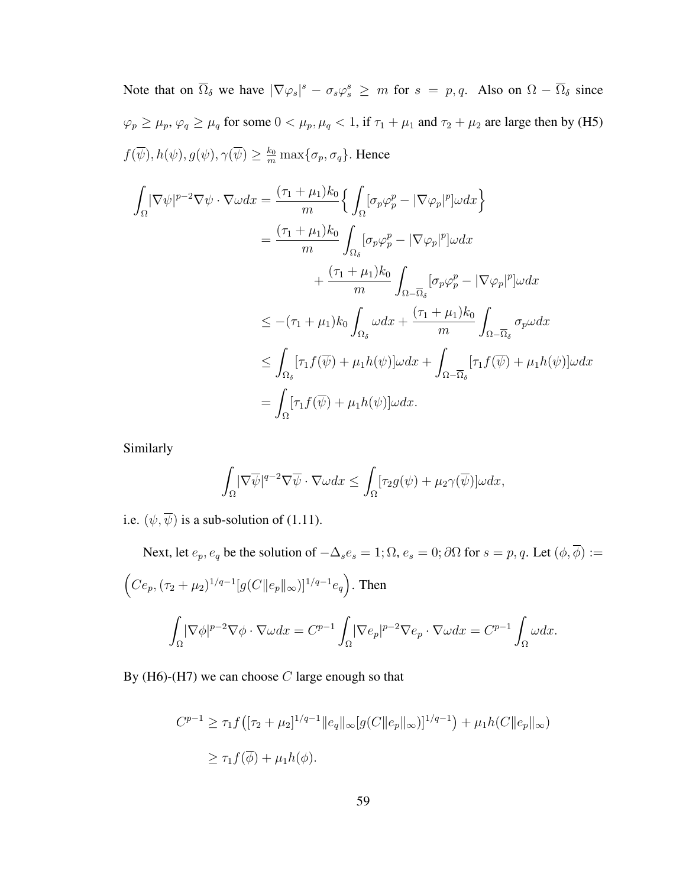Note that on $\overline{\Omega}_\delta$ we have $|\nabla\varphi_s|^s - \sigma_s\varphi_s^s \geq m$ for $s = p, q$. Also on $\Omega - \overline{\Omega}_\delta$ since $\varphi_p \geq \mu_p$, $\varphi_q \geq \mu_q$ for some $0 < \mu_p, \mu_q < 1$, if $\tau_1 + \mu_1$ and $\tau_2 + \mu_2$ are large then by (H5) $f(\overline{\psi}), h(\psi), g(\psi), \gamma(\overline{\psi}) \geq \frac{k_0}{m}\max\{\sigma_p, \sigma_q\}$. Hence

$$
\begin{aligned}
\int_\Omega |\nabla\psi|^{p-2}\nabla\psi \cdot \nabla\omega dx &= \frac{(\tau_1+\mu_1)k_0}{m}\Big\{\int_\Omega [\sigma_p\varphi_p^p - |\nabla\varphi_p|^p]\omega dx\Big\} \\
&= \frac{(\tau_1+\mu_1)k_0}{m}\int_{\Omega_\delta} [\sigma_p\varphi_p^p - |\nabla\varphi_p|^p]\omega dx \\
&\qquad + \frac{(\tau_1+\mu_1)k_0}{m}\int_{\Omega-\overline{\Omega}_\delta} [\sigma_p\varphi_p^p - |\nabla\varphi_p|^p]\omega dx \\
&\leq -(\tau_1+\mu_1)k_0\int_{\Omega_\delta}\omega dx + \frac{(\tau_1+\mu_1)k_0}{m}\int_{\Omega-\overline{\Omega}_\delta}\sigma_p\omega dx \\
&\leq \int_{\Omega_\delta}[\tau_1 f(\overline{\psi}) + \mu_1 h(\psi)]\omega dx + \int_{\Omega-\overline{\Omega}_\delta}[\tau_1 f(\overline{\psi}) + \mu_1 h(\psi)]\omega dx \\
&= \int_\Omega [\tau_1 f(\overline{\psi}) + \mu_1 h(\psi)]\omega dx.
\end{aligned}
$$

Similarly

$$
\int_\Omega |\nabla\overline{\psi}|^{q-2}\nabla\overline{\psi}\cdot\nabla\omega dx \leq \int_\Omega [\tau_2 g(\psi) + \mu_2\gamma(\overline{\psi})]\omega dx,
$$

i.e. $(\psi, \overline{\psi})$ is a sub-solution of (1.11).

Next, let $e_p, e_q$ be the solution of $-\Delta_s e_s = 1; \Omega$, $e_s = 0; \partial\Omega$ for $s = p, q$. Let $(\phi, \overline{\phi}) := \Big(Ce_p, (\tau_2+\mu_2)^{1/q-1}[g(C\|e_p\|_\infty)]^{1/q-1}e_q\Big)$. Then

$$
\int_\Omega |\nabla\phi|^{p-2}\nabla\phi\cdot\nabla\omega dx = C^{p-1}\int_\Omega |\nabla e_p|^{p-2}\nabla e_p\cdot\nabla\omega dx = C^{p-1}\int_\Omega \omega dx.
$$

By (H6)-(H7) we can choose $C$ large enough so that

$$
\begin{aligned}
C^{p-1} &\geq \tau_1 f\big([\tau_2+\mu_2]^{1/q-1}\|e_q\|_\infty[g(C\|e_p\|_\infty)]^{1/q-1}\big) + \mu_1 h(C\|e_p\|_\infty) \\
&\geq \tau_1 f(\overline{\phi}) + \mu_1 h(\phi).
\end{aligned}
$$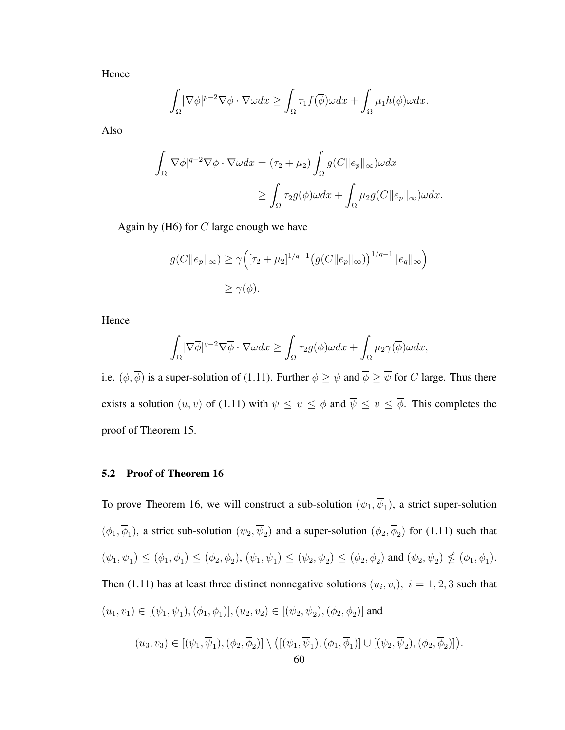Hence

$$\int_{\Omega} |\nabla \phi|^{p-2} \nabla \phi \cdot \nabla \omega dx \geq \int_{\Omega} \tau_1 f(\overline{\phi}) \omega dx + \int_{\Omega} \mu_1 h(\phi) \omega dx.$$

Also

$$\begin{aligned}
\int_{\Omega} |\nabla \overline{\phi}|^{q-2} \nabla \overline{\phi} \cdot \nabla \omega dx &= (\tau_2 + \mu_2) \int_{\Omega} g(C \|e_p\|_{\infty}) \omega dx \\
&\geq \int_{\Omega} \tau_2 g(\phi) \omega dx + \int_{\Omega} \mu_2 g(C \|e_p\|_{\infty}) \omega dx.
\end{aligned}$$

Again by (H6) for $C$ large enough we have

$$\begin{aligned}
g(C\|e_p\|_{\infty}) &\geq \gamma\Big( [\tau_2 + \mu_2]^{1/q-1} \big( g(C\|e_p\|_{\infty}) \big)^{1/q-1} \|e_q\|_{\infty} \Big) \\
&\geq \gamma(\overline{\phi}).
\end{aligned}$$

Hence

$$\int_{\Omega} |\nabla \overline{\phi}|^{q-2} \nabla \overline{\phi} \cdot \nabla \omega dx \geq \int_{\Omega} \tau_2 g(\phi) \omega dx + \int_{\Omega} \mu_2 \gamma(\overline{\phi}) \omega dx,$$

i.e. $(\phi, \overline{\phi})$ is a super-solution of (1.11). Further $\phi \geq \psi$ and $\overline{\phi} \geq \overline{\psi}$ for $C$ large. Thus there exists a solution $(u, v)$ of (1.11) with $\psi \leq u \leq \phi$ and $\overline{\psi} \leq v \leq \overline{\phi}$. This completes the proof of Theorem 15.

### 5.2 Proof of Theorem 16

To prove Theorem 16, we will construct a sub-solution $(\psi_1, \overline{\psi}_1)$, a strict super-solution $(\phi_1, \overline{\phi}_1)$, a strict sub-solution $(\psi_2, \overline{\psi}_2)$ and a super-solution $(\phi_2, \overline{\phi}_2)$ for (1.11) such that $(\psi_1, \overline{\psi}_1) \leq (\phi_1, \overline{\phi}_1) \leq (\phi_2, \overline{\phi}_2)$, $(\psi_1, \overline{\psi}_1) \leq (\psi_2, \overline{\psi}_2) \leq (\phi_2, \overline{\phi}_2)$ and $(\psi_2, \overline{\psi}_2) \not\leq (\phi_1, \overline{\phi}_1)$. Then (1.11) has at least three distinct nonnegative solutions $(u_i, v_i),\ i = 1, 2, 3$ such that $(u_1, v_1) \in [(\psi_1, \overline{\psi}_1), (\phi_1, \overline{\phi}_1)]$, $(u_2, v_2) \in [(\psi_2, \overline{\psi}_2), (\phi_2, \overline{\phi}_2)]$ and

$$(u_3, v_3) \in [(\psi_1, \overline{\psi}_1), (\phi_2, \overline{\phi}_2)] \setminus \big( [(\psi_1, \overline{\psi}_1), (\phi_1, \overline{\phi}_1)] \cup [(\psi_2, \overline{\psi}_2), (\phi_2, \overline{\phi}_2)] \big).$$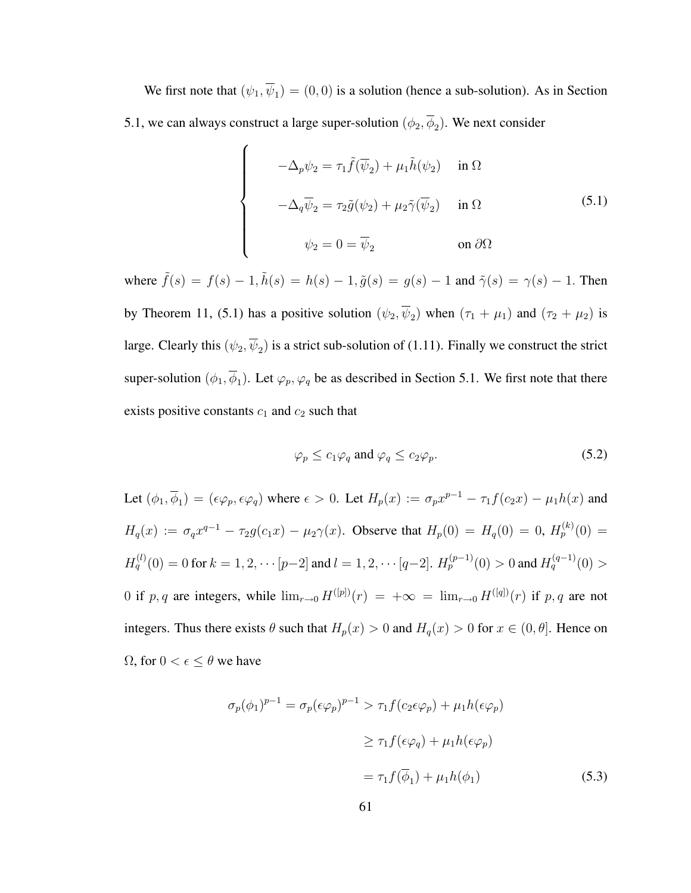We first note that $(\psi_1, \overline{\psi}_1) = (0, 0)$ is a solution (hence a sub-solution). As in Section 5.1, we can always construct a large super-solution $(\phi_2, \overline{\phi}_2)$. We next consider

$$
\left\{
\begin{array}{ll}
-\Delta_p \psi_2 = \tau_1 \tilde{f}(\overline{\psi}_2) + \mu_1 \tilde{h}(\psi_2) & \text{in } \Omega \\[2ex]
-\Delta_q \overline{\psi}_2 = \tau_2 \tilde{g}(\psi_2) + \mu_2 \tilde{\gamma}(\overline{\psi}_2) & \text{in } \Omega \\[2ex]
\psi_2 = 0 = \overline{\psi}_2 & \text{on } \partial\Omega
\end{array}
\right.
\tag{5.1}
$$

where $\tilde{f}(s) = f(s) - 1, \tilde{h}(s) = h(s) - 1, \tilde{g}(s) = g(s) - 1$ and $\tilde{\gamma}(s) = \gamma(s) - 1$. Then by Theorem 11, (5.1) has a positive solution $(\psi_2, \overline{\psi}_2)$ when $(\tau_1 + \mu_1)$ and $(\tau_2 + \mu_2)$ is large. Clearly this $(\psi_2, \overline{\psi}_2)$ is a strict sub-solution of (1.11). Finally we construct the strict super-solution $(\phi_1, \overline{\phi}_1)$. Let $\varphi_p, \varphi_q$ be as described in Section 5.1. We first note that there exists positive constants $c_1$ and $c_2$ such that

$$
\varphi_p \leq c_1 \varphi_q \text{ and } \varphi_q \leq c_2 \varphi_p. \tag{5.2}
$$

Let $(\phi_1, \overline{\phi}_1) = (\epsilon\varphi_p, \epsilon\varphi_q)$ where $\epsilon > 0$. Let $H_p(x) := \sigma_p x^{p-1} - \tau_1 f(c_2 x) - \mu_1 h(x)$ and $H_q(x) := \sigma_q x^{q-1} - \tau_2 g(c_1 x) - \mu_2 \gamma(x)$. Observe that $H_p(0) = H_q(0) = 0$, $H_p^{(k)}(0) = H_q^{(l)}(0) = 0$ for $k = 1, 2, \cdots [p-2]$ and $l = 1, 2, \cdots [q-2]$. $H_p^{(p-1)}(0) > 0$ and $H_q^{(q-1)}(0) > 0$ if $p, q$ are integers, while $\lim_{r\to 0} H^{([p])}(r) = +\infty = \lim_{r\to 0} H^{([q])}(r)$ if $p, q$ are not integers. Thus there exists $\theta$ such that $H_p(x) > 0$ and $H_q(x) > 0$ for $x \in (0, \theta]$. Hence on $\Omega$, for $0 < \epsilon \leq \theta$ we have

$$
\begin{aligned}
\sigma_p(\phi_1)^{p-1} = \sigma_p(\epsilon\varphi_p)^{p-1} &> \tau_1 f(c_2 \epsilon\varphi_p) + \mu_1 h(\epsilon\varphi_p) \\
&\geq \tau_1 f(\epsilon\varphi_q) + \mu_1 h(\epsilon\varphi_p) \\
&= \tau_1 f(\overline{\phi}_1) + \mu_1 h(\phi_1)
\end{aligned}
\tag{5.3}
$$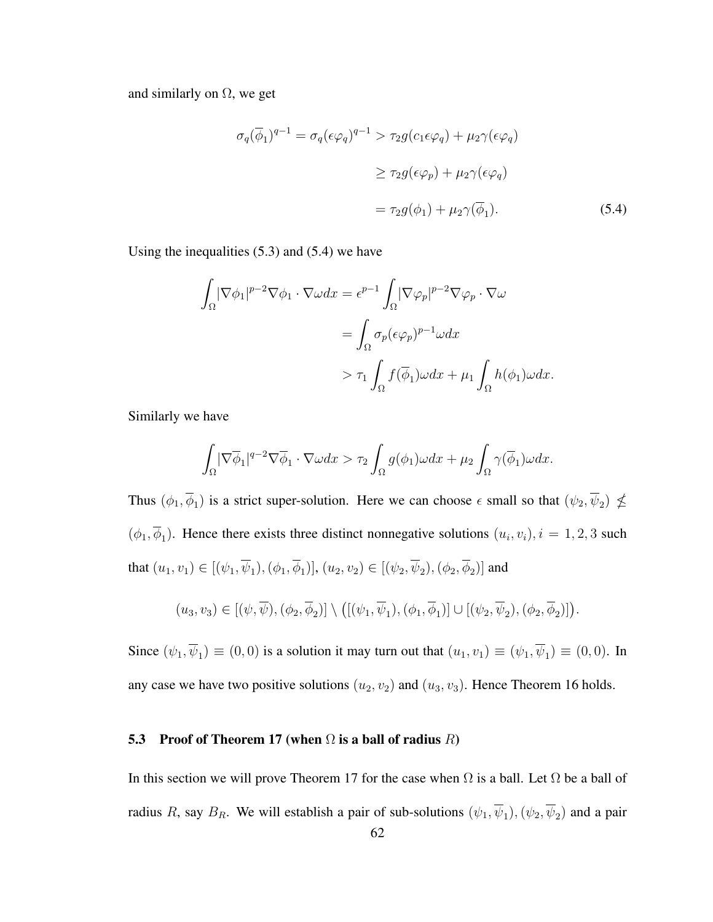and similarly on $\Omega$, we get

$$
\begin{aligned}
\sigma_q(\overline{\phi}_1)^{q-1} = \sigma_q(\epsilon\varphi_q)^{q-1} &> \tau_2 g(c_1\epsilon\varphi_q) + \mu_2\gamma(\epsilon\varphi_q) \\
&\geq \tau_2 g(\epsilon\varphi_p) + \mu_2\gamma(\epsilon\varphi_q) \\
&= \tau_2 g(\phi_1) + \mu_2\gamma(\overline{\phi}_1).
\end{aligned} \tag{5.4}
$$

Using the inequalities (5.3) and (5.4) we have

$$
\begin{aligned}
\int_\Omega |\nabla\phi_1|^{p-2}\nabla\phi_1 \cdot \nabla\omega dx &= \epsilon^{p-1}\int_\Omega |\nabla\varphi_p|^{p-2}\nabla\varphi_p \cdot \nabla\omega \\
&= \int_\Omega \sigma_p(\epsilon\varphi_p)^{p-1}\omega dx \\
&> \tau_1\int_\Omega f(\overline{\phi}_1)\omega dx + \mu_1\int_\Omega h(\phi_1)\omega dx.
\end{aligned}
$$

Similarly we have

$$
\int_\Omega |\nabla\overline{\phi}_1|^{q-2}\nabla\overline{\phi}_1 \cdot \nabla\omega dx > \tau_2\int_\Omega g(\phi_1)\omega dx + \mu_2\int_\Omega \gamma(\overline{\phi}_1)\omega dx.
$$

Thus $(\phi_1, \overline{\phi}_1)$ is a strict super-solution. Here we can choose $\epsilon$ small so that $(\psi_2, \overline{\psi}_2) \nleq (\phi_1, \overline{\phi}_1)$. Hence there exists three distinct nonnegative solutions $(u_i, v_i), i = 1, 2, 3$ such that $(u_1, v_1) \in [(\psi_1, \overline{\psi}_1), (\phi_1, \overline{\phi}_1)]$, $(u_2, v_2) \in [(\psi_2, \overline{\psi}_2), (\phi_2, \overline{\phi}_2)]$ and

$$
(u_3, v_3) \in [(\psi, \overline{\psi}), (\phi_2, \overline{\phi}_2)] \setminus \big([(\psi_1, \overline{\psi}_1), (\phi_1, \overline{\phi}_1)] \cup [(\psi_2, \overline{\psi}_2), (\phi_2, \overline{\phi}_2)]\big).
$$

Since $(\psi_1, \overline{\psi}_1) \equiv (0, 0)$ is a solution it may turn out that $(u_1, v_1) \equiv (\psi_1, \overline{\psi}_1) \equiv (0, 0)$. In any case we have two positive solutions $(u_2, v_2)$ and $(u_3, v_3)$. Hence Theorem 16 holds.

### 5.3 Proof of Theorem 17 (when $\Omega$ is a ball of radius $R$)

In this section we will prove Theorem 17 for the case when $\Omega$ is a ball. Let $\Omega$ be a ball of radius $R$, say $B_R$. We will establish a pair of sub-solutions $(\psi_1, \overline{\psi}_1), (\psi_2, \overline{\psi}_2)$ and a pair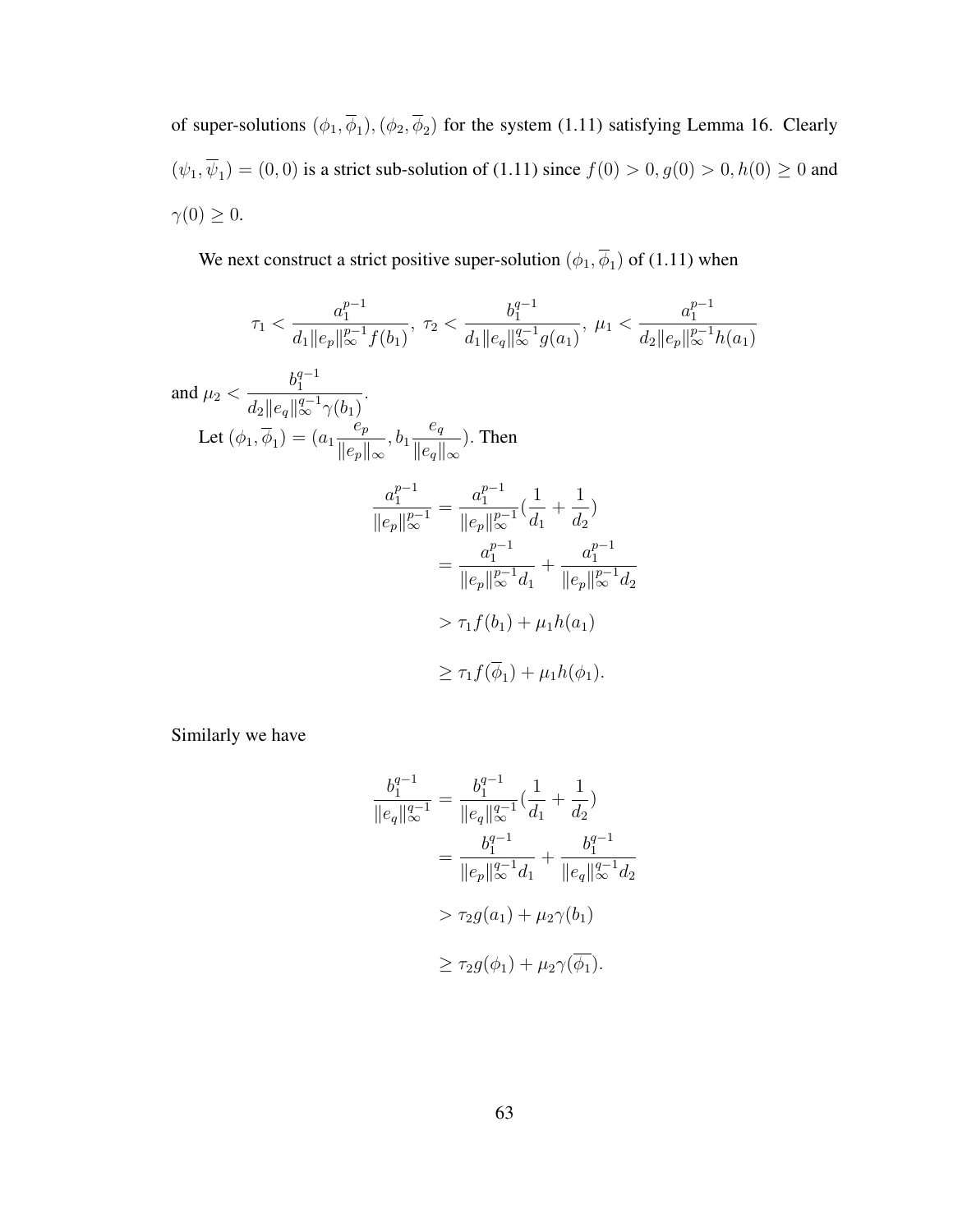of super-solutions $(\phi_1, \overline{\phi}_1), (\phi_2, \overline{\phi}_2)$ for the system (1.11) satisfying Lemma 16. Clearly $(\psi_1, \overline{\psi}_1) = (0, 0)$ is a strict sub-solution of (1.11) since $f(0) > 0, g(0) > 0, h(0) \geq 0$ and $\gamma(0) \geq 0$.

We next construct a strict positive super-solution $(\phi_1, \overline{\phi}_1)$ of (1.11) when

$$\tau_1 < \frac{a_1^{p-1}}{d_1 \|e_p\|_\infty^{p-1} f(b_1)},\ \tau_2 < \frac{b_1^{q-1}}{d_1 \|e_q\|_\infty^{q-1} g(a_1)},\ \mu_1 < \frac{a_1^{p-1}}{d_2 \|e_p\|_\infty^{p-1} h(a_1)}$$

and $\mu_2 < \dfrac{b_1^{q-1}}{d_2 \|e_q\|_\infty^{q-1} \gamma(b_1)}$.

Let $(\phi_1, \overline{\phi}_1) = (a_1 \dfrac{e_p}{\|e_p\|_\infty}, b_1 \dfrac{e_q}{\|e_q\|_\infty})$. Then

$$\begin{aligned}
\frac{a_1^{p-1}}{\|e_p\|_\infty^{p-1}} &= \frac{a_1^{p-1}}{\|e_p\|_\infty^{p-1}}(\frac{1}{d_1} + \frac{1}{d_2}) \\
&= \frac{a_1^{p-1}}{\|e_p\|_\infty^{p-1} d_1} + \frac{a_1^{p-1}}{\|e_p\|_\infty^{p-1} d_2} \\
&> \tau_1 f(b_1) + \mu_1 h(a_1) \\
&\geq \tau_1 f(\overline{\phi}_1) + \mu_1 h(\phi_1).
\end{aligned}$$

Similarly we have

$$\begin{aligned}
\frac{b_1^{q-1}}{\|e_q\|_\infty^{q-1}} &= \frac{b_1^{q-1}}{\|e_q\|_\infty^{q-1}}(\frac{1}{d_1} + \frac{1}{d_2}) \\
&= \frac{b_1^{q-1}}{\|e_p\|_\infty^{q-1} d_1} + \frac{b_1^{q-1}}{\|e_q\|_\infty^{q-1} d_2} \\
&> \tau_2 g(a_1) + \mu_2 \gamma(b_1) \\
&\geq \tau_2 g(\phi_1) + \mu_2 \gamma(\overline{\phi_1}).
\end{aligned}$$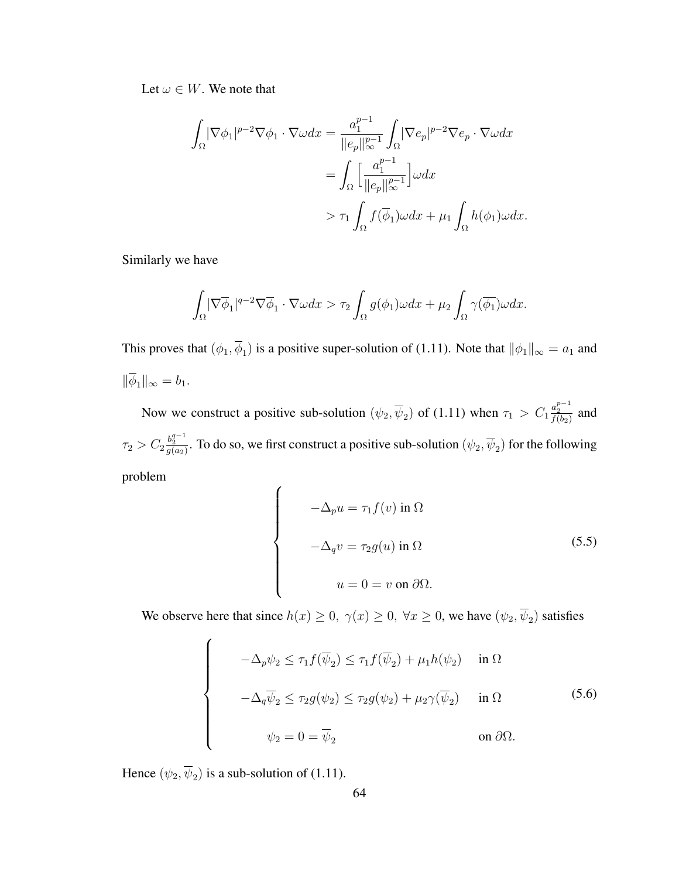Let $\omega \in W$. We note that

$$
\begin{aligned}
\int_\Omega |\nabla \phi_1|^{p-2} \nabla \phi_1 \cdot \nabla \omega dx &= \frac{a_1^{p-1}}{\|e_p\|_\infty^{p-1}} \int_\Omega |\nabla e_p|^{p-2} \nabla e_p \cdot \nabla \omega dx \\
&= \int_\Omega \Big[ \frac{a_1^{p-1}}{\|e_p\|_\infty^{p-1}} \Big] \omega dx \\
&> \tau_1 \int_\Omega f(\overline{\phi}_1) \omega dx + \mu_1 \int_\Omega h(\phi_1) \omega dx.
\end{aligned}
$$

Similarly we have

$$
\int_\Omega |\nabla \overline{\phi}_1|^{q-2} \nabla \overline{\phi}_1 \cdot \nabla \omega dx > \tau_2 \int_\Omega g(\phi_1) \omega dx + \mu_2 \int_\Omega \gamma(\overline{\phi_1}) \omega dx.
$$

This proves that $(\phi_1, \overline{\phi}_1)$ is a positive super-solution of (1.11). Note that $\|\phi_1\|_\infty = a_1$ and $\|\overline{\phi}_1\|_\infty = b_1$.

Now we construct a positive sub-solution $(\psi_2, \overline{\psi}_2)$ of (1.11) when $\tau_1 > C_1 \frac{a_2^{p-1}}{f(b_2)}$ and $\tau_2 > C_2 \frac{b_2^{q-1}}{g(a_2)}$. To do so, we first construct a positive sub-solution $(\psi_2, \overline{\psi}_2)$ for the following problem

$$
\begin{cases}
-\Delta_p u = \tau_1 f(v) \text{ in } \Omega \\
-\Delta_q v = \tau_2 g(u) \text{ in } \Omega \\
u = 0 = v \text{ on } \partial\Omega.
\end{cases}
\tag{5.5}
$$

We observe here that since $h(x) \geq 0, \ \gamma(x) \geq 0, \ \forall x \geq 0$, we have $(\psi_2, \overline{\psi}_2)$ satisfies

$$
\begin{cases}
-\Delta_p \psi_2 \leq \tau_1 f(\overline{\psi}_2) \leq \tau_1 f(\overline{\psi}_2) + \mu_1 h(\psi_2) & \text{in } \Omega \\
-\Delta_q \overline{\psi}_2 \leq \tau_2 g(\psi_2) \leq \tau_2 g(\psi_2) + \mu_2 \gamma(\overline{\psi}_2) & \text{in } \Omega \\
\psi_2 = 0 = \overline{\psi}_2 & \text{on } \partial\Omega.
\end{cases}
\tag{5.6}
$$

Hence $(\psi_2, \overline{\psi}_2)$ is a sub-solution of (1.11).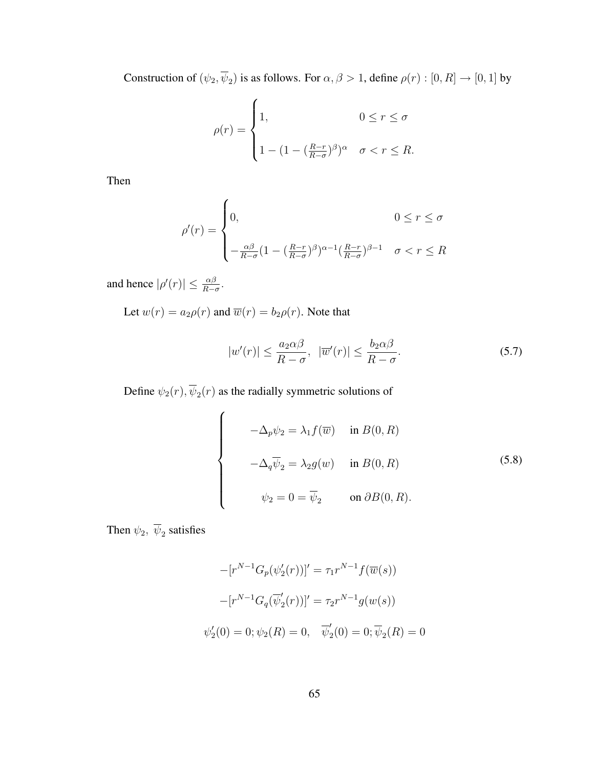Construction of $(\psi_2, \overline{\psi}_2)$ is as follows. For $\alpha, \beta > 1$, define $\rho(r) : [0, R] \to [0, 1]$ by

$$
\rho(r) = \begin{cases} 1, & 0 \leq r \leq \sigma \\ 1 - (1 - (\frac{R-r}{R-\sigma})^{\beta})^{\alpha} & \sigma < r \leq R. \end{cases}
$$

Then

$$
\rho'(r) = \begin{cases} 0, & 0 \leq r \leq \sigma \\ -\frac{\alpha\beta}{R-\sigma}(1 - (\frac{R-r}{R-\sigma})^{\beta})^{\alpha-1}(\frac{R-r}{R-\sigma})^{\beta-1} & \sigma < r \leq R \end{cases}
$$

and hence $|\rho'(r)| \leq \frac{\alpha\beta}{R-\sigma}$.

Let $w(r) = a_2\rho(r)$ and $\overline{w}(r) = b_2\rho(r)$. Note that

$$
|w'(r)| \leq \frac{a_2\alpha\beta}{R-\sigma}, \quad |\overline{w}'(r)| \leq \frac{b_2\alpha\beta}{R-\sigma}. \tag{5.7}
$$

Define $\psi_2(r), \overline{\psi}_2(r)$ as the radially symmetric solutions of

$$
\begin{cases} -\Delta_p \psi_2 = \lambda_1 f(\overline{w}) & \text{in } B(0, R) \\ -\Delta_q \overline{\psi}_2 = \lambda_2 g(w) & \text{in } B(0, R) \\ \psi_2 = 0 = \overline{\psi}_2 & \text{on } \partial B(0, R). \end{cases} \tag{5.8}
$$

Then $\psi_2, \ \overline{\psi}_2$ satisfies

$$
-[r^{N-1} G_p(\psi_2'(r))]' = \tau_1 r^{N-1} f(\overline{w}(s))
$$

$$
-[r^{N-1} G_q(\overline{\psi}_2'(r))]' = \tau_2 r^{N-1} g(w(s))
$$

$$
\psi_2'(0) = 0; \psi_2(R) = 0, \quad \overline{\psi}_2'(0) = 0; \overline{\psi}_2(R) = 0
$$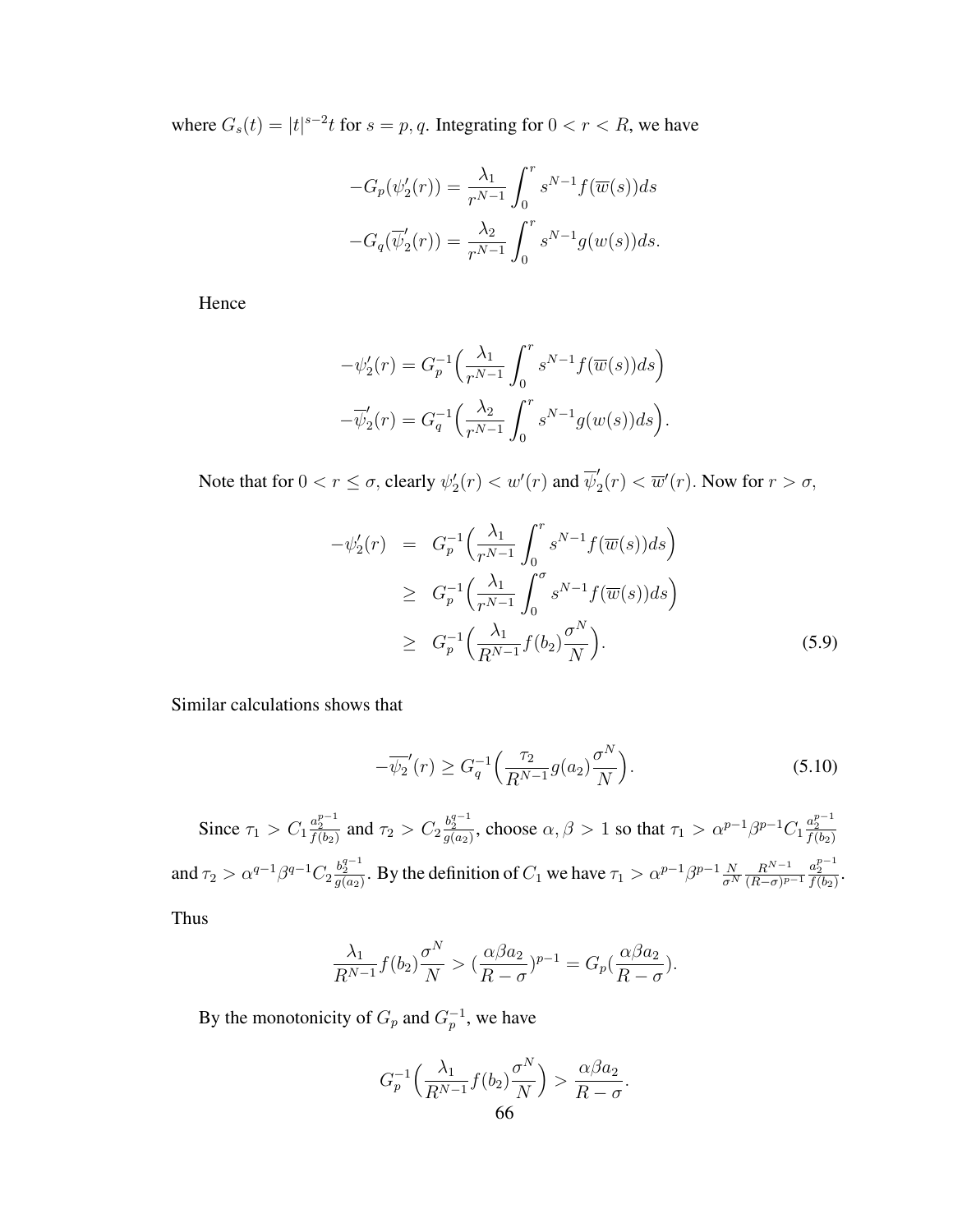where $G_s(t) = |t|^{s-2}t$ for $s = p, q$. Integrating for $0 < r < R$, we have

$$-G_p(\psi_2'(r)) = \frac{\lambda_1}{r^{N-1}} \int_0^r s^{N-1} f(\overline{w}(s)) ds$$
$$-G_q(\overline{\psi}_2'(r)) = \frac{\lambda_2}{r^{N-1}} \int_0^r s^{N-1} g(w(s)) ds.$$

Hence

$$-\psi_2'(r) = G_p^{-1}\Big(\frac{\lambda_1}{r^{N-1}} \int_0^r s^{N-1} f(\overline{w}(s)) ds\Big)$$
$$-\overline{\psi}_2'(r) = G_q^{-1}\Big(\frac{\lambda_2}{r^{N-1}} \int_0^r s^{N-1} g(w(s)) ds\Big).$$

Note that for $0 < r \leq \sigma$, clearly $\psi_2'(r) < w'(r)$ and $\overline{\psi}_2'(r) < \overline{w}'(r)$. Now for $r > \sigma$,

$$\begin{aligned}
-\psi_2'(r) &= G_p^{-1}\Big(\frac{\lambda_1}{r^{N-1}} \int_0^r s^{N-1} f(\overline{w}(s)) ds\Big) \\
&\geq G_p^{-1}\Big(\frac{\lambda_1}{r^{N-1}} \int_0^\sigma s^{N-1} f(\overline{w}(s)) ds\Big) \\
&\geq G_p^{-1}\Big(\frac{\lambda_1}{R^{N-1}} f(b_2) \frac{\sigma^N}{N}\Big). \qquad (5.9)
\end{aligned}$$

Similar calculations shows that

$$-\overline{\psi_2}'(r) \geq G_q^{-1}\Big(\frac{\tau_2}{R^{N-1}} g(a_2) \frac{\sigma^N}{N}\Big). \qquad (5.10)$$

Since $\tau_1 > C_1 \frac{a_2^{p-1}}{f(b_2)}$ and $\tau_2 > C_2 \frac{b_2^{q-1}}{g(a_2)}$, choose $\alpha, \beta > 1$ so that $\tau_1 > \alpha^{p-1}\beta^{p-1} C_1 \frac{a_2^{p-1}}{f(b_2)}$ and $\tau_2 > \alpha^{q-1}\beta^{q-1} C_2 \frac{b_2^{q-1}}{g(a_2)}$. By the definition of $C_1$ we have $\tau_1 > \alpha^{p-1}\beta^{p-1} \frac{N}{\sigma^N} \frac{R^{N-1}}{(R-\sigma)^{p-1}} \frac{a_2^{p-1}}{f(b_2)}$. Thus

$$\frac{\lambda_1}{R^{N-1}} f(b_2) \frac{\sigma^N}{N} > \big(\frac{\alpha\beta a_2}{R-\sigma}\big)^{p-1} = G_p\big(\frac{\alpha\beta a_2}{R-\sigma}\big).$$

By the monotonicity of $G_p$ and $G_p^{-1}$, we have

$$G_p^{-1}\Big(\frac{\lambda_1}{R^{N-1}} f(b_2) \frac{\sigma^N}{N}\Big) > \frac{\alpha\beta a_2}{R-\sigma}.$$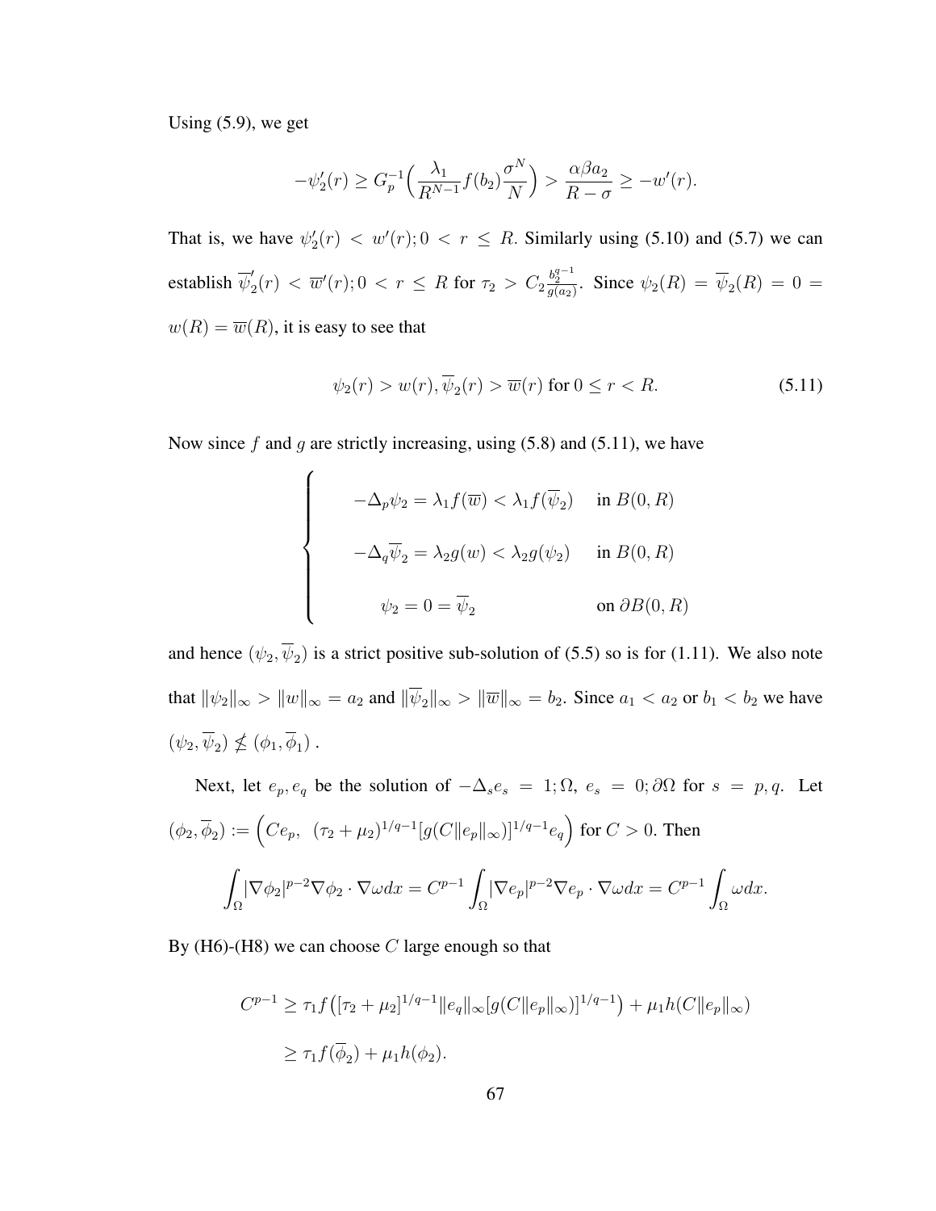Using (5.9), we get

$$-\psi_2'(r) \geq G_p^{-1}\Big(\frac{\lambda_1}{R^{N-1}} f(b_2)\frac{\sigma^N}{N}\Big) > \frac{\alpha\beta a_2}{R-\sigma} \geq -w'(r).$$

That is, we have $\psi_2'(r) < w'(r); 0 < r \leq R$. Similarly using (5.10) and (5.7) we can establish $\overline{\psi}_2'(r) < \overline{w}'(r); 0 < r \leq R$ for $\tau_2 > C_2 \frac{b_2^{q-1}}{g(a_2)}$. Since $\psi_2(R) = \overline{\psi}_2(R) = 0 = w(R) = \overline{w}(R)$, it is easy to see that

$$\psi_2(r) > w(r), \overline{\psi}_2(r) > \overline{w}(r) \text{ for } 0 \leq r < R. \tag{5.11}$$

Now since $f$ and $g$ are strictly increasing, using (5.8) and (5.11), we have

$$\begin{cases} -\Delta_p \psi_2 = \lambda_1 f(\overline{w}) < \lambda_1 f(\overline{\psi}_2) & \text{in } B(0,R) \\ -\Delta_q \overline{\psi}_2 = \lambda_2 g(w) < \lambda_2 g(\psi_2) & \text{in } B(0,R) \\ \psi_2 = 0 = \overline{\psi}_2 & \text{on } \partial B(0,R) \end{cases}$$

and hence $(\psi_2, \overline{\psi}_2)$ is a strict positive sub-solution of (5.5) so is for (1.11). We also note that $\|\psi_2\|_\infty > \|w\|_\infty = a_2$ and $\|\overline{\psi}_2\|_\infty > \|\overline{w}\|_\infty = b_2$. Since $a_1 < a_2$ or $b_1 < b_2$ we have $(\psi_2, \overline{\psi}_2) \not\leq (\phi_1, \overline{\phi}_1)$.

Next, let $e_p, e_q$ be the solution of $-\Delta_s e_s = 1; \Omega$, $e_s = 0; \partial\Omega$ for $s = p, q$. Let $(\phi_2, \overline{\phi}_2) := \Big(Ce_p,\ (\tau_2 + \mu_2)^{1/q-1}[g(C\|e_p\|_\infty)]^{1/q-1} e_q\Big)$ for $C > 0$. Then

$$\int_\Omega |\nabla \phi_2|^{p-2} \nabla \phi_2 \cdot \nabla \omega dx = C^{p-1} \int_\Omega |\nabla e_p|^{p-2} \nabla e_p \cdot \nabla \omega dx = C^{p-1} \int_\Omega \omega dx.$$

By (H6)-(H8) we can choose $C$ large enough so that

$$\begin{aligned} C^{p-1} &\geq \tau_1 f\big([\tau_2 + \mu_2]^{1/q-1} \|e_q\|_\infty [g(C\|e_p\|_\infty)]^{1/q-1}\big) + \mu_1 h(C\|e_p\|_\infty) \\ &\geq \tau_1 f(\overline{\phi}_2) + \mu_1 h(\phi_2). \end{aligned}$$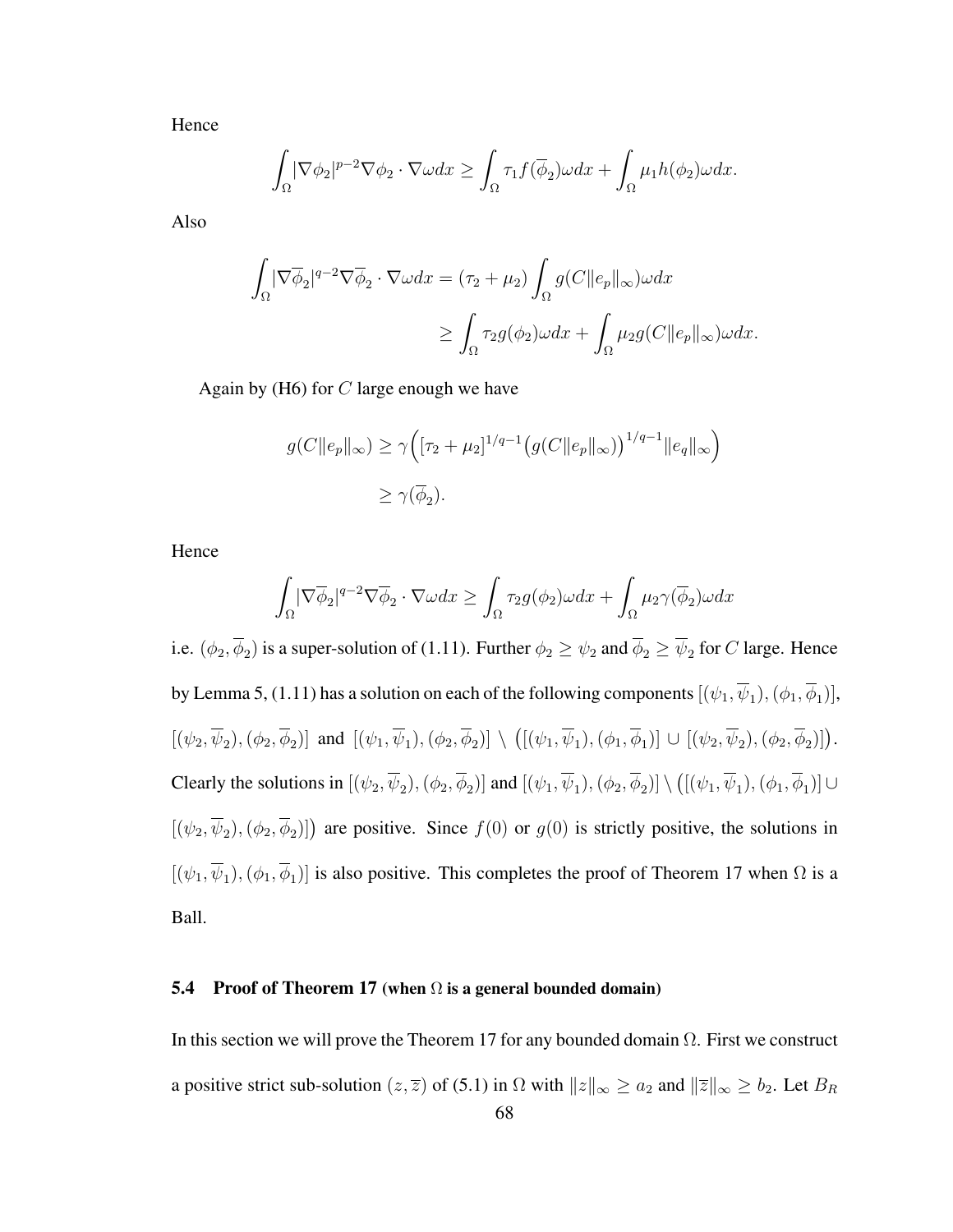Hence

$$\int_\Omega |\nabla \phi_2|^{p-2} \nabla \phi_2 \cdot \nabla \omega dx \geq \int_\Omega \tau_1 f(\overline{\phi}_2) \omega dx + \int_\Omega \mu_1 h(\phi_2) \omega dx.$$

Also

$$\begin{aligned}\int_\Omega |\nabla \overline{\phi}_2|^{q-2} \nabla \overline{\phi}_2 \cdot \nabla \omega dx &= (\tau_2 + \mu_2) \int_\Omega g(C\|e_p\|_\infty) \omega dx \\ &\geq \int_\Omega \tau_2 g(\phi_2) \omega dx + \int_\Omega \mu_2 g(C\|e_p\|_\infty) \omega dx.\end{aligned}$$

Again by (H6) for $C$ large enough we have

$$\begin{aligned}g(C\|e_p\|_\infty) &\geq \gamma\Big( [\tau_2 + \mu_2]^{1/q-1} \big(g(C\|e_p\|_\infty)\big)^{1/q-1} \|e_q\|_\infty \Big) \\ &\geq \gamma(\overline{\phi}_2).\end{aligned}$$

Hence

$$\int_\Omega |\nabla \overline{\phi}_2|^{q-2} \nabla \overline{\phi}_2 \cdot \nabla \omega dx \geq \int_\Omega \tau_2 g(\phi_2) \omega dx + \int_\Omega \mu_2 \gamma(\overline{\phi}_2) \omega dx$$

i.e. $(\phi_2, \overline{\phi}_2)$ is a super-solution of (1.11). Further $\phi_2 \geq \psi_2$ and $\overline{\phi}_2 \geq \overline{\psi}_2$ for $C$ large. Hence by Lemma 5, (1.11) has a solution on each of the following components $[(\psi_1, \overline{\psi}_1), (\phi_1, \overline{\phi}_1)]$, $[(\psi_2, \overline{\psi}_2), (\phi_2, \overline{\phi}_2)]$ and $[(\psi_1, \overline{\psi}_1), (\phi_2, \overline{\phi}_2)] \setminus \big([(\psi_1, \overline{\psi}_1), (\phi_1, \overline{\phi}_1)] \cup [(\psi_2, \overline{\psi}_2), (\phi_2, \overline{\phi}_2)]\big)$. Clearly the solutions in $[(\psi_2, \overline{\psi}_2), (\phi_2, \overline{\phi}_2)]$ and $[(\psi_1, \overline{\psi}_1), (\phi_2, \overline{\phi}_2)] \setminus \big([(\psi_1, \overline{\psi}_1), (\phi_1, \overline{\phi}_1)] \cup [(\psi_2, \overline{\psi}_2), (\phi_2, \overline{\phi}_2)]\big)$ are positive. Since $f(0)$ or $g(0)$ is strictly positive, the solutions in $[(\psi_1, \overline{\psi}_1), (\phi_1, \overline{\phi}_1)]$ is also positive. This completes the proof of Theorem 17 when $\Omega$ is a Ball.

### 5.4 Proof of Theorem 17 (when $\Omega$ is a general bounded domain)

In this section we will prove the Theorem 17 for any bounded domain $\Omega$. First we construct a positive strict sub-solution $(z, \overline{z})$ of (5.1) in $\Omega$ with $\|z\|_\infty \geq a_2$ and $\|\overline{z}\|_\infty \geq b_2$. Let $B_R$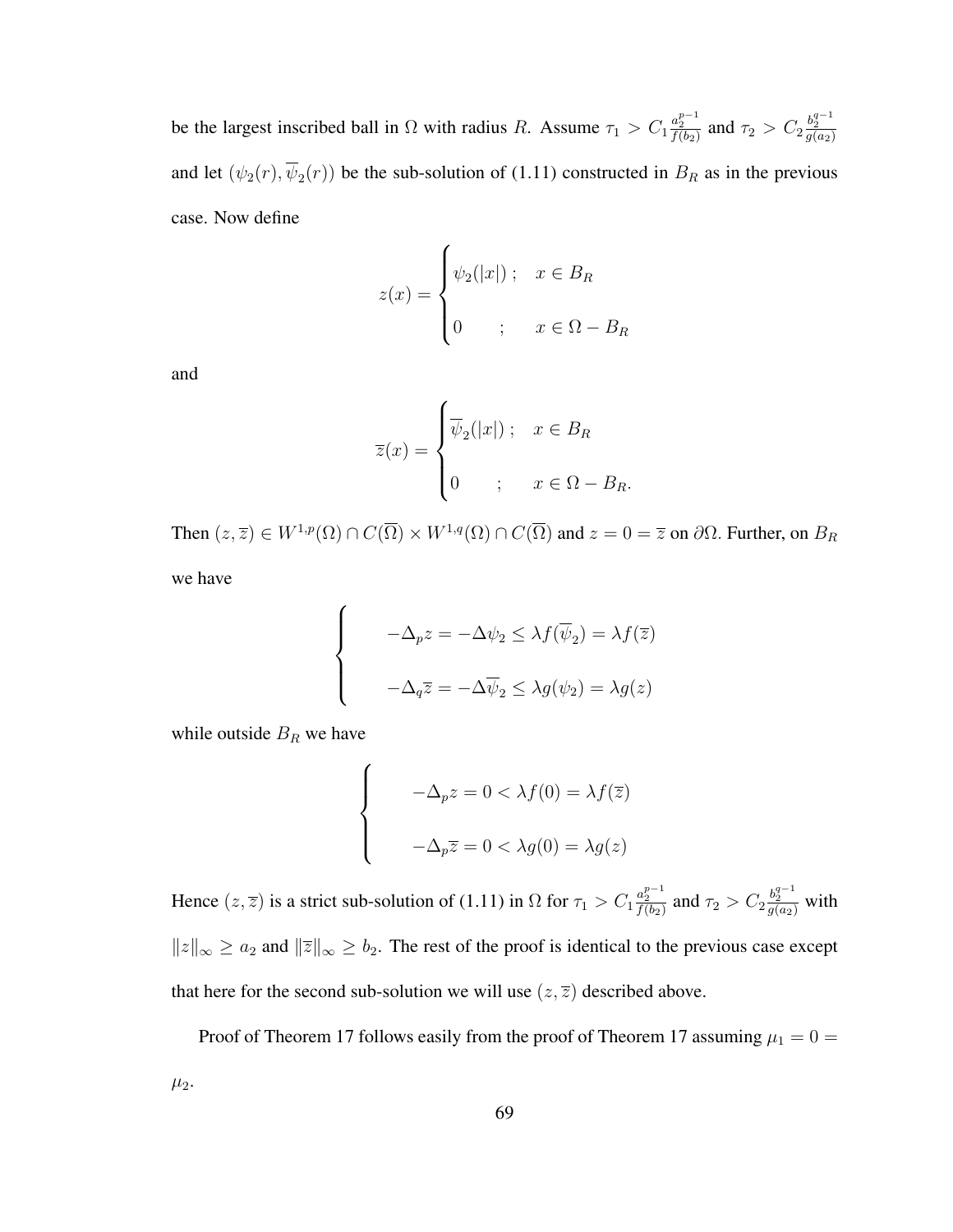be the largest inscribed ball in $\Omega$ with radius $R$. Assume $\tau_1 > C_1 \frac{a_2^{p-1}}{f(b_2)}$ and $\tau_2 > C_2 \frac{b_2^{q-1}}{g(a_2)}$ and let $(\psi_2(r), \overline{\psi}_2(r))$ be the sub-solution of (1.11) constructed in $B_R$ as in the previous case. Now define

$$z(x) = \begin{cases} \psi_2(|x|)\,; & x \in B_R \\ \\ 0 \quad ; & x \in \Omega - B_R \end{cases}$$

and

$$\overline{z}(x) = \begin{cases} \overline{\psi}_2(|x|)\,; & x \in B_R \\ \\ 0 \quad ; & x \in \Omega - B_R. \end{cases}$$

Then $(z, \overline{z}) \in W^{1,p}(\Omega) \cap C(\overline{\Omega}) \times W^{1,q}(\Omega) \cap C(\overline{\Omega})$ and $z = 0 = \overline{z}$ on $\partial\Omega$. Further, on $B_R$ we have

$$\begin{cases} \quad -\Delta_p z = -\Delta \psi_2 \leq \lambda f(\overline{\psi}_2) = \lambda f(\overline{z}) \\ \\ \quad -\Delta_q \overline{z} = -\Delta \overline{\psi}_2 \leq \lambda g(\psi_2) = \lambda g(z) \end{cases}$$

while outside $B_R$ we have

$$\begin{cases} \quad -\Delta_p z = 0 < \lambda f(0) = \lambda f(\overline{z}) \\ \\ \quad -\Delta_p \overline{z} = 0 < \lambda g(0) = \lambda g(z) \end{cases}$$

Hence $(z, \overline{z})$ is a strict sub-solution of (1.11) in $\Omega$ for $\tau_1 > C_1 \frac{a_2^{p-1}}{f(b_2)}$ and $\tau_2 > C_2 \frac{b_2^{q-1}}{g(a_2)}$ with $\|z\|_\infty \geq a_2$ and $\|\overline{z}\|_\infty \geq b_2$. The rest of the proof is identical to the previous case except that here for the second sub-solution we will use $(z, \overline{z})$ described above.

Proof of Theorem 17 follows easily from the proof of Theorem 17 assuming $\mu_1 = 0 = \mu_2$.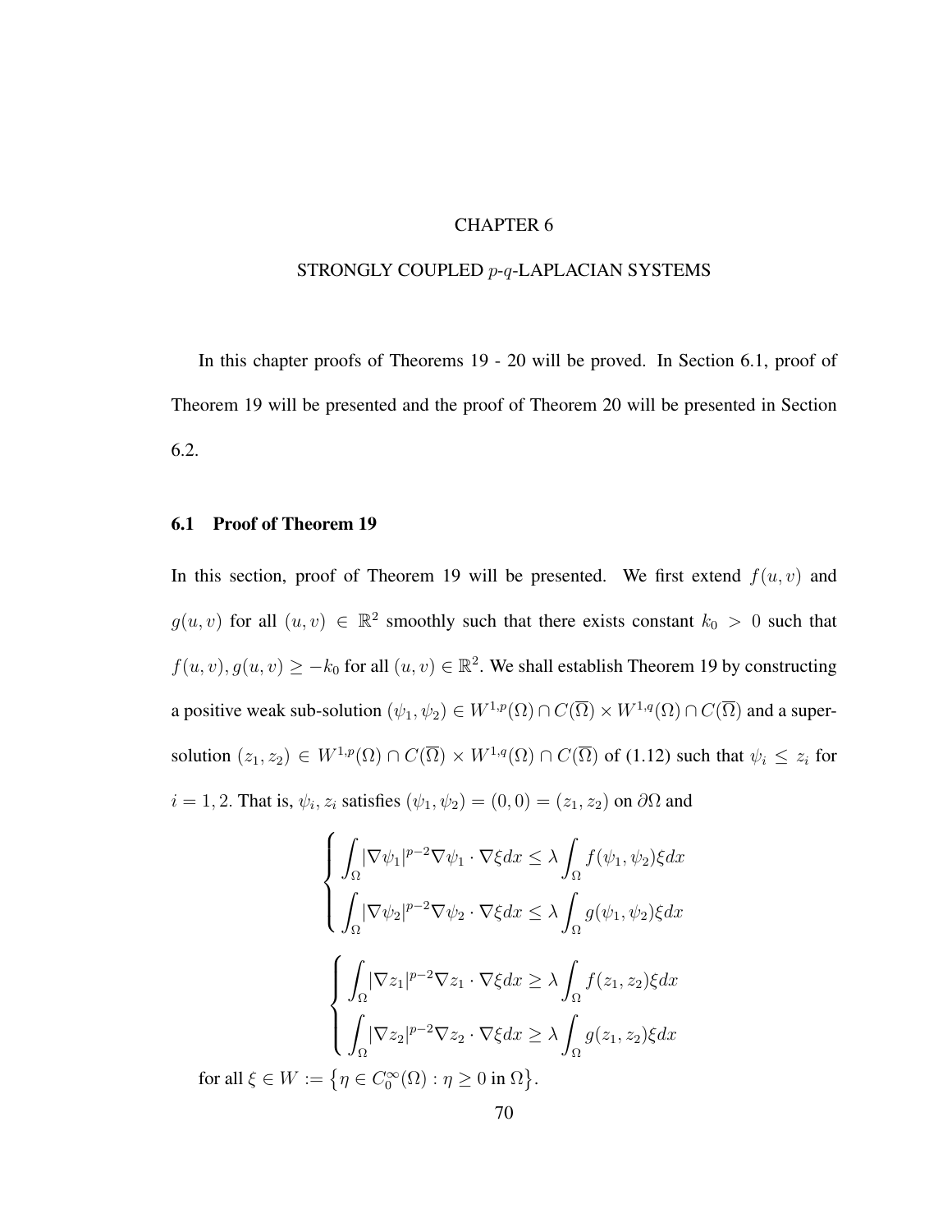# CHAPTER 6

# STRONGLY COUPLED $p$-$q$-LAPLACIAN SYSTEMS

In this chapter proofs of Theorems 19 - 20 will be proved. In Section 6.1, proof of Theorem 19 will be presented and the proof of Theorem 20 will be presented in Section 6.2.

## 6.1 Proof of Theorem 19

In this section, proof of Theorem 19 will be presented. We first extend $f(u, v)$ and $g(u, v)$ for all $(u, v) \in \mathbb{R}^2$ smoothly such that there exists constant $k_0 > 0$ such that $f(u, v), g(u, v) \geq -k_0$ for all $(u, v) \in \mathbb{R}^2$. We shall establish Theorem 19 by constructing a positive weak sub-solution $(\psi_1, \psi_2) \in W^{1,p}(\Omega) \cap C(\overline{\Omega}) \times W^{1,q}(\Omega) \cap C(\overline{\Omega})$ and a super-solution $(z_1, z_2) \in W^{1,p}(\Omega) \cap C(\overline{\Omega}) \times W^{1,q}(\Omega) \cap C(\overline{\Omega})$ of (1.12) such that $\psi_i \leq z_i$ for $i = 1, 2$. That is, $\psi_i, z_i$ satisfies $(\psi_1, \psi_2) = (0, 0) = (z_1, z_2)$ on $\partial\Omega$ and

$$
\begin{cases}
\displaystyle\int_\Omega |\nabla \psi_1|^{p-2} \nabla \psi_1 \cdot \nabla \xi dx \leq \lambda \int_\Omega f(\psi_1, \psi_2) \xi dx \\
\displaystyle\int_\Omega |\nabla \psi_2|^{p-2} \nabla \psi_2 \cdot \nabla \xi dx \leq \lambda \int_\Omega g(\psi_1, \psi_2) \xi dx
\end{cases}
$$

$$
\begin{cases}
\displaystyle\int_\Omega |\nabla z_1|^{p-2} \nabla z_1 \cdot \nabla \xi dx \geq \lambda \int_\Omega f(z_1, z_2) \xi dx \\
\displaystyle\int_\Omega |\nabla z_2|^{p-2} \nabla z_2 \cdot \nabla \xi dx \geq \lambda \int_\Omega g(z_1, z_2) \xi dx
\end{cases}
$$

for all $\xi \in W := \{\eta \in C_0^\infty(\Omega) : \eta \geq 0 \text{ in } \Omega\}$.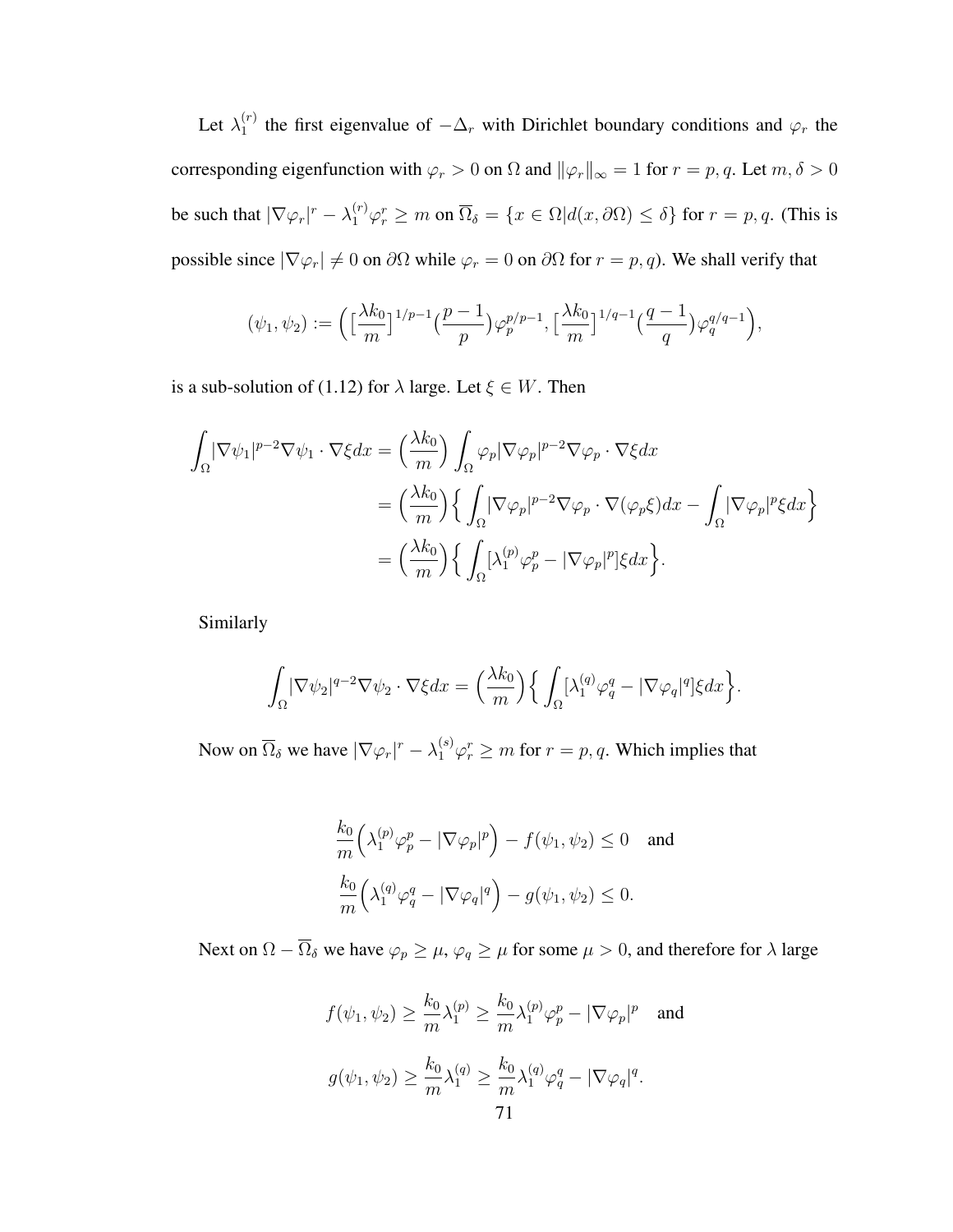Let $\lambda_1^{(r)}$ the first eigenvalue of $-\Delta_r$ with Dirichlet boundary conditions and $\varphi_r$ the corresponding eigenfunction with $\varphi_r > 0$ on $\Omega$ and $\|\varphi_r\|_\infty = 1$ for $r = p, q$. Let $m, \delta > 0$ be such that $|\nabla \varphi_r|^r - \lambda_1^{(r)} \varphi_r^r \geq m$ on $\overline{\Omega}_\delta = \{x \in \Omega | d(x, \partial\Omega) \leq \delta\}$ for $r = p, q$. (This is possible since $|\nabla \varphi_r| \neq 0$ on $\partial\Omega$ while $\varphi_r = 0$ on $\partial\Omega$ for $r = p, q$). We shall verify that

$$(\psi_1, \psi_2) := \Big( \big[\frac{\lambda k_0}{m}\big]^{1/p-1} \big(\frac{p-1}{p}\big) \varphi_p^{p/p-1}, \big[\frac{\lambda k_0}{m}\big]^{1/q-1} \big(\frac{q-1}{q}\big) \varphi_q^{q/q-1} \Big),$$

is a sub-solution of (1.12) for $\lambda$ large. Let $\xi \in W$. Then

$$\begin{aligned}
\int_\Omega |\nabla \psi_1|^{p-2} \nabla \psi_1 \cdot \nabla \xi dx &= \Big(\frac{\lambda k_0}{m}\Big) \int_\Omega \varphi_p |\nabla \varphi_p|^{p-2} \nabla \varphi_p \cdot \nabla \xi dx \\
&= \Big(\frac{\lambda k_0}{m}\Big) \Big\{ \int_\Omega |\nabla \varphi_p|^{p-2} \nabla \varphi_p \cdot \nabla(\varphi_p \xi) dx - \int_\Omega |\nabla \varphi_p|^p \xi dx \Big\} \\
&= \Big(\frac{\lambda k_0}{m}\Big) \Big\{ \int_\Omega [\lambda_1^{(p)} \varphi_p^p - |\nabla \varphi_p|^p] \xi dx \Big\}.
\end{aligned}$$

Similarly

$$\int_\Omega |\nabla \psi_2|^{q-2} \nabla \psi_2 \cdot \nabla \xi dx = \Big(\frac{\lambda k_0}{m}\Big) \Big\{ \int_\Omega [\lambda_1^{(q)} \varphi_q^q - |\nabla \varphi_q|^q] \xi dx \Big\}.$$

Now on $\overline{\Omega}_\delta$ we have $|\nabla \varphi_r|^r - \lambda_1^{(s)} \varphi_r^r \geq m$ for $r = p, q$. Which implies that

$$\begin{aligned}
&\frac{k_0}{m} \Big( \lambda_1^{(p)} \varphi_p^p - |\nabla \varphi_p|^p \Big) - f(\psi_1, \psi_2) \leq 0 \quad \text{and} \\
&\frac{k_0}{m} \Big( \lambda_1^{(q)} \varphi_q^q - |\nabla \varphi_q|^q \Big) - g(\psi_1, \psi_2) \leq 0.
\end{aligned}$$

Next on $\Omega - \overline{\Omega}_\delta$ we have $\varphi_p \geq \mu$, $\varphi_q \geq \mu$ for some $\mu > 0$, and therefore for $\lambda$ large

$$f(\psi_1, \psi_2) \geq \frac{k_0}{m} \lambda_1^{(p)} \geq \frac{k_0}{m} \lambda_1^{(p)} \varphi_p^p - |\nabla \varphi_p|^p \quad \text{and}$$

$$g(\psi_1, \psi_2) \geq \frac{k_0}{m} \lambda_1^{(q)} \geq \frac{k_0}{m} \lambda_1^{(q)} \varphi_q^q - |\nabla \varphi_q|^q.$$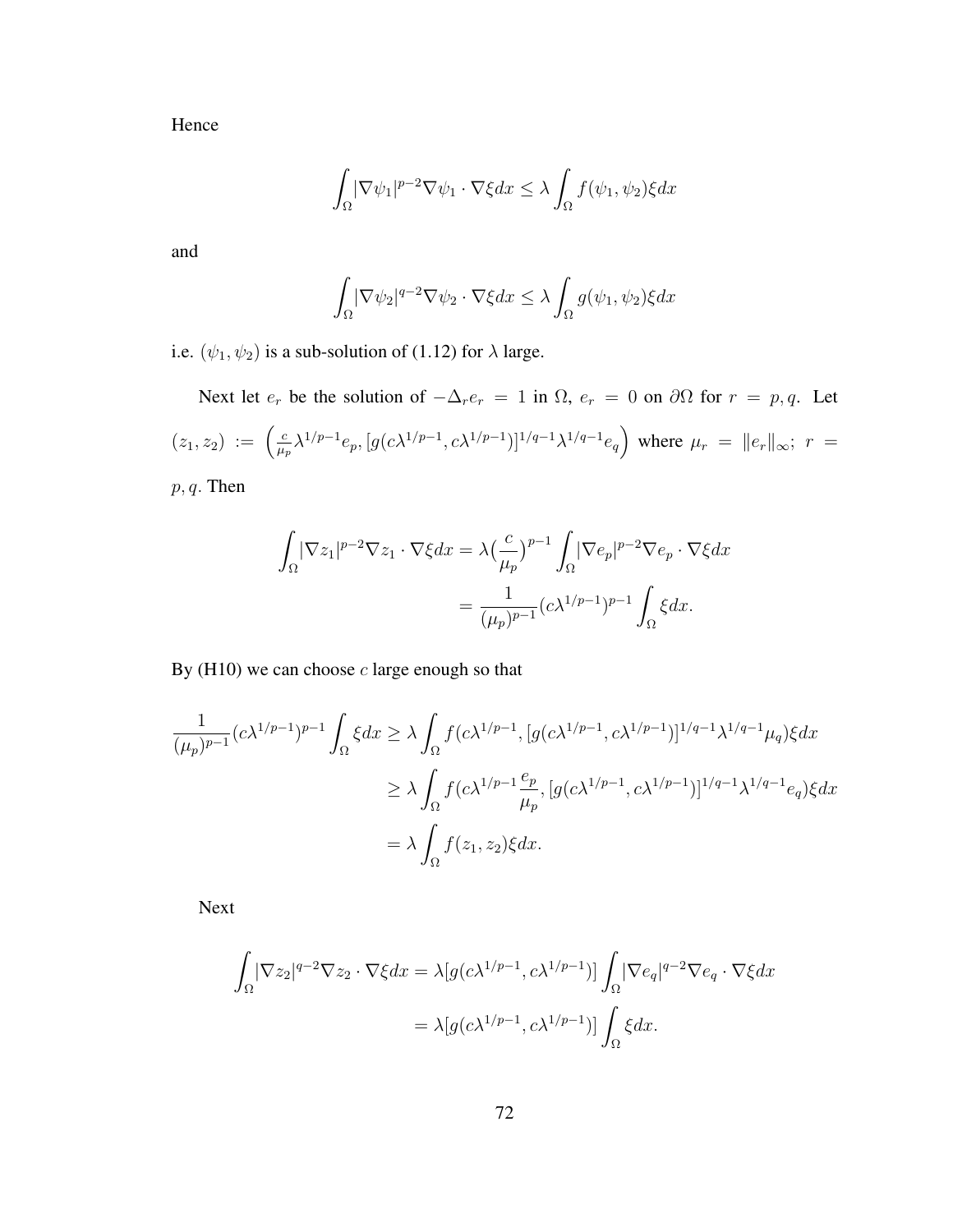Hence

$$\int_\Omega |\nabla \psi_1|^{p-2}\nabla \psi_1 \cdot \nabla \xi dx \leq \lambda \int_\Omega f(\psi_1, \psi_2)\xi dx$$

and

$$\int_\Omega |\nabla \psi_2|^{q-2}\nabla \psi_2 \cdot \nabla \xi dx \leq \lambda \int_\Omega g(\psi_1, \psi_2)\xi dx$$

i.e. $(\psi_1, \psi_2)$ is a sub-solution of (1.12) for $\lambda$ large.

Next let $e_r$ be the solution of $-\Delta_r e_r = 1$ in $\Omega$, $e_r = 0$ on $\partial\Omega$ for $r = p, q$. Let $(z_1, z_2) := \left(\frac{c}{\mu_p}\lambda^{1/p-1}e_p, [g(c\lambda^{1/p-1}, c\lambda^{1/p-1})]^{1/q-1}\lambda^{1/q-1}e_q\right)$ where $\mu_r = \|e_r\|_\infty;\ r = p, q$. Then

$$\begin{aligned}
\int_\Omega |\nabla z_1|^{p-2}\nabla z_1 \cdot \nabla \xi dx &= \lambda \big(\frac{c}{\mu_p}\big)^{p-1}\int_\Omega |\nabla e_p|^{p-2}\nabla e_p \cdot \nabla \xi dx \\
&= \frac{1}{(\mu_p)^{p-1}}(c\lambda^{1/p-1})^{p-1}\int_\Omega \xi dx.
\end{aligned}$$

By (H10) we can choose $c$ large enough so that

$$\begin{aligned}
\frac{1}{(\mu_p)^{p-1}}(c\lambda^{1/p-1})^{p-1}\int_\Omega \xi dx &\geq \lambda \int_\Omega f(c\lambda^{1/p-1}, [g(c\lambda^{1/p-1}, c\lambda^{1/p-1})]^{1/q-1}\lambda^{1/q-1}\mu_q)\xi dx \\
&\geq \lambda \int_\Omega f(c\lambda^{1/p-1}\frac{e_p}{\mu_p}, [g(c\lambda^{1/p-1}, c\lambda^{1/p-1})]^{1/q-1}\lambda^{1/q-1}e_q)\xi dx \\
&= \lambda \int_\Omega f(z_1, z_2)\xi dx.
\end{aligned}$$

Next

$$\begin{aligned}
\int_\Omega |\nabla z_2|^{q-2}\nabla z_2 \cdot \nabla \xi dx &= \lambda [g(c\lambda^{1/p-1}, c\lambda^{1/p-1})]\int_\Omega |\nabla e_q|^{q-2}\nabla e_q \cdot \nabla \xi dx \\
&= \lambda [g(c\lambda^{1/p-1}, c\lambda^{1/p-1})]\int_\Omega \xi dx.
\end{aligned}$$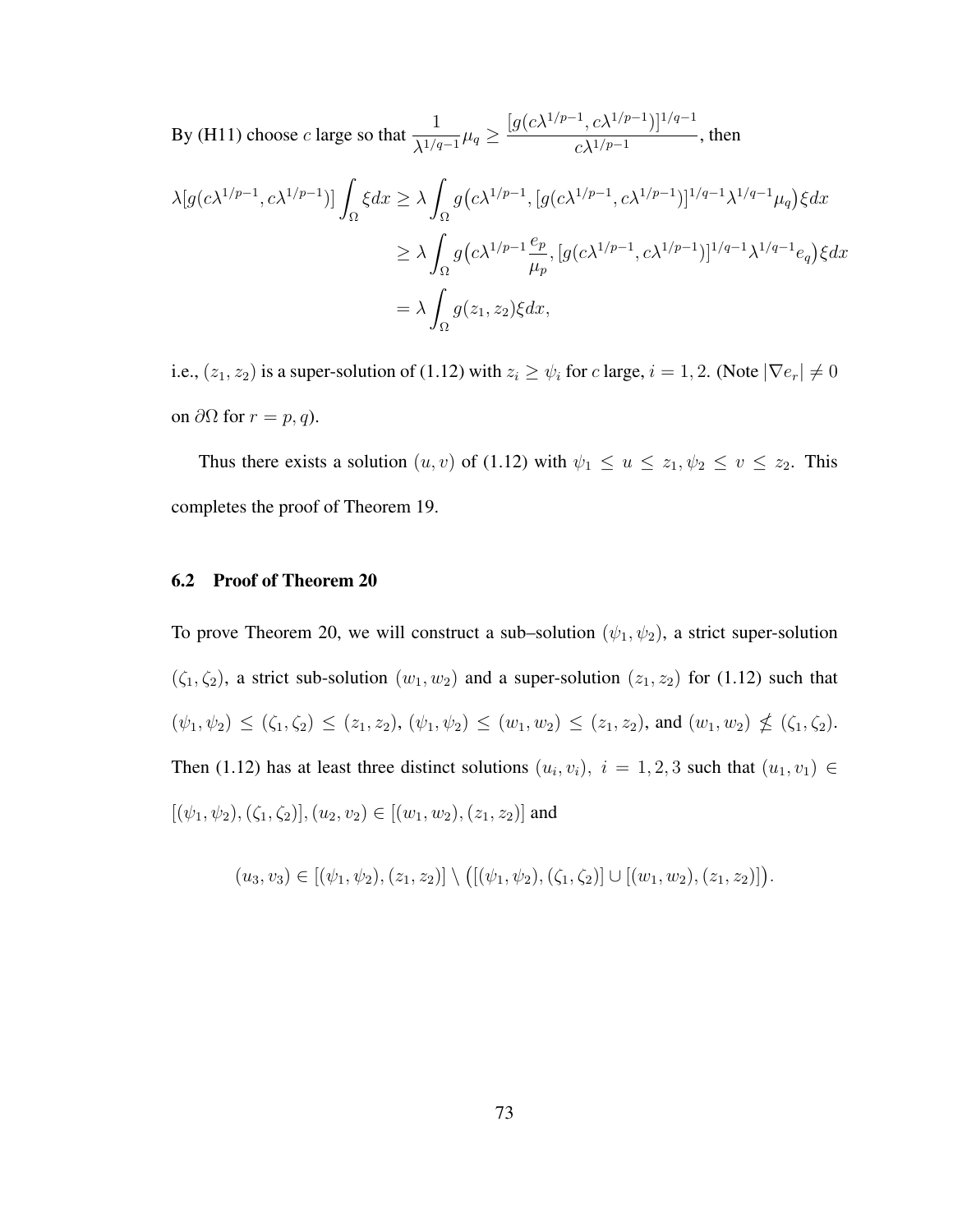By (H11) choose $c$ large so that $\frac{1}{\lambda^{1/q-1}}\mu_q \geq \frac{[g(c\lambda^{1/p-1}, c\lambda^{1/p-1})]^{1/q-1}}{c\lambda^{1/p-1}}$, then

$$
\begin{aligned}
\lambda[g(c\lambda^{1/p-1}, c\lambda^{1/p-1})] \int_\Omega \xi dx &\geq \lambda \int_\Omega g\big(c\lambda^{1/p-1}, [g(c\lambda^{1/p-1}, c\lambda^{1/p-1})]^{1/q-1}\lambda^{1/q-1}\mu_q\big)\xi dx \\
&\geq \lambda \int_\Omega g\big(c\lambda^{1/p-1}\frac{e_p}{\mu_p}, [g(c\lambda^{1/p-1}, c\lambda^{1/p-1})]^{1/q-1}\lambda^{1/q-1}e_q\big)\xi dx \\
&= \lambda \int_\Omega g(z_1, z_2)\xi dx,
\end{aligned}
$$

i.e., $(z_1, z_2)$ is a super-solution of (1.12) with $z_i \geq \psi_i$ for $c$ large, $i = 1, 2$. (Note $|\nabla e_r| \neq 0$ on $\partial\Omega$ for $r = p, q$).

Thus there exists a solution $(u, v)$ of (1.12) with $\psi_1 \leq u \leq z_1, \psi_2 \leq v \leq z_2$. This completes the proof of Theorem 19.

## 6.2 Proof of Theorem 20

To prove Theorem 20, we will construct a sub–solution $(\psi_1, \psi_2)$, a strict super-solution $(\zeta_1, \zeta_2)$, a strict sub-solution $(w_1, w_2)$ and a super-solution $(z_1, z_2)$ for (1.12) such that $(\psi_1, \psi_2) \leq (\zeta_1, \zeta_2) \leq (z_1, z_2)$, $(\psi_1, \psi_2) \leq (w_1, w_2) \leq (z_1, z_2)$, and $(w_1, w_2) \nleq (\zeta_1, \zeta_2)$. Then (1.12) has at least three distinct solutions $(u_i, v_i),\ i = 1, 2, 3$ such that $(u_1, v_1) \in [(\psi_1, \psi_2), (\zeta_1, \zeta_2)]$, $(u_2, v_2) \in [(w_1, w_2), (z_1, z_2)]$ and

$$
(u_3, v_3) \in [(\psi_1, \psi_2), (z_1, z_2)] \setminus \big([(\psi_1, \psi_2), (\zeta_1, \zeta_2)] \cup [(w_1, w_2), (z_1, z_2)]\big).
$$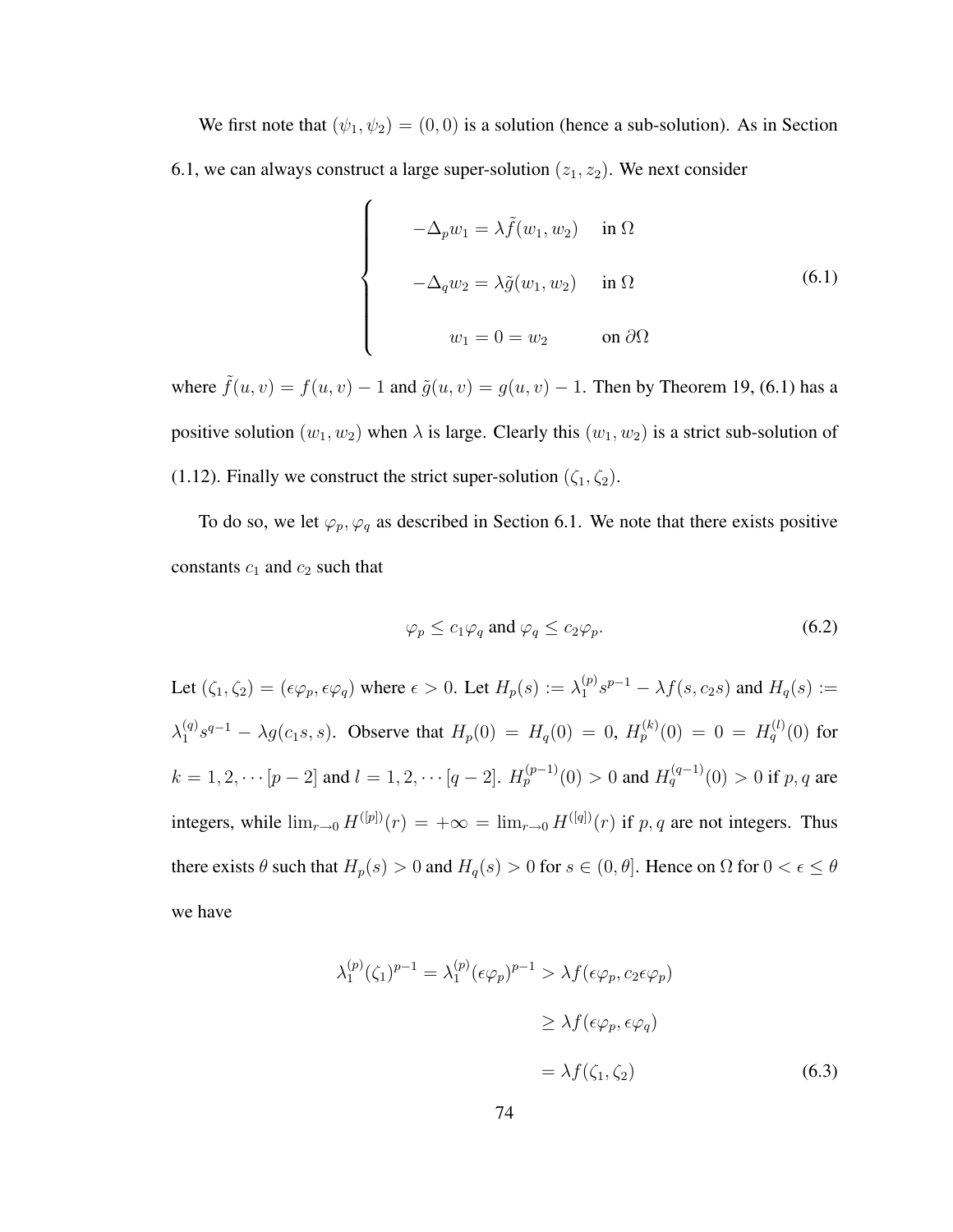We first note that $(\psi_1, \psi_2) = (0, 0)$ is a solution (hence a sub-solution). As in Section 6.1, we can always construct a large super-solution $(z_1, z_2)$. We next consider

$$
\begin{cases}
-\Delta_p w_1 = \lambda \tilde{f}(w_1, w_2) & \text{in } \Omega \\
-\Delta_q w_2 = \lambda \tilde{g}(w_1, w_2) & \text{in } \Omega \\
w_1 = 0 = w_2 & \text{on } \partial\Omega
\end{cases}
\tag{6.1}
$$

where $\tilde{f}(u, v) = f(u, v) - 1$ and $\tilde{g}(u, v) = g(u, v) - 1$. Then by Theorem 19, (6.1) has a positive solution $(w_1, w_2)$ when $\lambda$ is large. Clearly this $(w_1, w_2)$ is a strict sub-solution of (1.12). Finally we construct the strict super-solution $(\zeta_1, \zeta_2)$.

To do so, we let $\varphi_p, \varphi_q$ as described in Section 6.1. We note that there exists positive constants $c_1$ and $c_2$ such that

$$
\varphi_p \leq c_1 \varphi_q \text{ and } \varphi_q \leq c_2 \varphi_p. \tag{6.2}
$$

Let $(\zeta_1, \zeta_2) = (\epsilon\varphi_p, \epsilon\varphi_q)$ where $\epsilon > 0$. Let $H_p(s) := \lambda_1^{(p)} s^{p-1} - \lambda f(s, c_2 s)$ and $H_q(s) := \lambda_1^{(q)} s^{q-1} - \lambda g(c_1 s, s)$. Observe that $H_p(0) = H_q(0) = 0$, $H_p^{(k)}(0) = 0 = H_q^{(l)}(0)$ for $k = 1, 2, \cdots [p-2]$ and $l = 1, 2, \cdots [q-2]$. $H_p^{(p-1)}(0) > 0$ and $H_q^{(q-1)}(0) > 0$ if $p, q$ are integers, while $\lim_{r \to 0} H^{([p])}(r) = +\infty = \lim_{r \to 0} H^{([q])}(r)$ if $p, q$ are not integers. Thus there exists $\theta$ such that $H_p(s) > 0$ and $H_q(s) > 0$ for $s \in (0, \theta]$. Hence on $\Omega$ for $0 < \epsilon \leq \theta$ we have

$$
\begin{aligned}
\lambda_1^{(p)} (\zeta_1)^{p-1} = \lambda_1^{(p)} (\epsilon\varphi_p)^{p-1} &> \lambda f(\epsilon\varphi_p, c_2 \epsilon\varphi_p) \\
&\geq \lambda f(\epsilon\varphi_p, \epsilon\varphi_q) \\
&= \lambda f(\zeta_1, \zeta_2)
\end{aligned}
\tag{6.3}
$$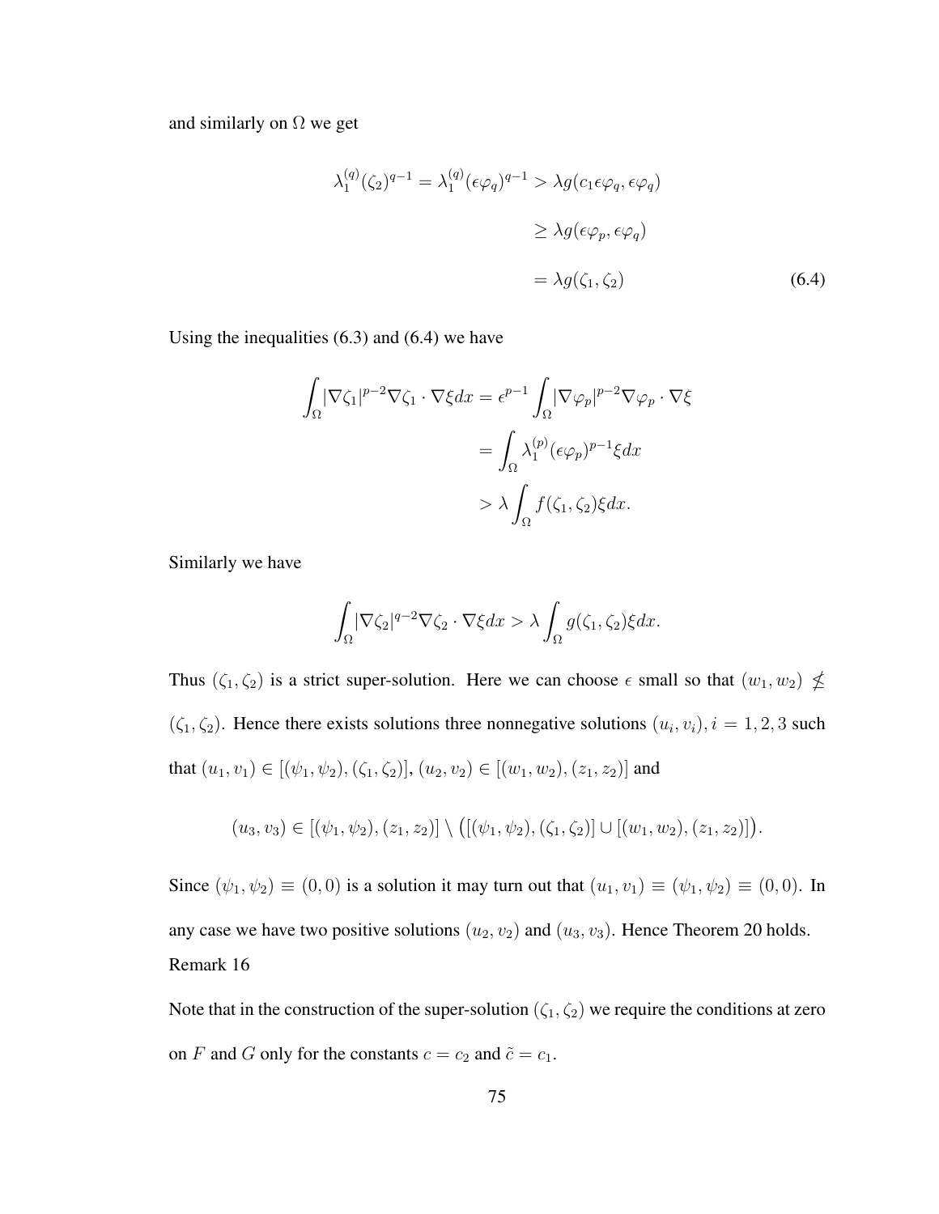and similarly on $\Omega$ we get

$$
\begin{aligned}
\lambda_1^{(q)}(\zeta_2)^{q-1} = \lambda_1^{(q)}(\epsilon\varphi_q)^{q-1} &> \lambda g(c_1\epsilon\varphi_q, \epsilon\varphi_q) \\
&\geq \lambda g(\epsilon\varphi_p, \epsilon\varphi_q) \\
&= \lambda g(\zeta_1, \zeta_2) \qquad (6.4)
\end{aligned}
$$

Using the inequalities (6.3) and (6.4) we have

$$
\begin{aligned}
\int_\Omega |\nabla\zeta_1|^{p-2}\nabla\zeta_1 \cdot \nabla\xi dx &= \epsilon^{p-1}\int_\Omega |\nabla\varphi_p|^{p-2}\nabla\varphi_p \cdot \nabla\xi \\
&= \int_\Omega \lambda_1^{(p)}(\epsilon\varphi_p)^{p-1}\xi dx \\
&> \lambda\int_\Omega f(\zeta_1, \zeta_2)\xi dx.
\end{aligned}
$$

Similarly we have

$$
\int_\Omega |\nabla\zeta_2|^{q-2}\nabla\zeta_2 \cdot \nabla\xi dx > \lambda\int_\Omega g(\zeta_1, \zeta_2)\xi dx.
$$

Thus $(\zeta_1, \zeta_2)$ is a strict super-solution. Here we can choose $\epsilon$ small so that $(w_1, w_2) \not\leq (\zeta_1, \zeta_2)$. Hence there exists solutions three nonnegative solutions $(u_i, v_i), i = 1, 2, 3$ such that $(u_1, v_1) \in [(\psi_1, \psi_2), (\zeta_1, \zeta_2)]$, $(u_2, v_2) \in [(w_1, w_2), (z_1, z_2)]$ and

$$
(u_3, v_3) \in [(\psi_1, \psi_2), (z_1, z_2)] \setminus \big([(\psi_1, \psi_2), (\zeta_1, \zeta_2)] \cup [(w_1, w_2), (z_1, z_2)]\big).
$$

Since $(\psi_1, \psi_2) \equiv (0, 0)$ is a solution it may turn out that $(u_1, v_1) \equiv (\psi_1, \psi_2) \equiv (0, 0)$. In any case we have two positive solutions $(u_2, v_2)$ and $(u_3, v_3)$. Hence Theorem 20 holds.

Remark 16

Note that in the construction of the super-solution $(\zeta_1, \zeta_2)$ we require the conditions at zero on $F$ and $G$ only for the constants $c = c_2$ and $\tilde{c} = c_1$.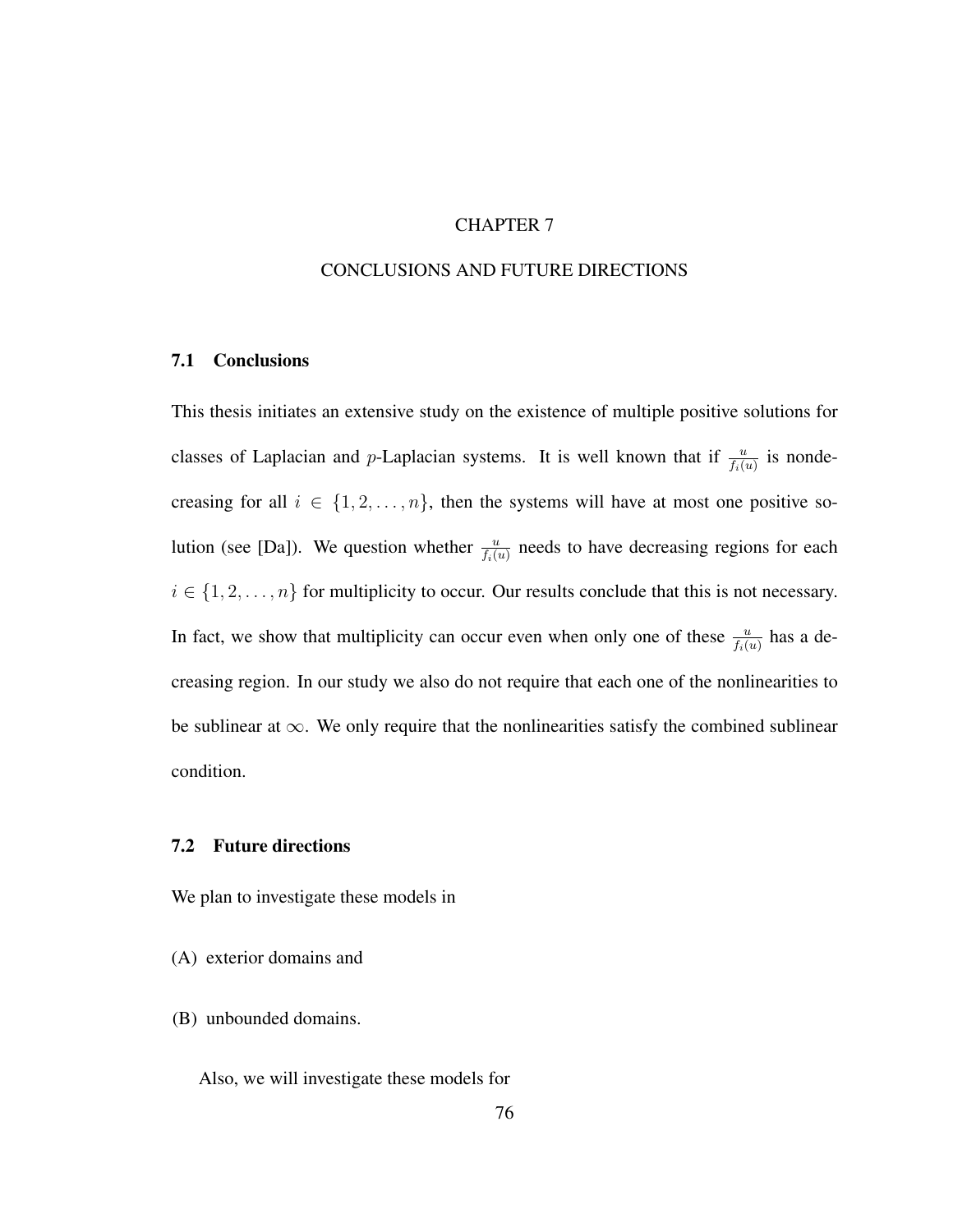# CHAPTER 7

# CONCLUSIONS AND FUTURE DIRECTIONS

## 7.1 Conclusions

This thesis initiates an extensive study on the existence of multiple positive solutions for classes of Laplacian and $p$-Laplacian systems. It is well known that if $\frac{u}{f_i(u)}$ is nondecreasing for all $i \in \{1, 2, \ldots, n\}$, then the systems will have at most one positive solution (see [Da]). We question whether $\frac{u}{f_i(u)}$ needs to have decreasing regions for each $i \in \{1, 2, \ldots, n\}$ for multiplicity to occur. Our results conclude that this is not necessary. In fact, we show that multiplicity can occur even when only one of these $\frac{u}{f_i(u)}$ has a decreasing region. In our study we also do not require that each one of the nonlinearities to be sublinear at $\infty$. We only require that the nonlinearities satisfy the combined sublinear condition.

## 7.2 Future directions

We plan to investigate these models in

(A) exterior domains and

(B) unbounded domains.

Also, we will investigate these models for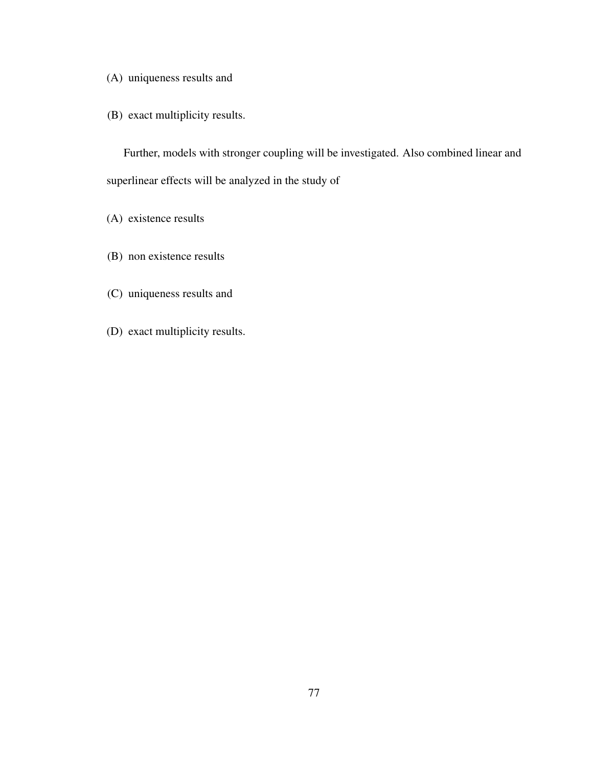(A) uniqueness results and

(B) exact multiplicity results.

Further, models with stronger coupling will be investigated. Also combined linear and superlinear effects will be analyzed in the study of

(A) existence results

(B) non existence results

(C) uniqueness results and

(D) exact multiplicity results.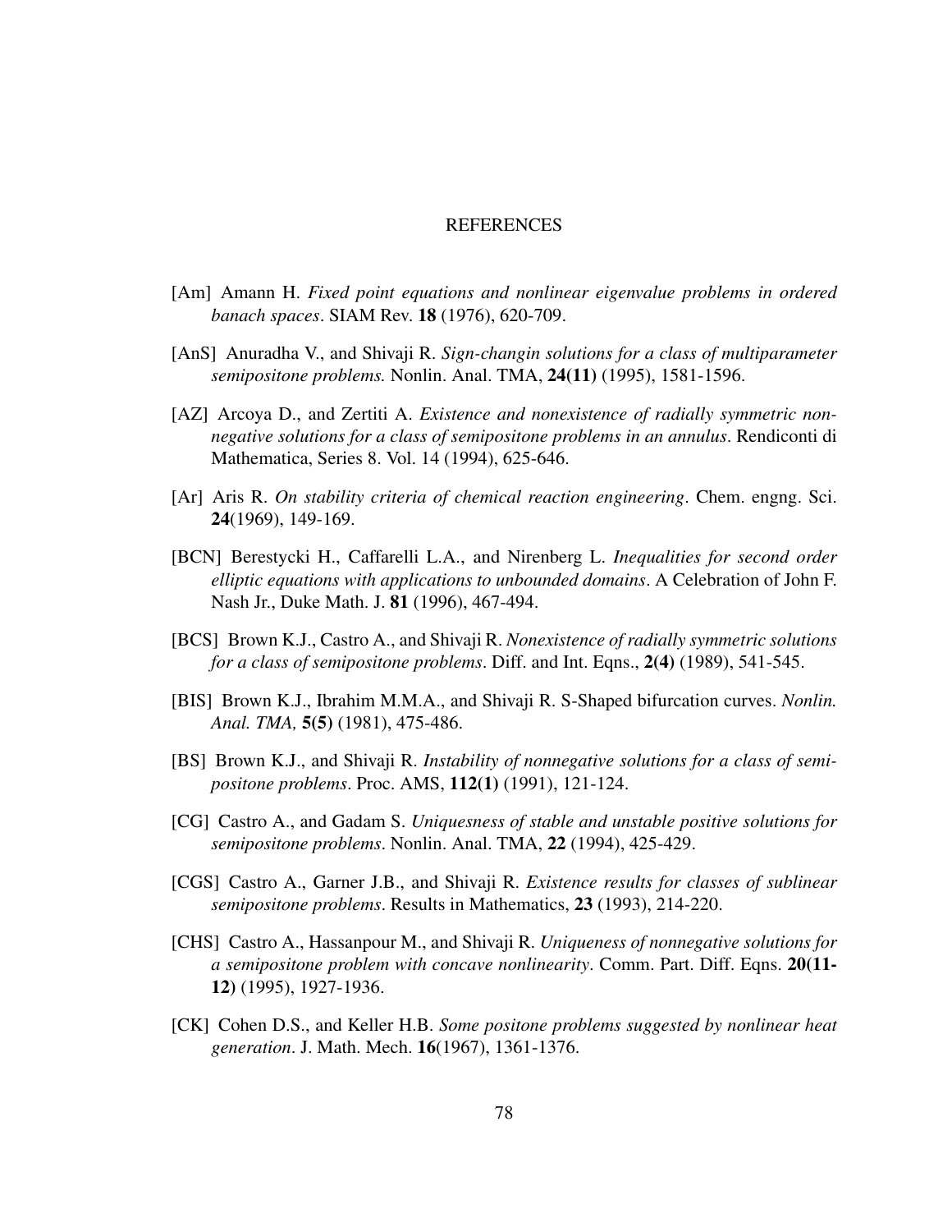## REFERENCES

[Am] Amann H. *Fixed point equations and nonlinear eigenvalue problems in ordered banach spaces*. SIAM Rev. **18** (1976), 620-709.

[AnS] Anuradha V., and Shivaji R. *Sign-changin solutions for a class of multiparameter semipositone problems.* Nonlin. Anal. TMA, **24(11)** (1995), 1581-1596.

[AZ] Arcoya D., and Zertiti A. *Existence and nonexistence of radially symmetric nonnegative solutions for a class of semipositone problems in an annulus*. Rendiconti di Mathematica, Series 8. Vol. 14 (1994), 625-646.

[Ar] Aris R. *On stability criteria of chemical reaction engineering*. Chem. engng. Sci. **24**(1969), 149-169.

[BCN] Berestycki H., Caffarelli L.A., and Nirenberg L. *Inequalities for second order elliptic equations with applications to unbounded domains*. A Celebration of John F. Nash Jr., Duke Math. J. **81** (1996), 467-494.

[BCS] Brown K.J., Castro A., and Shivaji R. *Nonexistence of radially symmetric solutions for a class of semipositone problems*. Diff. and Int. Eqns., **2(4)** (1989), 541-545.

[BIS] Brown K.J., Ibrahim M.M.A., and Shivaji R. S-Shaped bifurcation curves. *Nonlin. Anal. TMA,* **5(5)** (1981), 475-486.

[BS] Brown K.J., and Shivaji R. *Instability of nonnegative solutions for a class of semipositone problems*. Proc. AMS, **112(1)** (1991), 121-124.

[CG] Castro A., and Gadam S. *Uniquesness of stable and unstable positive solutions for semipositone problems*. Nonlin. Anal. TMA, **22** (1994), 425-429.

[CGS] Castro A., Garner J.B., and Shivaji R. *Existence results for classes of sublinear semipositone problems*. Results in Mathematics, **23** (1993), 214-220.

[CHS] Castro A., Hassanpour M., and Shivaji R. *Uniqueness of nonnegative solutions for a semipositone problem with concave nonlinearity*. Comm. Part. Diff. Eqns. **20(11-12)** (1995), 1927-1936.

[CK] Cohen D.S., and Keller H.B. *Some positone problems suggested by nonlinear heat generation*. J. Math. Mech. **16**(1967), 1361-1376.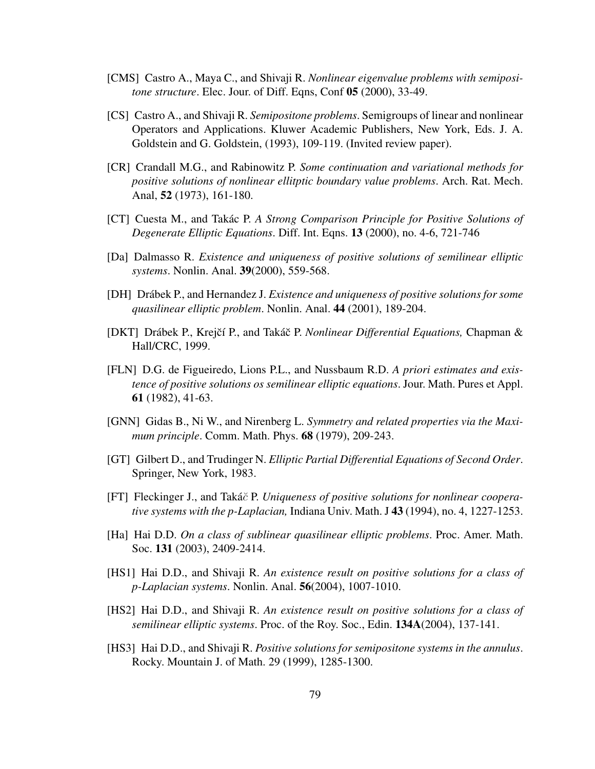[CMS] Castro A., Maya C., and Shivaji R. *Nonlinear eigenvalue problems with semipositone structure*. Elec. Jour. of Diff. Eqns, Conf **05** (2000), 33-49.

[CS] Castro A., and Shivaji R. *Semipositone problems*. Semigroups of linear and nonlinear Operators and Applications. Kluwer Academic Publishers, New York, Eds. J. A. Goldstein and G. Goldstein, (1993), 109-119. (Invited review paper).

[CR] Crandall M.G., and Rabinowitz P. *Some continuation and variational methods for positive solutions of nonlinear ellitptic boundary value problems*. Arch. Rat. Mech. Anal, **52** (1973), 161-180.

[CT] Cuesta M., and Takác P. *A Strong Comparison Principle for Positive Solutions of Degenerate Elliptic Equations*. Diff. Int. Eqns. **13** (2000), no. 4-6, 721-746

[Da] Dalmasso R. *Existence and uniqueness of positive solutions of semilinear elliptic systems*. Nonlin. Anal. **39**(2000), 559-568.

[DH] Drábek P., and Hernandez J. *Existence and uniqueness of positive solutions for some quasilinear elliptic problem*. Nonlin. Anal. **44** (2001), 189-204.

[DKT] Drábek P., Krejčí P., and Takáč P. *Nonlinear Differential Equations,* Chapman & Hall/CRC, 1999.

[FLN] D.G. de Figueiredo, Lions P.L., and Nussbaum R.D. *A priori estimates and existence of positive solutions os semilinear elliptic equations*. Jour. Math. Pures et Appl. **61** (1982), 41-63.

[GNN] Gidas B., Ni W., and Nirenberg L. *Symmetry and related properties via the Maximum principle*. Comm. Math. Phys. **68** (1979), 209-243.

[GT] Gilbert D., and Trudinger N. *Elliptic Partial Differential Equations of Second Order*. Springer, New York, 1983.

[FT] Fleckinger J., and Takáč P. *Uniqueness of positive solutions for nonlinear cooperative systems with the p-Laplacian,* Indiana Univ. Math. J **43** (1994), no. 4, 1227-1253.

[Ha] Hai D.D. *On a class of sublinear quasilinear elliptic problems*. Proc. Amer. Math. Soc. **131** (2003), 2409-2414.

[HS1] Hai D.D., and Shivaji R. *An existence result on positive solutions for a class of p-Laplacian systems*. Nonlin. Anal. **56**(2004), 1007-1010.

[HS2] Hai D.D., and Shivaji R. *An existence result on positive solutions for a class of semilinear elliptic systems*. Proc. of the Roy. Soc., Edin. **134A**(2004), 137-141.

[HS3] Hai D.D., and Shivaji R. *Positive solutions for semipositone systems in the annulus*. Rocky. Mountain J. of Math. 29 (1999), 1285-1300.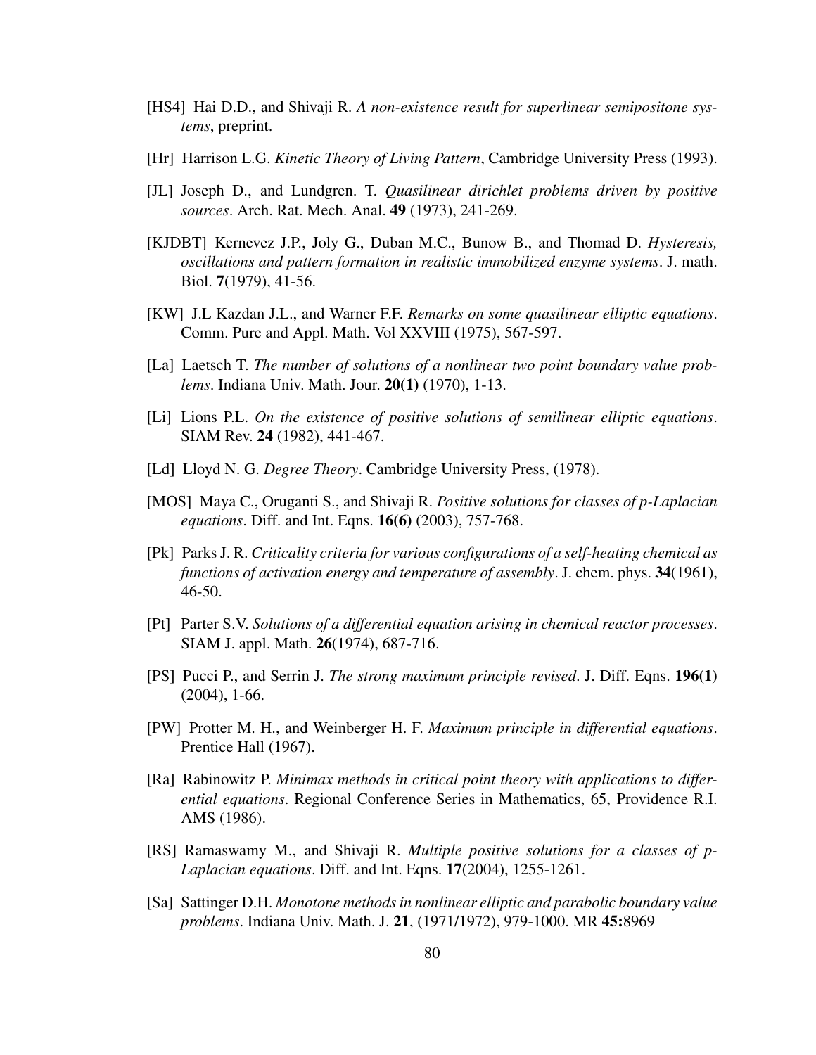[HS4] Hai D.D., and Shivaji R. *A non-existence result for superlinear semipositone systems*, preprint.

[Hr] Harrison L.G. *Kinetic Theory of Living Pattern*, Cambridge University Press (1993).

[JL] Joseph D., and Lundgren. T. *Quasilinear dirichlet problems driven by positive sources*. Arch. Rat. Mech. Anal. **49** (1973), 241-269.

[KJDBT] Kernevez J.P., Joly G., Duban M.C., Bunow B., and Thomad D. *Hysteresis, oscillations and pattern formation in realistic immobilized enzyme systems*. J. math. Biol. **7**(1979), 41-56.

[KW] J.L Kazdan J.L., and Warner F.F. *Remarks on some quasilinear elliptic equations*. Comm. Pure and Appl. Math. Vol XXVIII (1975), 567-597.

[La] Laetsch T. *The number of solutions of a nonlinear two point boundary value problems*. Indiana Univ. Math. Jour. **20(1)** (1970), 1-13.

[Li] Lions P.L. *On the existence of positive solutions of semilinear elliptic equations*. SIAM Rev. **24** (1982), 441-467.

[Ld] Lloyd N. G. *Degree Theory*. Cambridge University Press, (1978).

[MOS] Maya C., Oruganti S., and Shivaji R. *Positive solutions for classes of p-Laplacian equations*. Diff. and Int. Eqns. **16(6)** (2003), 757-768.

[Pk] Parks J. R. *Criticality criteria for various configurations of a self-heating chemical as functions of activation energy and temperature of assembly*. J. chem. phys. **34**(1961), 46-50.

[Pt] Parter S.V. *Solutions of a differential equation arising in chemical reactor processes*. SIAM J. appl. Math. **26**(1974), 687-716.

[PS] Pucci P., and Serrin J. *The strong maximum principle revised*. J. Diff. Eqns. **196(1)** (2004), 1-66.

[PW] Protter M. H., and Weinberger H. F. *Maximum principle in differential equations*. Prentice Hall (1967).

[Ra] Rabinowitz P. *Minimax methods in critical point theory with applications to differential equations*. Regional Conference Series in Mathematics, 65, Providence R.I. AMS (1986).

[RS] Ramaswamy M., and Shivaji R. *Multiple positive solutions for a classes of p-Laplacian equations*. Diff. and Int. Eqns. **17**(2004), 1255-1261.

[Sa] Sattinger D.H. *Monotone methods in nonlinear elliptic and parabolic boundary value problems*. Indiana Univ. Math. J. **21**, (1971/1972), 979-1000. MR **45:**8969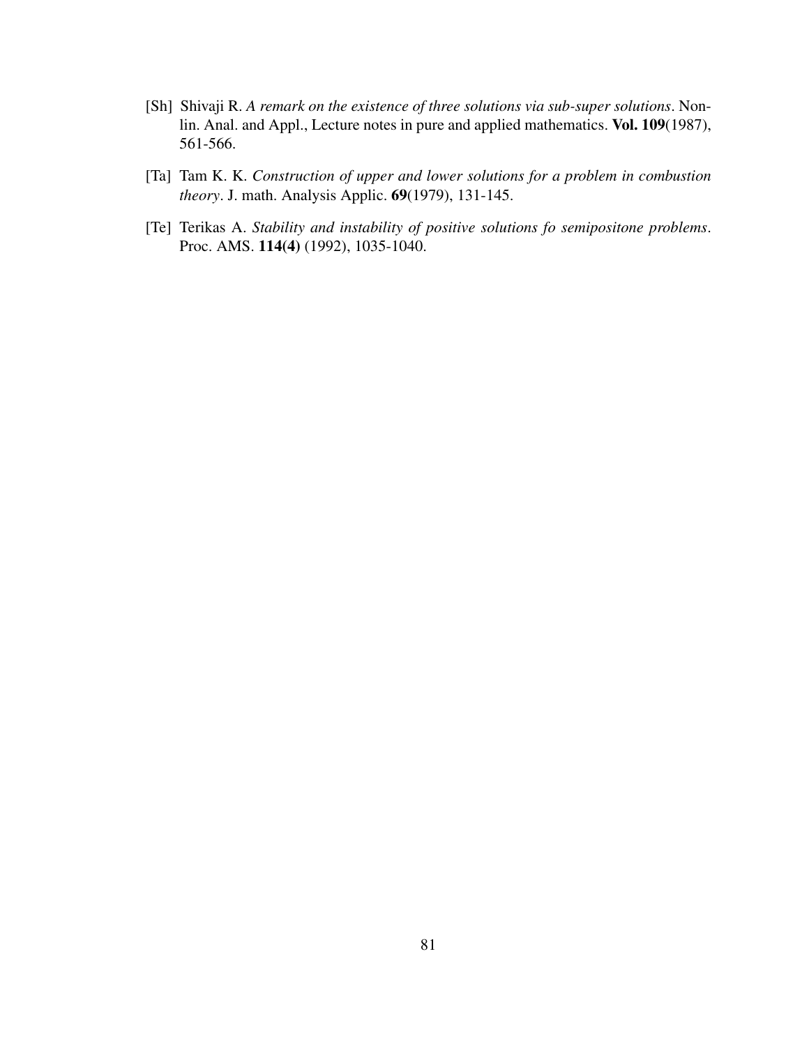[Sh] Shivaji R. *A remark on the existence of three solutions via sub-super solutions*. Nonlin. Anal. and Appl., Lecture notes in pure and applied mathematics. **Vol. 109**(1987), 561-566.

[Ta] Tam K. K. *Construction of upper and lower solutions for a problem in combustion theory*. J. math. Analysis Applic. **69**(1979), 131-145.

[Te] Terikas A. *Stability and instability of positive solutions fo semipositone problems*. Proc. AMS. **114(4)** (1992), 1035-1040.